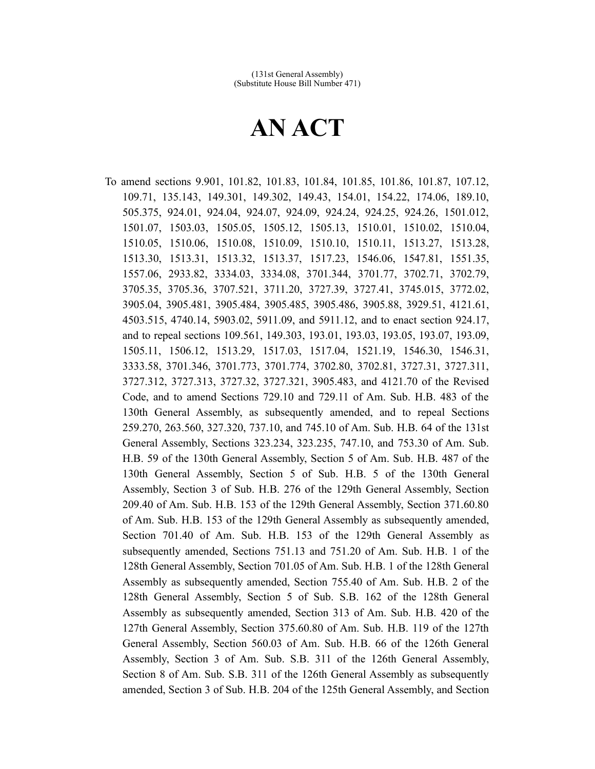(131st General Assembly)
(Substitute House Bill Number 471)

# AN ACT

To amend sections 9.901, 101.82, 101.83, 101.84, 101.85, 101.86, 101.87, 107.12, 109.71, 135.143, 149.301, 149.302, 149.43, 154.01, 154.22, 174.06, 189.10, 505.375, 924.01, 924.04, 924.07, 924.09, 924.24, 924.25, 924.26, 1501.012, 1501.07, 1503.03, 1505.05, 1505.12, 1505.13, 1510.01, 1510.02, 1510.04, 1510.05, 1510.06, 1510.08, 1510.09, 1510.10, 1510.11, 1513.27, 1513.28, 1513.30, 1513.31, 1513.32, 1513.37, 1517.23, 1546.06, 1547.81, 1551.35, 1557.06, 2933.82, 3334.03, 3334.08, 3701.344, 3701.77, 3702.71, 3702.79, 3705.35, 3705.36, 3707.521, 3711.20, 3727.39, 3727.41, 3745.015, 3772.02, 3905.04, 3905.481, 3905.484, 3905.485, 3905.486, 3905.88, 3929.51, 4121.61, 4503.515, 4740.14, 5903.02, 5911.09, and 5911.12, and to enact section 924.17, and to repeal sections 109.561, 149.303, 193.01, 193.03, 193.05, 193.07, 193.09, 1505.11, 1506.12, 1513.29, 1517.03, 1517.04, 1521.19, 1546.30, 1546.31, 3333.58, 3701.346, 3701.773, 3701.774, 3702.80, 3702.81, 3727.31, 3727.311, 3727.312, 3727.313, 3727.32, 3727.321, 3905.483, and 4121.70 of the Revised Code, and to amend Sections 729.10 and 729.11 of Am. Sub. H.B. 483 of the 130th General Assembly, as subsequently amended, and to repeal Sections 259.270, 263.560, 327.320, 737.10, and 745.10 of Am. Sub. H.B. 64 of the 131st General Assembly, Sections 323.234, 323.235, 747.10, and 753.30 of Am. Sub. H.B. 59 of the 130th General Assembly, Section 5 of Am. Sub. H.B. 487 of the 130th General Assembly, Section 5 of Sub. H.B. 5 of the 130th General Assembly, Section 3 of Sub. H.B. 276 of the 129th General Assembly, Section 209.40 of Am. Sub. H.B. 153 of the 129th General Assembly, Section 371.60.80 of Am. Sub. H.B. 153 of the 129th General Assembly as subsequently amended, Section 701.40 of Am. Sub. H.B. 153 of the 129th General Assembly as subsequently amended, Sections 751.13 and 751.20 of Am. Sub. H.B. 1 of the 128th General Assembly, Section 701.05 of Am. Sub. H.B. 1 of the 128th General Assembly as subsequently amended, Section 755.40 of Am. Sub. H.B. 2 of the 128th General Assembly, Section 5 of Sub. S.B. 162 of the 128th General Assembly as subsequently amended, Section 313 of Am. Sub. H.B. 420 of the 127th General Assembly, Section 375.60.80 of Am. Sub. H.B. 119 of the 127th General Assembly, Section 560.03 of Am. Sub. H.B. 66 of the 126th General Assembly, Section 3 of Am. Sub. S.B. 311 of the 126th General Assembly, Section 8 of Am. Sub. S.B. 311 of the 126th General Assembly as subsequently amended, Section 3 of Sub. H.B. 204 of the 125th General Assembly, and Section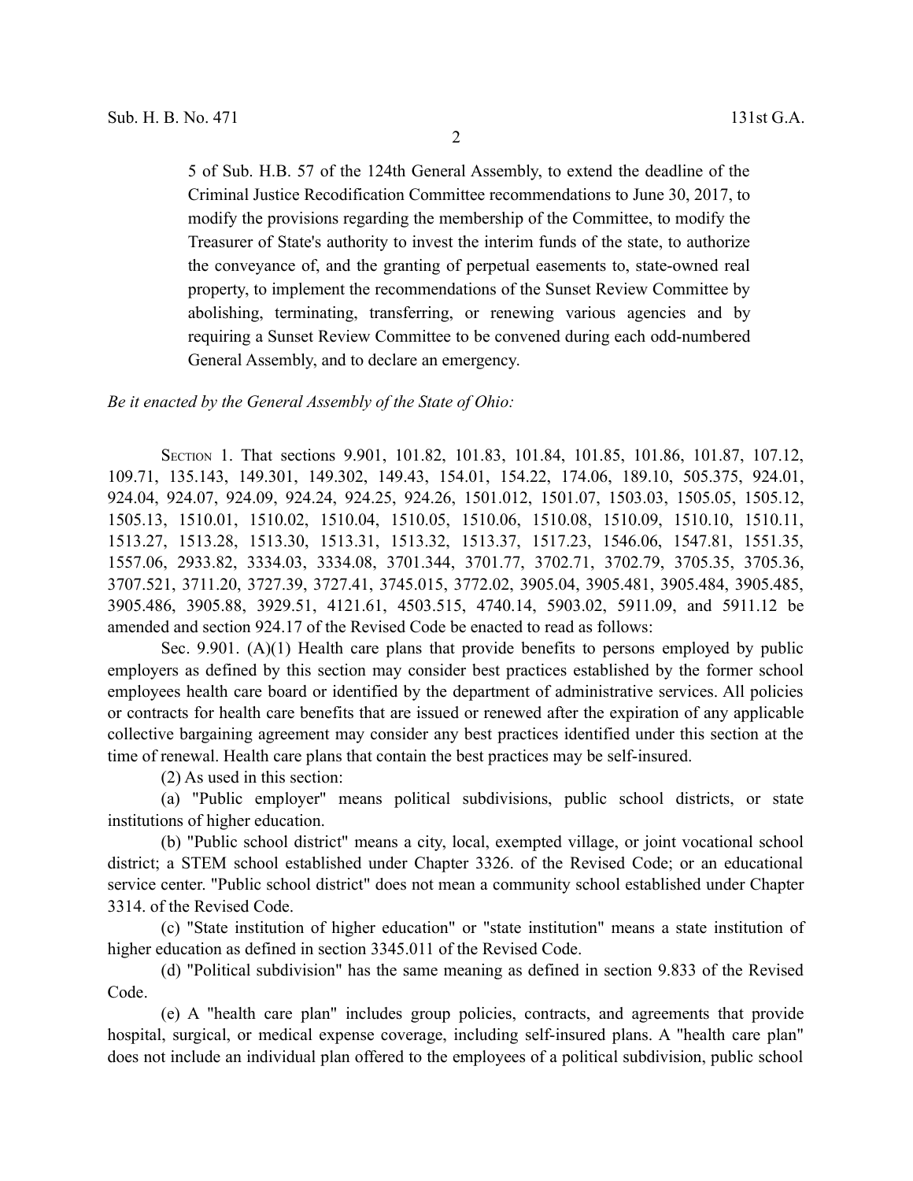5 of Sub. H.B. 57 of the 124th General Assembly, to extend the deadline of the Criminal Justice Recodification Committee recommendations to June 30, 2017, to modify the provisions regarding the membership of the Committee, to modify the Treasurer of State's authority to invest the interim funds of the state, to authorize the conveyance of, and the granting of perpetual easements to, state-owned real property, to implement the recommendations of the Sunset Review Committee by abolishing, terminating, transferring, or renewing various agencies and by requiring a Sunset Review Committee to be convened during each odd-numbered General Assembly, and to declare an emergency.

*Be it enacted by the General Assembly of the State of Ohio:*

SECTION 1. That sections 9.901, 101.82, 101.83, 101.84, 101.85, 101.86, 101.87, 107.12, 109.71, 135.143, 149.301, 149.302, 149.43, 154.01, 154.22, 174.06, 189.10, 505.375, 924.01, 924.04, 924.07, 924.09, 924.24, 924.25, 924.26, 1501.012, 1501.07, 1503.03, 1505.05, 1505.12, 1505.13, 1510.01, 1510.02, 1510.04, 1510.05, 1510.06, 1510.08, 1510.09, 1510.10, 1510.11, 1513.27, 1513.28, 1513.30, 1513.31, 1513.32, 1513.37, 1517.23, 1546.06, 1547.81, 1551.35, 1557.06, 2933.82, 3334.03, 3334.08, 3701.344, 3701.77, 3702.71, 3702.79, 3705.35, 3705.36, 3707.521, 3711.20, 3727.39, 3727.41, 3745.015, 3772.02, 3905.04, 3905.481, 3905.484, 3905.485, 3905.486, 3905.88, 3929.51, 4121.61, 4503.515, 4740.14, 5903.02, 5911.09, and 5911.12 be amended and section 924.17 of the Revised Code be enacted to read as follows:

Sec. 9.901. (A)(1) Health care plans that provide benefits to persons employed by public employers as defined by this section may consider best practices established by the former school employees health care board or identified by the department of administrative services. All policies or contracts for health care benefits that are issued or renewed after the expiration of any applicable collective bargaining agreement may consider any best practices identified under this section at the time of renewal. Health care plans that contain the best practices may be self-insured.

(2) As used in this section:

(a) "Public employer" means political subdivisions, public school districts, or state institutions of higher education.

(b) "Public school district" means a city, local, exempted village, or joint vocational school district; a STEM school established under Chapter 3326. of the Revised Code; or an educational service center. "Public school district" does not mean a community school established under Chapter 3314. of the Revised Code.

(c) "State institution of higher education" or "state institution" means a state institution of higher education as defined in section 3345.011 of the Revised Code.

(d) "Political subdivision" has the same meaning as defined in section 9.833 of the Revised Code.

(e) A "health care plan" includes group policies, contracts, and agreements that provide hospital, surgical, or medical expense coverage, including self-insured plans. A "health care plan" does not include an individual plan offered to the employees of a political subdivision, public school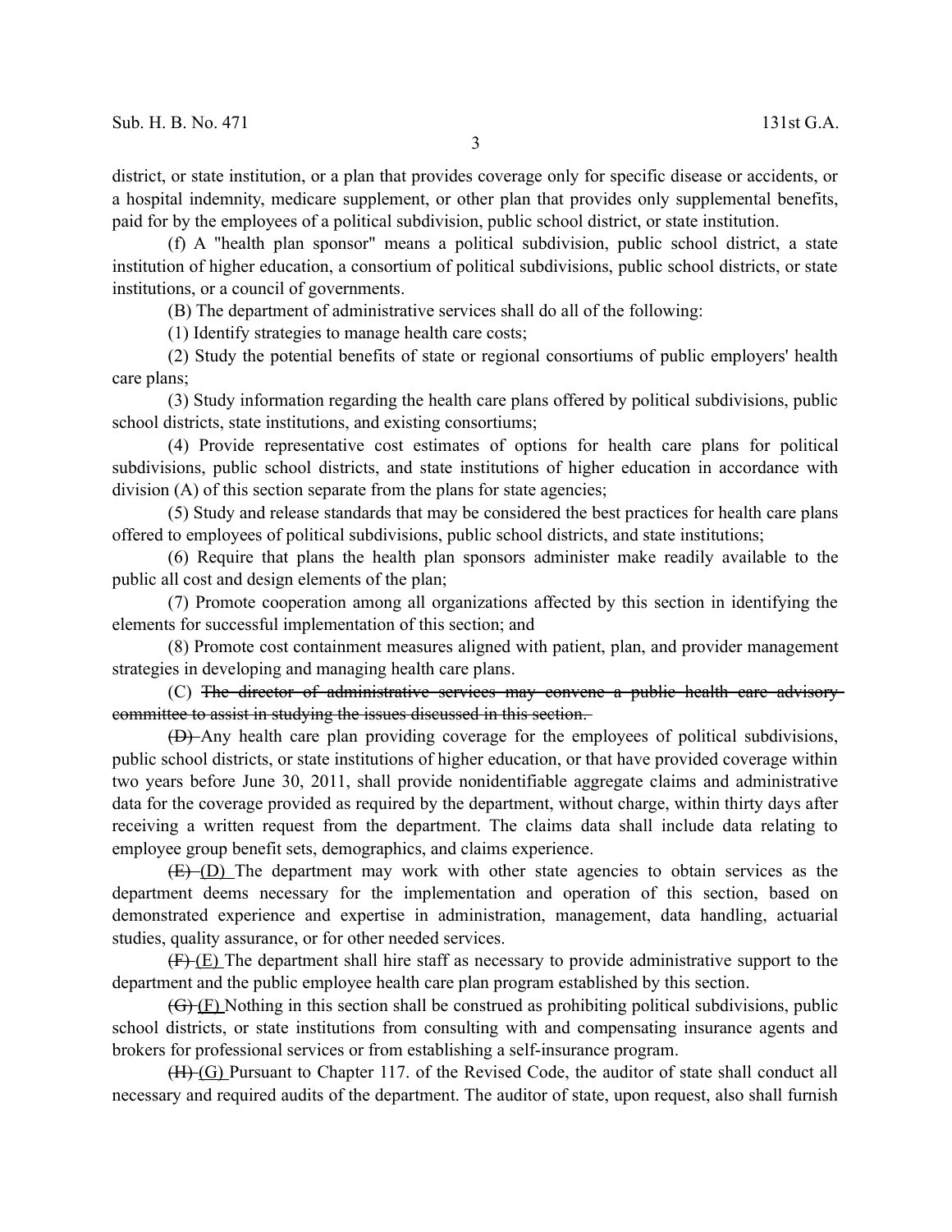district, or state institution, or a plan that provides coverage only for specific disease or accidents, or a hospital indemnity, medicare supplement, or other plan that provides only supplemental benefits, paid for by the employees of a political subdivision, public school district, or state institution.

(f) A "health plan sponsor" means a political subdivision, public school district, a state institution of higher education, a consortium of political subdivisions, public school districts, or state institutions, or a council of governments.

(B) The department of administrative services shall do all of the following:

(1) Identify strategies to manage health care costs;

(2) Study the potential benefits of state or regional consortiums of public employers' health care plans;

(3) Study information regarding the health care plans offered by political subdivisions, public school districts, state institutions, and existing consortiums;

(4) Provide representative cost estimates of options for health care plans for political subdivisions, public school districts, and state institutions of higher education in accordance with division (A) of this section separate from the plans for state agencies;

(5) Study and release standards that may be considered the best practices for health care plans offered to employees of political subdivisions, public school districts, and state institutions;

(6) Require that plans the health plan sponsors administer make readily available to the public all cost and design elements of the plan;

(7) Promote cooperation among all organizations affected by this section in identifying the elements for successful implementation of this section; and

(8) Promote cost containment measures aligned with patient, plan, and provider management strategies in developing and managing health care plans.

(C) ~~The director of administrative services may convene a public health care advisory committee to assist in studying the issues discussed in this section.~~

~~(D)~~ Any health care plan providing coverage for the employees of political subdivisions, public school districts, or state institutions of higher education, or that have provided coverage within two years before June 30, 2011, shall provide nonidentifiable aggregate claims and administrative data for the coverage provided as required by the department, without charge, within thirty days after receiving a written request from the department. The claims data shall include data relating to employee group benefit sets, demographics, and claims experience.

~~(E)~~ <u>(D)</u> The department may work with other state agencies to obtain services as the department deems necessary for the implementation and operation of this section, based on demonstrated experience and expertise in administration, management, data handling, actuarial studies, quality assurance, or for other needed services.

~~(F)~~ <u>(E)</u> The department shall hire staff as necessary to provide administrative support to the department and the public employee health care plan program established by this section.

~~(G)~~ <u>(F)</u> Nothing in this section shall be construed as prohibiting political subdivisions, public school districts, or state institutions from consulting with and compensating insurance agents and brokers for professional services or from establishing a self-insurance program.

~~(H)~~ <u>(G)</u> Pursuant to Chapter 117. of the Revised Code, the auditor of state shall conduct all necessary and required audits of the department. The auditor of state, upon request, also shall furnish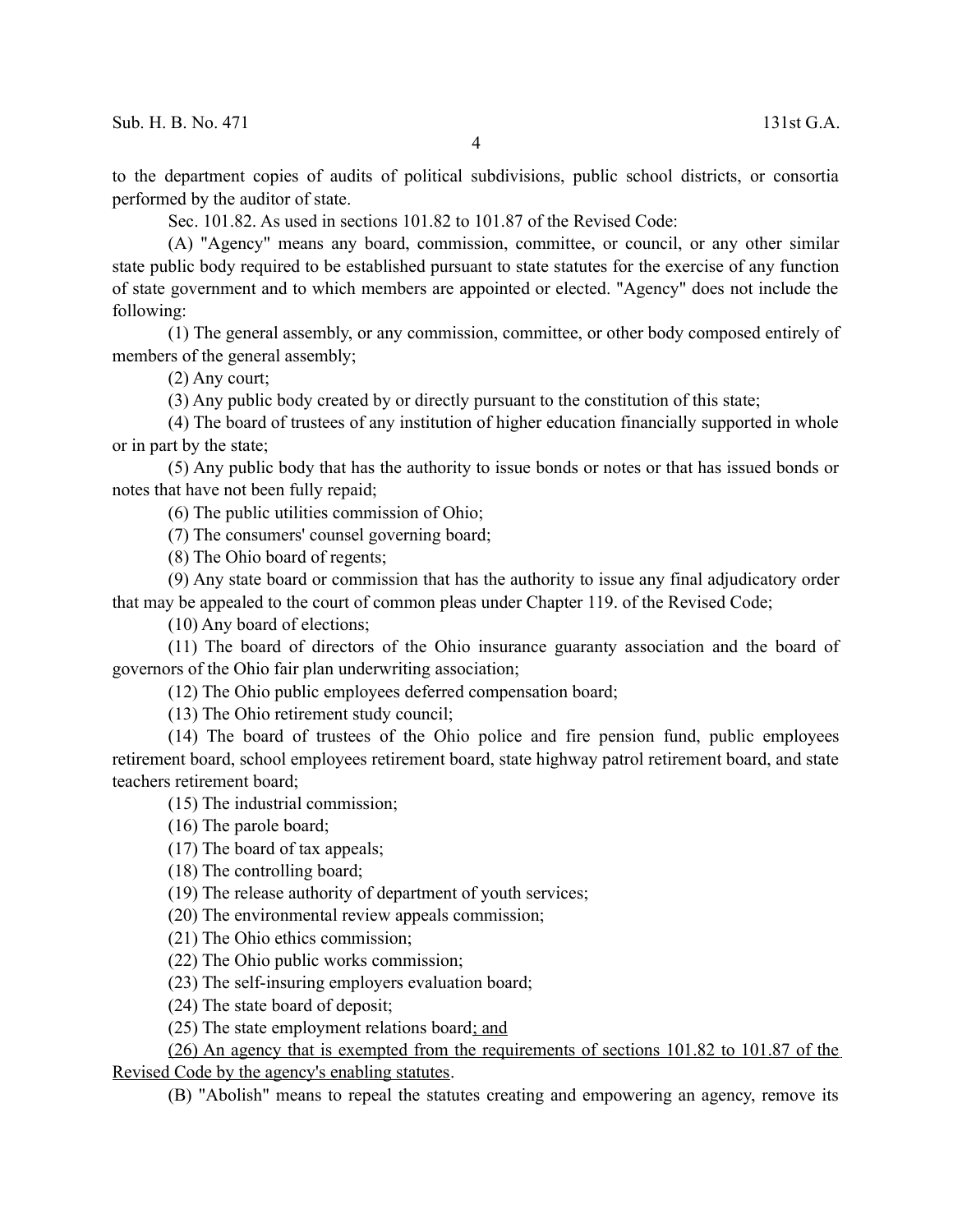to the department copies of audits of political subdivisions, public school districts, or consortia performed by the auditor of state.

Sec. 101.82. As used in sections 101.82 to 101.87 of the Revised Code:

(A) "Agency" means any board, commission, committee, or council, or any other similar state public body required to be established pursuant to state statutes for the exercise of any function of state government and to which members are appointed or elected. "Agency" does not include the following:

(1) The general assembly, or any commission, committee, or other body composed entirely of members of the general assembly;

(2) Any court;

(3) Any public body created by or directly pursuant to the constitution of this state;

(4) The board of trustees of any institution of higher education financially supported in whole or in part by the state;

(5) Any public body that has the authority to issue bonds or notes or that has issued bonds or notes that have not been fully repaid;

(6) The public utilities commission of Ohio;

(7) The consumers' counsel governing board;

(8) The Ohio board of regents;

(9) Any state board or commission that has the authority to issue any final adjudicatory order that may be appealed to the court of common pleas under Chapter 119. of the Revised Code;

(10) Any board of elections;

(11) The board of directors of the Ohio insurance guaranty association and the board of governors of the Ohio fair plan underwriting association;

(12) The Ohio public employees deferred compensation board;

(13) The Ohio retirement study council;

(14) The board of trustees of the Ohio police and fire pension fund, public employees retirement board, school employees retirement board, state highway patrol retirement board, and state teachers retirement board;

(15) The industrial commission;

(16) The parole board;

(17) The board of tax appeals;

(18) The controlling board;

(19) The release authority of department of youth services;

(20) The environmental review appeals commission;

(21) The Ohio ethics commission;

(22) The Ohio public works commission;

(23) The self-insuring employers evaluation board;

(24) The state board of deposit;

(25) The state employment relations board<u>; and</u>

<u>(26) An agency that is exempted from the requirements of sections 101.82 to 101.87 of the Revised Code by the agency's enabling statutes</u>.

(B) "Abolish" means to repeal the statutes creating and empowering an agency, remove its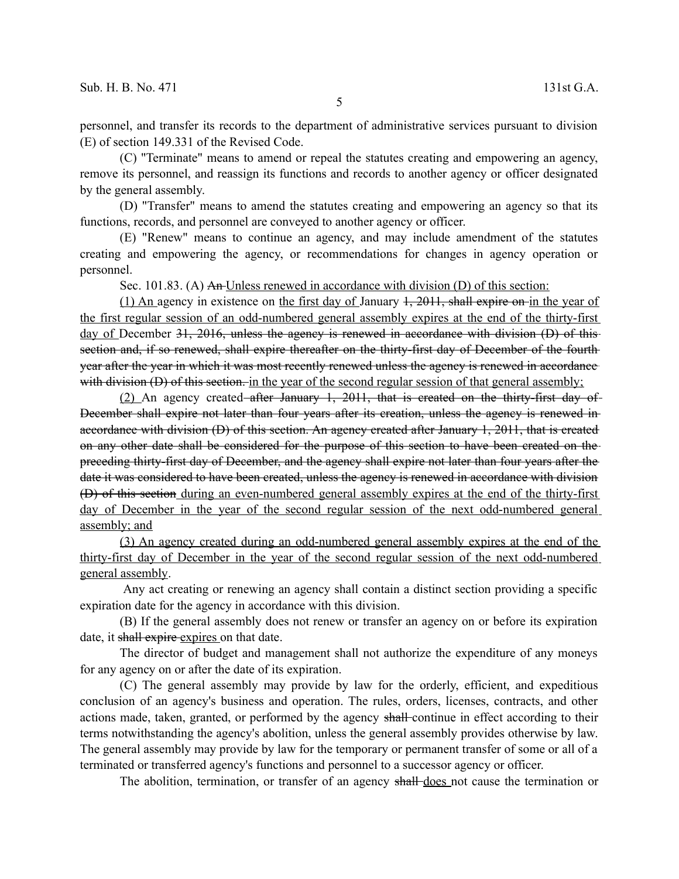personnel, and transfer its records to the department of administrative services pursuant to division (E) of section 149.331 of the Revised Code.

(C) "Terminate" means to amend or repeal the statutes creating and empowering an agency, remove its personnel, and reassign its functions and records to another agency or officer designated by the general assembly.

(D) "Transfer" means to amend the statutes creating and empowering an agency so that its functions, records, and personnel are conveyed to another agency or officer.

(E) "Renew" means to continue an agency, and may include amendment of the statutes creating and empowering the agency, or recommendations for changes in agency operation or personnel.

Sec. 101.83. (A) ~~An~~ <u>Unless renewed in accordance with division (D) of this section:</u>

<u>(1) An</u> agency in existence on <u>the first day of</u> January ~~1, 2011, shall expire on~~ <u>in the year of the first regular session of an odd-numbered general assembly expires at the end of the thirty-first day of</u> December ~~31, 2016, unless the agency is renewed in accordance with division (D) of this section and, if so renewed, shall expire thereafter on the thirty-first day of December of the fourth year after the year in which it was most recently renewed unless the agency is renewed in accordance with division (D) of this section.~~ <u>in the year of the second regular session of that general assembly;</u>

<u>(2)</u> An agency created ~~after January 1, 2011, that is created on the thirty-first day of December shall expire not later than four years after its creation, unless the agency is renewed in accordance with division (D) of this section. An agency created after January 1, 2011, that is created on any other date shall be considered for the purpose of this section to have been created on the preceding thirty-first day of December, and the agency shall expire not later than four years after the date it was considered to have been created, unless the agency is renewed in accordance with division (D) of this section~~ <u>during an even-numbered general assembly expires at the end of the thirty-first day of December in the year of the second regular session of the next odd-numbered general assembly; and</u>

<u>(3) An agency created during an odd-numbered general assembly expires at the end of the thirty-first day of December in the year of the second regular session of the next odd-numbered general assembly</u>.

Any act creating or renewing an agency shall contain a distinct section providing a specific expiration date for the agency in accordance with this division.

(B) If the general assembly does not renew or transfer an agency on or before its expiration date, it ~~shall expire~~ <u>expires</u> on that date.

The director of budget and management shall not authorize the expenditure of any moneys for any agency on or after the date of its expiration.

(C) The general assembly may provide by law for the orderly, efficient, and expeditious conclusion of an agency's business and operation. The rules, orders, licenses, contracts, and other actions made, taken, granted, or performed by the agency ~~shall~~ continue in effect according to their terms notwithstanding the agency's abolition, unless the general assembly provides otherwise by law. The general assembly may provide by law for the temporary or permanent transfer of some or all of a terminated or transferred agency's functions and personnel to a successor agency or officer.

The abolition, termination, or transfer of an agency ~~shall~~ <u>does</u> not cause the termination or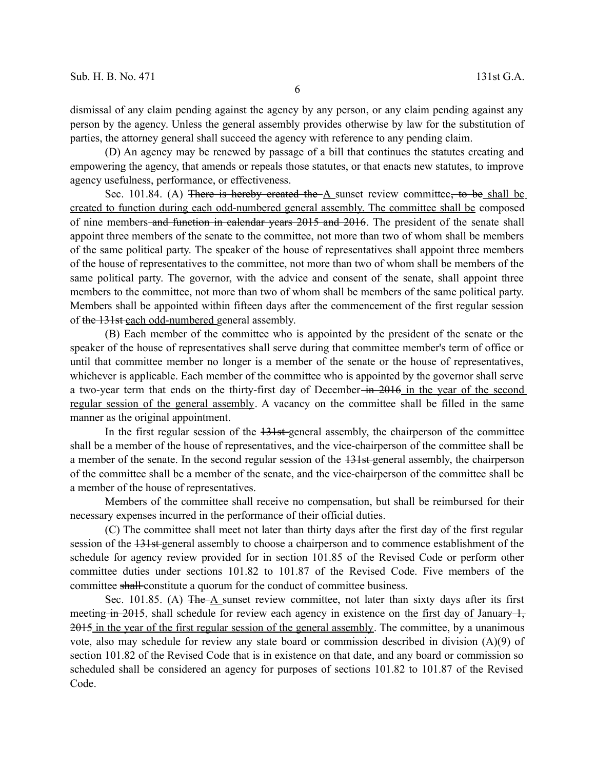dismissal of any claim pending against the agency by any person, or any claim pending against any person by the agency. Unless the general assembly provides otherwise by law for the substitution of parties, the attorney general shall succeed the agency with reference to any pending claim.

(D) An agency may be renewed by passage of a bill that continues the statutes creating and empowering the agency, that amends or repeals those statutes, or that enacts new statutes, to improve agency usefulness, performance, or effectiveness.

Sec. 101.84. (A) ~~There is hereby created the~~ <u>A</u> sunset review committee~~, to be~~ <u>shall be created to function during each odd-numbered general assembly. The committee shall be</u> composed of nine members ~~and function in calendar years 2015 and 2016~~. The president of the senate shall appoint three members of the senate to the committee, not more than two of whom shall be members of the same political party. The speaker of the house of representatives shall appoint three members of the house of representatives to the committee, not more than two of whom shall be members of the same political party. The governor, with the advice and consent of the senate, shall appoint three members to the committee, not more than two of whom shall be members of the same political party. Members shall be appointed within fifteen days after the commencement of the first regular session of ~~the 131st~~ <u>each odd-numbered</u> general assembly.

(B) Each member of the committee who is appointed by the president of the senate or the speaker of the house of representatives shall serve during that committee member's term of office or until that committee member no longer is a member of the senate or the house of representatives, whichever is applicable. Each member of the committee who is appointed by the governor shall serve a two-year term that ends on the thirty-first day of December ~~in 2016~~ <u>in the year of the second regular session of the general assembly</u>. A vacancy on the committee shall be filled in the same manner as the original appointment.

In the first regular session of the ~~131st~~ general assembly, the chairperson of the committee shall be a member of the house of representatives, and the vice-chairperson of the committee shall be a member of the senate. In the second regular session of the ~~131st~~ general assembly, the chairperson of the committee shall be a member of the senate, and the vice-chairperson of the committee shall be a member of the house of representatives.

Members of the committee shall receive no compensation, but shall be reimbursed for their necessary expenses incurred in the performance of their official duties.

(C) The committee shall meet not later than thirty days after the first day of the first regular session of the ~~131st~~ general assembly to choose a chairperson and to commence establishment of the schedule for agency review provided for in section 101.85 of the Revised Code or perform other committee duties under sections 101.82 to 101.87 of the Revised Code. Five members of the committee ~~shall~~ constitute a quorum for the conduct of committee business.

Sec. 101.85. (A) ~~The~~ <u>A</u> sunset review committee, not later than sixty days after its first meeting ~~in 2015~~, shall schedule for review each agency in existence on <u>the first day of</u> January ~~1, 2015~~ <u>in the year of the first regular session of the general assembly</u>. The committee, by a unanimous vote, also may schedule for review any state board or commission described in division (A)(9) of section 101.82 of the Revised Code that is in existence on that date, and any board or commission so scheduled shall be considered an agency for purposes of sections 101.82 to 101.87 of the Revised Code.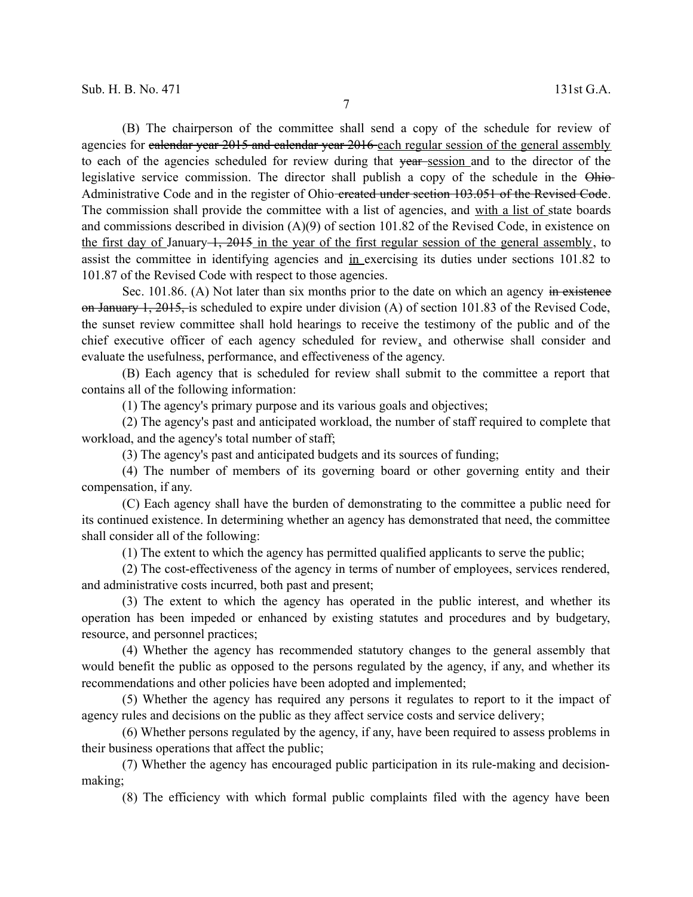(B) The chairperson of the committee shall send a copy of the schedule for review of agencies for ~~calendar year 2015 and calendar year 2016~~ <u>each regular session of the general assembly</u> to each of the agencies scheduled for review during that ~~year~~ <u>session</u> and to the director of the legislative service commission. The director shall publish a copy of the schedule in the ~~Ohio~~ Administrative Code and in the register of Ohio ~~created under section 103.051 of the Revised Code~~. The commission shall provide the committee with a list of agencies, and <u>with a list of</u> state boards and commissions described in division (A)(9) of section 101.82 of the Revised Code, in existence on <u>the first day of</u> January ~~1, 2015~~ <u>in the year of the first regular session of the general assembly</u>, to assist the committee in identifying agencies and <u>in</u> exercising its duties under sections 101.82 to 101.87 of the Revised Code with respect to those agencies.

Sec. 101.86. (A) Not later than six months prior to the date on which an agency ~~in existence on January 1, 2015,~~ is scheduled to expire under division (A) of section 101.83 of the Revised Code, the sunset review committee shall hold hearings to receive the testimony of the public and of the chief executive officer of each agency scheduled for review<u>,</u> and otherwise shall consider and evaluate the usefulness, performance, and effectiveness of the agency.

(B) Each agency that is scheduled for review shall submit to the committee a report that contains all of the following information:

(1) The agency's primary purpose and its various goals and objectives;

(2) The agency's past and anticipated workload, the number of staff required to complete that workload, and the agency's total number of staff;

(3) The agency's past and anticipated budgets and its sources of funding;

(4) The number of members of its governing board or other governing entity and their compensation, if any.

(C) Each agency shall have the burden of demonstrating to the committee a public need for its continued existence. In determining whether an agency has demonstrated that need, the committee shall consider all of the following:

(1) The extent to which the agency has permitted qualified applicants to serve the public;

(2) The cost-effectiveness of the agency in terms of number of employees, services rendered, and administrative costs incurred, both past and present;

(3) The extent to which the agency has operated in the public interest, and whether its operation has been impeded or enhanced by existing statutes and procedures and by budgetary, resource, and personnel practices;

(4) Whether the agency has recommended statutory changes to the general assembly that would benefit the public as opposed to the persons regulated by the agency, if any, and whether its recommendations and other policies have been adopted and implemented;

(5) Whether the agency has required any persons it regulates to report to it the impact of agency rules and decisions on the public as they affect service costs and service delivery;

(6) Whether persons regulated by the agency, if any, have been required to assess problems in their business operations that affect the public;

(7) Whether the agency has encouraged public participation in its rule-making and decision-making;

(8) The efficiency with which formal public complaints filed with the agency have been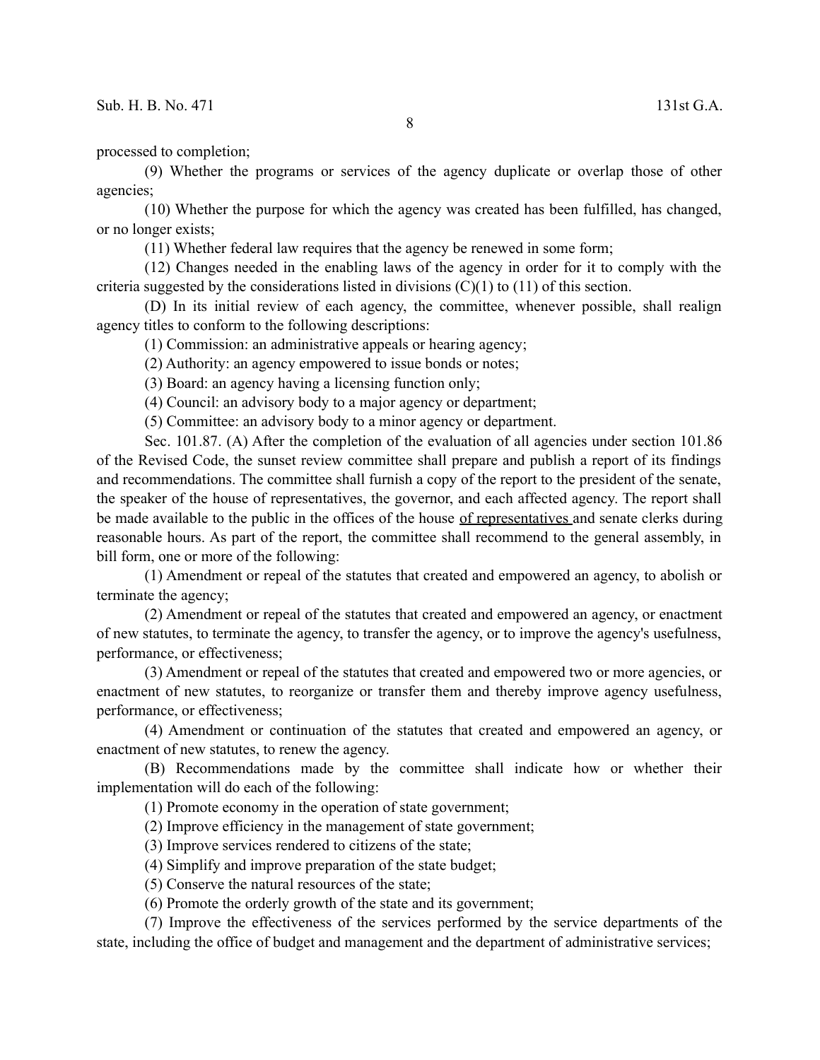processed to completion;

(9) Whether the programs or services of the agency duplicate or overlap those of other agencies;

(10) Whether the purpose for which the agency was created has been fulfilled, has changed, or no longer exists;

(11) Whether federal law requires that the agency be renewed in some form;

(12) Changes needed in the enabling laws of the agency in order for it to comply with the criteria suggested by the considerations listed in divisions (C)(1) to (11) of this section.

(D) In its initial review of each agency, the committee, whenever possible, shall realign agency titles to conform to the following descriptions:

(1) Commission: an administrative appeals or hearing agency;

(2) Authority: an agency empowered to issue bonds or notes;

(3) Board: an agency having a licensing function only;

(4) Council: an advisory body to a major agency or department;

(5) Committee: an advisory body to a minor agency or department.

Sec. 101.87. (A) After the completion of the evaluation of all agencies under section 101.86 of the Revised Code, the sunset review committee shall prepare and publish a report of its findings and recommendations. The committee shall furnish a copy of the report to the president of the senate, the speaker of the house of representatives, the governor, and each affected agency. The report shall be made available to the public in the offices of the house <u>of representatives</u> and senate clerks during reasonable hours. As part of the report, the committee shall recommend to the general assembly, in bill form, one or more of the following:

(1) Amendment or repeal of the statutes that created and empowered an agency, to abolish or terminate the agency;

(2) Amendment or repeal of the statutes that created and empowered an agency, or enactment of new statutes, to terminate the agency, to transfer the agency, or to improve the agency's usefulness, performance, or effectiveness;

(3) Amendment or repeal of the statutes that created and empowered two or more agencies, or enactment of new statutes, to reorganize or transfer them and thereby improve agency usefulness, performance, or effectiveness;

(4) Amendment or continuation of the statutes that created and empowered an agency, or enactment of new statutes, to renew the agency.

(B) Recommendations made by the committee shall indicate how or whether their implementation will do each of the following:

(1) Promote economy in the operation of state government;

(2) Improve efficiency in the management of state government;

(3) Improve services rendered to citizens of the state;

(4) Simplify and improve preparation of the state budget;

(5) Conserve the natural resources of the state;

(6) Promote the orderly growth of the state and its government;

(7) Improve the effectiveness of the services performed by the service departments of the state, including the office of budget and management and the department of administrative services;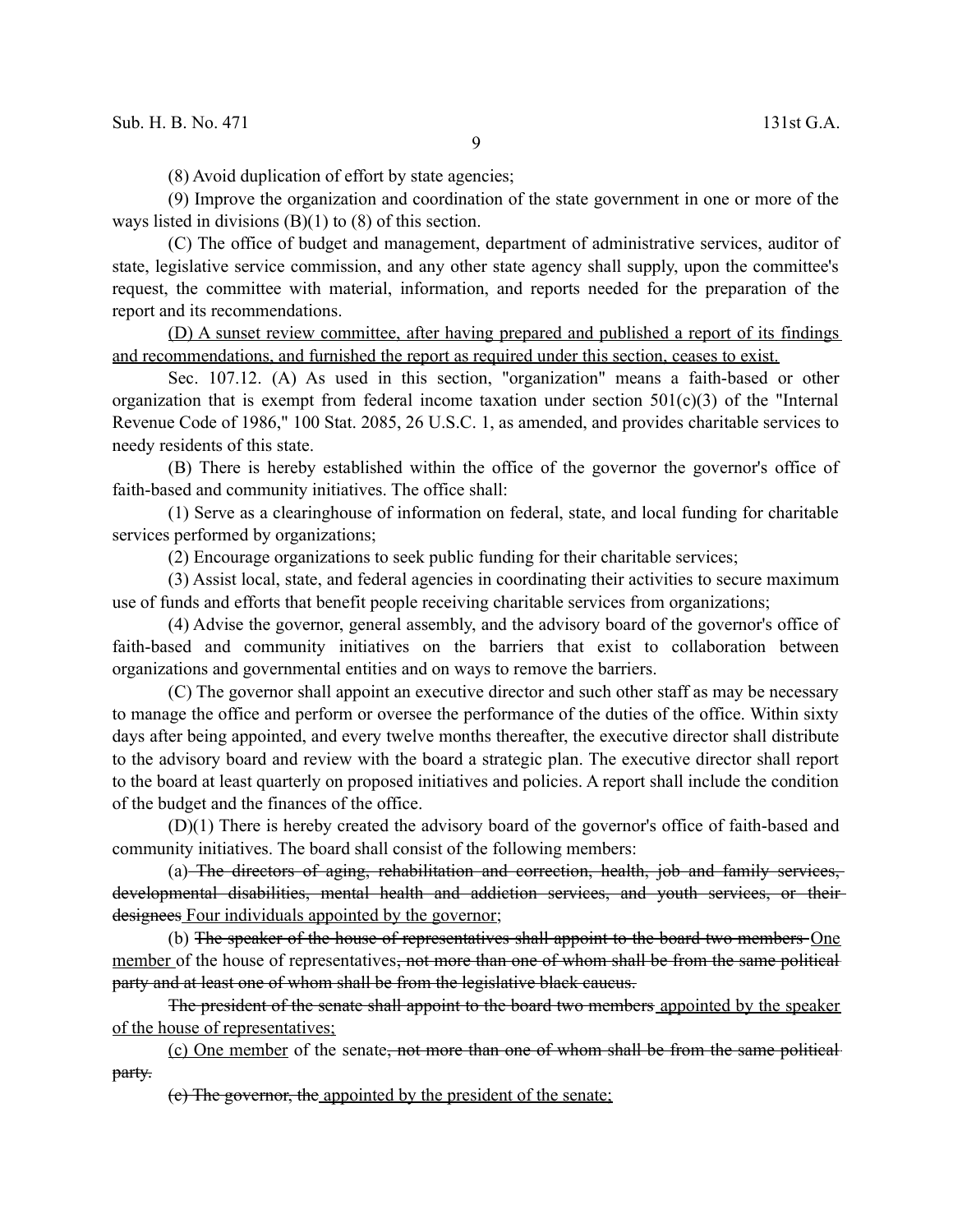(8) Avoid duplication of effort by state agencies;

(9) Improve the organization and coordination of the state government in one or more of the ways listed in divisions (B)(1) to (8) of this section.

(C) The office of budget and management, department of administrative services, auditor of state, legislative service commission, and any other state agency shall supply, upon the committee's request, the committee with material, information, and reports needed for the preparation of the report and its recommendations.

<u>(D) A sunset review committee, after having prepared and published a report of its findings and recommendations, and furnished the report as required under this section, ceases to exist.</u>

Sec. 107.12. (A) As used in this section, "organization" means a faith-based or other organization that is exempt from federal income taxation under section 501(c)(3) of the "Internal Revenue Code of 1986," 100 Stat. 2085, 26 U.S.C. 1, as amended, and provides charitable services to needy residents of this state.

(B) There is hereby established within the office of the governor the governor's office of faith-based and community initiatives. The office shall:

(1) Serve as a clearinghouse of information on federal, state, and local funding for charitable services performed by organizations;

(2) Encourage organizations to seek public funding for their charitable services;

(3) Assist local, state, and federal agencies in coordinating their activities to secure maximum use of funds and efforts that benefit people receiving charitable services from organizations;

(4) Advise the governor, general assembly, and the advisory board of the governor's office of faith-based and community initiatives on the barriers that exist to collaboration between organizations and governmental entities and on ways to remove the barriers.

(C) The governor shall appoint an executive director and such other staff as may be necessary to manage the office and perform or oversee the performance of the duties of the office. Within sixty days after being appointed, and every twelve months thereafter, the executive director shall distribute to the advisory board and review with the board a strategic plan. The executive director shall report to the board at least quarterly on proposed initiatives and policies. A report shall include the condition of the budget and the finances of the office.

(D)(1) There is hereby created the advisory board of the governor's office of faith-based and community initiatives. The board shall consist of the following members:

(a) ~~The directors of aging, rehabilitation and correction, health, job and family services, developmental disabilities, mental health and addiction services, and youth services, or their designees~~ <u>Four individuals appointed by the governor</u>;

(b) ~~The speaker of the house of representatives shall appoint to the board two members~~ <u>One member</u> of the house of representatives~~, not more than one of whom shall be from the same political party and at least one of whom shall be from the legislative black caucus.~~

~~The president of the senate shall appoint to the board two members~~ <u>appointed by the speaker of the house of representatives;</u>

<u>(c) One member</u> of the senate~~, not more than one of whom shall be from the same political party.~~

~~(c) The governor, the~~ <u>appointed by the president of the senate;</u>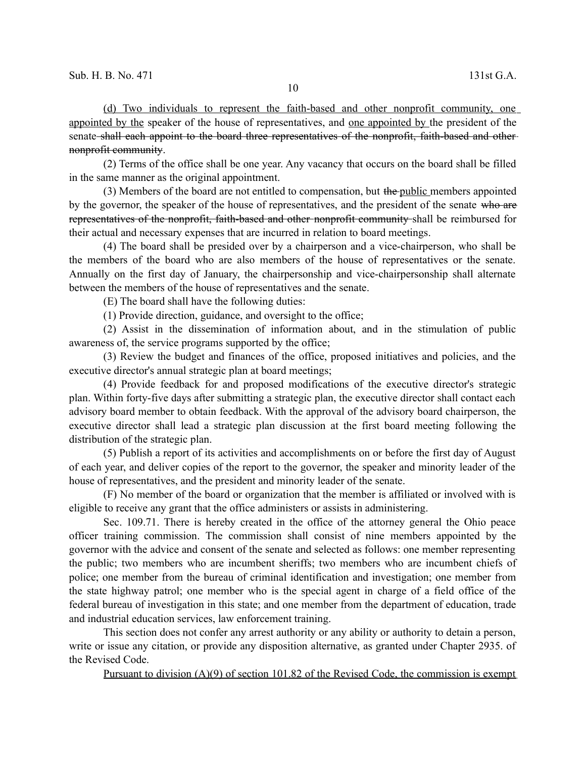<u>(d) Two individuals to represent the faith-based and other nonprofit community, one appointed by the</u> speaker of the house of representatives, and <u>one appointed by</u> the president of the senate ~~shall each appoint to the board three representatives of the nonprofit, faith-based and other nonprofit community~~.

(2) Terms of the office shall be one year. Any vacancy that occurs on the board shall be filled in the same manner as the original appointment.

(3) Members of the board are not entitled to compensation, but ~~the~~ <u>public</u> members appointed by the governor, the speaker of the house of representatives, and the president of the senate ~~who are representatives of the nonprofit, faith-based and other nonprofit community~~ shall be reimbursed for their actual and necessary expenses that are incurred in relation to board meetings.

(4) The board shall be presided over by a chairperson and a vice-chairperson, who shall be the members of the board who are also members of the house of representatives or the senate. Annually on the first day of January, the chairpersonship and vice-chairpersonship shall alternate between the members of the house of representatives and the senate.

(E) The board shall have the following duties:

(1) Provide direction, guidance, and oversight to the office;

(2) Assist in the dissemination of information about, and in the stimulation of public awareness of, the service programs supported by the office;

(3) Review the budget and finances of the office, proposed initiatives and policies, and the executive director's annual strategic plan at board meetings;

(4) Provide feedback for and proposed modifications of the executive director's strategic plan. Within forty-five days after submitting a strategic plan, the executive director shall contact each advisory board member to obtain feedback. With the approval of the advisory board chairperson, the executive director shall lead a strategic plan discussion at the first board meeting following the distribution of the strategic plan.

(5) Publish a report of its activities and accomplishments on or before the first day of August of each year, and deliver copies of the report to the governor, the speaker and minority leader of the house of representatives, and the president and minority leader of the senate.

(F) No member of the board or organization that the member is affiliated or involved with is eligible to receive any grant that the office administers or assists in administering.

Sec. 109.71. There is hereby created in the office of the attorney general the Ohio peace officer training commission. The commission shall consist of nine members appointed by the governor with the advice and consent of the senate and selected as follows: one member representing the public; two members who are incumbent sheriffs; two members who are incumbent chiefs of police; one member from the bureau of criminal identification and investigation; one member from the state highway patrol; one member who is the special agent in charge of a field office of the federal bureau of investigation in this state; and one member from the department of education, trade and industrial education services, law enforcement training.

This section does not confer any arrest authority or any ability or authority to detain a person, write or issue any citation, or provide any disposition alternative, as granted under Chapter 2935. of the Revised Code.

<u>Pursuant to division (A)(9) of section 101.82 of the Revised Code, the commission is exempt</u>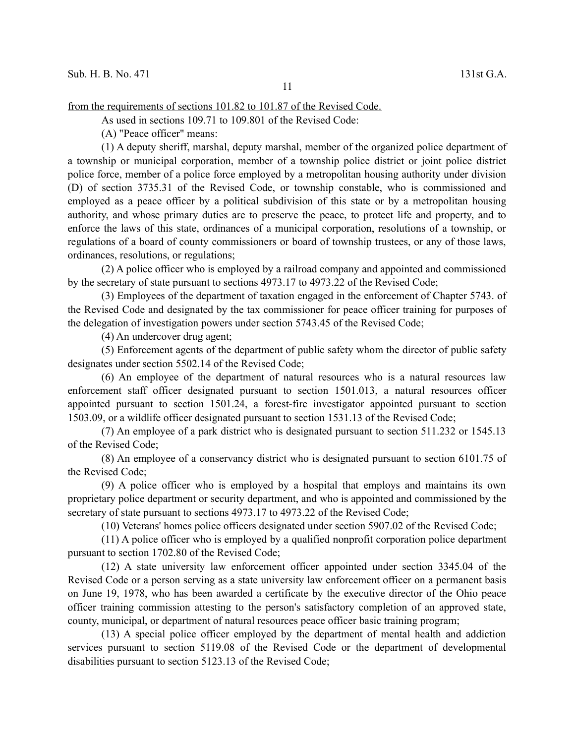from the requirements of sections 101.82 to 101.87 of the Revised Code.

As used in sections 109.71 to 109.801 of the Revised Code:

(A) "Peace officer" means:

(1) A deputy sheriff, marshal, deputy marshal, member of the organized police department of a township or municipal corporation, member of a township police district or joint police district police force, member of a police force employed by a metropolitan housing authority under division (D) of section 3735.31 of the Revised Code, or township constable, who is commissioned and employed as a peace officer by a political subdivision of this state or by a metropolitan housing authority, and whose primary duties are to preserve the peace, to protect life and property, and to enforce the laws of this state, ordinances of a municipal corporation, resolutions of a township, or regulations of a board of county commissioners or board of township trustees, or any of those laws, ordinances, resolutions, or regulations;

(2) A police officer who is employed by a railroad company and appointed and commissioned by the secretary of state pursuant to sections 4973.17 to 4973.22 of the Revised Code;

(3) Employees of the department of taxation engaged in the enforcement of Chapter 5743. of the Revised Code and designated by the tax commissioner for peace officer training for purposes of the delegation of investigation powers under section 5743.45 of the Revised Code;

(4) An undercover drug agent;

(5) Enforcement agents of the department of public safety whom the director of public safety designates under section 5502.14 of the Revised Code;

(6) An employee of the department of natural resources who is a natural resources law enforcement staff officer designated pursuant to section 1501.013, a natural resources officer appointed pursuant to section 1501.24, a forest-fire investigator appointed pursuant to section 1503.09, or a wildlife officer designated pursuant to section 1531.13 of the Revised Code;

(7) An employee of a park district who is designated pursuant to section 511.232 or 1545.13 of the Revised Code;

(8) An employee of a conservancy district who is designated pursuant to section 6101.75 of the Revised Code;

(9) A police officer who is employed by a hospital that employs and maintains its own proprietary police department or security department, and who is appointed and commissioned by the secretary of state pursuant to sections 4973.17 to 4973.22 of the Revised Code;

(10) Veterans' homes police officers designated under section 5907.02 of the Revised Code;

(11) A police officer who is employed by a qualified nonprofit corporation police department pursuant to section 1702.80 of the Revised Code;

(12) A state university law enforcement officer appointed under section 3345.04 of the Revised Code or a person serving as a state university law enforcement officer on a permanent basis on June 19, 1978, who has been awarded a certificate by the executive director of the Ohio peace officer training commission attesting to the person's satisfactory completion of an approved state, county, municipal, or department of natural resources peace officer basic training program;

(13) A special police officer employed by the department of mental health and addiction services pursuant to section 5119.08 of the Revised Code or the department of developmental disabilities pursuant to section 5123.13 of the Revised Code;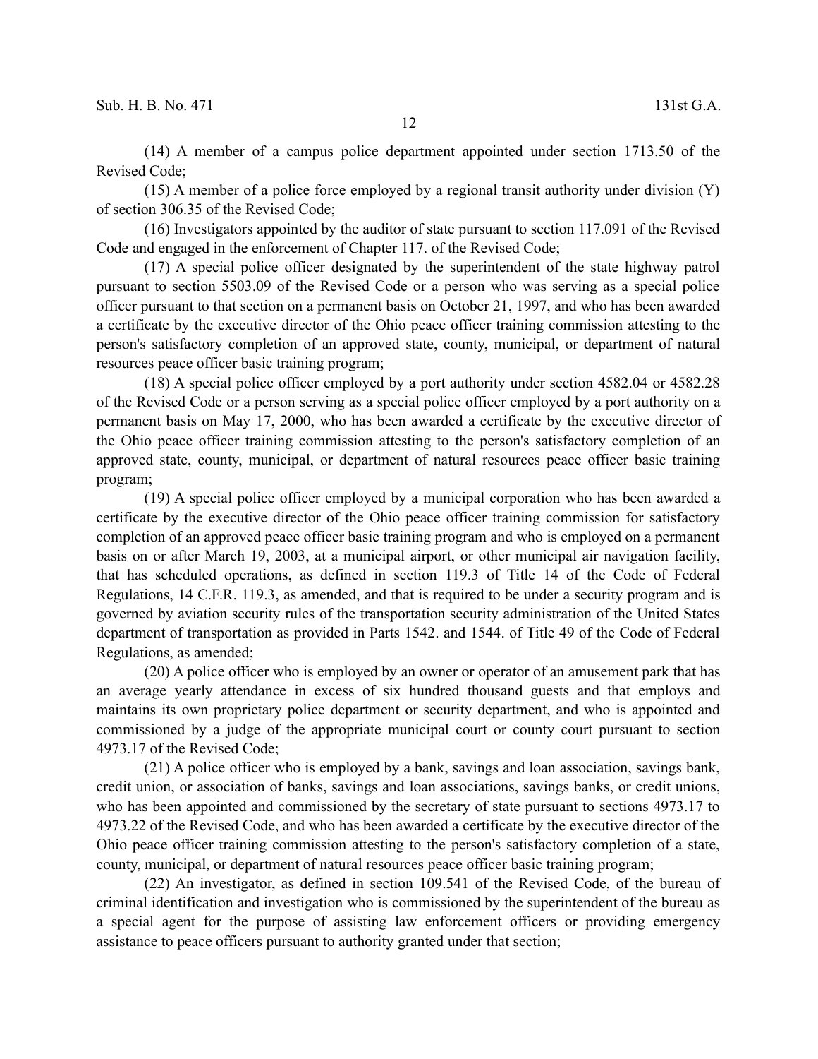(14) A member of a campus police department appointed under section 1713.50 of the Revised Code;

(15) A member of a police force employed by a regional transit authority under division (Y) of section 306.35 of the Revised Code;

(16) Investigators appointed by the auditor of state pursuant to section 117.091 of the Revised Code and engaged in the enforcement of Chapter 117. of the Revised Code;

(17) A special police officer designated by the superintendent of the state highway patrol pursuant to section 5503.09 of the Revised Code or a person who was serving as a special police officer pursuant to that section on a permanent basis on October 21, 1997, and who has been awarded a certificate by the executive director of the Ohio peace officer training commission attesting to the person's satisfactory completion of an approved state, county, municipal, or department of natural resources peace officer basic training program;

(18) A special police officer employed by a port authority under section 4582.04 or 4582.28 of the Revised Code or a person serving as a special police officer employed by a port authority on a permanent basis on May 17, 2000, who has been awarded a certificate by the executive director of the Ohio peace officer training commission attesting to the person's satisfactory completion of an approved state, county, municipal, or department of natural resources peace officer basic training program;

(19) A special police officer employed by a municipal corporation who has been awarded a certificate by the executive director of the Ohio peace officer training commission for satisfactory completion of an approved peace officer basic training program and who is employed on a permanent basis on or after March 19, 2003, at a municipal airport, or other municipal air navigation facility, that has scheduled operations, as defined in section 119.3 of Title 14 of the Code of Federal Regulations, 14 C.F.R. 119.3, as amended, and that is required to be under a security program and is governed by aviation security rules of the transportation security administration of the United States department of transportation as provided in Parts 1542. and 1544. of Title 49 of the Code of Federal Regulations, as amended;

(20) A police officer who is employed by an owner or operator of an amusement park that has an average yearly attendance in excess of six hundred thousand guests and that employs and maintains its own proprietary police department or security department, and who is appointed and commissioned by a judge of the appropriate municipal court or county court pursuant to section 4973.17 of the Revised Code;

(21) A police officer who is employed by a bank, savings and loan association, savings bank, credit union, or association of banks, savings and loan associations, savings banks, or credit unions, who has been appointed and commissioned by the secretary of state pursuant to sections 4973.17 to 4973.22 of the Revised Code, and who has been awarded a certificate by the executive director of the Ohio peace officer training commission attesting to the person's satisfactory completion of a state, county, municipal, or department of natural resources peace officer basic training program;

(22) An investigator, as defined in section 109.541 of the Revised Code, of the bureau of criminal identification and investigation who is commissioned by the superintendent of the bureau as a special agent for the purpose of assisting law enforcement officers or providing emergency assistance to peace officers pursuant to authority granted under that section;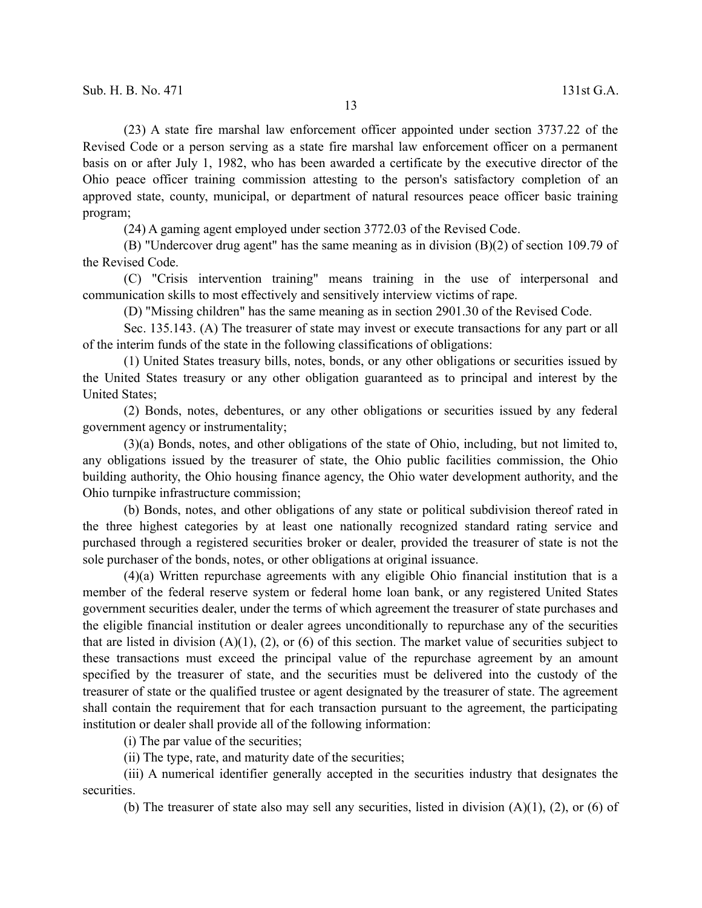(23) A state fire marshal law enforcement officer appointed under section 3737.22 of the Revised Code or a person serving as a state fire marshal law enforcement officer on a permanent basis on or after July 1, 1982, who has been awarded a certificate by the executive director of the Ohio peace officer training commission attesting to the person's satisfactory completion of an approved state, county, municipal, or department of natural resources peace officer basic training program;

(24) A gaming agent employed under section 3772.03 of the Revised Code.

(B) "Undercover drug agent" has the same meaning as in division (B)(2) of section 109.79 of the Revised Code.

(C) "Crisis intervention training" means training in the use of interpersonal and communication skills to most effectively and sensitively interview victims of rape.

(D) "Missing children" has the same meaning as in section 2901.30 of the Revised Code.

Sec. 135.143. (A) The treasurer of state may invest or execute transactions for any part or all of the interim funds of the state in the following classifications of obligations:

(1) United States treasury bills, notes, bonds, or any other obligations or securities issued by the United States treasury or any other obligation guaranteed as to principal and interest by the United States;

(2) Bonds, notes, debentures, or any other obligations or securities issued by any federal government agency or instrumentality;

(3)(a) Bonds, notes, and other obligations of the state of Ohio, including, but not limited to, any obligations issued by the treasurer of state, the Ohio public facilities commission, the Ohio building authority, the Ohio housing finance agency, the Ohio water development authority, and the Ohio turnpike infrastructure commission;

(b) Bonds, notes, and other obligations of any state or political subdivision thereof rated in the three highest categories by at least one nationally recognized standard rating service and purchased through a registered securities broker or dealer, provided the treasurer of state is not the sole purchaser of the bonds, notes, or other obligations at original issuance.

(4)(a) Written repurchase agreements with any eligible Ohio financial institution that is a member of the federal reserve system or federal home loan bank, or any registered United States government securities dealer, under the terms of which agreement the treasurer of state purchases and the eligible financial institution or dealer agrees unconditionally to repurchase any of the securities that are listed in division (A)(1), (2), or (6) of this section. The market value of securities subject to these transactions must exceed the principal value of the repurchase agreement by an amount specified by the treasurer of state, and the securities must be delivered into the custody of the treasurer of state or the qualified trustee or agent designated by the treasurer of state. The agreement shall contain the requirement that for each transaction pursuant to the agreement, the participating institution or dealer shall provide all of the following information:

(i) The par value of the securities;

(ii) The type, rate, and maturity date of the securities;

(iii) A numerical identifier generally accepted in the securities industry that designates the securities.

(b) The treasurer of state also may sell any securities, listed in division (A)(1), (2), or (6) of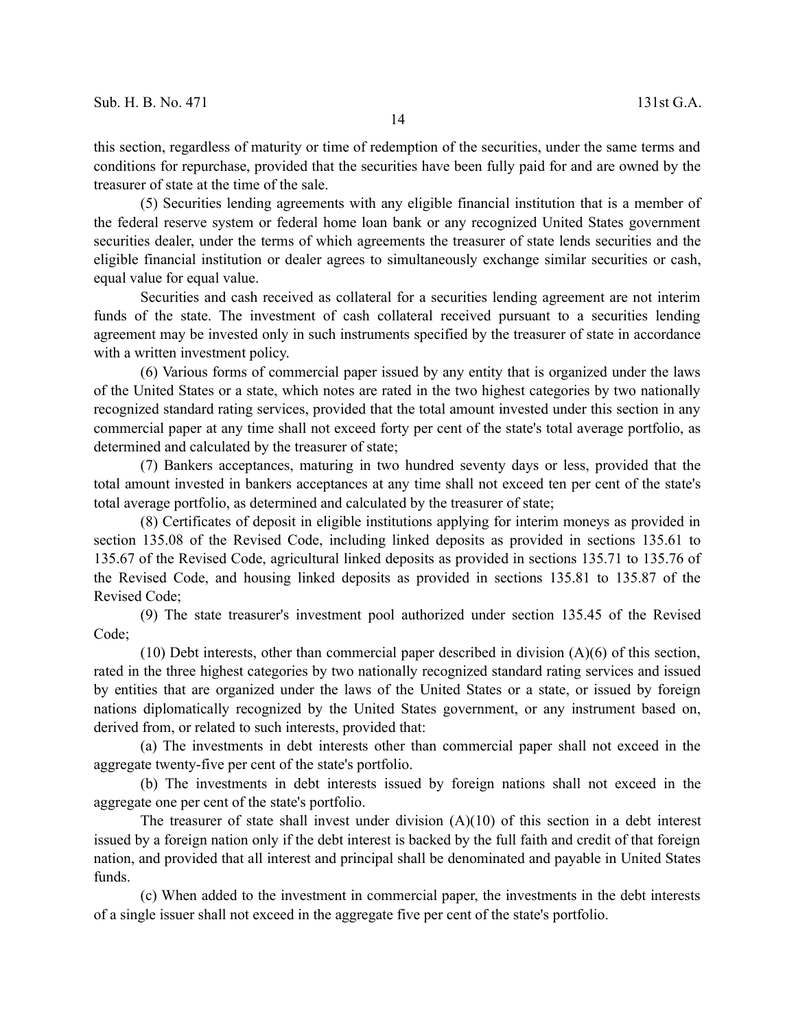this section, regardless of maturity or time of redemption of the securities, under the same terms and conditions for repurchase, provided that the securities have been fully paid for and are owned by the treasurer of state at the time of the sale.

(5) Securities lending agreements with any eligible financial institution that is a member of the federal reserve system or federal home loan bank or any recognized United States government securities dealer, under the terms of which agreements the treasurer of state lends securities and the eligible financial institution or dealer agrees to simultaneously exchange similar securities or cash, equal value for equal value.

Securities and cash received as collateral for a securities lending agreement are not interim funds of the state. The investment of cash collateral received pursuant to a securities lending agreement may be invested only in such instruments specified by the treasurer of state in accordance with a written investment policy.

(6) Various forms of commercial paper issued by any entity that is organized under the laws of the United States or a state, which notes are rated in the two highest categories by two nationally recognized standard rating services, provided that the total amount invested under this section in any commercial paper at any time shall not exceed forty per cent of the state's total average portfolio, as determined and calculated by the treasurer of state;

(7) Bankers acceptances, maturing in two hundred seventy days or less, provided that the total amount invested in bankers acceptances at any time shall not exceed ten per cent of the state's total average portfolio, as determined and calculated by the treasurer of state;

(8) Certificates of deposit in eligible institutions applying for interim moneys as provided in section 135.08 of the Revised Code, including linked deposits as provided in sections 135.61 to 135.67 of the Revised Code, agricultural linked deposits as provided in sections 135.71 to 135.76 of the Revised Code, and housing linked deposits as provided in sections 135.81 to 135.87 of the Revised Code;

(9) The state treasurer's investment pool authorized under section 135.45 of the Revised Code;

(10) Debt interests, other than commercial paper described in division (A)(6) of this section, rated in the three highest categories by two nationally recognized standard rating services and issued by entities that are organized under the laws of the United States or a state, or issued by foreign nations diplomatically recognized by the United States government, or any instrument based on, derived from, or related to such interests, provided that:

(a) The investments in debt interests other than commercial paper shall not exceed in the aggregate twenty-five per cent of the state's portfolio.

(b) The investments in debt interests issued by foreign nations shall not exceed in the aggregate one per cent of the state's portfolio.

The treasurer of state shall invest under division (A)(10) of this section in a debt interest issued by a foreign nation only if the debt interest is backed by the full faith and credit of that foreign nation, and provided that all interest and principal shall be denominated and payable in United States funds.

(c) When added to the investment in commercial paper, the investments in the debt interests of a single issuer shall not exceed in the aggregate five per cent of the state's portfolio.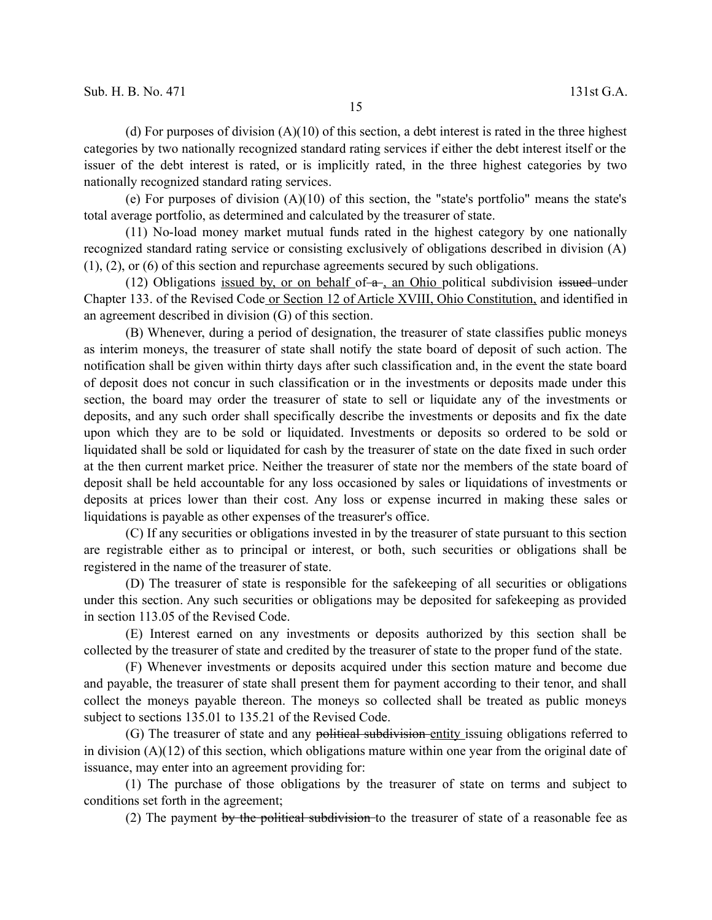(d) For purposes of division (A)(10) of this section, a debt interest is rated in the three highest categories by two nationally recognized standard rating services if either the debt interest itself or the issuer of the debt interest is rated, or is implicitly rated, in the three highest categories by two nationally recognized standard rating services.

(e) For purposes of division (A)(10) of this section, the "state's portfolio" means the state's total average portfolio, as determined and calculated by the treasurer of state.

(11) No-load money market mutual funds rated in the highest category by one nationally recognized standard rating service or consisting exclusively of obligations described in division (A)(1), (2), or (6) of this section and repurchase agreements secured by such obligations.

(12) Obligations <u>issued by, or on behalf</u> of ~~a~~ <u>, an Ohio</u> political subdivision ~~issued~~ under Chapter 133. of the Revised Code <u>or Section 12 of Article XVIII, Ohio Constitution,</u> and identified in an agreement described in division (G) of this section.

(B) Whenever, during a period of designation, the treasurer of state classifies public moneys as interim moneys, the treasurer of state shall notify the state board of deposit of such action. The notification shall be given within thirty days after such classification and, in the event the state board of deposit does not concur in such classification or in the investments or deposits made under this section, the board may order the treasurer of state to sell or liquidate any of the investments or deposits, and any such order shall specifically describe the investments or deposits and fix the date upon which they are to be sold or liquidated. Investments or deposits so ordered to be sold or liquidated shall be sold or liquidated for cash by the treasurer of state on the date fixed in such order at the then current market price. Neither the treasurer of state nor the members of the state board of deposit shall be held accountable for any loss occasioned by sales or liquidations of investments or deposits at prices lower than their cost. Any loss or expense incurred in making these sales or liquidations is payable as other expenses of the treasurer's office.

(C) If any securities or obligations invested in by the treasurer of state pursuant to this section are registrable either as to principal or interest, or both, such securities or obligations shall be registered in the name of the treasurer of state.

(D) The treasurer of state is responsible for the safekeeping of all securities or obligations under this section. Any such securities or obligations may be deposited for safekeeping as provided in section 113.05 of the Revised Code.

(E) Interest earned on any investments or deposits authorized by this section shall be collected by the treasurer of state and credited by the treasurer of state to the proper fund of the state.

(F) Whenever investments or deposits acquired under this section mature and become due and payable, the treasurer of state shall present them for payment according to their tenor, and shall collect the moneys payable thereon. The moneys so collected shall be treated as public moneys subject to sections 135.01 to 135.21 of the Revised Code.

(G) The treasurer of state and any ~~political subdivision~~ <u>entity</u> issuing obligations referred to in division (A)(12) of this section, which obligations mature within one year from the original date of issuance, may enter into an agreement providing for:

(1) The purchase of those obligations by the treasurer of state on terms and subject to conditions set forth in the agreement;

(2) The payment ~~by the political subdivision~~ to the treasurer of state of a reasonable fee as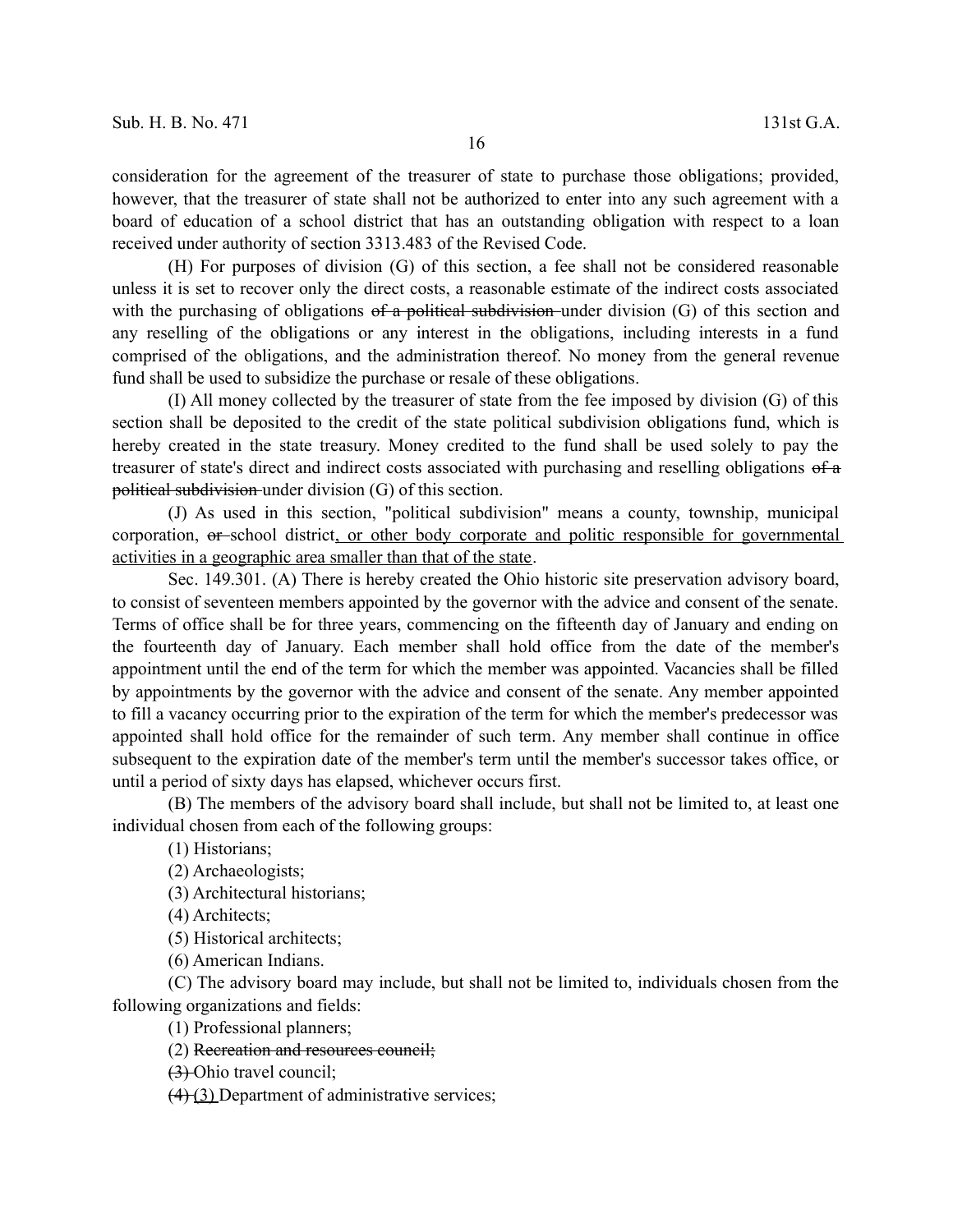consideration for the agreement of the treasurer of state to purchase those obligations; provided, however, that the treasurer of state shall not be authorized to enter into any such agreement with a board of education of a school district that has an outstanding obligation with respect to a loan received under authority of section 3313.483 of the Revised Code.

(H) For purposes of division (G) of this section, a fee shall not be considered reasonable unless it is set to recover only the direct costs, a reasonable estimate of the indirect costs associated with the purchasing of obligations ~~of a political subdivision~~ under division (G) of this section and any reselling of the obligations or any interest in the obligations, including interests in a fund comprised of the obligations, and the administration thereof. No money from the general revenue fund shall be used to subsidize the purchase or resale of these obligations.

(I) All money collected by the treasurer of state from the fee imposed by division (G) of this section shall be deposited to the credit of the state political subdivision obligations fund, which is hereby created in the state treasury. Money credited to the fund shall be used solely to pay the treasurer of state's direct and indirect costs associated with purchasing and reselling obligations ~~of a political subdivision~~ under division (G) of this section.

(J) As used in this section, "political subdivision" means a county, township, municipal corporation, ~~or~~ school district<u>, or other body corporate and politic responsible for governmental activities in a geographic area smaller than that of the state</u>.

Sec. 149.301. (A) There is hereby created the Ohio historic site preservation advisory board, to consist of seventeen members appointed by the governor with the advice and consent of the senate. Terms of office shall be for three years, commencing on the fifteenth day of January and ending on the fourteenth day of January. Each member shall hold office from the date of the member's appointment until the end of the term for which the member was appointed. Vacancies shall be filled by appointments by the governor with the advice and consent of the senate. Any member appointed to fill a vacancy occurring prior to the expiration of the term for which the member's predecessor was appointed shall hold office for the remainder of such term. Any member shall continue in office subsequent to the expiration date of the member's term until the member's successor takes office, or until a period of sixty days has elapsed, whichever occurs first.

(B) The members of the advisory board shall include, but shall not be limited to, at least one individual chosen from each of the following groups:

(1) Historians;

(2) Archaeologists;

(3) Architectural historians;

(4) Architects;

(5) Historical architects;

(6) American Indians.

(C) The advisory board may include, but shall not be limited to, individuals chosen from the following organizations and fields:

(1) Professional planners;

(2) ~~Recreation and resources council;~~

~~(3)~~ Ohio travel council;

~~(4)~~ <u>(3)</u> Department of administrative services;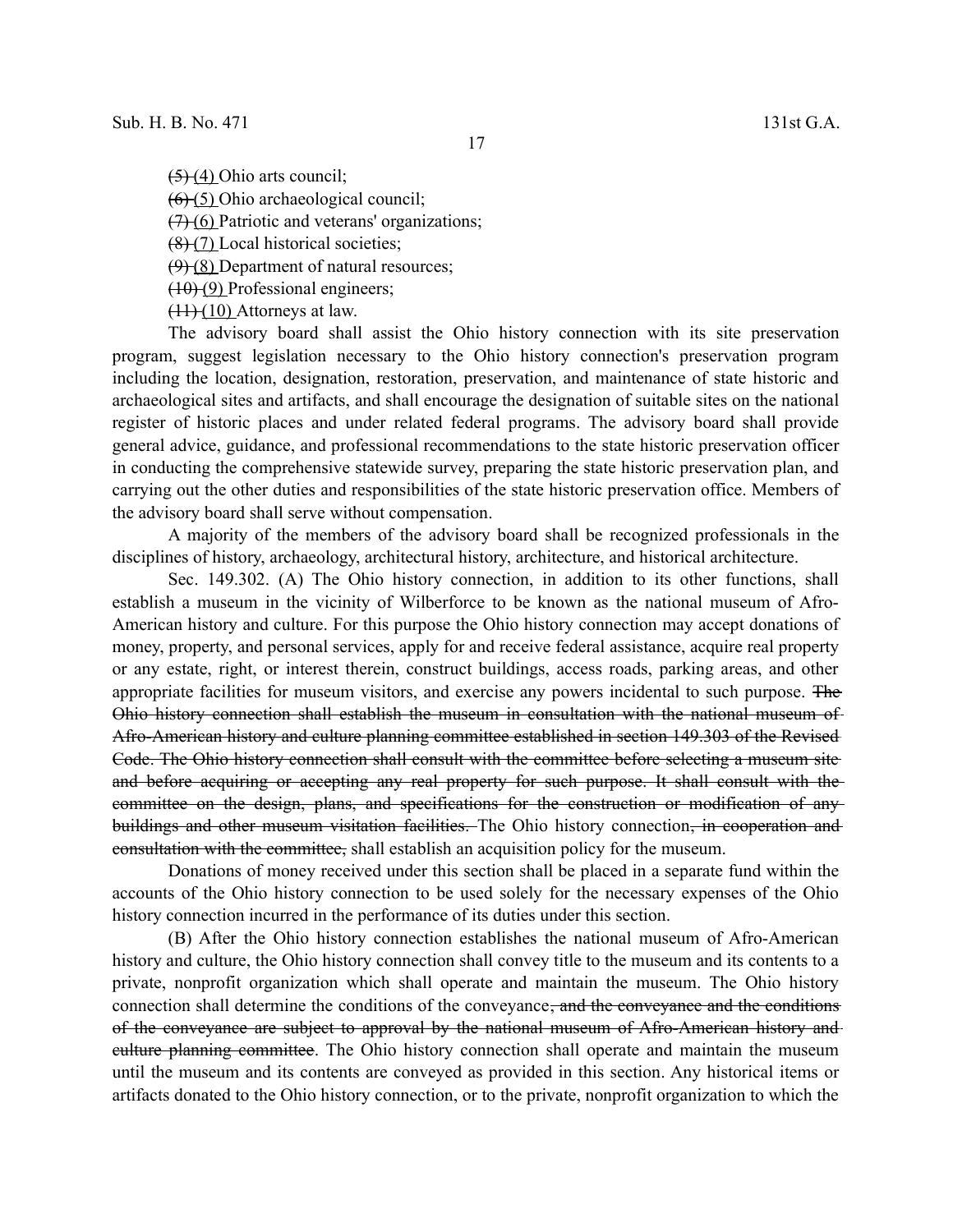~~(5)~~ (4) Ohio arts council;

~~(6)~~ (5) Ohio archaeological council;

~~(7)~~ (6) Patriotic and veterans' organizations;

~~(8)~~ (7) Local historical societies;

~~(9)~~ (8) Department of natural resources;

~~(10)~~ (9) Professional engineers;

~~(11)~~ (10) Attorneys at law.

The advisory board shall assist the Ohio history connection with its site preservation program, suggest legislation necessary to the Ohio history connection's preservation program including the location, designation, restoration, preservation, and maintenance of state historic and archaeological sites and artifacts, and shall encourage the designation of suitable sites on the national register of historic places and under related federal programs. The advisory board shall provide general advice, guidance, and professional recommendations to the state historic preservation officer in conducting the comprehensive statewide survey, preparing the state historic preservation plan, and carrying out the other duties and responsibilities of the state historic preservation office. Members of the advisory board shall serve without compensation.

A majority of the members of the advisory board shall be recognized professionals in the disciplines of history, archaeology, architectural history, architecture, and historical architecture.

Sec. 149.302. (A) The Ohio history connection, in addition to its other functions, shall establish a museum in the vicinity of Wilberforce to be known as the national museum of Afro-American history and culture. For this purpose the Ohio history connection may accept donations of money, property, and personal services, apply for and receive federal assistance, acquire real property or any estate, right, or interest therein, construct buildings, access roads, parking areas, and other appropriate facilities for museum visitors, and exercise any powers incidental to such purpose. ~~The Ohio history connection shall establish the museum in consultation with the national museum of Afro-American history and culture planning committee established in section 149.303 of the Revised Code. The Ohio history connection shall consult with the committee before selecting a museum site and before acquiring or accepting any real property for such purpose. It shall consult with the committee on the design, plans, and specifications for the construction or modification of any buildings and other museum visitation facilities.~~ The Ohio history connection~~, in cooperation and consultation with the committee,~~ shall establish an acquisition policy for the museum.

Donations of money received under this section shall be placed in a separate fund within the accounts of the Ohio history connection to be used solely for the necessary expenses of the Ohio history connection incurred in the performance of its duties under this section.

(B) After the Ohio history connection establishes the national museum of Afro-American history and culture, the Ohio history connection shall convey title to the museum and its contents to a private, nonprofit organization which shall operate and maintain the museum. The Ohio history connection shall determine the conditions of the conveyance~~, and the conveyance and the conditions of the conveyance are subject to approval by the national museum of Afro-American history and culture planning committee~~. The Ohio history connection shall operate and maintain the museum until the museum and its contents are conveyed as provided in this section. Any historical items or artifacts donated to the Ohio history connection, or to the private, nonprofit organization to which the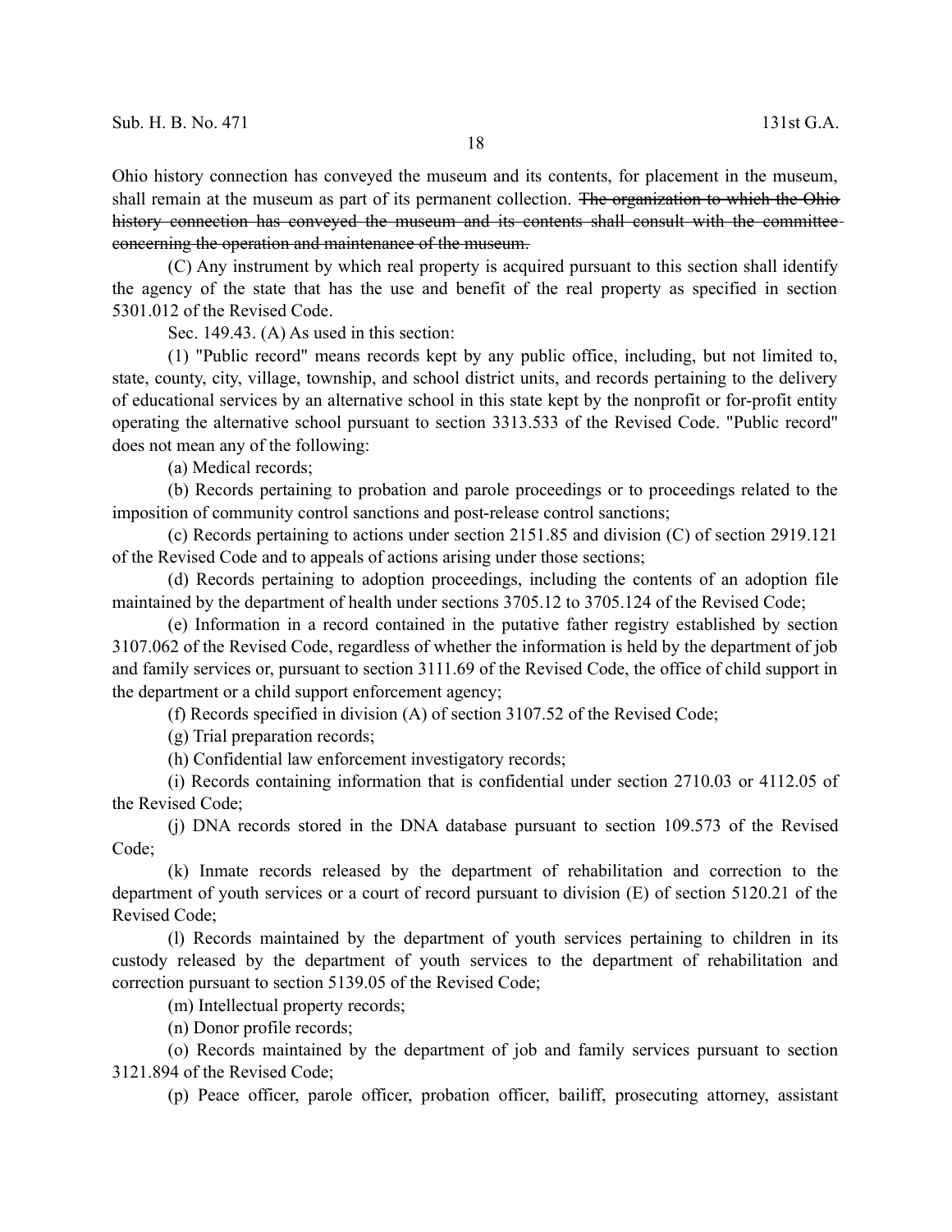Ohio history connection has conveyed the museum and its contents, for placement in the museum, shall remain at the museum as part of its permanent collection. ~~The organization to which the Ohio history connection has conveyed the museum and its contents shall consult with the committee concerning the operation and maintenance of the museum.~~

(C) Any instrument by which real property is acquired pursuant to this section shall identify the agency of the state that has the use and benefit of the real property as specified in section 5301.012 of the Revised Code.

Sec. 149.43. (A) As used in this section:

(1) "Public record" means records kept by any public office, including, but not limited to, state, county, city, village, township, and school district units, and records pertaining to the delivery of educational services by an alternative school in this state kept by the nonprofit or for-profit entity operating the alternative school pursuant to section 3313.533 of the Revised Code. "Public record" does not mean any of the following:

(a) Medical records;

(b) Records pertaining to probation and parole proceedings or to proceedings related to the imposition of community control sanctions and post-release control sanctions;

(c) Records pertaining to actions under section 2151.85 and division (C) of section 2919.121 of the Revised Code and to appeals of actions arising under those sections;

(d) Records pertaining to adoption proceedings, including the contents of an adoption file maintained by the department of health under sections 3705.12 to 3705.124 of the Revised Code;

(e) Information in a record contained in the putative father registry established by section 3107.062 of the Revised Code, regardless of whether the information is held by the department of job and family services or, pursuant to section 3111.69 of the Revised Code, the office of child support in the department or a child support enforcement agency;

(f) Records specified in division (A) of section 3107.52 of the Revised Code;

(g) Trial preparation records;

(h) Confidential law enforcement investigatory records;

(i) Records containing information that is confidential under section 2710.03 or 4112.05 of the Revised Code;

(j) DNA records stored in the DNA database pursuant to section 109.573 of the Revised Code;

(k) Inmate records released by the department of rehabilitation and correction to the department of youth services or a court of record pursuant to division (E) of section 5120.21 of the Revised Code;

(l) Records maintained by the department of youth services pertaining to children in its custody released by the department of youth services to the department of rehabilitation and correction pursuant to section 5139.05 of the Revised Code;

(m) Intellectual property records;

(n) Donor profile records;

(o) Records maintained by the department of job and family services pursuant to section 3121.894 of the Revised Code;

(p) Peace officer, parole officer, probation officer, bailiff, prosecuting attorney, assistant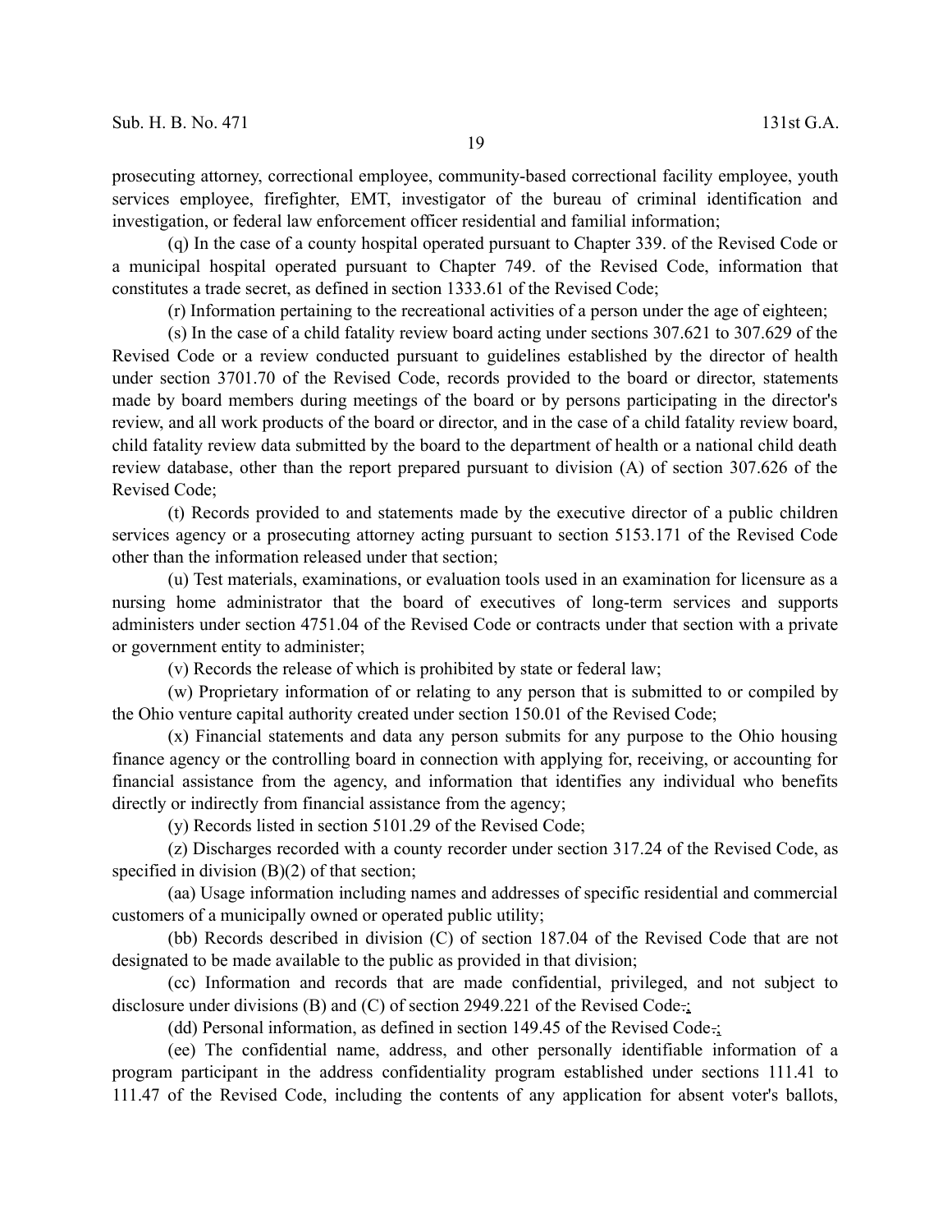prosecuting attorney, correctional employee, community-based correctional facility employee, youth services employee, firefighter, EMT, investigator of the bureau of criminal identification and investigation, or federal law enforcement officer residential and familial information;

(q) In the case of a county hospital operated pursuant to Chapter 339. of the Revised Code or a municipal hospital operated pursuant to Chapter 749. of the Revised Code, information that constitutes a trade secret, as defined in section 1333.61 of the Revised Code;

(r) Information pertaining to the recreational activities of a person under the age of eighteen;

(s) In the case of a child fatality review board acting under sections 307.621 to 307.629 of the Revised Code or a review conducted pursuant to guidelines established by the director of health under section 3701.70 of the Revised Code, records provided to the board or director, statements made by board members during meetings of the board or by persons participating in the director's review, and all work products of the board or director, and in the case of a child fatality review board, child fatality review data submitted by the board to the department of health or a national child death review database, other than the report prepared pursuant to division (A) of section 307.626 of the Revised Code;

(t) Records provided to and statements made by the executive director of a public children services agency or a prosecuting attorney acting pursuant to section 5153.171 of the Revised Code other than the information released under that section;

(u) Test materials, examinations, or evaluation tools used in an examination for licensure as a nursing home administrator that the board of executives of long-term services and supports administers under section 4751.04 of the Revised Code or contracts under that section with a private or government entity to administer;

(v) Records the release of which is prohibited by state or federal law;

(w) Proprietary information of or relating to any person that is submitted to or compiled by the Ohio venture capital authority created under section 150.01 of the Revised Code;

(x) Financial statements and data any person submits for any purpose to the Ohio housing finance agency or the controlling board in connection with applying for, receiving, or accounting for financial assistance from the agency, and information that identifies any individual who benefits directly or indirectly from financial assistance from the agency;

(y) Records listed in section 5101.29 of the Revised Code;

(z) Discharges recorded with a county recorder under section 317.24 of the Revised Code, as specified in division (B)(2) of that section;

(aa) Usage information including names and addresses of specific residential and commercial customers of a municipally owned or operated public utility;

(bb) Records described in division (C) of section 187.04 of the Revised Code that are not designated to be made available to the public as provided in that division;

(cc) Information and records that are made confidential, privileged, and not subject to disclosure under divisions (B) and (C) of section 2949.221 of the Revised Code~~.~~;

(dd) Personal information, as defined in section 149.45 of the Revised Code~~.~~;

(ee) The confidential name, address, and other personally identifiable information of a program participant in the address confidentiality program established under sections 111.41 to 111.47 of the Revised Code, including the contents of any application for absent voter's ballots,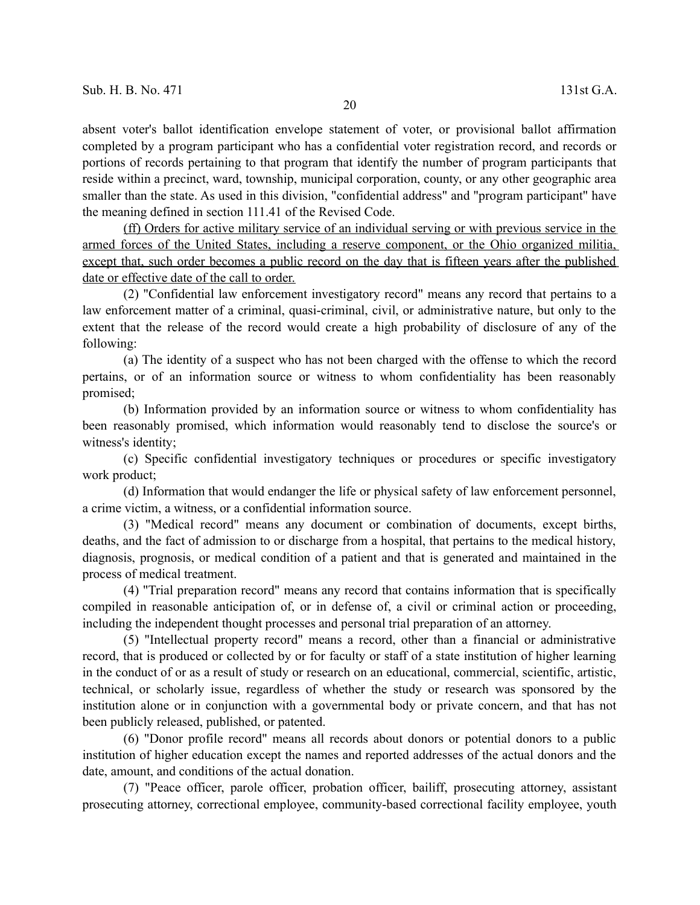absent voter's ballot identification envelope statement of voter, or provisional ballot affirmation completed by a program participant who has a confidential voter registration record, and records or portions of records pertaining to that program that identify the number of program participants that reside within a precinct, ward, township, municipal corporation, county, or any other geographic area smaller than the state. As used in this division, "confidential address" and "program participant" have the meaning defined in section 111.41 of the Revised Code.

<u>(ff) Orders for active military service of an individual serving or with previous service in the armed forces of the United States, including a reserve component, or the Ohio organized militia, except that, such order becomes a public record on the day that is fifteen years after the published date or effective date of the call to order.</u>

(2) "Confidential law enforcement investigatory record" means any record that pertains to a law enforcement matter of a criminal, quasi-criminal, civil, or administrative nature, but only to the extent that the release of the record would create a high probability of disclosure of any of the following:

(a) The identity of a suspect who has not been charged with the offense to which the record pertains, or of an information source or witness to whom confidentiality has been reasonably promised;

(b) Information provided by an information source or witness to whom confidentiality has been reasonably promised, which information would reasonably tend to disclose the source's or witness's identity;

(c) Specific confidential investigatory techniques or procedures or specific investigatory work product;

(d) Information that would endanger the life or physical safety of law enforcement personnel, a crime victim, a witness, or a confidential information source.

(3) "Medical record" means any document or combination of documents, except births, deaths, and the fact of admission to or discharge from a hospital, that pertains to the medical history, diagnosis, prognosis, or medical condition of a patient and that is generated and maintained in the process of medical treatment.

(4) "Trial preparation record" means any record that contains information that is specifically compiled in reasonable anticipation of, or in defense of, a civil or criminal action or proceeding, including the independent thought processes and personal trial preparation of an attorney.

(5) "Intellectual property record" means a record, other than a financial or administrative record, that is produced or collected by or for faculty or staff of a state institution of higher learning in the conduct of or as a result of study or research on an educational, commercial, scientific, artistic, technical, or scholarly issue, regardless of whether the study or research was sponsored by the institution alone or in conjunction with a governmental body or private concern, and that has not been publicly released, published, or patented.

(6) "Donor profile record" means all records about donors or potential donors to a public institution of higher education except the names and reported addresses of the actual donors and the date, amount, and conditions of the actual donation.

(7) "Peace officer, parole officer, probation officer, bailiff, prosecuting attorney, assistant prosecuting attorney, correctional employee, community-based correctional facility employee, youth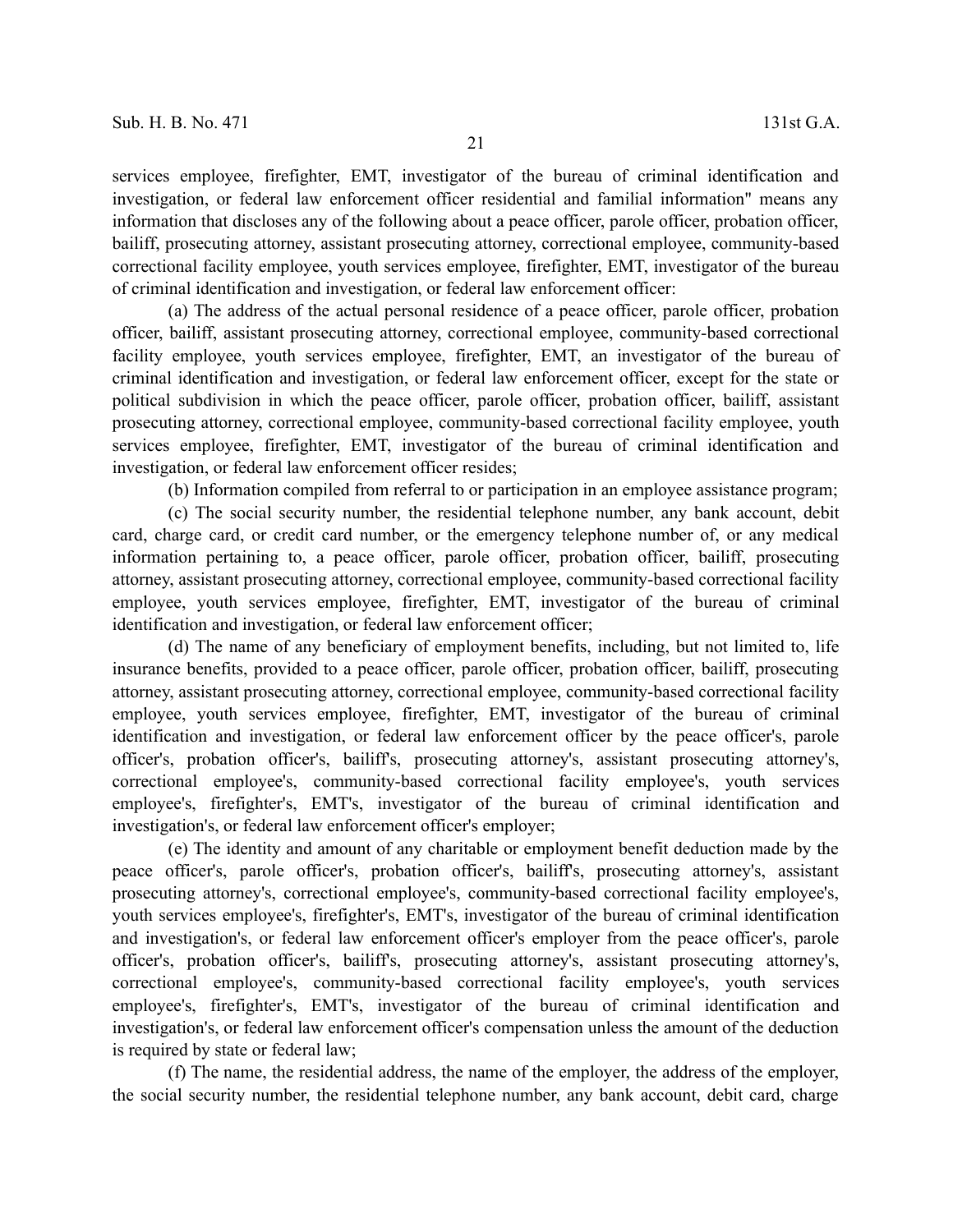services employee, firefighter, EMT, investigator of the bureau of criminal identification and investigation, or federal law enforcement officer residential and familial information" means any information that discloses any of the following about a peace officer, parole officer, probation officer, bailiff, prosecuting attorney, assistant prosecuting attorney, correctional employee, community-based correctional facility employee, youth services employee, firefighter, EMT, investigator of the bureau of criminal identification and investigation, or federal law enforcement officer:

(a) The address of the actual personal residence of a peace officer, parole officer, probation officer, bailiff, assistant prosecuting attorney, correctional employee, community-based correctional facility employee, youth services employee, firefighter, EMT, an investigator of the bureau of criminal identification and investigation, or federal law enforcement officer, except for the state or political subdivision in which the peace officer, parole officer, probation officer, bailiff, assistant prosecuting attorney, correctional employee, community-based correctional facility employee, youth services employee, firefighter, EMT, investigator of the bureau of criminal identification and investigation, or federal law enforcement officer resides;

(b) Information compiled from referral to or participation in an employee assistance program;

(c) The social security number, the residential telephone number, any bank account, debit card, charge card, or credit card number, or the emergency telephone number of, or any medical information pertaining to, a peace officer, parole officer, probation officer, bailiff, prosecuting attorney, assistant prosecuting attorney, correctional employee, community-based correctional facility employee, youth services employee, firefighter, EMT, investigator of the bureau of criminal identification and investigation, or federal law enforcement officer;

(d) The name of any beneficiary of employment benefits, including, but not limited to, life insurance benefits, provided to a peace officer, parole officer, probation officer, bailiff, prosecuting attorney, assistant prosecuting attorney, correctional employee, community-based correctional facility employee, youth services employee, firefighter, EMT, investigator of the bureau of criminal identification and investigation, or federal law enforcement officer by the peace officer's, parole officer's, probation officer's, bailiff's, prosecuting attorney's, assistant prosecuting attorney's, correctional employee's, community-based correctional facility employee's, youth services employee's, firefighter's, EMT's, investigator of the bureau of criminal identification and investigation's, or federal law enforcement officer's employer;

(e) The identity and amount of any charitable or employment benefit deduction made by the peace officer's, parole officer's, probation officer's, bailiff's, prosecuting attorney's, assistant prosecuting attorney's, correctional employee's, community-based correctional facility employee's, youth services employee's, firefighter's, EMT's, investigator of the bureau of criminal identification and investigation's, or federal law enforcement officer's employer from the peace officer's, parole officer's, probation officer's, bailiff's, prosecuting attorney's, assistant prosecuting attorney's, correctional employee's, community-based correctional facility employee's, youth services employee's, firefighter's, EMT's, investigator of the bureau of criminal identification and investigation's, or federal law enforcement officer's compensation unless the amount of the deduction is required by state or federal law;

(f) The name, the residential address, the name of the employer, the address of the employer, the social security number, the residential telephone number, any bank account, debit card, charge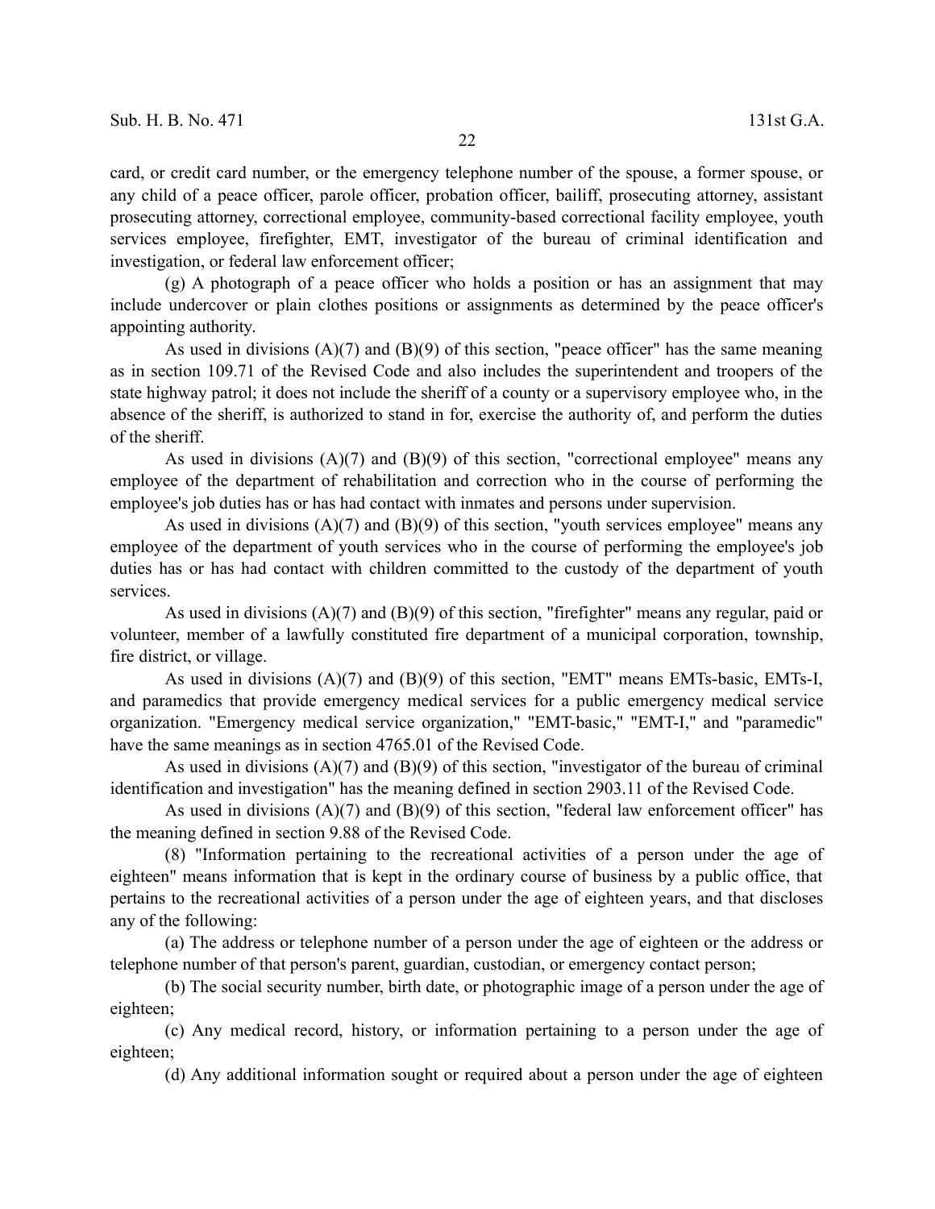card, or credit card number, or the emergency telephone number of the spouse, a former spouse, or any child of a peace officer, parole officer, probation officer, bailiff, prosecuting attorney, assistant prosecuting attorney, correctional employee, community-based correctional facility employee, youth services employee, firefighter, EMT, investigator of the bureau of criminal identification and investigation, or federal law enforcement officer;

(g) A photograph of a peace officer who holds a position or has an assignment that may include undercover or plain clothes positions or assignments as determined by the peace officer's appointing authority.

As used in divisions (A)(7) and (B)(9) of this section, "peace officer" has the same meaning as in section 109.71 of the Revised Code and also includes the superintendent and troopers of the state highway patrol; it does not include the sheriff of a county or a supervisory employee who, in the absence of the sheriff, is authorized to stand in for, exercise the authority of, and perform the duties of the sheriff.

As used in divisions (A)(7) and (B)(9) of this section, "correctional employee" means any employee of the department of rehabilitation and correction who in the course of performing the employee's job duties has or has had contact with inmates and persons under supervision.

As used in divisions (A)(7) and (B)(9) of this section, "youth services employee" means any employee of the department of youth services who in the course of performing the employee's job duties has or has had contact with children committed to the custody of the department of youth services.

As used in divisions (A)(7) and (B)(9) of this section, "firefighter" means any regular, paid or volunteer, member of a lawfully constituted fire department of a municipal corporation, township, fire district, or village.

As used in divisions (A)(7) and (B)(9) of this section, "EMT" means EMTs-basic, EMTs-I, and paramedics that provide emergency medical services for a public emergency medical service organization. "Emergency medical service organization," "EMT-basic," "EMT-I," and "paramedic" have the same meanings as in section 4765.01 of the Revised Code.

As used in divisions (A)(7) and (B)(9) of this section, "investigator of the bureau of criminal identification and investigation" has the meaning defined in section 2903.11 of the Revised Code.

As used in divisions (A)(7) and (B)(9) of this section, "federal law enforcement officer" has the meaning defined in section 9.88 of the Revised Code.

(8) "Information pertaining to the recreational activities of a person under the age of eighteen" means information that is kept in the ordinary course of business by a public office, that pertains to the recreational activities of a person under the age of eighteen years, and that discloses any of the following:

(a) The address or telephone number of a person under the age of eighteen or the address or telephone number of that person's parent, guardian, custodian, or emergency contact person;

(b) The social security number, birth date, or photographic image of a person under the age of eighteen;

(c) Any medical record, history, or information pertaining to a person under the age of eighteen;

(d) Any additional information sought or required about a person under the age of eighteen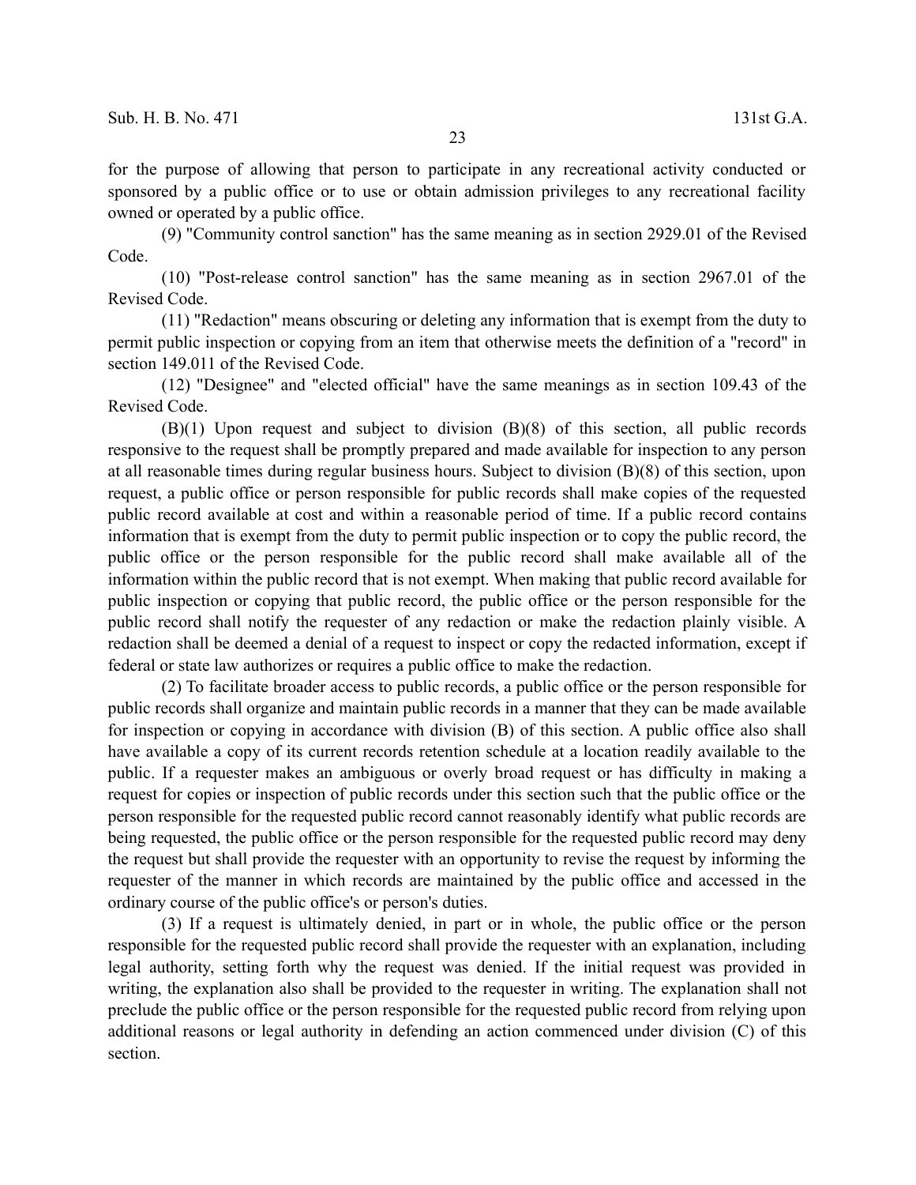for the purpose of allowing that person to participate in any recreational activity conducted or sponsored by a public office or to use or obtain admission privileges to any recreational facility owned or operated by a public office.

(9) "Community control sanction" has the same meaning as in section 2929.01 of the Revised Code.

(10) "Post-release control sanction" has the same meaning as in section 2967.01 of the Revised Code.

(11) "Redaction" means obscuring or deleting any information that is exempt from the duty to permit public inspection or copying from an item that otherwise meets the definition of a "record" in section 149.011 of the Revised Code.

(12) "Designee" and "elected official" have the same meanings as in section 109.43 of the Revised Code.

(B)(1) Upon request and subject to division (B)(8) of this section, all public records responsive to the request shall be promptly prepared and made available for inspection to any person at all reasonable times during regular business hours. Subject to division (B)(8) of this section, upon request, a public office or person responsible for public records shall make copies of the requested public record available at cost and within a reasonable period of time. If a public record contains information that is exempt from the duty to permit public inspection or to copy the public record, the public office or the person responsible for the public record shall make available all of the information within the public record that is not exempt. When making that public record available for public inspection or copying that public record, the public office or the person responsible for the public record shall notify the requester of any redaction or make the redaction plainly visible. A redaction shall be deemed a denial of a request to inspect or copy the redacted information, except if federal or state law authorizes or requires a public office to make the redaction.

(2) To facilitate broader access to public records, a public office or the person responsible for public records shall organize and maintain public records in a manner that they can be made available for inspection or copying in accordance with division (B) of this section. A public office also shall have available a copy of its current records retention schedule at a location readily available to the public. If a requester makes an ambiguous or overly broad request or has difficulty in making a request for copies or inspection of public records under this section such that the public office or the person responsible for the requested public record cannot reasonably identify what public records are being requested, the public office or the person responsible for the requested public record may deny the request but shall provide the requester with an opportunity to revise the request by informing the requester of the manner in which records are maintained by the public office and accessed in the ordinary course of the public office's or person's duties.

(3) If a request is ultimately denied, in part or in whole, the public office or the person responsible for the requested public record shall provide the requester with an explanation, including legal authority, setting forth why the request was denied. If the initial request was provided in writing, the explanation also shall be provided to the requester in writing. The explanation shall not preclude the public office or the person responsible for the requested public record from relying upon additional reasons or legal authority in defending an action commenced under division (C) of this section.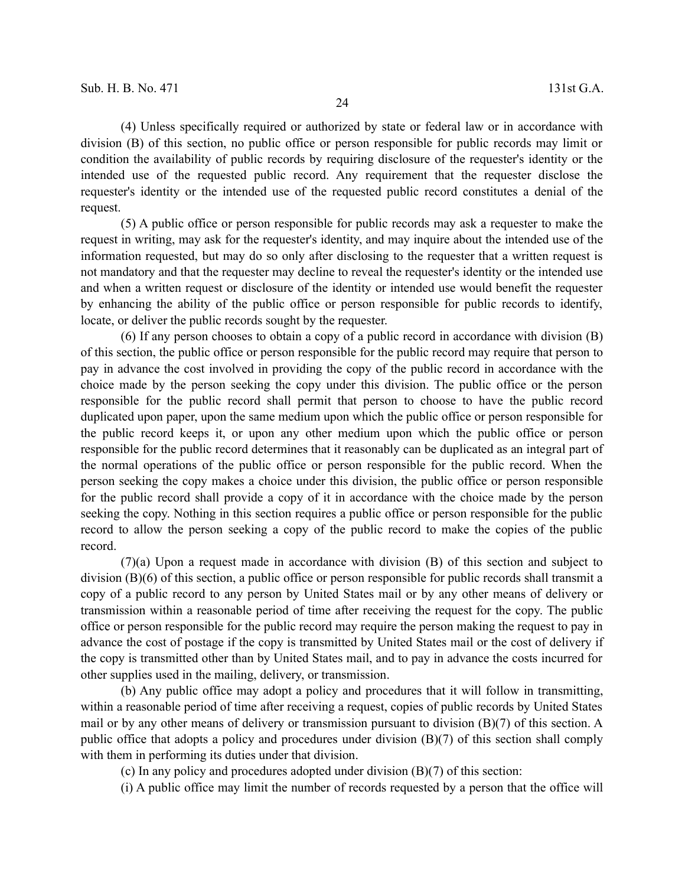(4) Unless specifically required or authorized by state or federal law or in accordance with division (B) of this section, no public office or person responsible for public records may limit or condition the availability of public records by requiring disclosure of the requester's identity or the intended use of the requested public record. Any requirement that the requester disclose the requester's identity or the intended use of the requested public record constitutes a denial of the request.

(5) A public office or person responsible for public records may ask a requester to make the request in writing, may ask for the requester's identity, and may inquire about the intended use of the information requested, but may do so only after disclosing to the requester that a written request is not mandatory and that the requester may decline to reveal the requester's identity or the intended use and when a written request or disclosure of the identity or intended use would benefit the requester by enhancing the ability of the public office or person responsible for public records to identify, locate, or deliver the public records sought by the requester.

(6) If any person chooses to obtain a copy of a public record in accordance with division (B) of this section, the public office or person responsible for the public record may require that person to pay in advance the cost involved in providing the copy of the public record in accordance with the choice made by the person seeking the copy under this division. The public office or the person responsible for the public record shall permit that person to choose to have the public record duplicated upon paper, upon the same medium upon which the public office or person responsible for the public record keeps it, or upon any other medium upon which the public office or person responsible for the public record determines that it reasonably can be duplicated as an integral part of the normal operations of the public office or person responsible for the public record. When the person seeking the copy makes a choice under this division, the public office or person responsible for the public record shall provide a copy of it in accordance with the choice made by the person seeking the copy. Nothing in this section requires a public office or person responsible for the public record to allow the person seeking a copy of the public record to make the copies of the public record.

(7)(a) Upon a request made in accordance with division (B) of this section and subject to division (B)(6) of this section, a public office or person responsible for public records shall transmit a copy of a public record to any person by United States mail or by any other means of delivery or transmission within a reasonable period of time after receiving the request for the copy. The public office or person responsible for the public record may require the person making the request to pay in advance the cost of postage if the copy is transmitted by United States mail or the cost of delivery if the copy is transmitted other than by United States mail, and to pay in advance the costs incurred for other supplies used in the mailing, delivery, or transmission.

(b) Any public office may adopt a policy and procedures that it will follow in transmitting, within a reasonable period of time after receiving a request, copies of public records by United States mail or by any other means of delivery or transmission pursuant to division (B)(7) of this section. A public office that adopts a policy and procedures under division (B)(7) of this section shall comply with them in performing its duties under that division.

(c) In any policy and procedures adopted under division (B)(7) of this section:

(i) A public office may limit the number of records requested by a person that the office will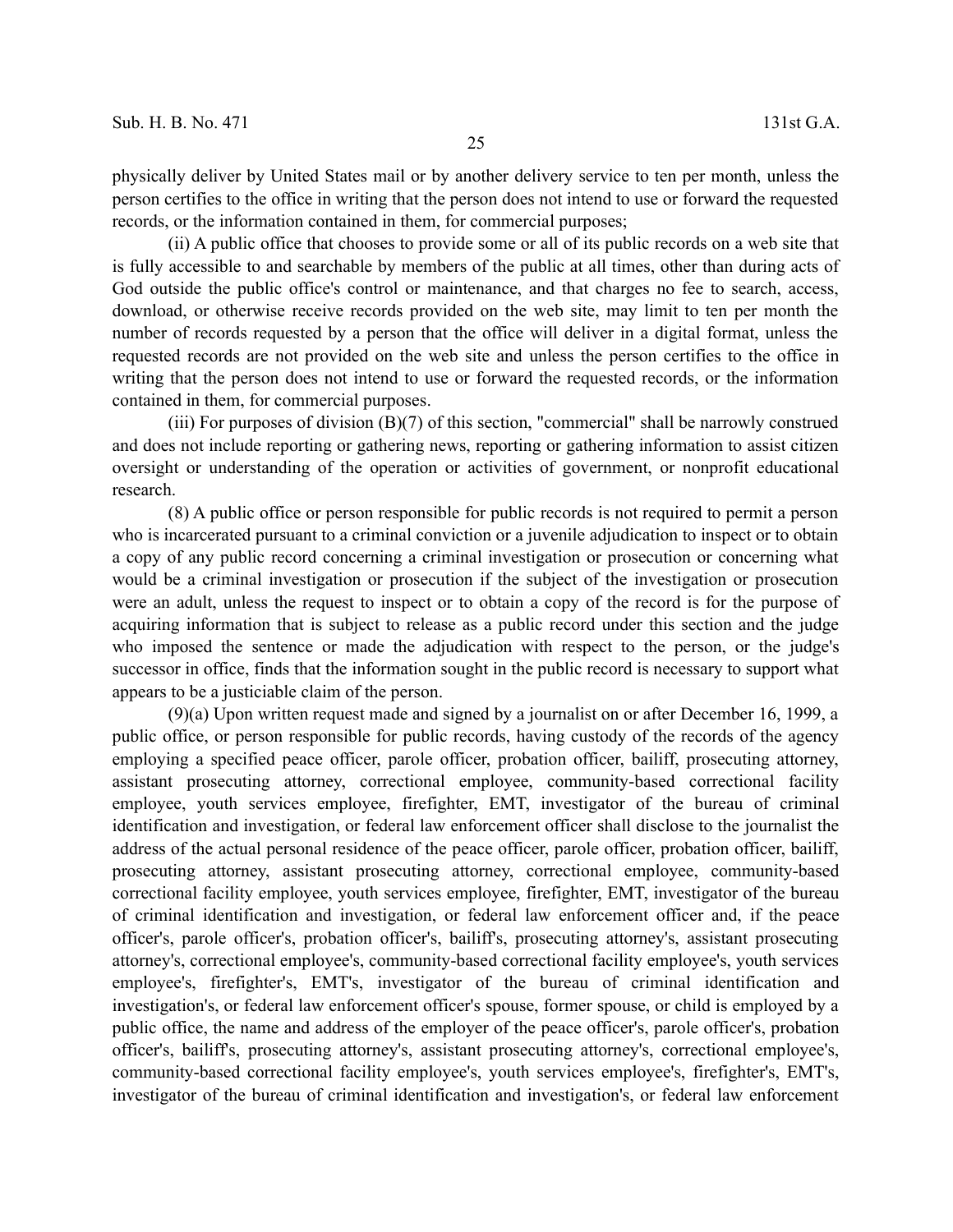physically deliver by United States mail or by another delivery service to ten per month, unless the person certifies to the office in writing that the person does not intend to use or forward the requested records, or the information contained in them, for commercial purposes;

(ii) A public office that chooses to provide some or all of its public records on a web site that is fully accessible to and searchable by members of the public at all times, other than during acts of God outside the public office's control or maintenance, and that charges no fee to search, access, download, or otherwise receive records provided on the web site, may limit to ten per month the number of records requested by a person that the office will deliver in a digital format, unless the requested records are not provided on the web site and unless the person certifies to the office in writing that the person does not intend to use or forward the requested records, or the information contained in them, for commercial purposes.

(iii) For purposes of division (B)(7) of this section, "commercial" shall be narrowly construed and does not include reporting or gathering news, reporting or gathering information to assist citizen oversight or understanding of the operation or activities of government, or nonprofit educational research.

(8) A public office or person responsible for public records is not required to permit a person who is incarcerated pursuant to a criminal conviction or a juvenile adjudication to inspect or to obtain a copy of any public record concerning a criminal investigation or prosecution or concerning what would be a criminal investigation or prosecution if the subject of the investigation or prosecution were an adult, unless the request to inspect or to obtain a copy of the record is for the purpose of acquiring information that is subject to release as a public record under this section and the judge who imposed the sentence or made the adjudication with respect to the person, or the judge's successor in office, finds that the information sought in the public record is necessary to support what appears to be a justiciable claim of the person.

(9)(a) Upon written request made and signed by a journalist on or after December 16, 1999, a public office, or person responsible for public records, having custody of the records of the agency employing a specified peace officer, parole officer, probation officer, bailiff, prosecuting attorney, assistant prosecuting attorney, correctional employee, community-based correctional facility employee, youth services employee, firefighter, EMT, investigator of the bureau of criminal identification and investigation, or federal law enforcement officer shall disclose to the journalist the address of the actual personal residence of the peace officer, parole officer, probation officer, bailiff, prosecuting attorney, assistant prosecuting attorney, correctional employee, community-based correctional facility employee, youth services employee, firefighter, EMT, investigator of the bureau of criminal identification and investigation, or federal law enforcement officer and, if the peace officer's, parole officer's, probation officer's, bailiff's, prosecuting attorney's, assistant prosecuting attorney's, correctional employee's, community-based correctional facility employee's, youth services employee's, firefighter's, EMT's, investigator of the bureau of criminal identification and investigation's, or federal law enforcement officer's spouse, former spouse, or child is employed by a public office, the name and address of the employer of the peace officer's, parole officer's, probation officer's, bailiff's, prosecuting attorney's, assistant prosecuting attorney's, correctional employee's, community-based correctional facility employee's, youth services employee's, firefighter's, EMT's, investigator of the bureau of criminal identification and investigation's, or federal law enforcement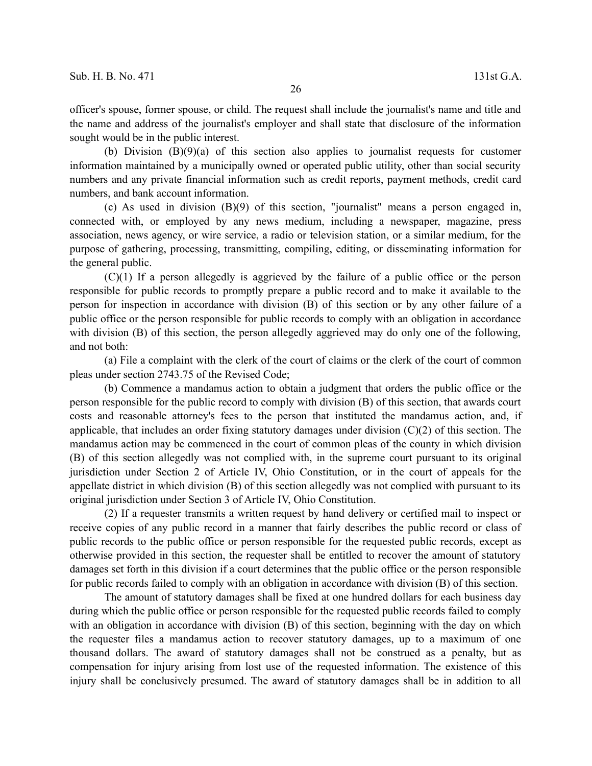officer's spouse, former spouse, or child. The request shall include the journalist's name and title and the name and address of the journalist's employer and shall state that disclosure of the information sought would be in the public interest.

(b) Division (B)(9)(a) of this section also applies to journalist requests for customer information maintained by a municipally owned or operated public utility, other than social security numbers and any private financial information such as credit reports, payment methods, credit card numbers, and bank account information.

(c) As used in division (B)(9) of this section, "journalist" means a person engaged in, connected with, or employed by any news medium, including a newspaper, magazine, press association, news agency, or wire service, a radio or television station, or a similar medium, for the purpose of gathering, processing, transmitting, compiling, editing, or disseminating information for the general public.

(C)(1) If a person allegedly is aggrieved by the failure of a public office or the person responsible for public records to promptly prepare a public record and to make it available to the person for inspection in accordance with division (B) of this section or by any other failure of a public office or the person responsible for public records to comply with an obligation in accordance with division (B) of this section, the person allegedly aggrieved may do only one of the following, and not both:

(a) File a complaint with the clerk of the court of claims or the clerk of the court of common pleas under section 2743.75 of the Revised Code;

(b) Commence a mandamus action to obtain a judgment that orders the public office or the person responsible for the public record to comply with division (B) of this section, that awards court costs and reasonable attorney's fees to the person that instituted the mandamus action, and, if applicable, that includes an order fixing statutory damages under division (C)(2) of this section. The mandamus action may be commenced in the court of common pleas of the county in which division (B) of this section allegedly was not complied with, in the supreme court pursuant to its original jurisdiction under Section 2 of Article IV, Ohio Constitution, or in the court of appeals for the appellate district in which division (B) of this section allegedly was not complied with pursuant to its original jurisdiction under Section 3 of Article IV, Ohio Constitution.

(2) If a requester transmits a written request by hand delivery or certified mail to inspect or receive copies of any public record in a manner that fairly describes the public record or class of public records to the public office or person responsible for the requested public records, except as otherwise provided in this section, the requester shall be entitled to recover the amount of statutory damages set forth in this division if a court determines that the public office or the person responsible for public records failed to comply with an obligation in accordance with division (B) of this section.

The amount of statutory damages shall be fixed at one hundred dollars for each business day during which the public office or person responsible for the requested public records failed to comply with an obligation in accordance with division (B) of this section, beginning with the day on which the requester files a mandamus action to recover statutory damages, up to a maximum of one thousand dollars. The award of statutory damages shall not be construed as a penalty, but as compensation for injury arising from lost use of the requested information. The existence of this injury shall be conclusively presumed. The award of statutory damages shall be in addition to all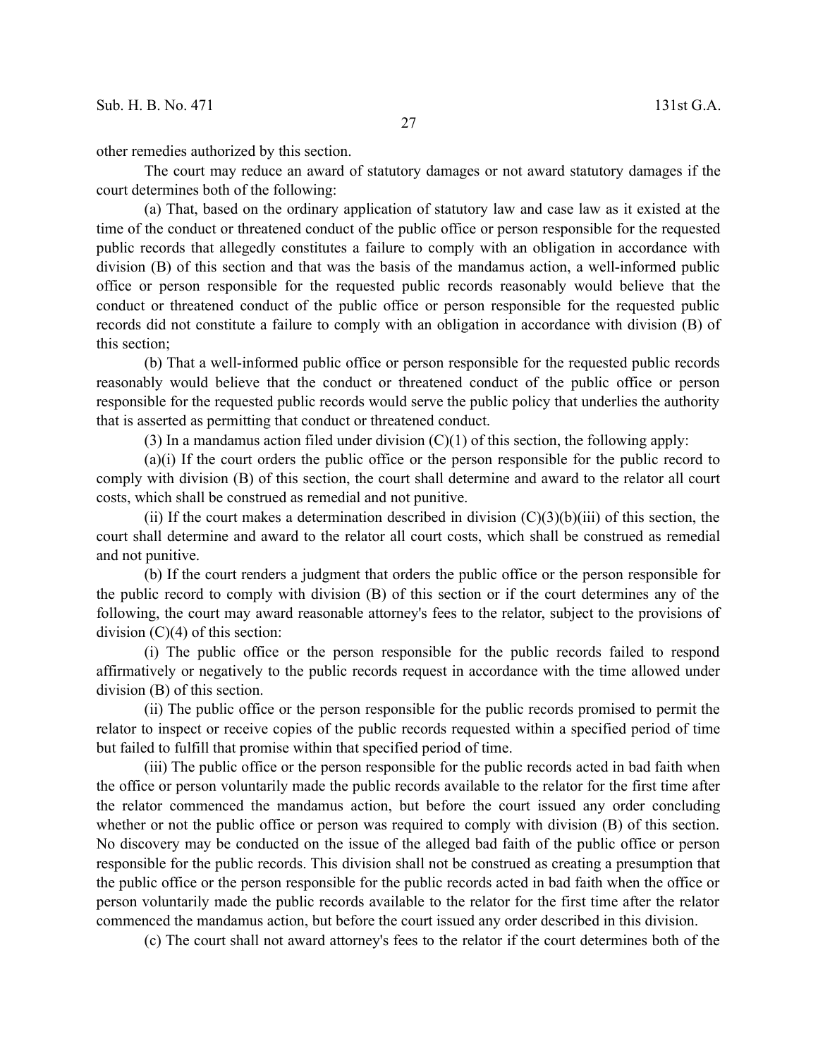other remedies authorized by this section.

The court may reduce an award of statutory damages or not award statutory damages if the court determines both of the following:

(a) That, based on the ordinary application of statutory law and case law as it existed at the time of the conduct or threatened conduct of the public office or person responsible for the requested public records that allegedly constitutes a failure to comply with an obligation in accordance with division (B) of this section and that was the basis of the mandamus action, a well-informed public office or person responsible for the requested public records reasonably would believe that the conduct or threatened conduct of the public office or person responsible for the requested public records did not constitute a failure to comply with an obligation in accordance with division (B) of this section;

(b) That a well-informed public office or person responsible for the requested public records reasonably would believe that the conduct or threatened conduct of the public office or person responsible for the requested public records would serve the public policy that underlies the authority that is asserted as permitting that conduct or threatened conduct.

(3) In a mandamus action filed under division (C)(1) of this section, the following apply:

(a)(i) If the court orders the public office or the person responsible for the public record to comply with division (B) of this section, the court shall determine and award to the relator all court costs, which shall be construed as remedial and not punitive.

(ii) If the court makes a determination described in division (C)(3)(b)(iii) of this section, the court shall determine and award to the relator all court costs, which shall be construed as remedial and not punitive.

(b) If the court renders a judgment that orders the public office or the person responsible for the public record to comply with division (B) of this section or if the court determines any of the following, the court may award reasonable attorney's fees to the relator, subject to the provisions of division (C)(4) of this section:

(i) The public office or the person responsible for the public records failed to respond affirmatively or negatively to the public records request in accordance with the time allowed under division (B) of this section.

(ii) The public office or the person responsible for the public records promised to permit the relator to inspect or receive copies of the public records requested within a specified period of time but failed to fulfill that promise within that specified period of time.

(iii) The public office or the person responsible for the public records acted in bad faith when the office or person voluntarily made the public records available to the relator for the first time after the relator commenced the mandamus action, but before the court issued any order concluding whether or not the public office or person was required to comply with division (B) of this section. No discovery may be conducted on the issue of the alleged bad faith of the public office or person responsible for the public records. This division shall not be construed as creating a presumption that the public office or the person responsible for the public records acted in bad faith when the office or person voluntarily made the public records available to the relator for the first time after the relator commenced the mandamus action, but before the court issued any order described in this division.

(c) The court shall not award attorney's fees to the relator if the court determines both of the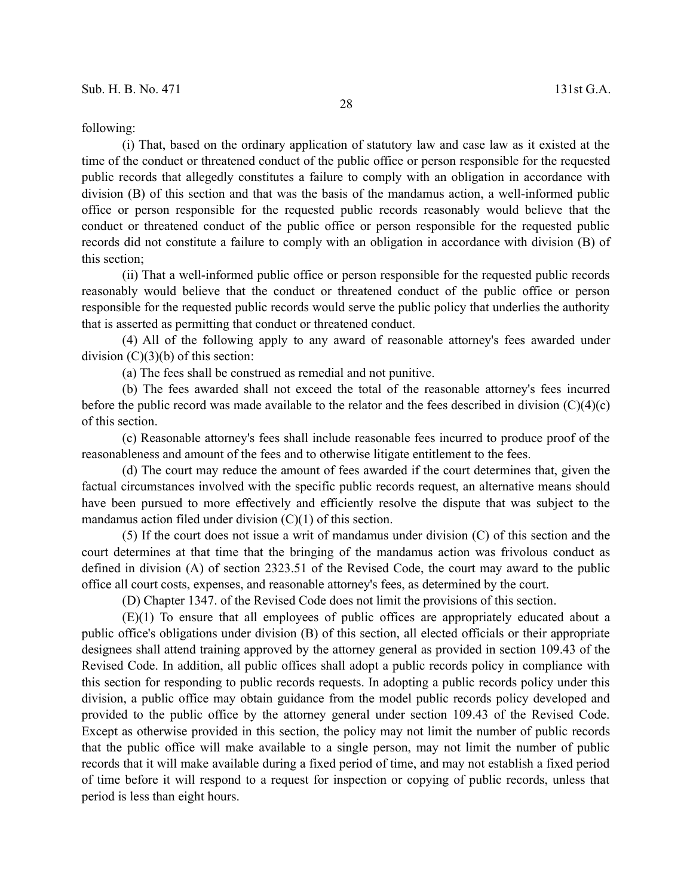following:

(i) That, based on the ordinary application of statutory law and case law as it existed at the time of the conduct or threatened conduct of the public office or person responsible for the requested public records that allegedly constitutes a failure to comply with an obligation in accordance with division (B) of this section and that was the basis of the mandamus action, a well-informed public office or person responsible for the requested public records reasonably would believe that the conduct or threatened conduct of the public office or person responsible for the requested public records did not constitute a failure to comply with an obligation in accordance with division (B) of this section;

(ii) That a well-informed public office or person responsible for the requested public records reasonably would believe that the conduct or threatened conduct of the public office or person responsible for the requested public records would serve the public policy that underlies the authority that is asserted as permitting that conduct or threatened conduct.

(4) All of the following apply to any award of reasonable attorney's fees awarded under division (C)(3)(b) of this section:

(a) The fees shall be construed as remedial and not punitive.

(b) The fees awarded shall not exceed the total of the reasonable attorney's fees incurred before the public record was made available to the relator and the fees described in division (C)(4)(c) of this section.

(c) Reasonable attorney's fees shall include reasonable fees incurred to produce proof of the reasonableness and amount of the fees and to otherwise litigate entitlement to the fees.

(d) The court may reduce the amount of fees awarded if the court determines that, given the factual circumstances involved with the specific public records request, an alternative means should have been pursued to more effectively and efficiently resolve the dispute that was subject to the mandamus action filed under division (C)(1) of this section.

(5) If the court does not issue a writ of mandamus under division (C) of this section and the court determines at that time that the bringing of the mandamus action was frivolous conduct as defined in division (A) of section 2323.51 of the Revised Code, the court may award to the public office all court costs, expenses, and reasonable attorney's fees, as determined by the court.

(D) Chapter 1347. of the Revised Code does not limit the provisions of this section.

(E)(1) To ensure that all employees of public offices are appropriately educated about a public office's obligations under division (B) of this section, all elected officials or their appropriate designees shall attend training approved by the attorney general as provided in section 109.43 of the Revised Code. In addition, all public offices shall adopt a public records policy in compliance with this section for responding to public records requests. In adopting a public records policy under this division, a public office may obtain guidance from the model public records policy developed and provided to the public office by the attorney general under section 109.43 of the Revised Code. Except as otherwise provided in this section, the policy may not limit the number of public records that the public office will make available to a single person, may not limit the number of public records that it will make available during a fixed period of time, and may not establish a fixed period of time before it will respond to a request for inspection or copying of public records, unless that period is less than eight hours.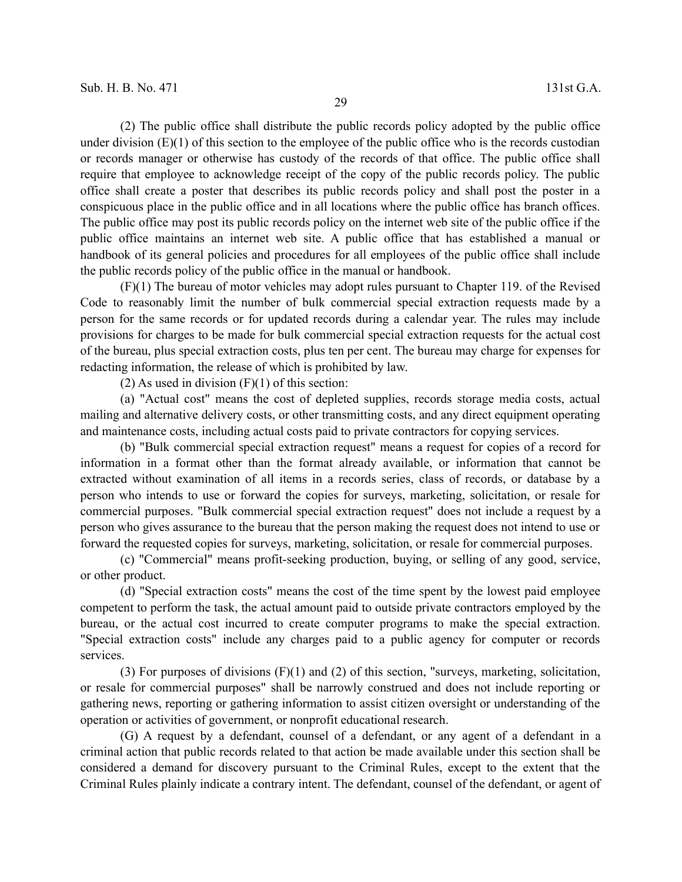(2) The public office shall distribute the public records policy adopted by the public office under division (E)(1) of this section to the employee of the public office who is the records custodian or records manager or otherwise has custody of the records of that office. The public office shall require that employee to acknowledge receipt of the copy of the public records policy. The public office shall create a poster that describes its public records policy and shall post the poster in a conspicuous place in the public office and in all locations where the public office has branch offices. The public office may post its public records policy on the internet web site of the public office if the public office maintains an internet web site. A public office that has established a manual or handbook of its general policies and procedures for all employees of the public office shall include the public records policy of the public office in the manual or handbook.

(F)(1) The bureau of motor vehicles may adopt rules pursuant to Chapter 119. of the Revised Code to reasonably limit the number of bulk commercial special extraction requests made by a person for the same records or for updated records during a calendar year. The rules may include provisions for charges to be made for bulk commercial special extraction requests for the actual cost of the bureau, plus special extraction costs, plus ten per cent. The bureau may charge for expenses for redacting information, the release of which is prohibited by law.

(2) As used in division (F)(1) of this section:

(a) "Actual cost" means the cost of depleted supplies, records storage media costs, actual mailing and alternative delivery costs, or other transmitting costs, and any direct equipment operating and maintenance costs, including actual costs paid to private contractors for copying services.

(b) "Bulk commercial special extraction request" means a request for copies of a record for information in a format other than the format already available, or information that cannot be extracted without examination of all items in a records series, class of records, or database by a person who intends to use or forward the copies for surveys, marketing, solicitation, or resale for commercial purposes. "Bulk commercial special extraction request" does not include a request by a person who gives assurance to the bureau that the person making the request does not intend to use or forward the requested copies for surveys, marketing, solicitation, or resale for commercial purposes.

(c) "Commercial" means profit-seeking production, buying, or selling of any good, service, or other product.

(d) "Special extraction costs" means the cost of the time spent by the lowest paid employee competent to perform the task, the actual amount paid to outside private contractors employed by the bureau, or the actual cost incurred to create computer programs to make the special extraction. "Special extraction costs" include any charges paid to a public agency for computer or records services.

(3) For purposes of divisions (F)(1) and (2) of this section, "surveys, marketing, solicitation, or resale for commercial purposes" shall be narrowly construed and does not include reporting or gathering news, reporting or gathering information to assist citizen oversight or understanding of the operation or activities of government, or nonprofit educational research.

(G) A request by a defendant, counsel of a defendant, or any agent of a defendant in a criminal action that public records related to that action be made available under this section shall be considered a demand for discovery pursuant to the Criminal Rules, except to the extent that the Criminal Rules plainly indicate a contrary intent. The defendant, counsel of the defendant, or agent of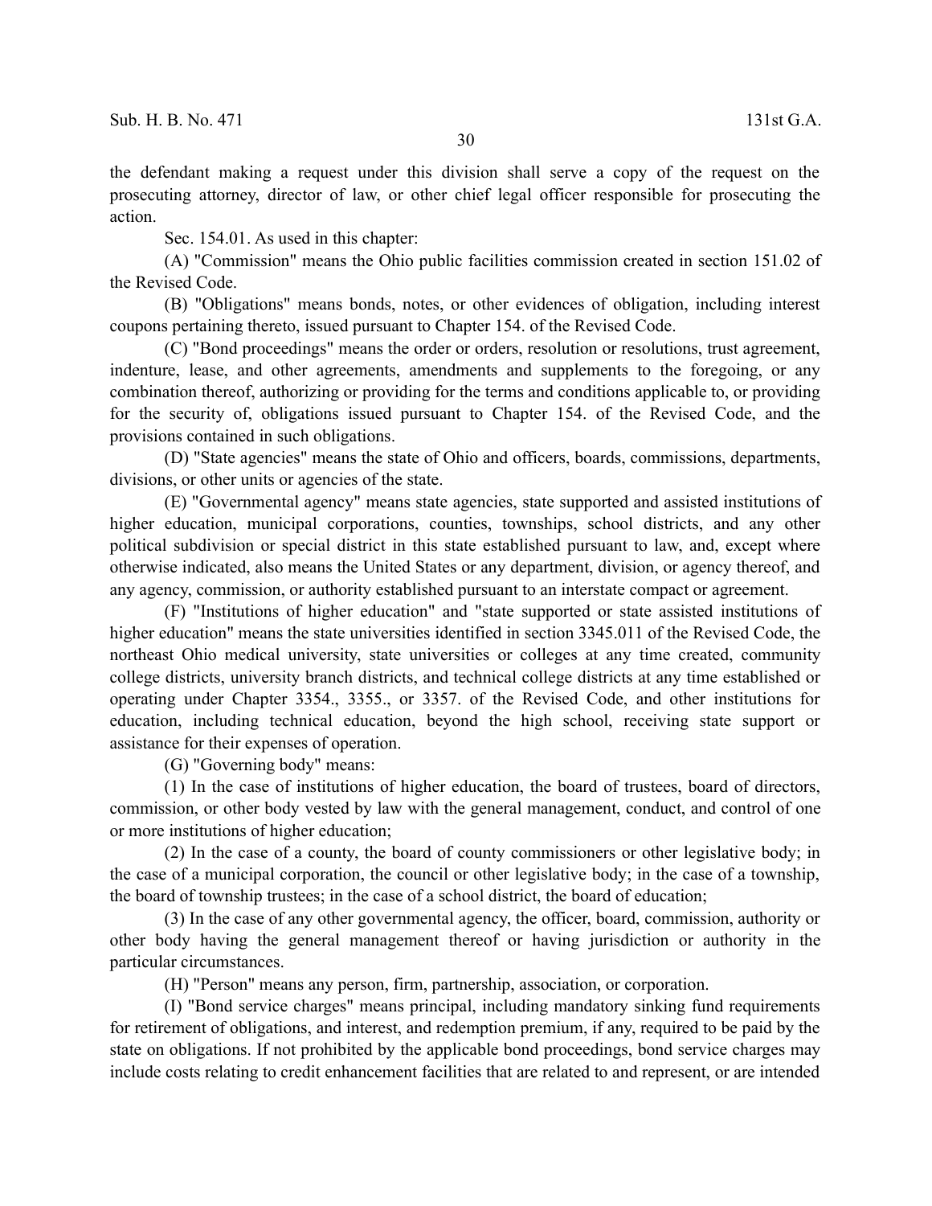the defendant making a request under this division shall serve a copy of the request on the prosecuting attorney, director of law, or other chief legal officer responsible for prosecuting the action.

Sec. 154.01. As used in this chapter:

(A) "Commission" means the Ohio public facilities commission created in section 151.02 of the Revised Code.

(B) "Obligations" means bonds, notes, or other evidences of obligation, including interest coupons pertaining thereto, issued pursuant to Chapter 154. of the Revised Code.

(C) "Bond proceedings" means the order or orders, resolution or resolutions, trust agreement, indenture, lease, and other agreements, amendments and supplements to the foregoing, or any combination thereof, authorizing or providing for the terms and conditions applicable to, or providing for the security of, obligations issued pursuant to Chapter 154. of the Revised Code, and the provisions contained in such obligations.

(D) "State agencies" means the state of Ohio and officers, boards, commissions, departments, divisions, or other units or agencies of the state.

(E) "Governmental agency" means state agencies, state supported and assisted institutions of higher education, municipal corporations, counties, townships, school districts, and any other political subdivision or special district in this state established pursuant to law, and, except where otherwise indicated, also means the United States or any department, division, or agency thereof, and any agency, commission, or authority established pursuant to an interstate compact or agreement.

(F) "Institutions of higher education" and "state supported or state assisted institutions of higher education" means the state universities identified in section 3345.011 of the Revised Code, the northeast Ohio medical university, state universities or colleges at any time created, community college districts, university branch districts, and technical college districts at any time established or operating under Chapter 3354., 3355., or 3357. of the Revised Code, and other institutions for education, including technical education, beyond the high school, receiving state support or assistance for their expenses of operation.

(G) "Governing body" means:

(1) In the case of institutions of higher education, the board of trustees, board of directors, commission, or other body vested by law with the general management, conduct, and control of one or more institutions of higher education;

(2) In the case of a county, the board of county commissioners or other legislative body; in the case of a municipal corporation, the council or other legislative body; in the case of a township, the board of township trustees; in the case of a school district, the board of education;

(3) In the case of any other governmental agency, the officer, board, commission, authority or other body having the general management thereof or having jurisdiction or authority in the particular circumstances.

(H) "Person" means any person, firm, partnership, association, or corporation.

(I) "Bond service charges" means principal, including mandatory sinking fund requirements for retirement of obligations, and interest, and redemption premium, if any, required to be paid by the state on obligations. If not prohibited by the applicable bond proceedings, bond service charges may include costs relating to credit enhancement facilities that are related to and represent, or are intended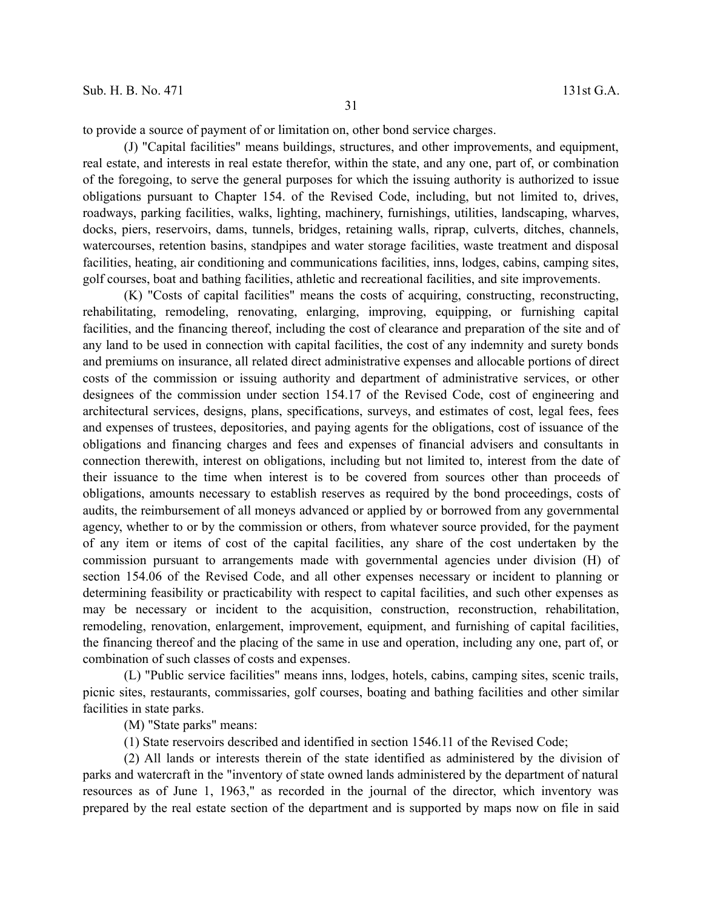to provide a source of payment of or limitation on, other bond service charges.

(J) "Capital facilities" means buildings, structures, and other improvements, and equipment, real estate, and interests in real estate therefor, within the state, and any one, part of, or combination of the foregoing, to serve the general purposes for which the issuing authority is authorized to issue obligations pursuant to Chapter 154. of the Revised Code, including, but not limited to, drives, roadways, parking facilities, walks, lighting, machinery, furnishings, utilities, landscaping, wharves, docks, piers, reservoirs, dams, tunnels, bridges, retaining walls, riprap, culverts, ditches, channels, watercourses, retention basins, standpipes and water storage facilities, waste treatment and disposal facilities, heating, air conditioning and communications facilities, inns, lodges, cabins, camping sites, golf courses, boat and bathing facilities, athletic and recreational facilities, and site improvements.

(K) "Costs of capital facilities" means the costs of acquiring, constructing, reconstructing, rehabilitating, remodeling, renovating, enlarging, improving, equipping, or furnishing capital facilities, and the financing thereof, including the cost of clearance and preparation of the site and of any land to be used in connection with capital facilities, the cost of any indemnity and surety bonds and premiums on insurance, all related direct administrative expenses and allocable portions of direct costs of the commission or issuing authority and department of administrative services, or other designees of the commission under section 154.17 of the Revised Code, cost of engineering and architectural services, designs, plans, specifications, surveys, and estimates of cost, legal fees, fees and expenses of trustees, depositories, and paying agents for the obligations, cost of issuance of the obligations and financing charges and fees and expenses of financial advisers and consultants in connection therewith, interest on obligations, including but not limited to, interest from the date of their issuance to the time when interest is to be covered from sources other than proceeds of obligations, amounts necessary to establish reserves as required by the bond proceedings, costs of audits, the reimbursement of all moneys advanced or applied by or borrowed from any governmental agency, whether to or by the commission or others, from whatever source provided, for the payment of any item or items of cost of the capital facilities, any share of the cost undertaken by the commission pursuant to arrangements made with governmental agencies under division (H) of section 154.06 of the Revised Code, and all other expenses necessary or incident to planning or determining feasibility or practicability with respect to capital facilities, and such other expenses as may be necessary or incident to the acquisition, construction, reconstruction, rehabilitation, remodeling, renovation, enlargement, improvement, equipment, and furnishing of capital facilities, the financing thereof and the placing of the same in use and operation, including any one, part of, or combination of such classes of costs and expenses.

(L) "Public service facilities" means inns, lodges, hotels, cabins, camping sites, scenic trails, picnic sites, restaurants, commissaries, golf courses, boating and bathing facilities and other similar facilities in state parks.

(M) "State parks" means:

(1) State reservoirs described and identified in section 1546.11 of the Revised Code;

(2) All lands or interests therein of the state identified as administered by the division of parks and watercraft in the "inventory of state owned lands administered by the department of natural resources as of June 1, 1963," as recorded in the journal of the director, which inventory was prepared by the real estate section of the department and is supported by maps now on file in said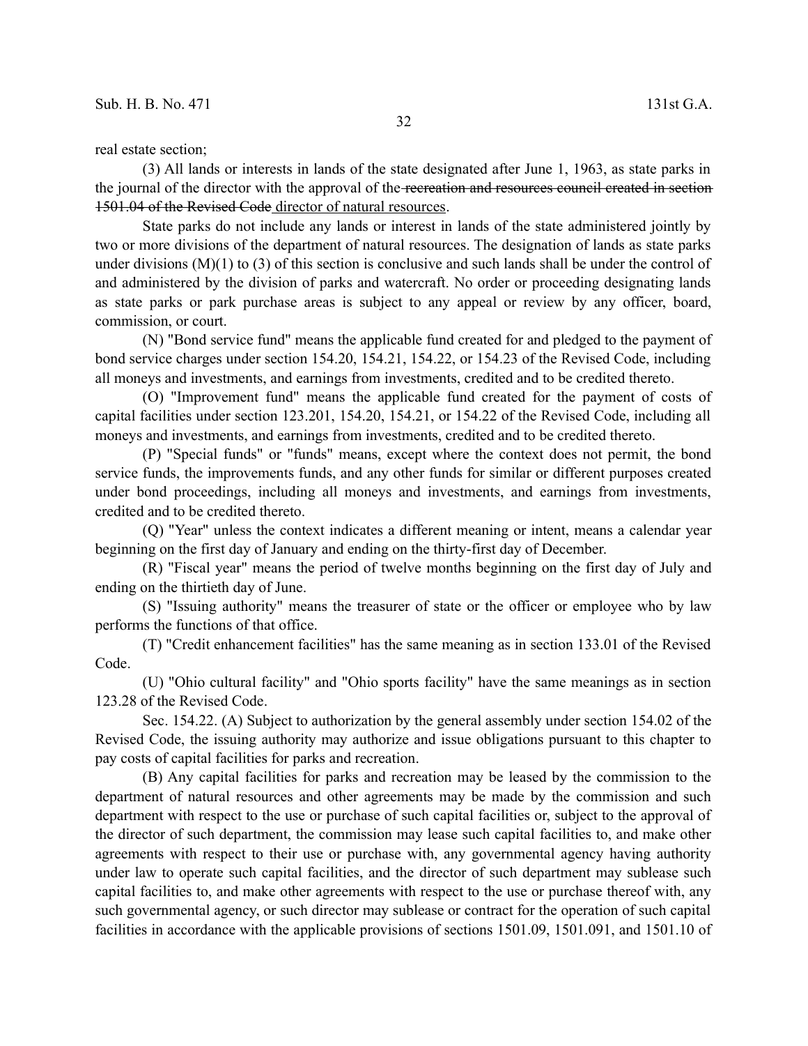real estate section;

(3) All lands or interests in lands of the state designated after June 1, 1963, as state parks in the journal of the director with the approval of the ~~recreation and resources council created in section 1501.04 of the Revised Code~~ <u>director of natural resources</u>.

State parks do not include any lands or interest in lands of the state administered jointly by two or more divisions of the department of natural resources. The designation of lands as state parks under divisions (M)(1) to (3) of this section is conclusive and such lands shall be under the control of and administered by the division of parks and watercraft. No order or proceeding designating lands as state parks or park purchase areas is subject to any appeal or review by any officer, board, commission, or court.

(N) "Bond service fund" means the applicable fund created for and pledged to the payment of bond service charges under section 154.20, 154.21, 154.22, or 154.23 of the Revised Code, including all moneys and investments, and earnings from investments, credited and to be credited thereto.

(O) "Improvement fund" means the applicable fund created for the payment of costs of capital facilities under section 123.201, 154.20, 154.21, or 154.22 of the Revised Code, including all moneys and investments, and earnings from investments, credited and to be credited thereto.

(P) "Special funds" or "funds" means, except where the context does not permit, the bond service funds, the improvements funds, and any other funds for similar or different purposes created under bond proceedings, including all moneys and investments, and earnings from investments, credited and to be credited thereto.

(Q) "Year" unless the context indicates a different meaning or intent, means a calendar year beginning on the first day of January and ending on the thirty-first day of December.

(R) "Fiscal year" means the period of twelve months beginning on the first day of July and ending on the thirtieth day of June.

(S) "Issuing authority" means the treasurer of state or the officer or employee who by law performs the functions of that office.

(T) "Credit enhancement facilities" has the same meaning as in section 133.01 of the Revised Code.

(U) "Ohio cultural facility" and "Ohio sports facility" have the same meanings as in section 123.28 of the Revised Code.

Sec. 154.22. (A) Subject to authorization by the general assembly under section 154.02 of the Revised Code, the issuing authority may authorize and issue obligations pursuant to this chapter to pay costs of capital facilities for parks and recreation.

(B) Any capital facilities for parks and recreation may be leased by the commission to the department of natural resources and other agreements may be made by the commission and such department with respect to the use or purchase of such capital facilities or, subject to the approval of the director of such department, the commission may lease such capital facilities to, and make other agreements with respect to their use or purchase with, any governmental agency having authority under law to operate such capital facilities, and the director of such department may sublease such capital facilities to, and make other agreements with respect to the use or purchase thereof with, any such governmental agency, or such director may sublease or contract for the operation of such capital facilities in accordance with the applicable provisions of sections 1501.09, 1501.091, and 1501.10 of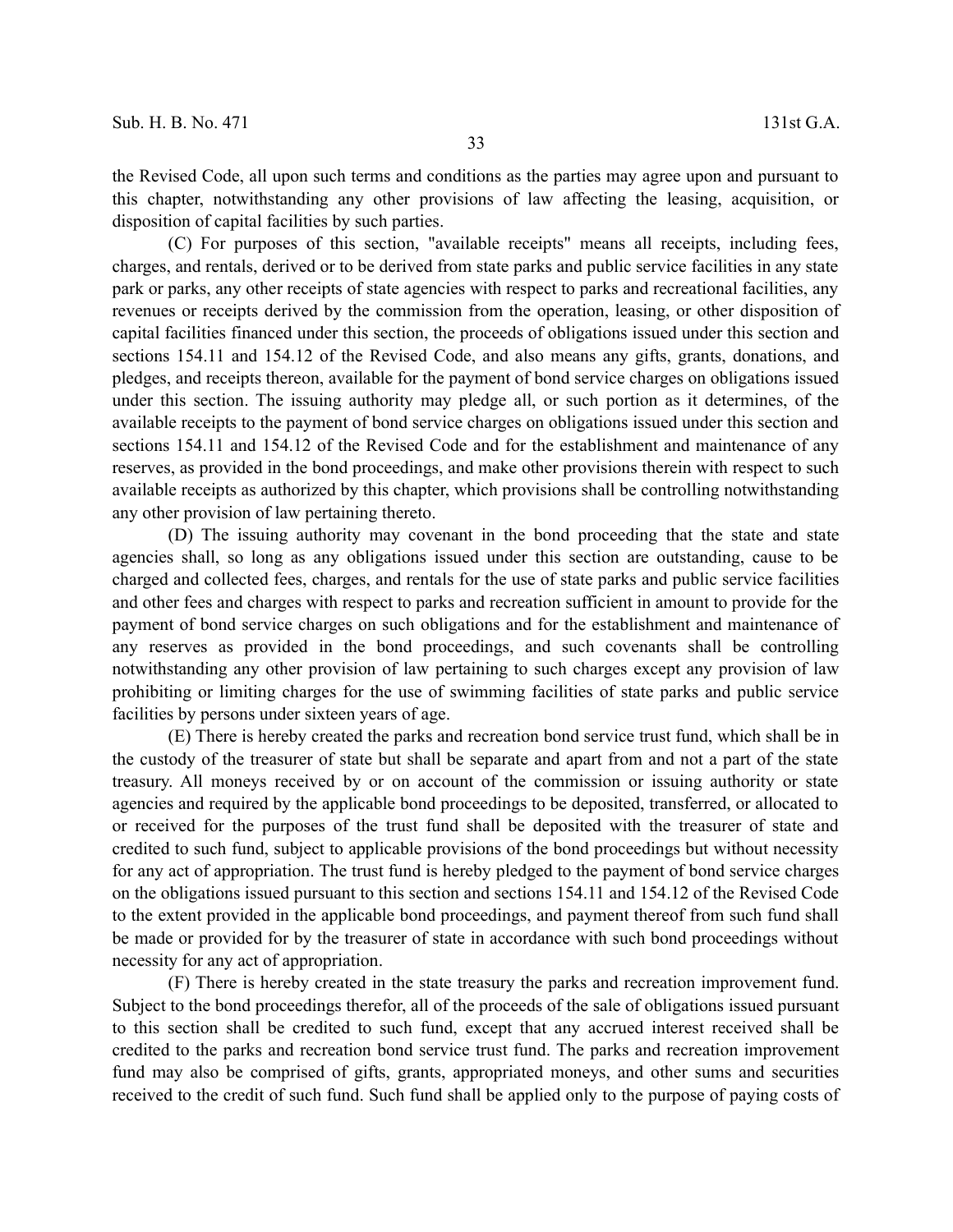the Revised Code, all upon such terms and conditions as the parties may agree upon and pursuant to this chapter, notwithstanding any other provisions of law affecting the leasing, acquisition, or disposition of capital facilities by such parties.

(C) For purposes of this section, "available receipts" means all receipts, including fees, charges, and rentals, derived or to be derived from state parks and public service facilities in any state park or parks, any other receipts of state agencies with respect to parks and recreational facilities, any revenues or receipts derived by the commission from the operation, leasing, or other disposition of capital facilities financed under this section, the proceeds of obligations issued under this section and sections 154.11 and 154.12 of the Revised Code, and also means any gifts, grants, donations, and pledges, and receipts thereon, available for the payment of bond service charges on obligations issued under this section. The issuing authority may pledge all, or such portion as it determines, of the available receipts to the payment of bond service charges on obligations issued under this section and sections 154.11 and 154.12 of the Revised Code and for the establishment and maintenance of any reserves, as provided in the bond proceedings, and make other provisions therein with respect to such available receipts as authorized by this chapter, which provisions shall be controlling notwithstanding any other provision of law pertaining thereto.

(D) The issuing authority may covenant in the bond proceeding that the state and state agencies shall, so long as any obligations issued under this section are outstanding, cause to be charged and collected fees, charges, and rentals for the use of state parks and public service facilities and other fees and charges with respect to parks and recreation sufficient in amount to provide for the payment of bond service charges on such obligations and for the establishment and maintenance of any reserves as provided in the bond proceedings, and such covenants shall be controlling notwithstanding any other provision of law pertaining to such charges except any provision of law prohibiting or limiting charges for the use of swimming facilities of state parks and public service facilities by persons under sixteen years of age.

(E) There is hereby created the parks and recreation bond service trust fund, which shall be in the custody of the treasurer of state but shall be separate and apart from and not a part of the state treasury. All moneys received by or on account of the commission or issuing authority or state agencies and required by the applicable bond proceedings to be deposited, transferred, or allocated to or received for the purposes of the trust fund shall be deposited with the treasurer of state and credited to such fund, subject to applicable provisions of the bond proceedings but without necessity for any act of appropriation. The trust fund is hereby pledged to the payment of bond service charges on the obligations issued pursuant to this section and sections 154.11 and 154.12 of the Revised Code to the extent provided in the applicable bond proceedings, and payment thereof from such fund shall be made or provided for by the treasurer of state in accordance with such bond proceedings without necessity for any act of appropriation.

(F) There is hereby created in the state treasury the parks and recreation improvement fund. Subject to the bond proceedings therefor, all of the proceeds of the sale of obligations issued pursuant to this section shall be credited to such fund, except that any accrued interest received shall be credited to the parks and recreation bond service trust fund. The parks and recreation improvement fund may also be comprised of gifts, grants, appropriated moneys, and other sums and securities received to the credit of such fund. Such fund shall be applied only to the purpose of paying costs of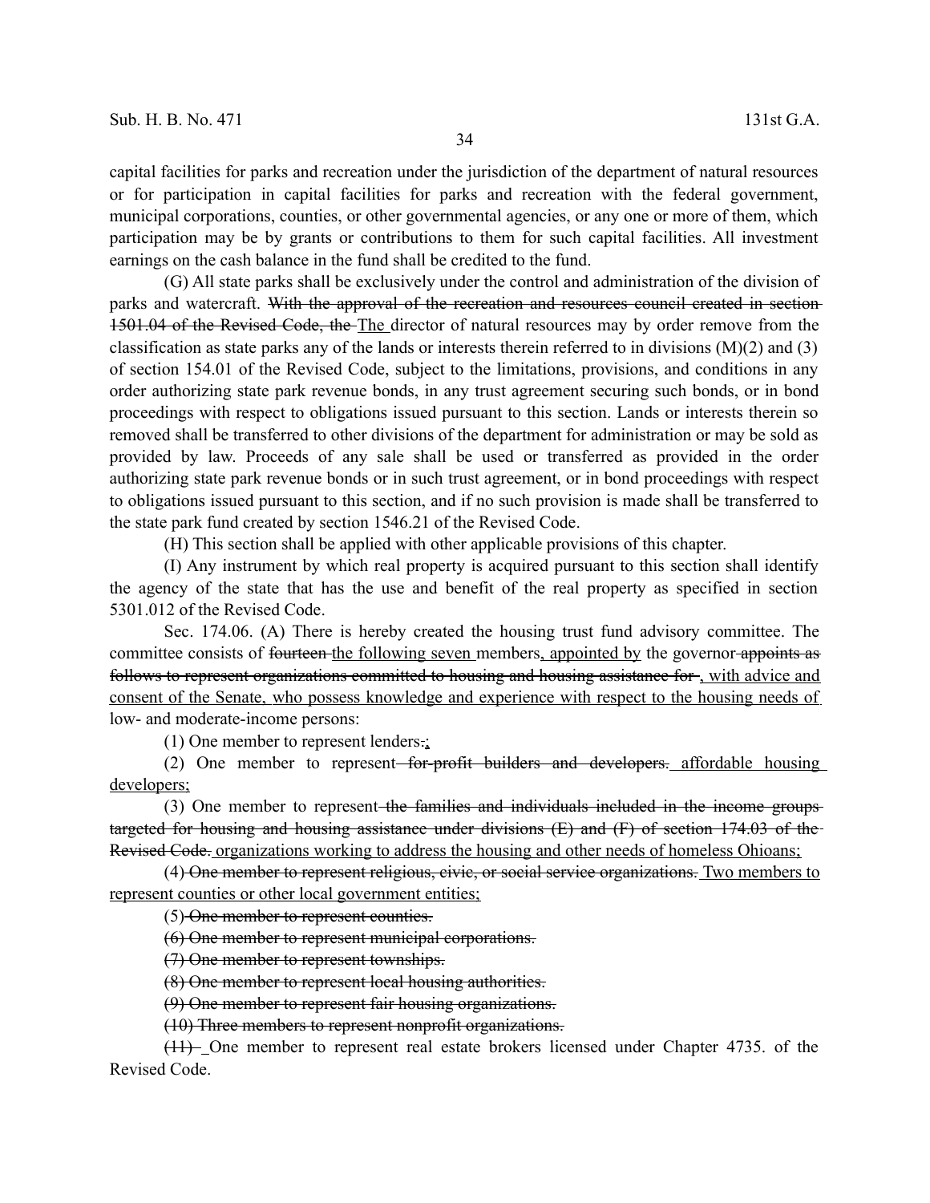capital facilities for parks and recreation under the jurisdiction of the department of natural resources or for participation in capital facilities for parks and recreation with the federal government, municipal corporations, counties, or other governmental agencies, or any one or more of them, which participation may be by grants or contributions to them for such capital facilities. All investment earnings on the cash balance in the fund shall be credited to the fund.

(G) All state parks shall be exclusively under the control and administration of the division of parks and watercraft. ~~With the approval of the recreation and resources council created in section 1501.04 of the Revised Code, the~~ <u>The</u> director of natural resources may by order remove from the classification as state parks any of the lands or interests therein referred to in divisions (M)(2) and (3) of section 154.01 of the Revised Code, subject to the limitations, provisions, and conditions in any order authorizing state park revenue bonds, in any trust agreement securing such bonds, or in bond proceedings with respect to obligations issued pursuant to this section. Lands or interests therein so removed shall be transferred to other divisions of the department for administration or may be sold as provided by law. Proceeds of any sale shall be used or transferred as provided in the order authorizing state park revenue bonds or in such trust agreement, or in bond proceedings with respect to obligations issued pursuant to this section, and if no such provision is made shall be transferred to the state park fund created by section 1546.21 of the Revised Code.

(H) This section shall be applied with other applicable provisions of this chapter.

(I) Any instrument by which real property is acquired pursuant to this section shall identify the agency of the state that has the use and benefit of the real property as specified in section 5301.012 of the Revised Code.

Sec. 174.06. (A) There is hereby created the housing trust fund advisory committee. The committee consists of ~~fourteen~~ <u>the following seven</u> members<u>, appointed by</u> the governor ~~appoints as follows to represent organizations committed to housing and housing assistance for~~ <u>, with advice and consent of the Senate, who possess knowledge and experience with respect to the housing needs of</u> low- and moderate-income persons:

(1) One member to represent lenders~~.~~<u>;</u>

(2) One member to represent ~~for-profit builders and developers.~~ <u>affordable housing developers;</u>

(3) One member to represent ~~the families and individuals included in the income groups targeted for housing and housing assistance under divisions (E) and (F) of section 174.03 of the Revised Code.~~ <u>organizations working to address the housing and other needs of homeless Ohioans;</u>

(4) ~~One member to represent religious, civic, or social service organizations.~~ <u>Two members to represent counties or other local government entities;</u>

(5) ~~One member to represent counties.~~

~~(6) One member to represent municipal corporations.~~

~~(7) One member to represent townships.~~

~~(8) One member to represent local housing authorities.~~

~~(9) One member to represent fair housing organizations.~~

~~(10) Three members to represent nonprofit organizations.~~

~~(11)~~ One member to represent real estate brokers licensed under Chapter 4735. of the Revised Code.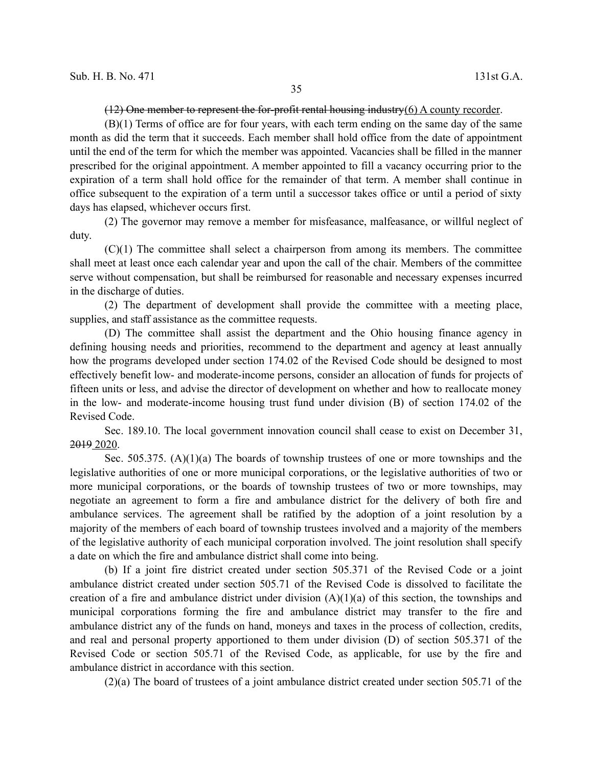~~(12) One member to represent the for-profit rental housing industry~~<u>(6) A county recorder</u>.

(B)(1) Terms of office are for four years, with each term ending on the same day of the same month as did the term that it succeeds. Each member shall hold office from the date of appointment until the end of the term for which the member was appointed. Vacancies shall be filled in the manner prescribed for the original appointment. A member appointed to fill a vacancy occurring prior to the expiration of a term shall hold office for the remainder of that term. A member shall continue in office subsequent to the expiration of a term until a successor takes office or until a period of sixty days has elapsed, whichever occurs first.

(2) The governor may remove a member for misfeasance, malfeasance, or willful neglect of duty.

(C)(1) The committee shall select a chairperson from among its members. The committee shall meet at least once each calendar year and upon the call of the chair. Members of the committee serve without compensation, but shall be reimbursed for reasonable and necessary expenses incurred in the discharge of duties.

(2) The department of development shall provide the committee with a meeting place, supplies, and staff assistance as the committee requests.

(D) The committee shall assist the department and the Ohio housing finance agency in defining housing needs and priorities, recommend to the department and agency at least annually how the programs developed under section 174.02 of the Revised Code should be designed to most effectively benefit low- and moderate-income persons, consider an allocation of funds for projects of fifteen units or less, and advise the director of development on whether and how to reallocate money in the low- and moderate-income housing trust fund under division (B) of section 174.02 of the Revised Code.

Sec. 189.10. The local government innovation council shall cease to exist on December 31, ~~2019~~ <u>2020</u>.

Sec. 505.375. (A)(1)(a) The boards of township trustees of one or more townships and the legislative authorities of one or more municipal corporations, or the legislative authorities of two or more municipal corporations, or the boards of township trustees of two or more townships, may negotiate an agreement to form a fire and ambulance district for the delivery of both fire and ambulance services. The agreement shall be ratified by the adoption of a joint resolution by a majority of the members of each board of township trustees involved and a majority of the members of the legislative authority of each municipal corporation involved. The joint resolution shall specify a date on which the fire and ambulance district shall come into being.

(b) If a joint fire district created under section 505.371 of the Revised Code or a joint ambulance district created under section 505.71 of the Revised Code is dissolved to facilitate the creation of a fire and ambulance district under division (A)(1)(a) of this section, the townships and municipal corporations forming the fire and ambulance district may transfer to the fire and ambulance district any of the funds on hand, moneys and taxes in the process of collection, credits, and real and personal property apportioned to them under division (D) of section 505.371 of the Revised Code or section 505.71 of the Revised Code, as applicable, for use by the fire and ambulance district in accordance with this section.

(2)(a) The board of trustees of a joint ambulance district created under section 505.71 of the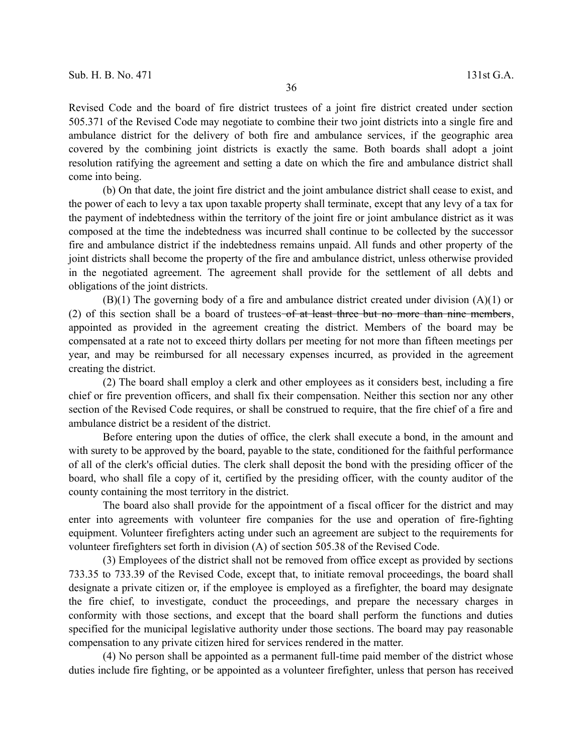Revised Code and the board of fire district trustees of a joint fire district created under section 505.371 of the Revised Code may negotiate to combine their two joint districts into a single fire and ambulance district for the delivery of both fire and ambulance services, if the geographic area covered by the combining joint districts is exactly the same. Both boards shall adopt a joint resolution ratifying the agreement and setting a date on which the fire and ambulance district shall come into being.

(b) On that date, the joint fire district and the joint ambulance district shall cease to exist, and the power of each to levy a tax upon taxable property shall terminate, except that any levy of a tax for the payment of indebtedness within the territory of the joint fire or joint ambulance district as it was composed at the time the indebtedness was incurred shall continue to be collected by the successor fire and ambulance district if the indebtedness remains unpaid. All funds and other property of the joint districts shall become the property of the fire and ambulance district, unless otherwise provided in the negotiated agreement. The agreement shall provide for the settlement of all debts and obligations of the joint districts.

(B)(1) The governing body of a fire and ambulance district created under division (A)(1) or (2) of this section shall be a board of trustees ~~of at least three but no more than nine members~~, appointed as provided in the agreement creating the district. Members of the board may be compensated at a rate not to exceed thirty dollars per meeting for not more than fifteen meetings per year, and may be reimbursed for all necessary expenses incurred, as provided in the agreement creating the district.

(2) The board shall employ a clerk and other employees as it considers best, including a fire chief or fire prevention officers, and shall fix their compensation. Neither this section nor any other section of the Revised Code requires, or shall be construed to require, that the fire chief of a fire and ambulance district be a resident of the district.

Before entering upon the duties of office, the clerk shall execute a bond, in the amount and with surety to be approved by the board, payable to the state, conditioned for the faithful performance of all of the clerk's official duties. The clerk shall deposit the bond with the presiding officer of the board, who shall file a copy of it, certified by the presiding officer, with the county auditor of the county containing the most territory in the district.

The board also shall provide for the appointment of a fiscal officer for the district and may enter into agreements with volunteer fire companies for the use and operation of fire-fighting equipment. Volunteer firefighters acting under such an agreement are subject to the requirements for volunteer firefighters set forth in division (A) of section 505.38 of the Revised Code.

(3) Employees of the district shall not be removed from office except as provided by sections 733.35 to 733.39 of the Revised Code, except that, to initiate removal proceedings, the board shall designate a private citizen or, if the employee is employed as a firefighter, the board may designate the fire chief, to investigate, conduct the proceedings, and prepare the necessary charges in conformity with those sections, and except that the board shall perform the functions and duties specified for the municipal legislative authority under those sections. The board may pay reasonable compensation to any private citizen hired for services rendered in the matter.

(4) No person shall be appointed as a permanent full-time paid member of the district whose duties include fire fighting, or be appointed as a volunteer firefighter, unless that person has received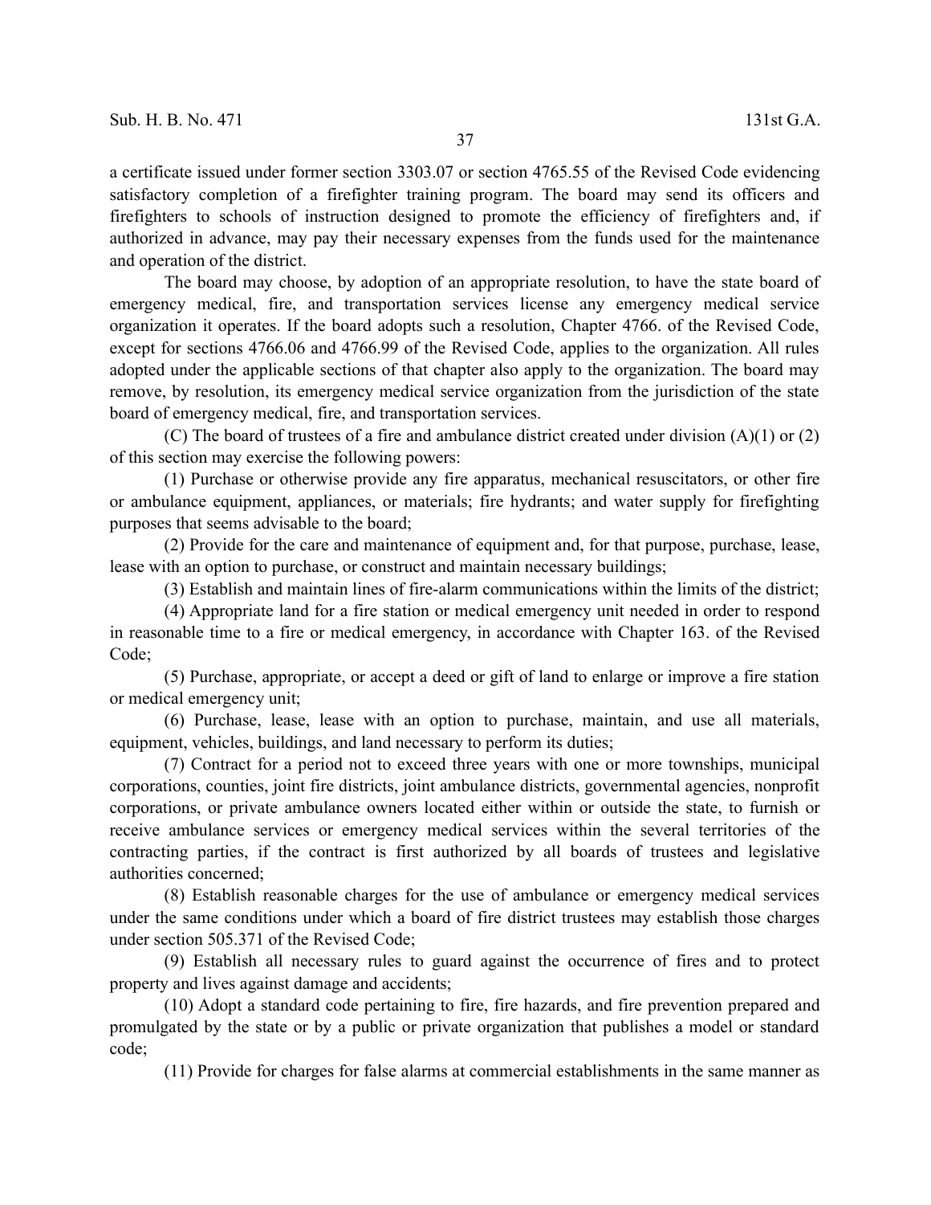a certificate issued under former section 3303.07 or section 4765.55 of the Revised Code evidencing satisfactory completion of a firefighter training program. The board may send its officers and firefighters to schools of instruction designed to promote the efficiency of firefighters and, if authorized in advance, may pay their necessary expenses from the funds used for the maintenance and operation of the district.

The board may choose, by adoption of an appropriate resolution, to have the state board of emergency medical, fire, and transportation services license any emergency medical service organization it operates. If the board adopts such a resolution, Chapter 4766. of the Revised Code, except for sections 4766.06 and 4766.99 of the Revised Code, applies to the organization. All rules adopted under the applicable sections of that chapter also apply to the organization. The board may remove, by resolution, its emergency medical service organization from the jurisdiction of the state board of emergency medical, fire, and transportation services.

(C) The board of trustees of a fire and ambulance district created under division (A)(1) or (2) of this section may exercise the following powers:

(1) Purchase or otherwise provide any fire apparatus, mechanical resuscitators, or other fire or ambulance equipment, appliances, or materials; fire hydrants; and water supply for firefighting purposes that seems advisable to the board;

(2) Provide for the care and maintenance of equipment and, for that purpose, purchase, lease, lease with an option to purchase, or construct and maintain necessary buildings;

(3) Establish and maintain lines of fire-alarm communications within the limits of the district;

(4) Appropriate land for a fire station or medical emergency unit needed in order to respond in reasonable time to a fire or medical emergency, in accordance with Chapter 163. of the Revised Code;

(5) Purchase, appropriate, or accept a deed or gift of land to enlarge or improve a fire station or medical emergency unit;

(6) Purchase, lease, lease with an option to purchase, maintain, and use all materials, equipment, vehicles, buildings, and land necessary to perform its duties;

(7) Contract for a period not to exceed three years with one or more townships, municipal corporations, counties, joint fire districts, joint ambulance districts, governmental agencies, nonprofit corporations, or private ambulance owners located either within or outside the state, to furnish or receive ambulance services or emergency medical services within the several territories of the contracting parties, if the contract is first authorized by all boards of trustees and legislative authorities concerned;

(8) Establish reasonable charges for the use of ambulance or emergency medical services under the same conditions under which a board of fire district trustees may establish those charges under section 505.371 of the Revised Code;

(9) Establish all necessary rules to guard against the occurrence of fires and to protect property and lives against damage and accidents;

(10) Adopt a standard code pertaining to fire, fire hazards, and fire prevention prepared and promulgated by the state or by a public or private organization that publishes a model or standard code;

(11) Provide for charges for false alarms at commercial establishments in the same manner as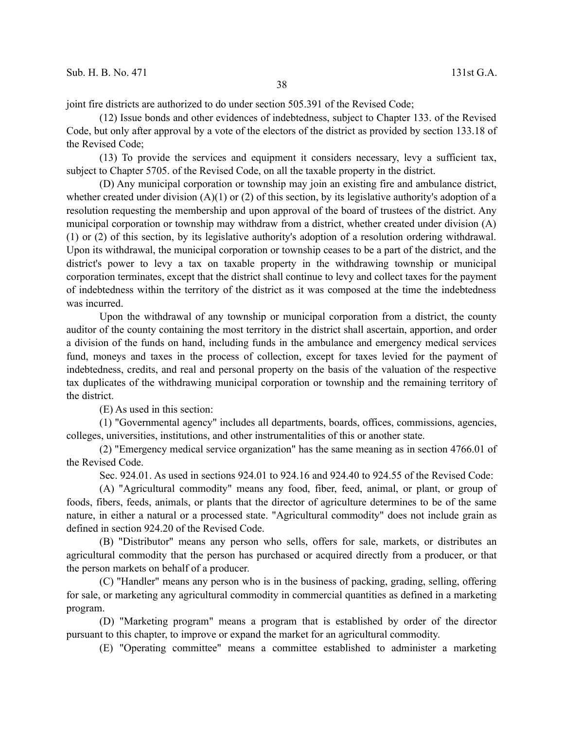joint fire districts are authorized to do under section 505.391 of the Revised Code;

(12) Issue bonds and other evidences of indebtedness, subject to Chapter 133. of the Revised Code, but only after approval by a vote of the electors of the district as provided by section 133.18 of the Revised Code;

(13) To provide the services and equipment it considers necessary, levy a sufficient tax, subject to Chapter 5705. of the Revised Code, on all the taxable property in the district.

(D) Any municipal corporation or township may join an existing fire and ambulance district, whether created under division (A)(1) or (2) of this section, by its legislative authority's adoption of a resolution requesting the membership and upon approval of the board of trustees of the district. Any municipal corporation or township may withdraw from a district, whether created under division (A)(1) or (2) of this section, by its legislative authority's adoption of a resolution ordering withdrawal. Upon its withdrawal, the municipal corporation or township ceases to be a part of the district, and the district's power to levy a tax on taxable property in the withdrawing township or municipal corporation terminates, except that the district shall continue to levy and collect taxes for the payment of indebtedness within the territory of the district as it was composed at the time the indebtedness was incurred.

Upon the withdrawal of any township or municipal corporation from a district, the county auditor of the county containing the most territory in the district shall ascertain, apportion, and order a division of the funds on hand, including funds in the ambulance and emergency medical services fund, moneys and taxes in the process of collection, except for taxes levied for the payment of indebtedness, credits, and real and personal property on the basis of the valuation of the respective tax duplicates of the withdrawing municipal corporation or township and the remaining territory of the district.

(E) As used in this section:

(1) "Governmental agency" includes all departments, boards, offices, commissions, agencies, colleges, universities, institutions, and other instrumentalities of this or another state.

(2) "Emergency medical service organization" has the same meaning as in section 4766.01 of the Revised Code.

Sec. 924.01. As used in sections 924.01 to 924.16 and 924.40 to 924.55 of the Revised Code:

(A) "Agricultural commodity" means any food, fiber, feed, animal, or plant, or group of foods, fibers, feeds, animals, or plants that the director of agriculture determines to be of the same nature, in either a natural or a processed state. "Agricultural commodity" does not include grain as defined in section 924.20 of the Revised Code.

(B) "Distributor" means any person who sells, offers for sale, markets, or distributes an agricultural commodity that the person has purchased or acquired directly from a producer, or that the person markets on behalf of a producer.

(C) "Handler" means any person who is in the business of packing, grading, selling, offering for sale, or marketing any agricultural commodity in commercial quantities as defined in a marketing program.

(D) "Marketing program" means a program that is established by order of the director pursuant to this chapter, to improve or expand the market for an agricultural commodity.

(E) "Operating committee" means a committee established to administer a marketing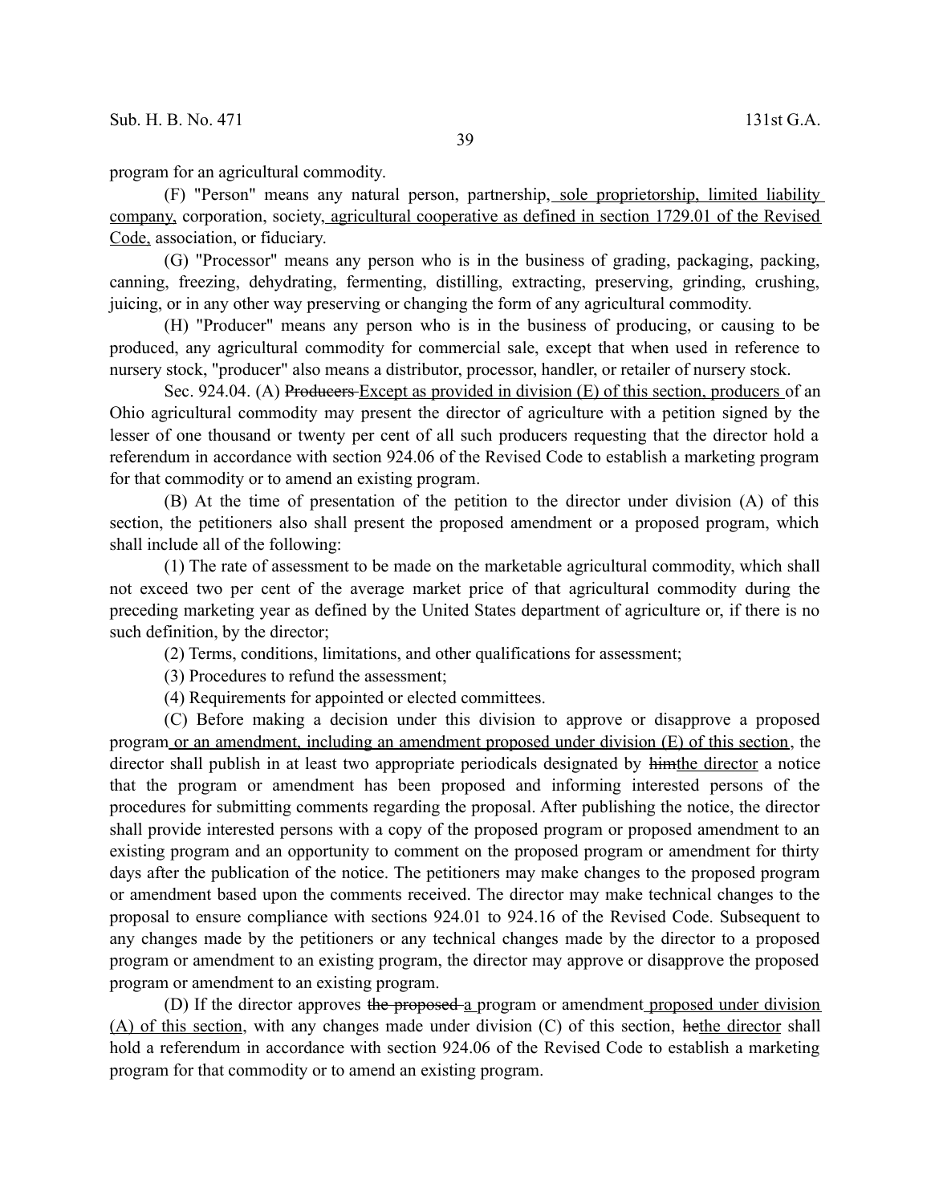program for an agricultural commodity.

(F) "Person" means any natural person, partnership, <u>sole proprietorship, limited liability company,</u> corporation, society, <u>agricultural cooperative as defined in section 1729.01 of the Revised Code,</u> association, or fiduciary.

(G) "Processor" means any person who is in the business of grading, packaging, packing, canning, freezing, dehydrating, fermenting, distilling, extracting, preserving, grinding, crushing, juicing, or in any other way preserving or changing the form of any agricultural commodity.

(H) "Producer" means any person who is in the business of producing, or causing to be produced, any agricultural commodity for commercial sale, except that when used in reference to nursery stock, "producer" also means a distributor, processor, handler, or retailer of nursery stock.

Sec. 924.04. (A) ~~Producers~~ <u>Except as provided in division (E) of this section, producers</u> of an Ohio agricultural commodity may present the director of agriculture with a petition signed by the lesser of one thousand or twenty per cent of all such producers requesting that the director hold a referendum in accordance with section 924.06 of the Revised Code to establish a marketing program for that commodity or to amend an existing program.

(B) At the time of presentation of the petition to the director under division (A) of this section, the petitioners also shall present the proposed amendment or a proposed program, which shall include all of the following:

(1) The rate of assessment to be made on the marketable agricultural commodity, which shall not exceed two per cent of the average market price of that agricultural commodity during the preceding marketing year as defined by the United States department of agriculture or, if there is no such definition, by the director;

(2) Terms, conditions, limitations, and other qualifications for assessment;

(3) Procedures to refund the assessment;

(4) Requirements for appointed or elected committees.

(C) Before making a decision under this division to approve or disapprove a proposed program <u>or an amendment, including an amendment proposed under division (E) of this section</u>, the director shall publish in at least two appropriate periodicals designated by ~~him~~<u>the director</u> a notice that the program or amendment has been proposed and informing interested persons of the procedures for submitting comments regarding the proposal. After publishing the notice, the director shall provide interested persons with a copy of the proposed program or proposed amendment to an existing program and an opportunity to comment on the proposed program or amendment for thirty days after the publication of the notice. The petitioners may make changes to the proposed program or amendment based upon the comments received. The director may make technical changes to the proposal to ensure compliance with sections 924.01 to 924.16 of the Revised Code. Subsequent to any changes made by the petitioners or any technical changes made by the director to a proposed program or amendment to an existing program, the director may approve or disapprove the proposed program or amendment to an existing program.

(D) If the director approves ~~the proposed~~ <u>a</u> program or amendment <u>proposed under division (A) of this section</u>, with any changes made under division (C) of this section, ~~he~~<u>the director</u> shall hold a referendum in accordance with section 924.06 of the Revised Code to establish a marketing program for that commodity or to amend an existing program.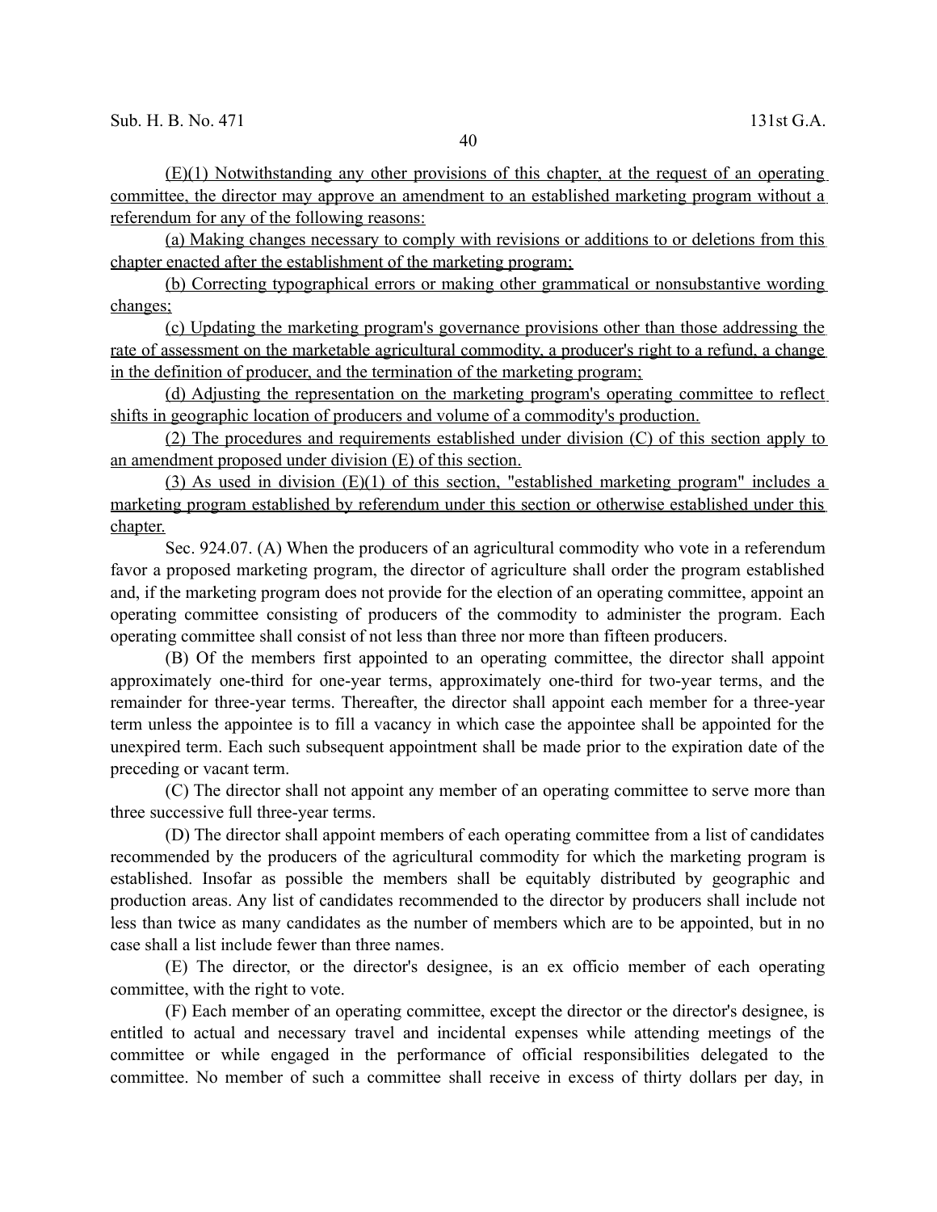(E)(1) Notwithstanding any other provisions of this chapter, at the request of an operating committee, the director may approve an amendment to an established marketing program without a referendum for any of the following reasons:

(a) Making changes necessary to comply with revisions or additions to or deletions from this chapter enacted after the establishment of the marketing program;

(b) Correcting typographical errors or making other grammatical or nonsubstantive wording changes;

(c) Updating the marketing program's governance provisions other than those addressing the rate of assessment on the marketable agricultural commodity, a producer's right to a refund, a change in the definition of producer, and the termination of the marketing program;

(d) Adjusting the representation on the marketing program's operating committee to reflect shifts in geographic location of producers and volume of a commodity's production.

(2) The procedures and requirements established under division (C) of this section apply to an amendment proposed under division (E) of this section.

(3) As used in division (E)(1) of this section, "established marketing program" includes a marketing program established by referendum under this section or otherwise established under this chapter.

Sec. 924.07. (A) When the producers of an agricultural commodity who vote in a referendum favor a proposed marketing program, the director of agriculture shall order the program established and, if the marketing program does not provide for the election of an operating committee, appoint an operating committee consisting of producers of the commodity to administer the program. Each operating committee shall consist of not less than three nor more than fifteen producers.

(B) Of the members first appointed to an operating committee, the director shall appoint approximately one-third for one-year terms, approximately one-third for two-year terms, and the remainder for three-year terms. Thereafter, the director shall appoint each member for a three-year term unless the appointee is to fill a vacancy in which case the appointee shall be appointed for the unexpired term. Each such subsequent appointment shall be made prior to the expiration date of the preceding or vacant term.

(C) The director shall not appoint any member of an operating committee to serve more than three successive full three-year terms.

(D) The director shall appoint members of each operating committee from a list of candidates recommended by the producers of the agricultural commodity for which the marketing program is established. Insofar as possible the members shall be equitably distributed by geographic and production areas. Any list of candidates recommended to the director by producers shall include not less than twice as many candidates as the number of members which are to be appointed, but in no case shall a list include fewer than three names.

(E) The director, or the director's designee, is an ex officio member of each operating committee, with the right to vote.

(F) Each member of an operating committee, except the director or the director's designee, is entitled to actual and necessary travel and incidental expenses while attending meetings of the committee or while engaged in the performance of official responsibilities delegated to the committee. No member of such a committee shall receive in excess of thirty dollars per day, in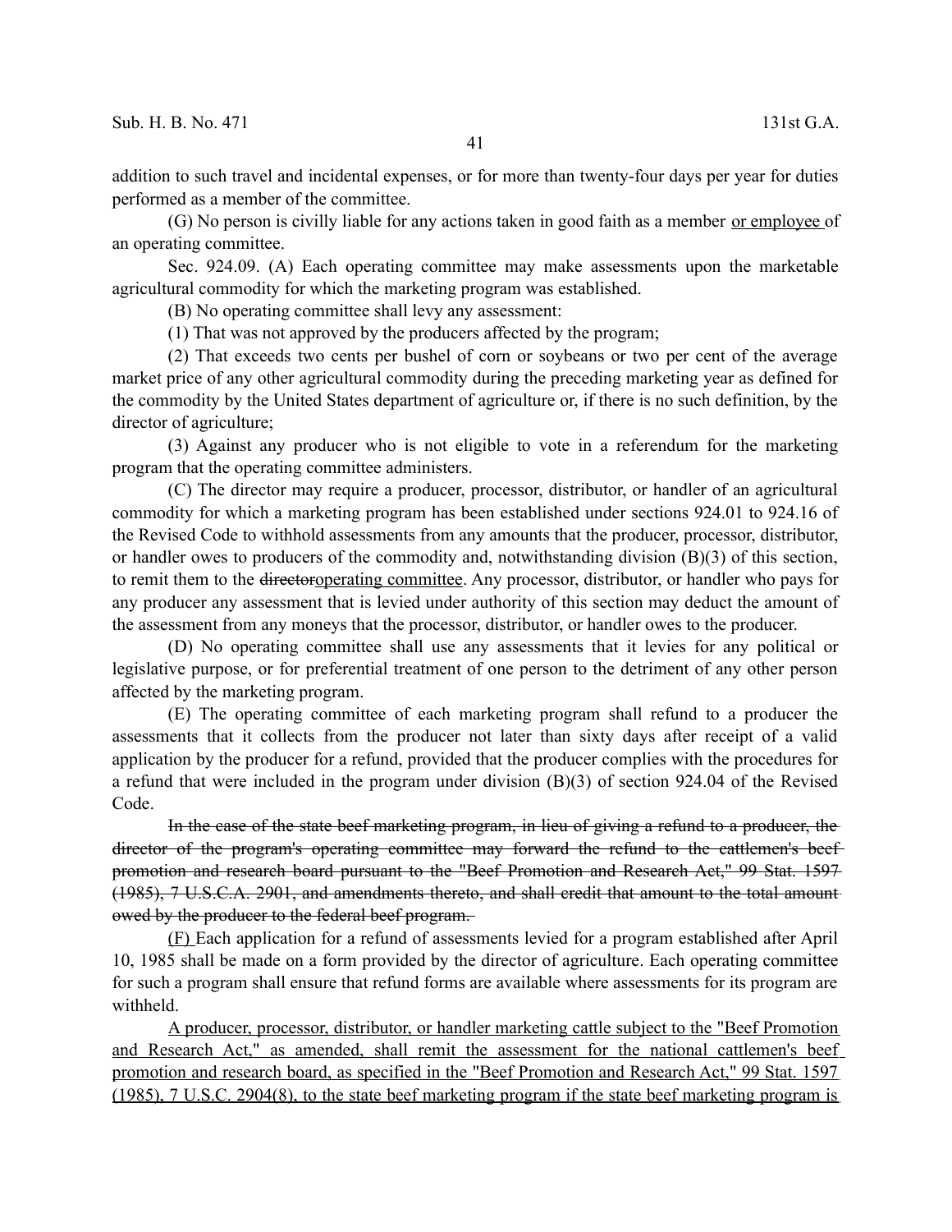addition to such travel and incidental expenses, or for more than twenty-four days per year for duties performed as a member of the committee.

(G) No person is civilly liable for any actions taken in good faith as a member <u>or employee</u> of an operating committee.

Sec. 924.09. (A) Each operating committee may make assessments upon the marketable agricultural commodity for which the marketing program was established.

(B) No operating committee shall levy any assessment:

(1) That was not approved by the producers affected by the program;

(2) That exceeds two cents per bushel of corn or soybeans or two per cent of the average market price of any other agricultural commodity during the preceding marketing year as defined for the commodity by the United States department of agriculture or, if there is no such definition, by the director of agriculture;

(3) Against any producer who is not eligible to vote in a referendum for the marketing program that the operating committee administers.

(C) The director may require a producer, processor, distributor, or handler of an agricultural commodity for which a marketing program has been established under sections 924.01 to 924.16 of the Revised Code to withhold assessments from any amounts that the producer, processor, distributor, or handler owes to producers of the commodity and, notwithstanding division (B)(3) of this section, to remit them to the ~~director~~<u>operating committee</u>. Any processor, distributor, or handler who pays for any producer any assessment that is levied under authority of this section may deduct the amount of the assessment from any moneys that the processor, distributor, or handler owes to the producer.

(D) No operating committee shall use any assessments that it levies for any political or legislative purpose, or for preferential treatment of one person to the detriment of any other person affected by the marketing program.

(E) The operating committee of each marketing program shall refund to a producer the assessments that it collects from the producer not later than sixty days after receipt of a valid application by the producer for a refund, provided that the producer complies with the procedures for a refund that were included in the program under division (B)(3) of section 924.04 of the Revised Code.

~~In the case of the state beef marketing program, in lieu of giving a refund to a producer, the director of the program's operating committee may forward the refund to the cattlemen's beef promotion and research board pursuant to the "Beef Promotion and Research Act," 99 Stat. 1597 (1985), 7 U.S.C.A. 2901, and amendments thereto, and shall credit that amount to the total amount owed by the producer to the federal beef program.~~

<u>(F)</u> Each application for a refund of assessments levied for a program established after April 10, 1985 shall be made on a form provided by the director of agriculture. Each operating committee for such a program shall ensure that refund forms are available where assessments for its program are withheld.

<u>A producer, processor, distributor, or handler marketing cattle subject to the "Beef Promotion and Research Act," as amended, shall remit the assessment for the national cattlemen's beef promotion and research board, as specified in the "Beef Promotion and Research Act," 99 Stat. 1597 (1985), 7 U.S.C. 2904(8), to the state beef marketing program if the state beef marketing program is</u>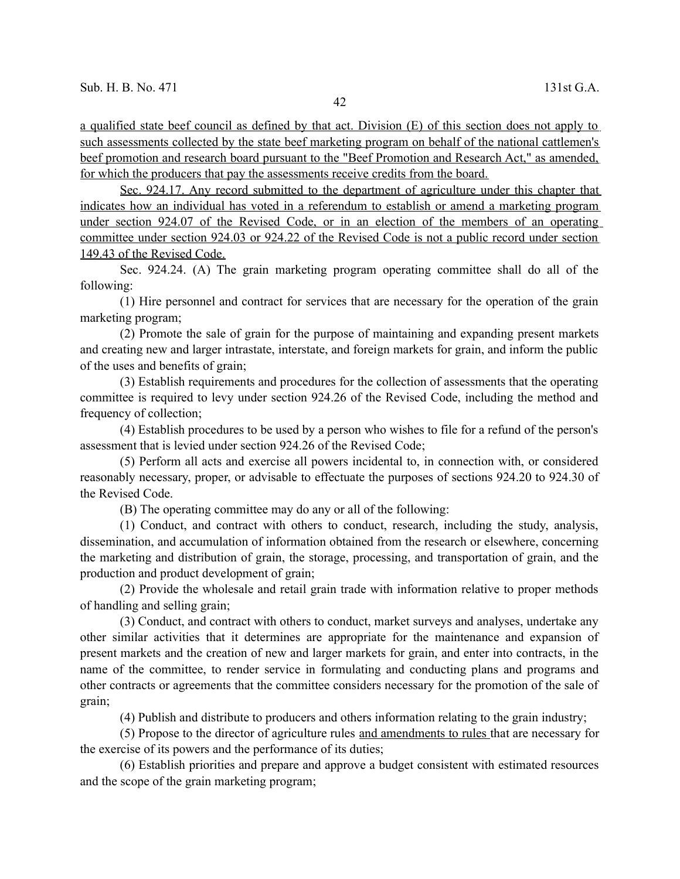a qualified state beef council as defined by that act. Division (E) of this section does not apply to such assessments collected by the state beef marketing program on behalf of the national cattlemen's beef promotion and research board pursuant to the "Beef Promotion and Research Act," as amended, for which the producers that pay the assessments receive credits from the board.

Sec. 924.17. Any record submitted to the department of agriculture under this chapter that indicates how an individual has voted in a referendum to establish or amend a marketing program under section 924.07 of the Revised Code, or in an election of the members of an operating committee under section 924.03 or 924.22 of the Revised Code is not a public record under section 149.43 of the Revised Code.

Sec. 924.24. (A) The grain marketing program operating committee shall do all of the following:

(1) Hire personnel and contract for services that are necessary for the operation of the grain marketing program;

(2) Promote the sale of grain for the purpose of maintaining and expanding present markets and creating new and larger intrastate, interstate, and foreign markets for grain, and inform the public of the uses and benefits of grain;

(3) Establish requirements and procedures for the collection of assessments that the operating committee is required to levy under section 924.26 of the Revised Code, including the method and frequency of collection;

(4) Establish procedures to be used by a person who wishes to file for a refund of the person's assessment that is levied under section 924.26 of the Revised Code;

(5) Perform all acts and exercise all powers incidental to, in connection with, or considered reasonably necessary, proper, or advisable to effectuate the purposes of sections 924.20 to 924.30 of the Revised Code.

(B) The operating committee may do any or all of the following:

(1) Conduct, and contract with others to conduct, research, including the study, analysis, dissemination, and accumulation of information obtained from the research or elsewhere, concerning the marketing and distribution of grain, the storage, processing, and transportation of grain, and the production and product development of grain;

(2) Provide the wholesale and retail grain trade with information relative to proper methods of handling and selling grain;

(3) Conduct, and contract with others to conduct, market surveys and analyses, undertake any other similar activities that it determines are appropriate for the maintenance and expansion of present markets and the creation of new and larger markets for grain, and enter into contracts, in the name of the committee, to render service in formulating and conducting plans and programs and other contracts or agreements that the committee considers necessary for the promotion of the sale of grain;

(4) Publish and distribute to producers and others information relating to the grain industry;

(5) Propose to the director of agriculture rules and amendments to rules that are necessary for the exercise of its powers and the performance of its duties;

(6) Establish priorities and prepare and approve a budget consistent with estimated resources and the scope of the grain marketing program;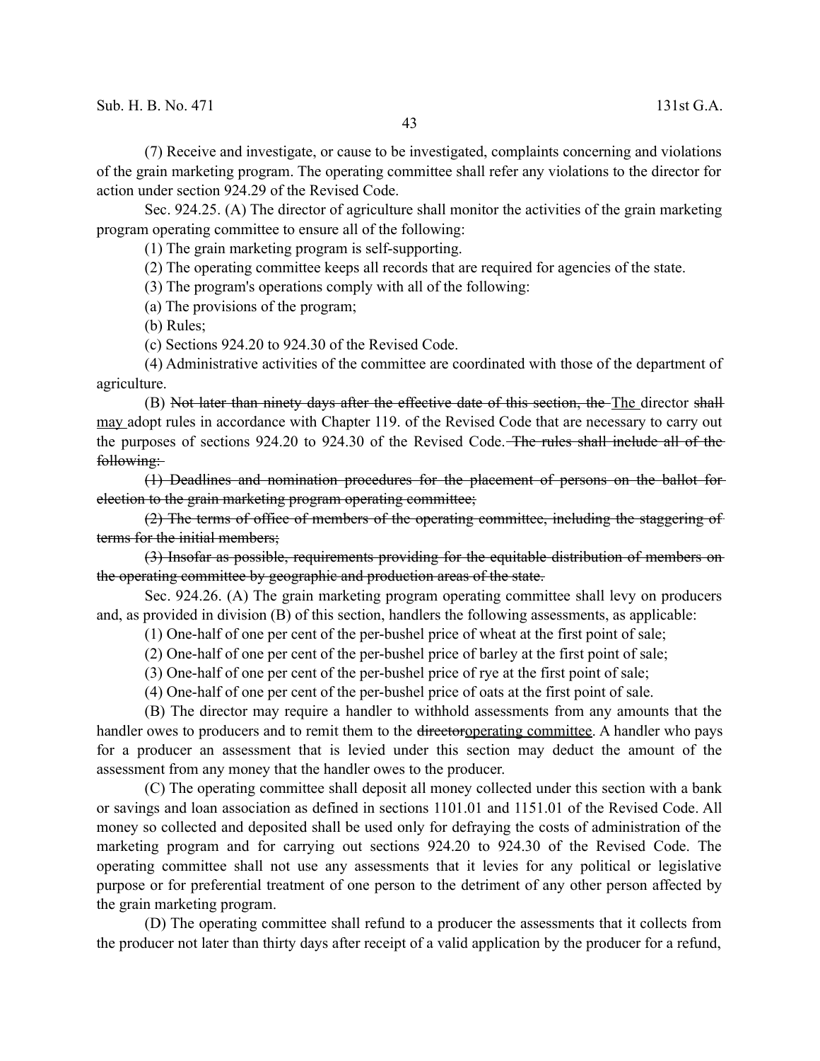(7) Receive and investigate, or cause to be investigated, complaints concerning and violations of the grain marketing program. The operating committee shall refer any violations to the director for action under section 924.29 of the Revised Code.

Sec. 924.25. (A) The director of agriculture shall monitor the activities of the grain marketing program operating committee to ensure all of the following:

(1) The grain marketing program is self-supporting.

(2) The operating committee keeps all records that are required for agencies of the state.

(3) The program's operations comply with all of the following:

(a) The provisions of the program;

(b) Rules;

(c) Sections 924.20 to 924.30 of the Revised Code.

(4) Administrative activities of the committee are coordinated with those of the department of agriculture.

(B) ~~Not later than ninety days after the effective date of this section, the~~ The director ~~shall~~ may adopt rules in accordance with Chapter 119. of the Revised Code that are necessary to carry out the purposes of sections 924.20 to 924.30 of the Revised Code. ~~The rules shall include all of the following:~~

~~(1) Deadlines and nomination procedures for the placement of persons on the ballot for election to the grain marketing program operating committee;~~

~~(2) The terms of office of members of the operating committee, including the staggering of terms for the initial members;~~

~~(3) Insofar as possible, requirements providing for the equitable distribution of members on the operating committee by geographic and production areas of the state.~~

Sec. 924.26. (A) The grain marketing program operating committee shall levy on producers and, as provided in division (B) of this section, handlers the following assessments, as applicable:

(1) One-half of one per cent of the per-bushel price of wheat at the first point of sale;

(2) One-half of one per cent of the per-bushel price of barley at the first point of sale;

(3) One-half of one per cent of the per-bushel price of rye at the first point of sale;

(4) One-half of one per cent of the per-bushel price of oats at the first point of sale.

(B) The director may require a handler to withhold assessments from any amounts that the handler owes to producers and to remit them to the ~~director~~operating committee. A handler who pays for a producer an assessment that is levied under this section may deduct the amount of the assessment from any money that the handler owes to the producer.

(C) The operating committee shall deposit all money collected under this section with a bank or savings and loan association as defined in sections 1101.01 and 1151.01 of the Revised Code. All money so collected and deposited shall be used only for defraying the costs of administration of the marketing program and for carrying out sections 924.20 to 924.30 of the Revised Code. The operating committee shall not use any assessments that it levies for any political or legislative purpose or for preferential treatment of one person to the detriment of any other person affected by the grain marketing program.

(D) The operating committee shall refund to a producer the assessments that it collects from the producer not later than thirty days after receipt of a valid application by the producer for a refund,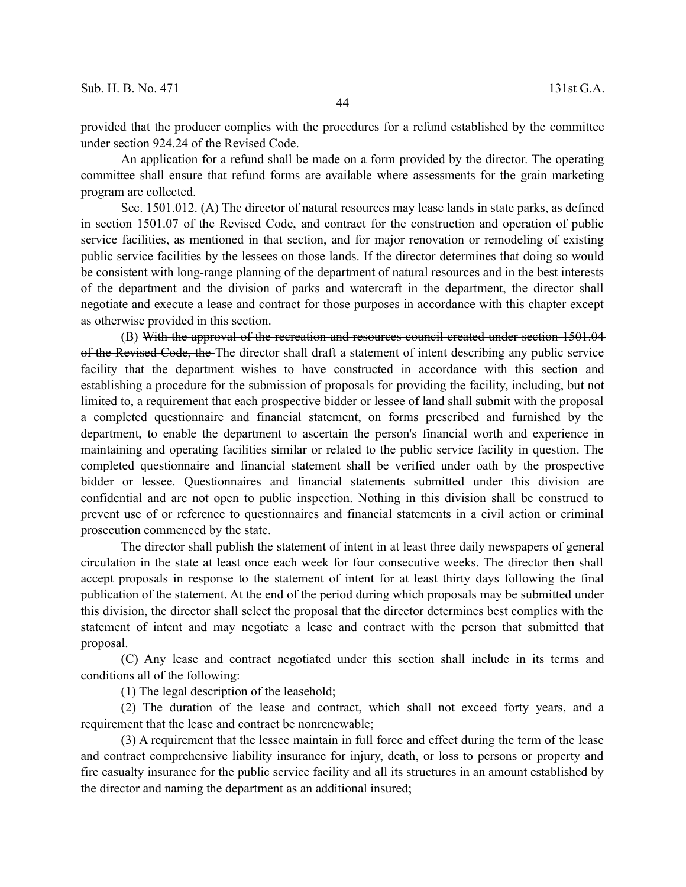provided that the producer complies with the procedures for a refund established by the committee under section 924.24 of the Revised Code.

An application for a refund shall be made on a form provided by the director. The operating committee shall ensure that refund forms are available where assessments for the grain marketing program are collected.

Sec. 1501.012. (A) The director of natural resources may lease lands in state parks, as defined in section 1501.07 of the Revised Code, and contract for the construction and operation of public service facilities, as mentioned in that section, and for major renovation or remodeling of existing public service facilities by the lessees on those lands. If the director determines that doing so would be consistent with long-range planning of the department of natural resources and in the best interests of the department and the division of parks and watercraft in the department, the director shall negotiate and execute a lease and contract for those purposes in accordance with this chapter except as otherwise provided in this section.

(B) ~~With the approval of the recreation and resources council created under section 1501.04 of the Revised Code, the~~ <u>The</u> director shall draft a statement of intent describing any public service facility that the department wishes to have constructed in accordance with this section and establishing a procedure for the submission of proposals for providing the facility, including, but not limited to, a requirement that each prospective bidder or lessee of land shall submit with the proposal a completed questionnaire and financial statement, on forms prescribed and furnished by the department, to enable the department to ascertain the person's financial worth and experience in maintaining and operating facilities similar or related to the public service facility in question. The completed questionnaire and financial statement shall be verified under oath by the prospective bidder or lessee. Questionnaires and financial statements submitted under this division are confidential and are not open to public inspection. Nothing in this division shall be construed to prevent use of or reference to questionnaires and financial statements in a civil action or criminal prosecution commenced by the state.

The director shall publish the statement of intent in at least three daily newspapers of general circulation in the state at least once each week for four consecutive weeks. The director then shall accept proposals in response to the statement of intent for at least thirty days following the final publication of the statement. At the end of the period during which proposals may be submitted under this division, the director shall select the proposal that the director determines best complies with the statement of intent and may negotiate a lease and contract with the person that submitted that proposal.

(C) Any lease and contract negotiated under this section shall include in its terms and conditions all of the following:

(1) The legal description of the leasehold;

(2) The duration of the lease and contract, which shall not exceed forty years, and a requirement that the lease and contract be nonrenewable;

(3) A requirement that the lessee maintain in full force and effect during the term of the lease and contract comprehensive liability insurance for injury, death, or loss to persons or property and fire casualty insurance for the public service facility and all its structures in an amount established by the director and naming the department as an additional insured;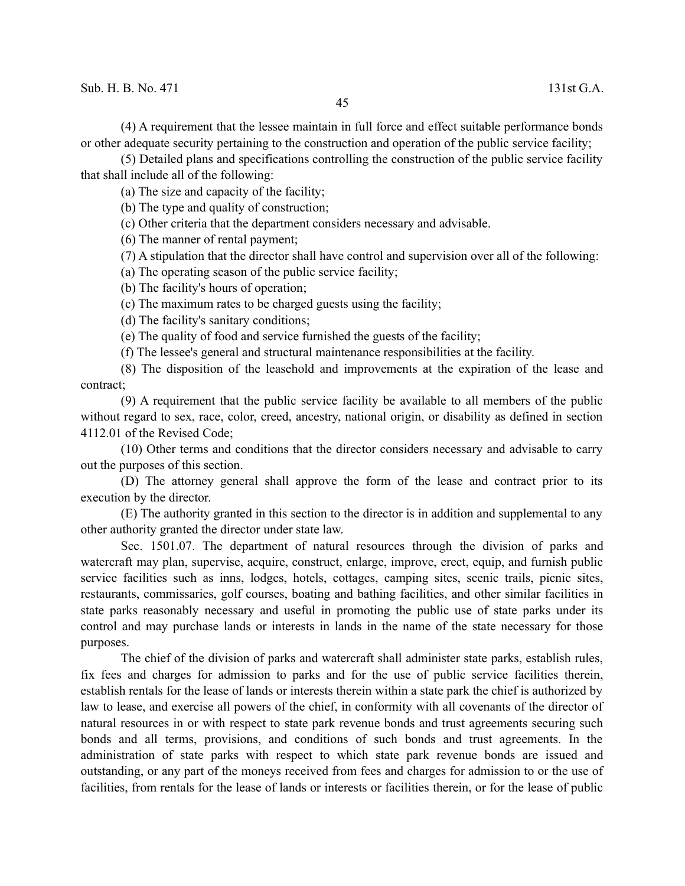(4) A requirement that the lessee maintain in full force and effect suitable performance bonds or other adequate security pertaining to the construction and operation of the public service facility;

(5) Detailed plans and specifications controlling the construction of the public service facility that shall include all of the following:

(a) The size and capacity of the facility;

(b) The type and quality of construction;

(c) Other criteria that the department considers necessary and advisable.

(6) The manner of rental payment;

(7) A stipulation that the director shall have control and supervision over all of the following:

(a) The operating season of the public service facility;

(b) The facility's hours of operation;

(c) The maximum rates to be charged guests using the facility;

(d) The facility's sanitary conditions;

(e) The quality of food and service furnished the guests of the facility;

(f) The lessee's general and structural maintenance responsibilities at the facility.

(8) The disposition of the leasehold and improvements at the expiration of the lease and contract;

(9) A requirement that the public service facility be available to all members of the public without regard to sex, race, color, creed, ancestry, national origin, or disability as defined in section 4112.01 of the Revised Code;

(10) Other terms and conditions that the director considers necessary and advisable to carry out the purposes of this section.

(D) The attorney general shall approve the form of the lease and contract prior to its execution by the director.

(E) The authority granted in this section to the director is in addition and supplemental to any other authority granted the director under state law.

Sec. 1501.07. The department of natural resources through the division of parks and watercraft may plan, supervise, acquire, construct, enlarge, improve, erect, equip, and furnish public service facilities such as inns, lodges, hotels, cottages, camping sites, scenic trails, picnic sites, restaurants, commissaries, golf courses, boating and bathing facilities, and other similar facilities in state parks reasonably necessary and useful in promoting the public use of state parks under its control and may purchase lands or interests in lands in the name of the state necessary for those purposes.

The chief of the division of parks and watercraft shall administer state parks, establish rules, fix fees and charges for admission to parks and for the use of public service facilities therein, establish rentals for the lease of lands or interests therein within a state park the chief is authorized by law to lease, and exercise all powers of the chief, in conformity with all covenants of the director of natural resources in or with respect to state park revenue bonds and trust agreements securing such bonds and all terms, provisions, and conditions of such bonds and trust agreements. In the administration of state parks with respect to which state park revenue bonds are issued and outstanding, or any part of the moneys received from fees and charges for admission to or the use of facilities, from rentals for the lease of lands or interests or facilities therein, or for the lease of public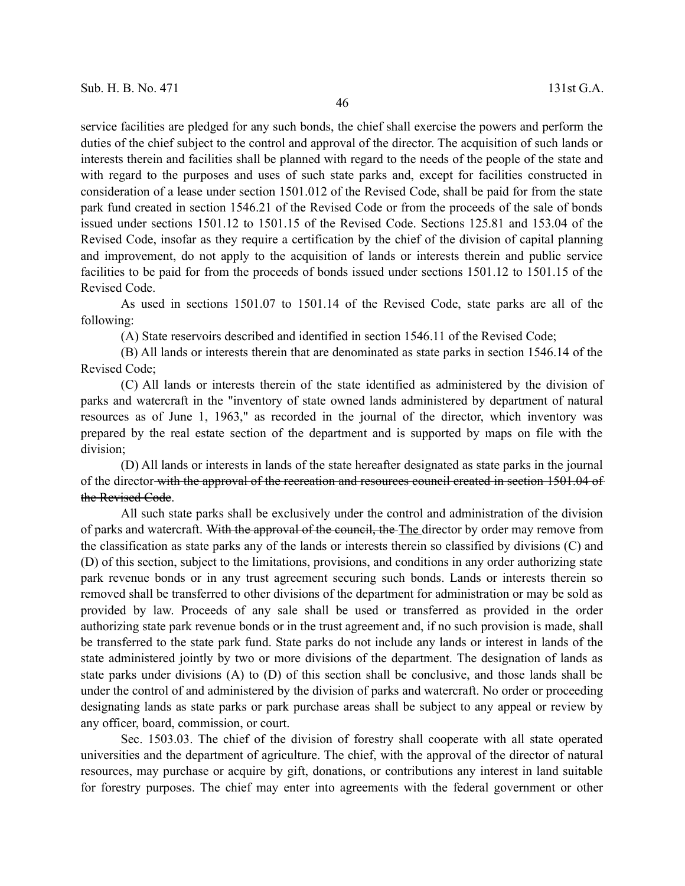service facilities are pledged for any such bonds, the chief shall exercise the powers and perform the duties of the chief subject to the control and approval of the director. The acquisition of such lands or interests therein and facilities shall be planned with regard to the needs of the people of the state and with regard to the purposes and uses of such state parks and, except for facilities constructed in consideration of a lease under section 1501.012 of the Revised Code, shall be paid for from the state park fund created in section 1546.21 of the Revised Code or from the proceeds of the sale of bonds issued under sections 1501.12 to 1501.15 of the Revised Code. Sections 125.81 and 153.04 of the Revised Code, insofar as they require a certification by the chief of the division of capital planning and improvement, do not apply to the acquisition of lands or interests therein and public service facilities to be paid for from the proceeds of bonds issued under sections 1501.12 to 1501.15 of the Revised Code.

As used in sections 1501.07 to 1501.14 of the Revised Code, state parks are all of the following:

(A) State reservoirs described and identified in section 1546.11 of the Revised Code;

(B) All lands or interests therein that are denominated as state parks in section 1546.14 of the Revised Code;

(C) All lands or interests therein of the state identified as administered by the division of parks and watercraft in the "inventory of state owned lands administered by department of natural resources as of June 1, 1963," as recorded in the journal of the director, which inventory was prepared by the real estate section of the department and is supported by maps on file with the division;

(D) All lands or interests in lands of the state hereafter designated as state parks in the journal of the director ~~with the approval of the recreation and resources council created in section 1501.04 of the Revised Code~~.

All such state parks shall be exclusively under the control and administration of the division of parks and watercraft. ~~With the approval of the council, the~~ The director by order may remove from the classification as state parks any of the lands or interests therein so classified by divisions (C) and (D) of this section, subject to the limitations, provisions, and conditions in any order authorizing state park revenue bonds or in any trust agreement securing such bonds. Lands or interests therein so removed shall be transferred to other divisions of the department for administration or may be sold as provided by law. Proceeds of any sale shall be used or transferred as provided in the order authorizing state park revenue bonds or in the trust agreement and, if no such provision is made, shall be transferred to the state park fund. State parks do not include any lands or interest in lands of the state administered jointly by two or more divisions of the department. The designation of lands as state parks under divisions (A) to (D) of this section shall be conclusive, and those lands shall be under the control of and administered by the division of parks and watercraft. No order or proceeding designating lands as state parks or park purchase areas shall be subject to any appeal or review by any officer, board, commission, or court.

Sec. 1503.03. The chief of the division of forestry shall cooperate with all state operated universities and the department of agriculture. The chief, with the approval of the director of natural resources, may purchase or acquire by gift, donations, or contributions any interest in land suitable for forestry purposes. The chief may enter into agreements with the federal government or other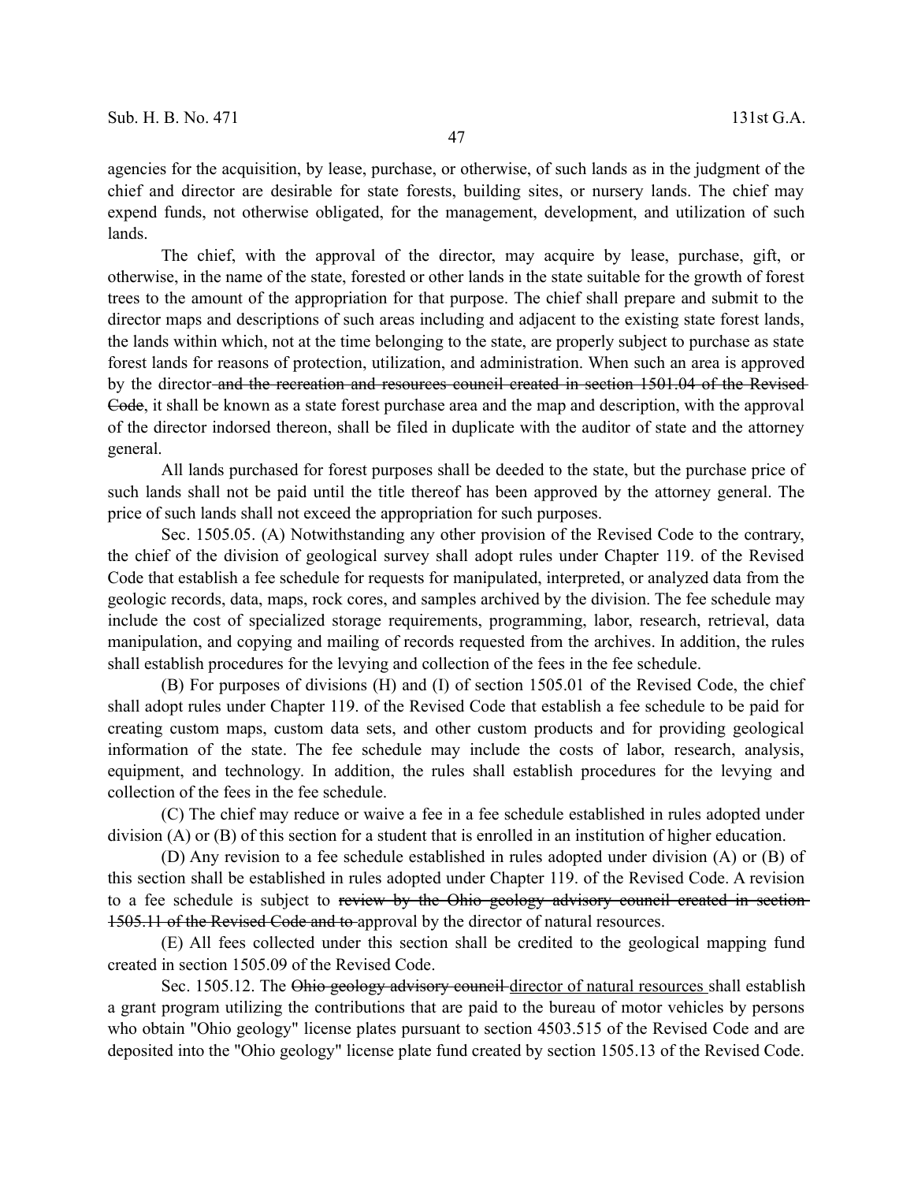agencies for the acquisition, by lease, purchase, or otherwise, of such lands as in the judgment of the chief and director are desirable for state forests, building sites, or nursery lands. The chief may expend funds, not otherwise obligated, for the management, development, and utilization of such lands.

The chief, with the approval of the director, may acquire by lease, purchase, gift, or otherwise, in the name of the state, forested or other lands in the state suitable for the growth of forest trees to the amount of the appropriation for that purpose. The chief shall prepare and submit to the director maps and descriptions of such areas including and adjacent to the existing state forest lands, the lands within which, not at the time belonging to the state, are properly subject to purchase as state forest lands for reasons of protection, utilization, and administration. When such an area is approved by the director ~~and the recreation and resources council created in section 1501.04 of the Revised Code~~, it shall be known as a state forest purchase area and the map and description, with the approval of the director indorsed thereon, shall be filed in duplicate with the auditor of state and the attorney general.

All lands purchased for forest purposes shall be deeded to the state, but the purchase price of such lands shall not be paid until the title thereof has been approved by the attorney general. The price of such lands shall not exceed the appropriation for such purposes.

Sec. 1505.05. (A) Notwithstanding any other provision of the Revised Code to the contrary, the chief of the division of geological survey shall adopt rules under Chapter 119. of the Revised Code that establish a fee schedule for requests for manipulated, interpreted, or analyzed data from the geologic records, data, maps, rock cores, and samples archived by the division. The fee schedule may include the cost of specialized storage requirements, programming, labor, research, retrieval, data manipulation, and copying and mailing of records requested from the archives. In addition, the rules shall establish procedures for the levying and collection of the fees in the fee schedule.

(B) For purposes of divisions (H) and (I) of section 1505.01 of the Revised Code, the chief shall adopt rules under Chapter 119. of the Revised Code that establish a fee schedule to be paid for creating custom maps, custom data sets, and other custom products and for providing geological information of the state. The fee schedule may include the costs of labor, research, analysis, equipment, and technology. In addition, the rules shall establish procedures for the levying and collection of the fees in the fee schedule.

(C) The chief may reduce or waive a fee in a fee schedule established in rules adopted under division (A) or (B) of this section for a student that is enrolled in an institution of higher education.

(D) Any revision to a fee schedule established in rules adopted under division (A) or (B) of this section shall be established in rules adopted under Chapter 119. of the Revised Code. A revision to a fee schedule is subject to ~~review by the Ohio geology advisory council created in section 1505.11 of the Revised Code and to~~ approval by the director of natural resources.

(E) All fees collected under this section shall be credited to the geological mapping fund created in section 1505.09 of the Revised Code.

Sec. 1505.12. The ~~Ohio geology advisory council~~ <u>director of natural resources</u> shall establish a grant program utilizing the contributions that are paid to the bureau of motor vehicles by persons who obtain "Ohio geology" license plates pursuant to section 4503.515 of the Revised Code and are deposited into the "Ohio geology" license plate fund created by section 1505.13 of the Revised Code.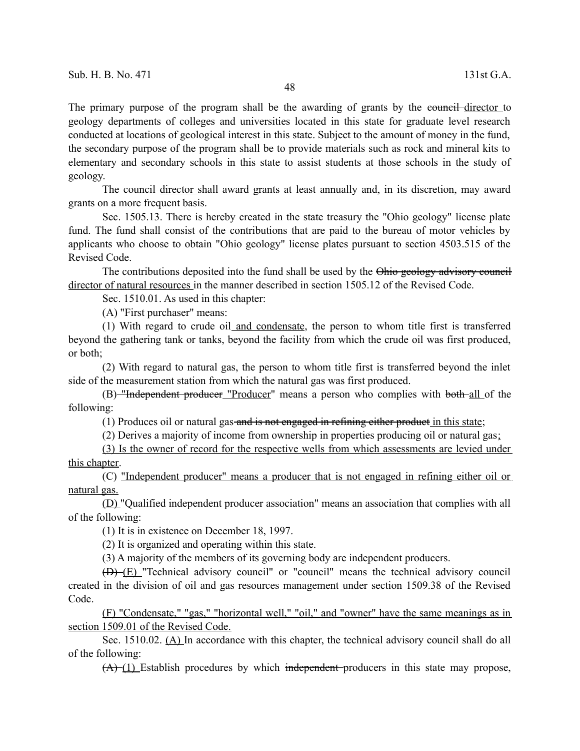The primary purpose of the program shall be the awarding of grants by the ~~council~~ <u>director</u> to geology departments of colleges and universities located in this state for graduate level research conducted at locations of geological interest in this state. Subject to the amount of money in the fund, the secondary purpose of the program shall be to provide materials such as rock and mineral kits to elementary and secondary schools in this state to assist students at those schools in the study of geology.

The ~~council~~ <u>director</u> shall award grants at least annually and, in its discretion, may award grants on a more frequent basis.

Sec. 1505.13. There is hereby created in the state treasury the "Ohio geology" license plate fund. The fund shall consist of the contributions that are paid to the bureau of motor vehicles by applicants who choose to obtain "Ohio geology" license plates pursuant to section 4503.515 of the Revised Code.

The contributions deposited into the fund shall be used by the ~~Ohio geology advisory council~~ <u>director of natural resources</u> in the manner described in section 1505.12 of the Revised Code.

Sec. 1510.01. As used in this chapter:

(A) "First purchaser" means:

(1) With regard to crude oil <u>and condensate</u>, the person to whom title first is transferred beyond the gathering tank or tanks, beyond the facility from which the crude oil was first produced, or both;

(2) With regard to natural gas, the person to whom title first is transferred beyond the inlet side of the measurement station from which the natural gas was first produced.

(B) ~~"Independent producer~~ <u>"Producer</u>" means a person who complies with ~~both~~ <u>all</u> of the following:

(1) Produces oil or natural gas ~~and is not engaged in refining either product~~ <u>in this state</u>;

(2) Derives a majority of income from ownership in properties producing oil or natural gas<u>;</u>

<u>(3) Is the owner of record for the respective wells from which assessments are levied under this chapter</u>.

(C) <u>"Independent producer" means a producer that is not engaged in refining either oil or natural gas.</u>

<u>(D)</u> "Qualified independent producer association" means an association that complies with all of the following:

(1) It is in existence on December 18, 1997.

(2) It is organized and operating within this state.

(3) A majority of the members of its governing body are independent producers.

~~(D)~~ <u>(E)</u> "Technical advisory council" or "council" means the technical advisory council created in the division of oil and gas resources management under section 1509.38 of the Revised Code.

<u>(F) "Condensate," "gas," "horizontal well," "oil," and "owner" have the same meanings as in section 1509.01 of the Revised Code.</u>

Sec. 1510.02. <u>(A)</u> In accordance with this chapter, the technical advisory council shall do all of the following:

~~(A)~~ <u>(1)</u> Establish procedures by which ~~independent~~ producers in this state may propose,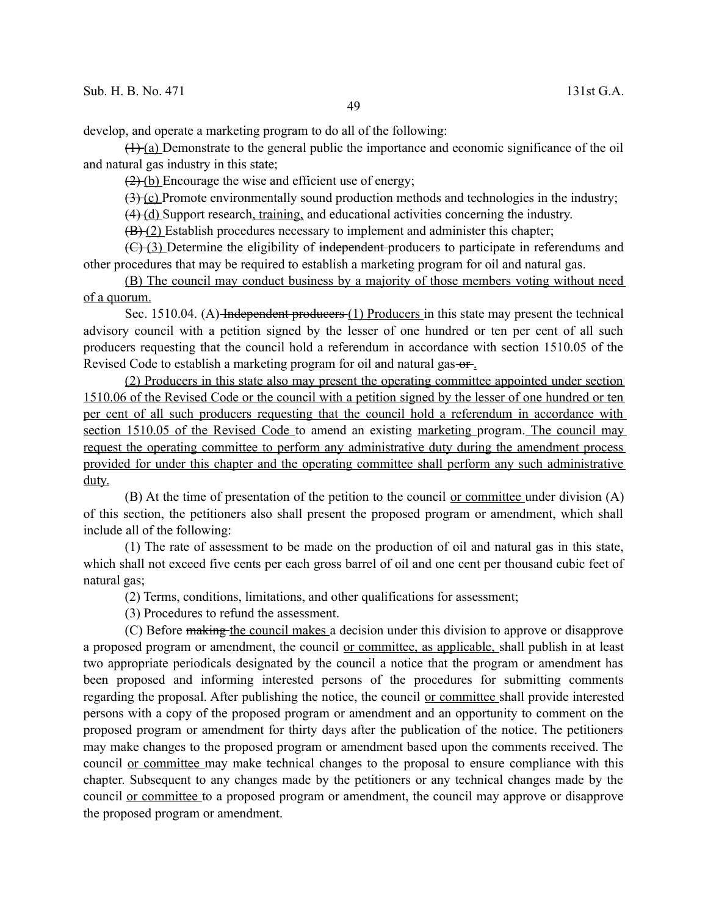develop, and operate a marketing program to do all of the following:

~~(1)~~ (a) Demonstrate to the general public the importance and economic significance of the oil and natural gas industry in this state;

~~(2)~~ (b) Encourage the wise and efficient use of energy;

~~(3)~~ (c) Promote environmentally sound production methods and technologies in the industry;

~~(4)~~ (d) Support research, training, and educational activities concerning the industry.

~~(B)~~ (2) Establish procedures necessary to implement and administer this chapter;

~~(C)~~ (3) Determine the eligibility of ~~independent~~ producers to participate in referendums and other procedures that may be required to establish a marketing program for oil and natural gas.

(B) The council may conduct business by a majority of those members voting without need of a quorum.

Sec. 1510.04. (A) ~~Independent producers~~ (1) Producers in this state may present the technical advisory council with a petition signed by the lesser of one hundred or ten per cent of all such producers requesting that the council hold a referendum in accordance with section 1510.05 of the Revised Code to establish a marketing program for oil and natural gas ~~or~~ .

(2) Producers in this state also may present the operating committee appointed under section 1510.06 of the Revised Code or the council with a petition signed by the lesser of one hundred or ten per cent of all such producers requesting that the council hold a referendum in accordance with section 1510.05 of the Revised Code to amend an existing marketing program. The council may request the operating committee to perform any administrative duty during the amendment process provided for under this chapter and the operating committee shall perform any such administrative duty.

(B) At the time of presentation of the petition to the council or committee under division (A) of this section, the petitioners also shall present the proposed program or amendment, which shall include all of the following:

(1) The rate of assessment to be made on the production of oil and natural gas in this state, which shall not exceed five cents per each gross barrel of oil and one cent per thousand cubic feet of natural gas;

(2) Terms, conditions, limitations, and other qualifications for assessment;

(3) Procedures to refund the assessment.

(C) Before ~~making~~ the council makes a decision under this division to approve or disapprove a proposed program or amendment, the council or committee, as applicable, shall publish in at least two appropriate periodicals designated by the council a notice that the program or amendment has been proposed and informing interested persons of the procedures for submitting comments regarding the proposal. After publishing the notice, the council or committee shall provide interested persons with a copy of the proposed program or amendment and an opportunity to comment on the proposed program or amendment for thirty days after the publication of the notice. The petitioners may make changes to the proposed program or amendment based upon the comments received. The council or committee may make technical changes to the proposal to ensure compliance with this chapter. Subsequent to any changes made by the petitioners or any technical changes made by the council or committee to a proposed program or amendment, the council may approve or disapprove the proposed program or amendment.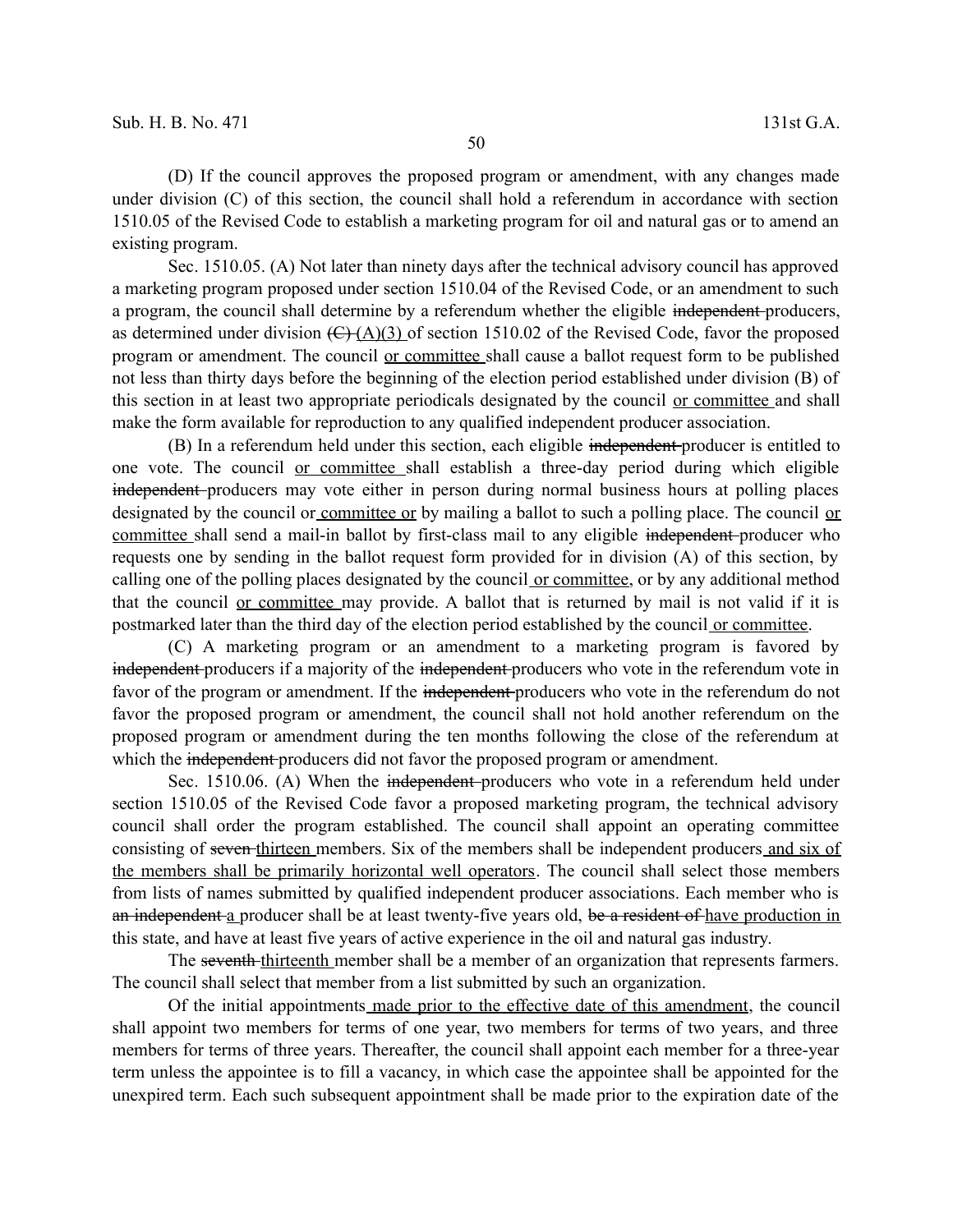(D) If the council approves the proposed program or amendment, with any changes made under division (C) of this section, the council shall hold a referendum in accordance with section 1510.05 of the Revised Code to establish a marketing program for oil and natural gas or to amend an existing program.

Sec. 1510.05. (A) Not later than ninety days after the technical advisory council has approved a marketing program proposed under section 1510.04 of the Revised Code, or an amendment to such a program, the council shall determine by a referendum whether the eligible ~~independent~~ producers, as determined under division ~~(C)~~ (A)(3) of section 1510.02 of the Revised Code, favor the proposed program or amendment. The council or committee shall cause a ballot request form to be published not less than thirty days before the beginning of the election period established under division (B) of this section in at least two appropriate periodicals designated by the council or committee and shall make the form available for reproduction to any qualified independent producer association.

(B) In a referendum held under this section, each eligible ~~independent~~ producer is entitled to one vote. The council or committee shall establish a three-day period during which eligible ~~independent~~ producers may vote either in person during normal business hours at polling places designated by the council or committee or by mailing a ballot to such a polling place. The council or committee shall send a mail-in ballot by first-class mail to any eligible ~~independent~~ producer who requests one by sending in the ballot request form provided for in division (A) of this section, by calling one of the polling places designated by the council or committee, or by any additional method that the council or committee may provide. A ballot that is returned by mail is not valid if it is postmarked later than the third day of the election period established by the council or committee.

(C) A marketing program or an amendment to a marketing program is favored by ~~independent~~ producers if a majority of the ~~independent~~ producers who vote in the referendum vote in favor of the program or amendment. If the ~~independent~~ producers who vote in the referendum do not favor the proposed program or amendment, the council shall not hold another referendum on the proposed program or amendment during the ten months following the close of the referendum at which the ~~independent~~ producers did not favor the proposed program or amendment.

Sec. 1510.06. (A) When the ~~independent~~ producers who vote in a referendum held under section 1510.05 of the Revised Code favor a proposed marketing program, the technical advisory council shall order the program established. The council shall appoint an operating committee consisting of ~~seven~~ thirteen members. Six of the members shall be independent producers and six of the members shall be primarily horizontal well operators. The council shall select those members from lists of names submitted by qualified independent producer associations. Each member who is ~~an independent~~ a producer shall be at least twenty-five years old, ~~be a resident of~~ have production in this state, and have at least five years of active experience in the oil and natural gas industry.

The ~~seventh~~ thirteenth member shall be a member of an organization that represents farmers. The council shall select that member from a list submitted by such an organization.

Of the initial appointments made prior to the effective date of this amendment, the council shall appoint two members for terms of one year, two members for terms of two years, and three members for terms of three years. Thereafter, the council shall appoint each member for a three-year term unless the appointee is to fill a vacancy, in which case the appointee shall be appointed for the unexpired term. Each such subsequent appointment shall be made prior to the expiration date of the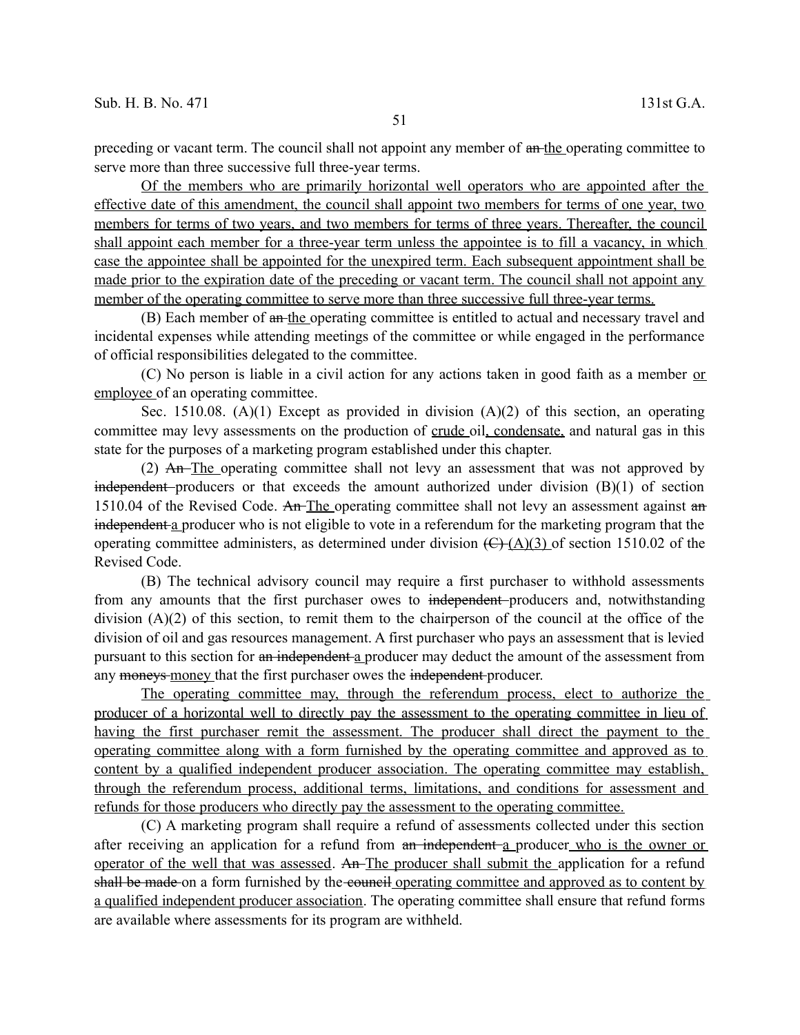preceding or vacant term. The council shall not appoint any member of ~~an~~ <u>the</u> operating committee to serve more than three successive full three-year terms.

<u>Of the members who are primarily horizontal well operators who are appointed after the effective date of this amendment, the council shall appoint two members for terms of one year, two members for terms of two years, and two members for terms of three years. Thereafter, the council shall appoint each member for a three-year term unless the appointee is to fill a vacancy, in which case the appointee shall be appointed for the unexpired term. Each subsequent appointment shall be made prior to the expiration date of the preceding or vacant term. The council shall not appoint any member of the operating committee to serve more than three successive full three-year terms.</u>

(B) Each member of ~~an~~ <u>the</u> operating committee is entitled to actual and necessary travel and incidental expenses while attending meetings of the committee or while engaged in the performance of official responsibilities delegated to the committee.

(C) No person is liable in a civil action for any actions taken in good faith as a member <u>or employee</u> of an operating committee.

Sec. 1510.08. (A)(1) Except as provided in division (A)(2) of this section, an operating committee may levy assessments on the production of <u>crude</u> oil<u>, condensate,</u> and natural gas in this state for the purposes of a marketing program established under this chapter.

(2) ~~An~~ <u>The</u> operating committee shall not levy an assessment that was not approved by ~~independent~~ producers or that exceeds the amount authorized under division (B)(1) of section 1510.04 of the Revised Code. ~~An~~ <u>The</u> operating committee shall not levy an assessment against ~~an independent~~ <u>a</u> producer who is not eligible to vote in a referendum for the marketing program that the operating committee administers, as determined under division ~~(C)~~ <u>(A)(3)</u> of section 1510.02 of the Revised Code.

(B) The technical advisory council may require a first purchaser to withhold assessments from any amounts that the first purchaser owes to ~~independent~~ producers and, notwithstanding division (A)(2) of this section, to remit them to the chairperson of the council at the office of the division of oil and gas resources management. A first purchaser who pays an assessment that is levied pursuant to this section for ~~an independent~~ <u>a</u> producer may deduct the amount of the assessment from any ~~moneys~~ <u>money</u> that the first purchaser owes the ~~independent~~ producer.

<u>The operating committee may, through the referendum process, elect to authorize the producer of a horizontal well to directly pay the assessment to the operating committee in lieu of having the first purchaser remit the assessment. The producer shall direct the payment to the operating committee along with a form furnished by the operating committee and approved as to content by a qualified independent producer association. The operating committee may establish, through the referendum process, additional terms, limitations, and conditions for assessment and refunds for those producers who directly pay the assessment to the operating committee.</u>

(C) A marketing program shall require a refund of assessments collected under this section after receiving an application for a refund from ~~an independent~~ <u>a</u> producer <u>who is the owner or operator of the well that was assessed</u>. ~~An~~ <u>The producer shall submit the</u> application for a refund ~~shall be made~~ on a form furnished by the ~~council~~ <u>operating committee and approved as to content by a qualified independent producer association</u>. The operating committee shall ensure that refund forms are available where assessments for its program are withheld.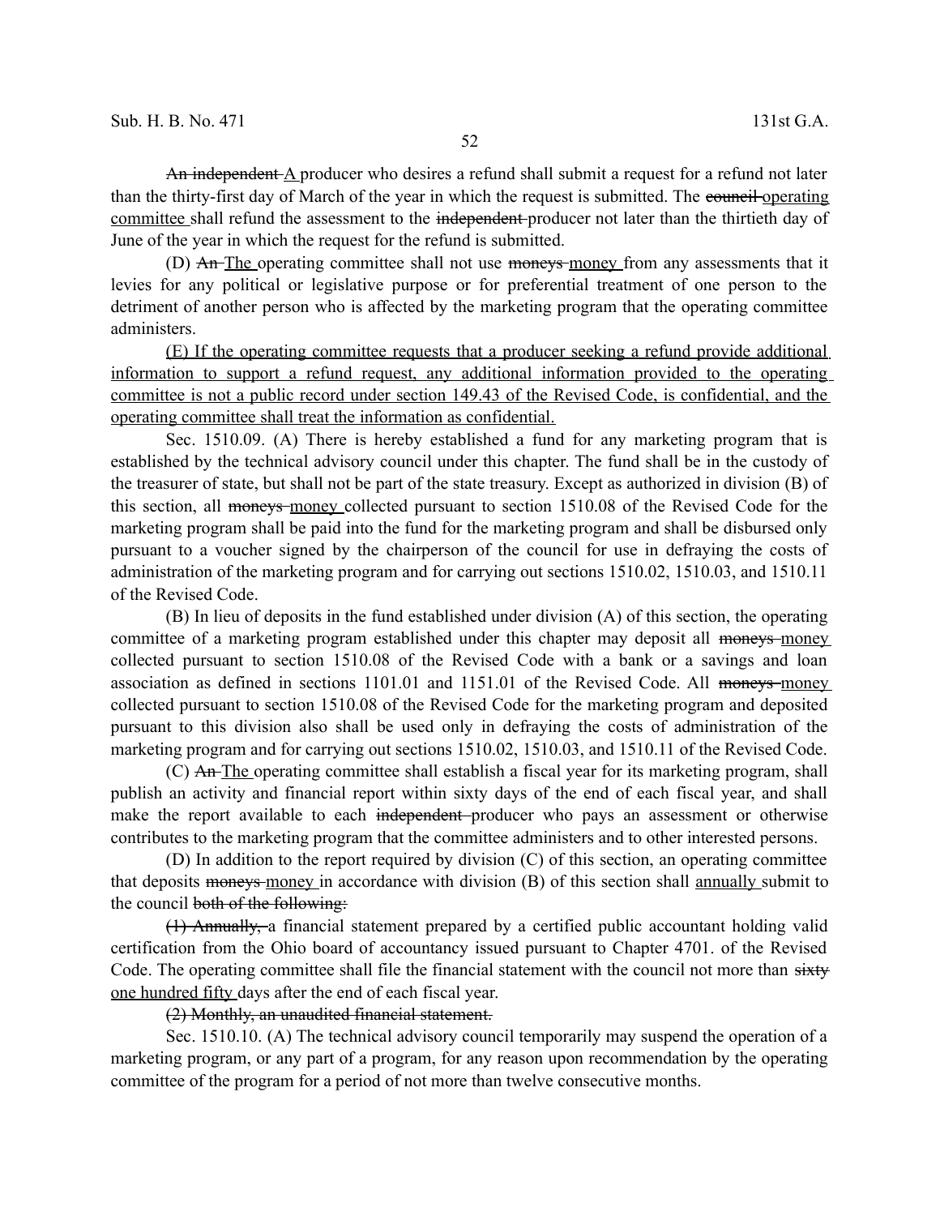~~An independent~~ <u>A</u> producer who desires a refund shall submit a request for a refund not later than the thirty-first day of March of the year in which the request is submitted. The ~~council~~ <u>operating committee</u> shall refund the assessment to the ~~independent~~ producer not later than the thirtieth day of June of the year in which the request for the refund is submitted.

(D) ~~An~~ <u>The</u> operating committee shall not use ~~moneys~~ <u>money</u> from any assessments that it levies for any political or legislative purpose or for preferential treatment of one person to the detriment of another person who is affected by the marketing program that the operating committee administers.

<u>(E) If the operating committee requests that a producer seeking a refund provide additional information to support a refund request, any additional information provided to the operating committee is not a public record under section 149.43 of the Revised Code, is confidential, and the operating committee shall treat the information as confidential.</u>

Sec. 1510.09. (A) There is hereby established a fund for any marketing program that is established by the technical advisory council under this chapter. The fund shall be in the custody of the treasurer of state, but shall not be part of the state treasury. Except as authorized in division (B) of this section, all ~~moneys~~ <u>money</u> collected pursuant to section 1510.08 of the Revised Code for the marketing program shall be paid into the fund for the marketing program and shall be disbursed only pursuant to a voucher signed by the chairperson of the council for use in defraying the costs of administration of the marketing program and for carrying out sections 1510.02, 1510.03, and 1510.11 of the Revised Code.

(B) In lieu of deposits in the fund established under division (A) of this section, the operating committee of a marketing program established under this chapter may deposit all ~~moneys~~ <u>money</u> collected pursuant to section 1510.08 of the Revised Code with a bank or a savings and loan association as defined in sections 1101.01 and 1151.01 of the Revised Code. All ~~moneys~~ <u>money</u> collected pursuant to section 1510.08 of the Revised Code for the marketing program and deposited pursuant to this division also shall be used only in defraying the costs of administration of the marketing program and for carrying out sections 1510.02, 1510.03, and 1510.11 of the Revised Code.

(C) ~~An~~ <u>The</u> operating committee shall establish a fiscal year for its marketing program, shall publish an activity and financial report within sixty days of the end of each fiscal year, and shall make the report available to each ~~independent~~ producer who pays an assessment or otherwise contributes to the marketing program that the committee administers and to other interested persons.

(D) In addition to the report required by division (C) of this section, an operating committee that deposits ~~moneys~~ <u>money</u> in accordance with division (B) of this section shall <u>annually</u> submit to the council ~~both of the following:~~

~~(1) Annually,~~ a financial statement prepared by a certified public accountant holding valid certification from the Ohio board of accountancy issued pursuant to Chapter 4701. of the Revised Code. The operating committee shall file the financial statement with the council not more than ~~sixty~~ <u>one hundred fifty</u> days after the end of each fiscal year.

~~(2) Monthly, an unaudited financial statement.~~

Sec. 1510.10. (A) The technical advisory council temporarily may suspend the operation of a marketing program, or any part of a program, for any reason upon recommendation by the operating committee of the program for a period of not more than twelve consecutive months.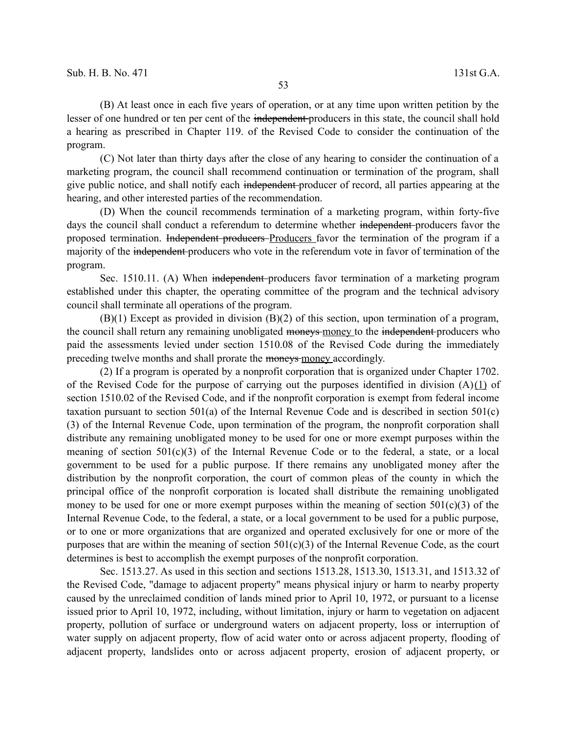(B) At least once in each five years of operation, or at any time upon written petition by the lesser of one hundred or ten per cent of the ~~independent~~ producers in this state, the council shall hold a hearing as prescribed in Chapter 119. of the Revised Code to consider the continuation of the program.

(C) Not later than thirty days after the close of any hearing to consider the continuation of a marketing program, the council shall recommend continuation or termination of the program, shall give public notice, and shall notify each ~~independent~~ producer of record, all parties appearing at the hearing, and other interested parties of the recommendation.

(D) When the council recommends termination of a marketing program, within forty-five days the council shall conduct a referendum to determine whether ~~independent~~ producers favor the proposed termination. ~~Independent producers~~ <u>Producers</u> favor the termination of the program if a majority of the ~~independent~~ producers who vote in the referendum vote in favor of termination of the program.

Sec. 1510.11. (A) When ~~independent~~ producers favor termination of a marketing program established under this chapter, the operating committee of the program and the technical advisory council shall terminate all operations of the program.

(B)(1) Except as provided in division (B)(2) of this section, upon termination of a program, the council shall return any remaining unobligated ~~moneys~~ <u>money</u> to the ~~independent~~ producers who paid the assessments levied under section 1510.08 of the Revised Code during the immediately preceding twelve months and shall prorate the ~~moneys~~ <u>money</u> accordingly.

(2) If a program is operated by a nonprofit corporation that is organized under Chapter 1702. of the Revised Code for the purpose of carrying out the purposes identified in division (A)<u>(1)</u> of section 1510.02 of the Revised Code, and if the nonprofit corporation is exempt from federal income taxation pursuant to section 501(a) of the Internal Revenue Code and is described in section 501(c)(3) of the Internal Revenue Code, upon termination of the program, the nonprofit corporation shall distribute any remaining unobligated money to be used for one or more exempt purposes within the meaning of section 501(c)(3) of the Internal Revenue Code or to the federal, a state, or a local government to be used for a public purpose. If there remains any unobligated money after the distribution by the nonprofit corporation, the court of common pleas of the county in which the principal office of the nonprofit corporation is located shall distribute the remaining unobligated money to be used for one or more exempt purposes within the meaning of section 501(c)(3) of the Internal Revenue Code, to the federal, a state, or a local government to be used for a public purpose, or to one or more organizations that are organized and operated exclusively for one or more of the purposes that are within the meaning of section 501(c)(3) of the Internal Revenue Code, as the court determines is best to accomplish the exempt purposes of the nonprofit corporation.

Sec. 1513.27. As used in this section and sections 1513.28, 1513.30, 1513.31, and 1513.32 of the Revised Code, "damage to adjacent property" means physical injury or harm to nearby property caused by the unreclaimed condition of lands mined prior to April 10, 1972, or pursuant to a license issued prior to April 10, 1972, including, without limitation, injury or harm to vegetation on adjacent property, pollution of surface or underground waters on adjacent property, loss or interruption of water supply on adjacent property, flow of acid water onto or across adjacent property, flooding of adjacent property, landslides onto or across adjacent property, erosion of adjacent property, or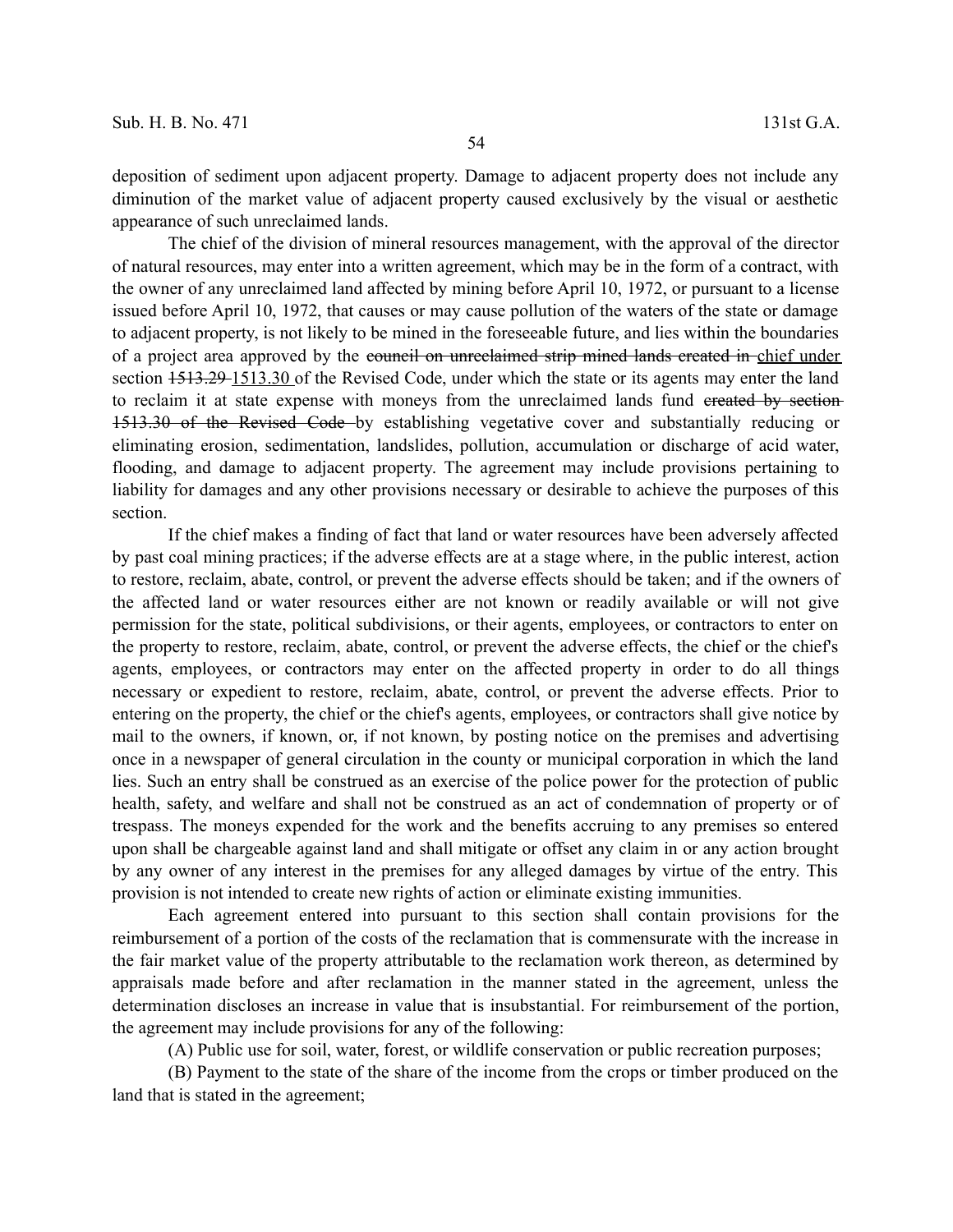deposition of sediment upon adjacent property. Damage to adjacent property does not include any diminution of the market value of adjacent property caused exclusively by the visual or aesthetic appearance of such unreclaimed lands.

The chief of the division of mineral resources management, with the approval of the director of natural resources, may enter into a written agreement, which may be in the form of a contract, with the owner of any unreclaimed land affected by mining before April 10, 1972, or pursuant to a license issued before April 10, 1972, that causes or may cause pollution of the waters of the state or damage to adjacent property, is not likely to be mined in the foreseeable future, and lies within the boundaries of a project area approved by the ~~council on unreclaimed strip mined lands created in~~ <u>chief under</u> section ~~1513.29~~ <u>1513.30</u> of the Revised Code, under which the state or its agents may enter the land to reclaim it at state expense with moneys from the unreclaimed lands fund ~~created by section 1513.30 of the Revised Code~~ by establishing vegetative cover and substantially reducing or eliminating erosion, sedimentation, landslides, pollution, accumulation or discharge of acid water, flooding, and damage to adjacent property. The agreement may include provisions pertaining to liability for damages and any other provisions necessary or desirable to achieve the purposes of this section.

If the chief makes a finding of fact that land or water resources have been adversely affected by past coal mining practices; if the adverse effects are at a stage where, in the public interest, action to restore, reclaim, abate, control, or prevent the adverse effects should be taken; and if the owners of the affected land or water resources either are not known or readily available or will not give permission for the state, political subdivisions, or their agents, employees, or contractors to enter on the property to restore, reclaim, abate, control, or prevent the adverse effects, the chief or the chief's agents, employees, or contractors may enter on the affected property in order to do all things necessary or expedient to restore, reclaim, abate, control, or prevent the adverse effects. Prior to entering on the property, the chief or the chief's agents, employees, or contractors shall give notice by mail to the owners, if known, or, if not known, by posting notice on the premises and advertising once in a newspaper of general circulation in the county or municipal corporation in which the land lies. Such an entry shall be construed as an exercise of the police power for the protection of public health, safety, and welfare and shall not be construed as an act of condemnation of property or of trespass. The moneys expended for the work and the benefits accruing to any premises so entered upon shall be chargeable against land and shall mitigate or offset any claim in or any action brought by any owner of any interest in the premises for any alleged damages by virtue of the entry. This provision is not intended to create new rights of action or eliminate existing immunities.

Each agreement entered into pursuant to this section shall contain provisions for the reimbursement of a portion of the costs of the reclamation that is commensurate with the increase in the fair market value of the property attributable to the reclamation work thereon, as determined by appraisals made before and after reclamation in the manner stated in the agreement, unless the determination discloses an increase in value that is insubstantial. For reimbursement of the portion, the agreement may include provisions for any of the following:

(A) Public use for soil, water, forest, or wildlife conservation or public recreation purposes;

(B) Payment to the state of the share of the income from the crops or timber produced on the land that is stated in the agreement;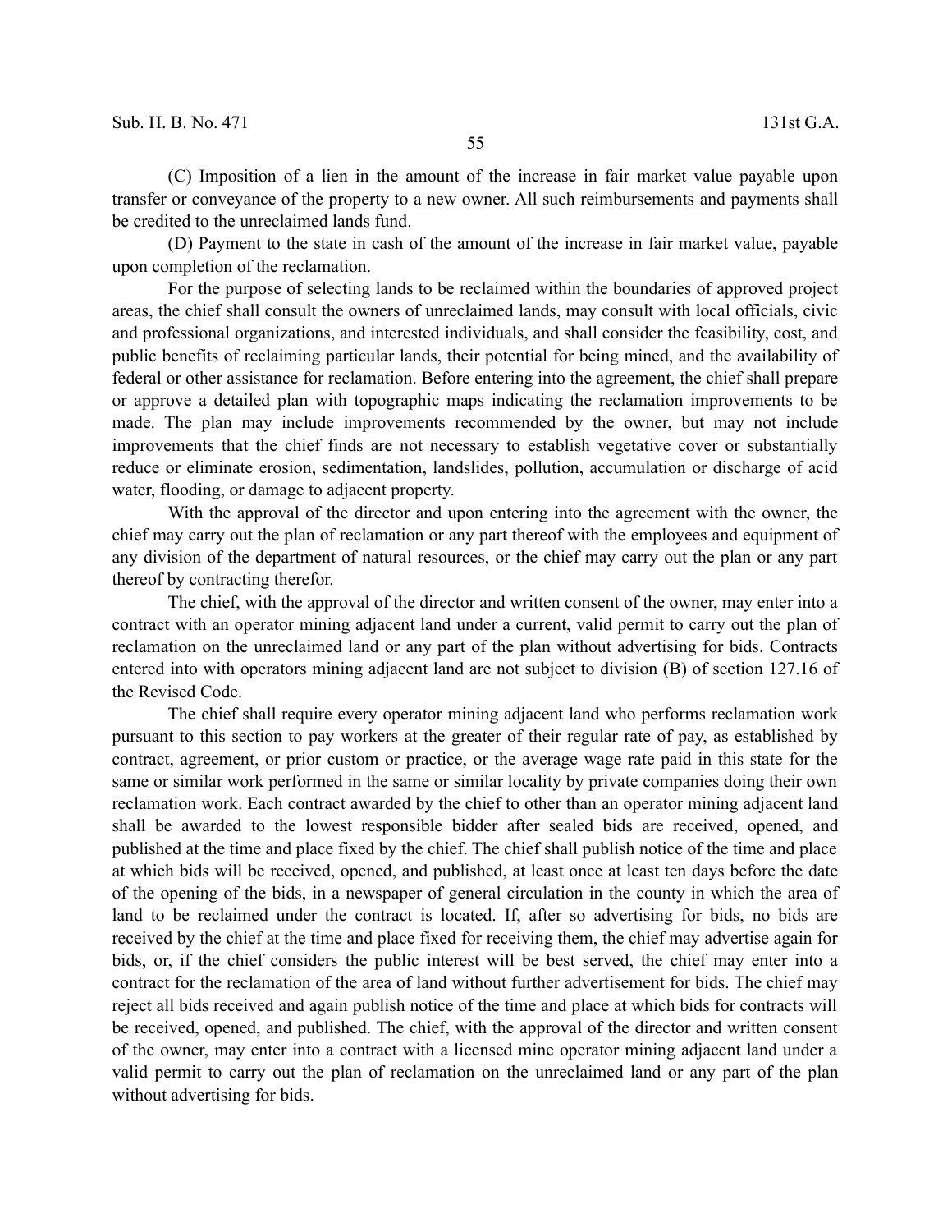(C) Imposition of a lien in the amount of the increase in fair market value payable upon transfer or conveyance of the property to a new owner. All such reimbursements and payments shall be credited to the unreclaimed lands fund.

(D) Payment to the state in cash of the amount of the increase in fair market value, payable upon completion of the reclamation.

For the purpose of selecting lands to be reclaimed within the boundaries of approved project areas, the chief shall consult the owners of unreclaimed lands, may consult with local officials, civic and professional organizations, and interested individuals, and shall consider the feasibility, cost, and public benefits of reclaiming particular lands, their potential for being mined, and the availability of federal or other assistance for reclamation. Before entering into the agreement, the chief shall prepare or approve a detailed plan with topographic maps indicating the reclamation improvements to be made. The plan may include improvements recommended by the owner, but may not include improvements that the chief finds are not necessary to establish vegetative cover or substantially reduce or eliminate erosion, sedimentation, landslides, pollution, accumulation or discharge of acid water, flooding, or damage to adjacent property.

With the approval of the director and upon entering into the agreement with the owner, the chief may carry out the plan of reclamation or any part thereof with the employees and equipment of any division of the department of natural resources, or the chief may carry out the plan or any part thereof by contracting therefor.

The chief, with the approval of the director and written consent of the owner, may enter into a contract with an operator mining adjacent land under a current, valid permit to carry out the plan of reclamation on the unreclaimed land or any part of the plan without advertising for bids. Contracts entered into with operators mining adjacent land are not subject to division (B) of section 127.16 of the Revised Code.

The chief shall require every operator mining adjacent land who performs reclamation work pursuant to this section to pay workers at the greater of their regular rate of pay, as established by contract, agreement, or prior custom or practice, or the average wage rate paid in this state for the same or similar work performed in the same or similar locality by private companies doing their own reclamation work. Each contract awarded by the chief to other than an operator mining adjacent land shall be awarded to the lowest responsible bidder after sealed bids are received, opened, and published at the time and place fixed by the chief. The chief shall publish notice of the time and place at which bids will be received, opened, and published, at least once at least ten days before the date of the opening of the bids, in a newspaper of general circulation in the county in which the area of land to be reclaimed under the contract is located. If, after so advertising for bids, no bids are received by the chief at the time and place fixed for receiving them, the chief may advertise again for bids, or, if the chief considers the public interest will be best served, the chief may enter into a contract for the reclamation of the area of land without further advertisement for bids. The chief may reject all bids received and again publish notice of the time and place at which bids for contracts will be received, opened, and published. The chief, with the approval of the director and written consent of the owner, may enter into a contract with a licensed mine operator mining adjacent land under a valid permit to carry out the plan of reclamation on the unreclaimed land or any part of the plan without advertising for bids.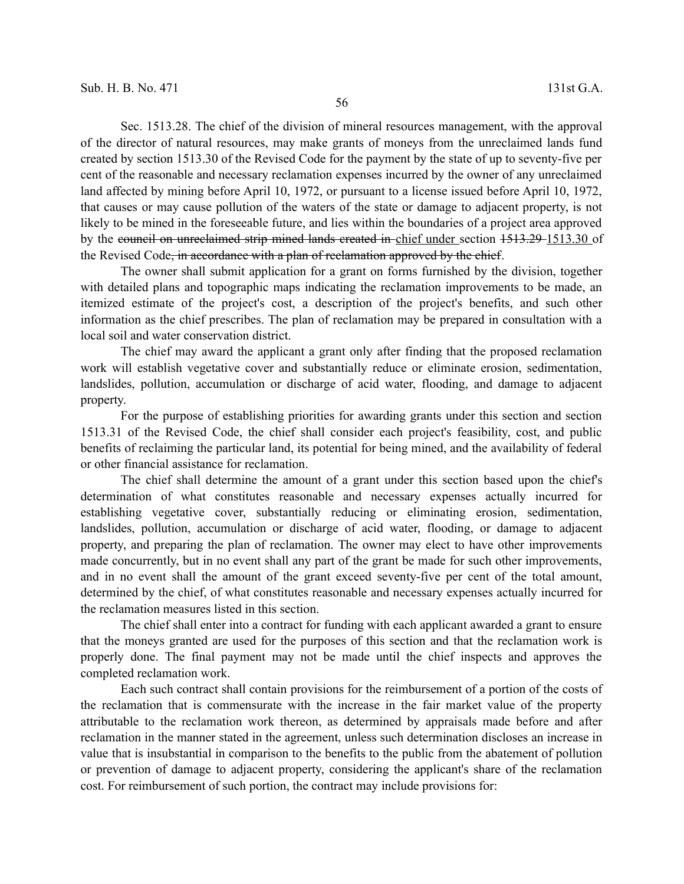Sec. 1513.28. The chief of the division of mineral resources management, with the approval of the director of natural resources, may make grants of moneys from the unreclaimed lands fund created by section 1513.30 of the Revised Code for the payment by the state of up to seventy-five per cent of the reasonable and necessary reclamation expenses incurred by the owner of any unreclaimed land affected by mining before April 10, 1972, or pursuant to a license issued before April 10, 1972, that causes or may cause pollution of the waters of the state or damage to adjacent property, is not likely to be mined in the foreseeable future, and lies within the boundaries of a project area approved by the ~~council on unreclaimed strip mined lands created in~~ chief under section ~~1513.29~~ 1513.30 of the Revised Code~~, in accordance with a plan of reclamation approved by the chief~~.

The owner shall submit application for a grant on forms furnished by the division, together with detailed plans and topographic maps indicating the reclamation improvements to be made, an itemized estimate of the project's cost, a description of the project's benefits, and such other information as the chief prescribes. The plan of reclamation may be prepared in consultation with a local soil and water conservation district.

The chief may award the applicant a grant only after finding that the proposed reclamation work will establish vegetative cover and substantially reduce or eliminate erosion, sedimentation, landslides, pollution, accumulation or discharge of acid water, flooding, and damage to adjacent property.

For the purpose of establishing priorities for awarding grants under this section and section 1513.31 of the Revised Code, the chief shall consider each project's feasibility, cost, and public benefits of reclaiming the particular land, its potential for being mined, and the availability of federal or other financial assistance for reclamation.

The chief shall determine the amount of a grant under this section based upon the chief's determination of what constitutes reasonable and necessary expenses actually incurred for establishing vegetative cover, substantially reducing or eliminating erosion, sedimentation, landslides, pollution, accumulation or discharge of acid water, flooding, or damage to adjacent property, and preparing the plan of reclamation. The owner may elect to have other improvements made concurrently, but in no event shall any part of the grant be made for such other improvements, and in no event shall the amount of the grant exceed seventy-five per cent of the total amount, determined by the chief, of what constitutes reasonable and necessary expenses actually incurred for the reclamation measures listed in this section.

The chief shall enter into a contract for funding with each applicant awarded a grant to ensure that the moneys granted are used for the purposes of this section and that the reclamation work is properly done. The final payment may not be made until the chief inspects and approves the completed reclamation work.

Each such contract shall contain provisions for the reimbursement of a portion of the costs of the reclamation that is commensurate with the increase in the fair market value of the property attributable to the reclamation work thereon, as determined by appraisals made before and after reclamation in the manner stated in the agreement, unless such determination discloses an increase in value that is insubstantial in comparison to the benefits to the public from the abatement of pollution or prevention of damage to adjacent property, considering the applicant's share of the reclamation cost. For reimbursement of such portion, the contract may include provisions for: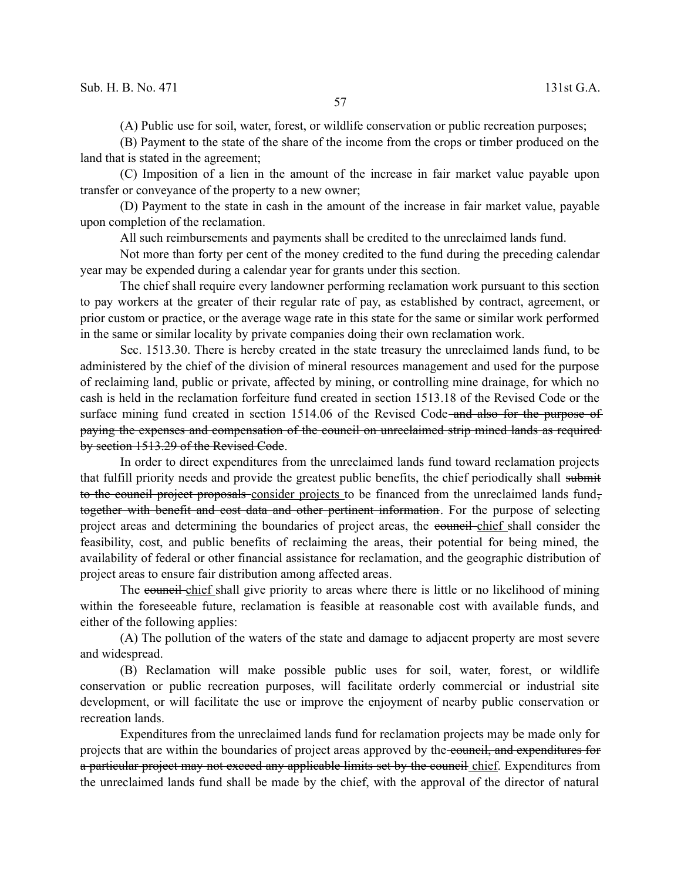(A) Public use for soil, water, forest, or wildlife conservation or public recreation purposes;

(B) Payment to the state of the share of the income from the crops or timber produced on the land that is stated in the agreement;

(C) Imposition of a lien in the amount of the increase in fair market value payable upon transfer or conveyance of the property to a new owner;

(D) Payment to the state in cash in the amount of the increase in fair market value, payable upon completion of the reclamation.

All such reimbursements and payments shall be credited to the unreclaimed lands fund.

Not more than forty per cent of the money credited to the fund during the preceding calendar year may be expended during a calendar year for grants under this section.

The chief shall require every landowner performing reclamation work pursuant to this section to pay workers at the greater of their regular rate of pay, as established by contract, agreement, or prior custom or practice, or the average wage rate in this state for the same or similar work performed in the same or similar locality by private companies doing their own reclamation work.

Sec. 1513.30. There is hereby created in the state treasury the unreclaimed lands fund, to be administered by the chief of the division of mineral resources management and used for the purpose of reclaiming land, public or private, affected by mining, or controlling mine drainage, for which no cash is held in the reclamation forfeiture fund created in section 1513.18 of the Revised Code or the surface mining fund created in section 1514.06 of the Revised Code ~~and also for the purpose of paying the expenses and compensation of the council on unreclaimed strip mined lands as required by section 1513.29 of the Revised Code~~.

In order to direct expenditures from the unreclaimed lands fund toward reclamation projects that fulfill priority needs and provide the greatest public benefits, the chief periodically shall ~~submit to the council project proposals~~ <u>consider projects</u> to be financed from the unreclaimed lands fund~~, together with benefit and cost data and other pertinent information~~. For the purpose of selecting project areas and determining the boundaries of project areas, the ~~council~~ <u>chief</u> shall consider the feasibility, cost, and public benefits of reclaiming the areas, their potential for being mined, the availability of federal or other financial assistance for reclamation, and the geographic distribution of project areas to ensure fair distribution among affected areas.

The ~~council~~ <u>chief</u> shall give priority to areas where there is little or no likelihood of mining within the foreseeable future, reclamation is feasible at reasonable cost with available funds, and either of the following applies:

(A) The pollution of the waters of the state and damage to adjacent property are most severe and widespread.

(B) Reclamation will make possible public uses for soil, water, forest, or wildlife conservation or public recreation purposes, will facilitate orderly commercial or industrial site development, or will facilitate the use or improve the enjoyment of nearby public conservation or recreation lands.

Expenditures from the unreclaimed lands fund for reclamation projects may be made only for projects that are within the boundaries of project areas approved by the ~~council, and expenditures for a particular project may not exceed any applicable limits set by the council~~ <u>chief</u>. Expenditures from the unreclaimed lands fund shall be made by the chief, with the approval of the director of natural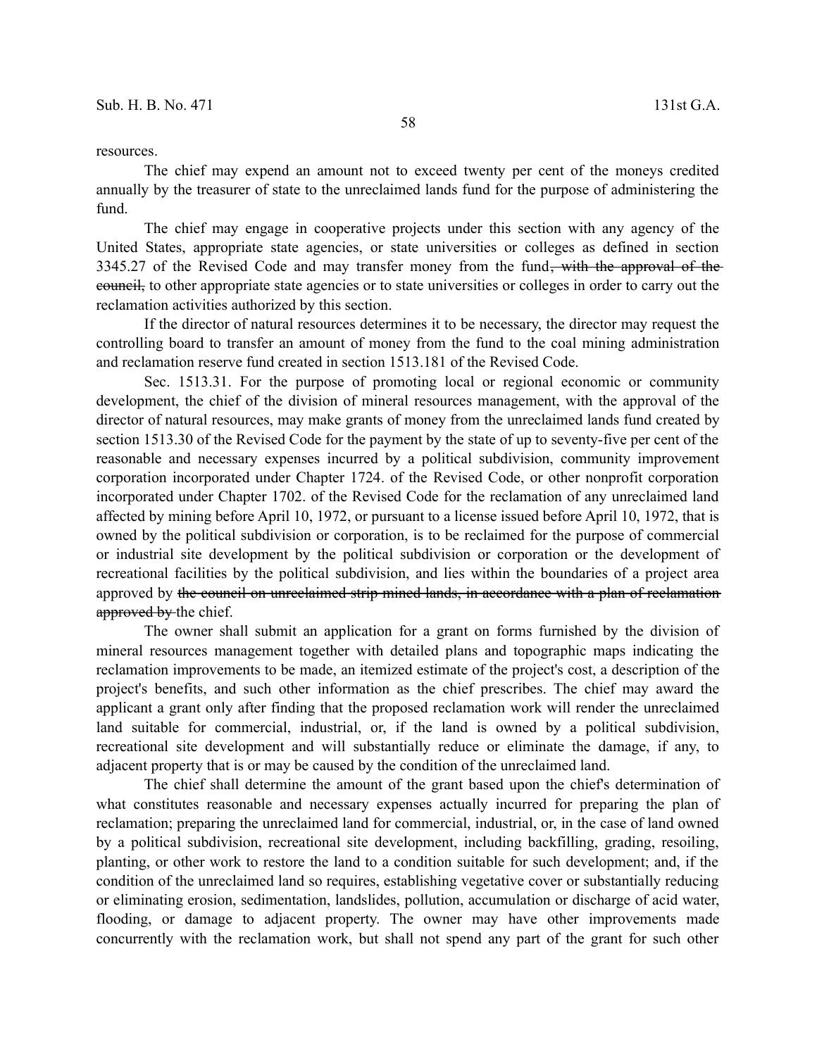resources.

The chief may expend an amount not to exceed twenty per cent of the moneys credited annually by the treasurer of state to the unreclaimed lands fund for the purpose of administering the fund.

The chief may engage in cooperative projects under this section with any agency of the United States, appropriate state agencies, or state universities or colleges as defined in section 3345.27 of the Revised Code and may transfer money from the fund~~, with the approval of the council,~~ to other appropriate state agencies or to state universities or colleges in order to carry out the reclamation activities authorized by this section.

If the director of natural resources determines it to be necessary, the director may request the controlling board to transfer an amount of money from the fund to the coal mining administration and reclamation reserve fund created in section 1513.181 of the Revised Code.

Sec. 1513.31. For the purpose of promoting local or regional economic or community development, the chief of the division of mineral resources management, with the approval of the director of natural resources, may make grants of money from the unreclaimed lands fund created by section 1513.30 of the Revised Code for the payment by the state of up to seventy-five per cent of the reasonable and necessary expenses incurred by a political subdivision, community improvement corporation incorporated under Chapter 1724. of the Revised Code, or other nonprofit corporation incorporated under Chapter 1702. of the Revised Code for the reclamation of any unreclaimed land affected by mining before April 10, 1972, or pursuant to a license issued before April 10, 1972, that is owned by the political subdivision or corporation, is to be reclaimed for the purpose of commercial or industrial site development by the political subdivision or corporation or the development of recreational facilities by the political subdivision, and lies within the boundaries of a project area approved by ~~the council on unreclaimed strip mined lands, in accordance with a plan of reclamation approved by~~ the chief.

The owner shall submit an application for a grant on forms furnished by the division of mineral resources management together with detailed plans and topographic maps indicating the reclamation improvements to be made, an itemized estimate of the project's cost, a description of the project's benefits, and such other information as the chief prescribes. The chief may award the applicant a grant only after finding that the proposed reclamation work will render the unreclaimed land suitable for commercial, industrial, or, if the land is owned by a political subdivision, recreational site development and will substantially reduce or eliminate the damage, if any, to adjacent property that is or may be caused by the condition of the unreclaimed land.

The chief shall determine the amount of the grant based upon the chief's determination of what constitutes reasonable and necessary expenses actually incurred for preparing the plan of reclamation; preparing the unreclaimed land for commercial, industrial, or, in the case of land owned by a political subdivision, recreational site development, including backfilling, grading, resoiling, planting, or other work to restore the land to a condition suitable for such development; and, if the condition of the unreclaimed land so requires, establishing vegetative cover or substantially reducing or eliminating erosion, sedimentation, landslides, pollution, accumulation or discharge of acid water, flooding, or damage to adjacent property. The owner may have other improvements made concurrently with the reclamation work, but shall not spend any part of the grant for such other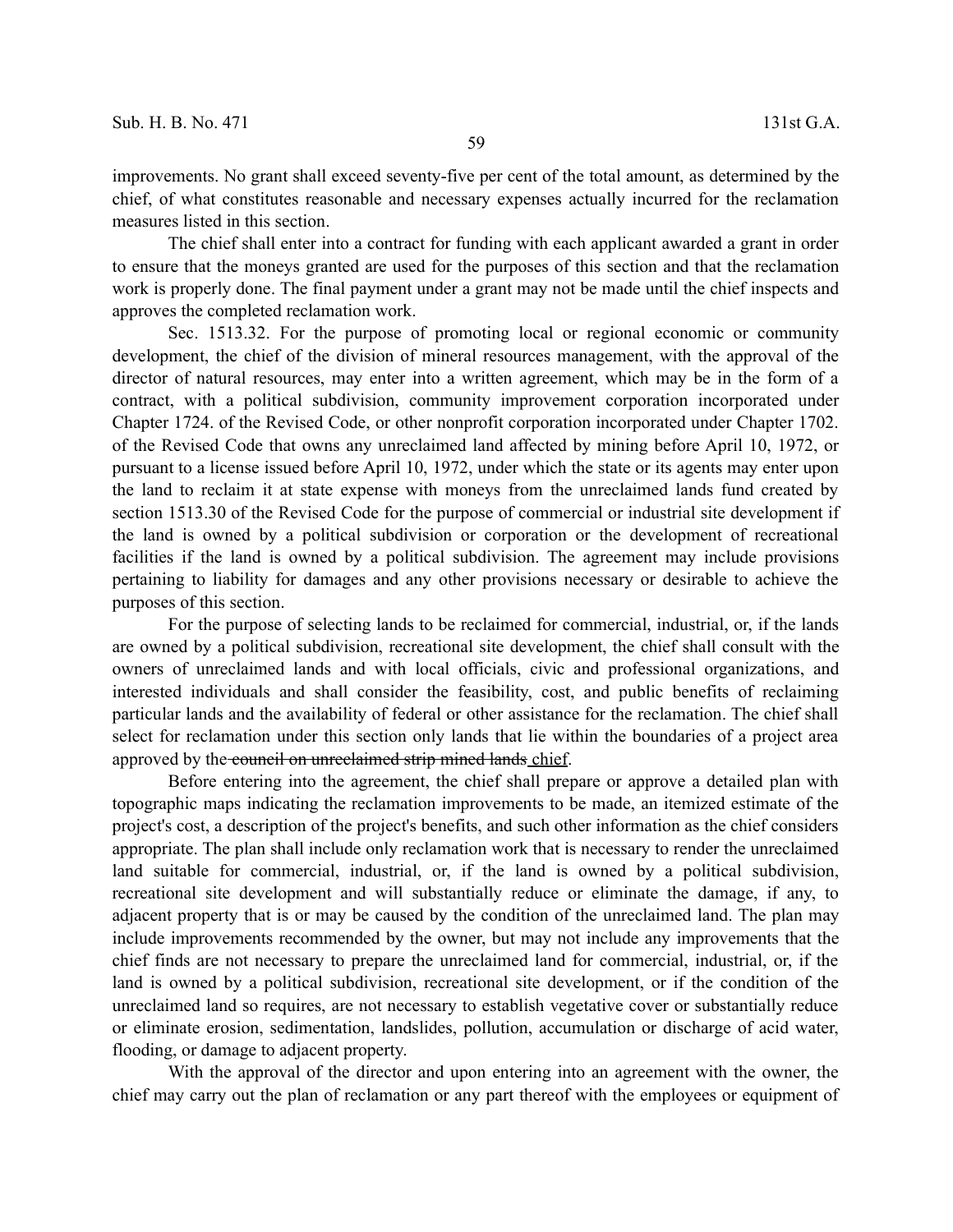improvements. No grant shall exceed seventy-five per cent of the total amount, as determined by the chief, of what constitutes reasonable and necessary expenses actually incurred for the reclamation measures listed in this section.

The chief shall enter into a contract for funding with each applicant awarded a grant in order to ensure that the moneys granted are used for the purposes of this section and that the reclamation work is properly done. The final payment under a grant may not be made until the chief inspects and approves the completed reclamation work.

Sec. 1513.32. For the purpose of promoting local or regional economic or community development, the chief of the division of mineral resources management, with the approval of the director of natural resources, may enter into a written agreement, which may be in the form of a contract, with a political subdivision, community improvement corporation incorporated under Chapter 1724. of the Revised Code, or other nonprofit corporation incorporated under Chapter 1702. of the Revised Code that owns any unreclaimed land affected by mining before April 10, 1972, or pursuant to a license issued before April 10, 1972, under which the state or its agents may enter upon the land to reclaim it at state expense with moneys from the unreclaimed lands fund created by section 1513.30 of the Revised Code for the purpose of commercial or industrial site development if the land is owned by a political subdivision or corporation or the development of recreational facilities if the land is owned by a political subdivision. The agreement may include provisions pertaining to liability for damages and any other provisions necessary or desirable to achieve the purposes of this section.

For the purpose of selecting lands to be reclaimed for commercial, industrial, or, if the lands are owned by a political subdivision, recreational site development, the chief shall consult with the owners of unreclaimed lands and with local officials, civic and professional organizations, and interested individuals and shall consider the feasibility, cost, and public benefits of reclaiming particular lands and the availability of federal or other assistance for the reclamation. The chief shall select for reclamation under this section only lands that lie within the boundaries of a project area approved by the ~~council on unreclaimed strip mined lands~~ chief.

Before entering into the agreement, the chief shall prepare or approve a detailed plan with topographic maps indicating the reclamation improvements to be made, an itemized estimate of the project's cost, a description of the project's benefits, and such other information as the chief considers appropriate. The plan shall include only reclamation work that is necessary to render the unreclaimed land suitable for commercial, industrial, or, if the land is owned by a political subdivision, recreational site development and will substantially reduce or eliminate the damage, if any, to adjacent property that is or may be caused by the condition of the unreclaimed land. The plan may include improvements recommended by the owner, but may not include any improvements that the chief finds are not necessary to prepare the unreclaimed land for commercial, industrial, or, if the land is owned by a political subdivision, recreational site development, or if the condition of the unreclaimed land so requires, are not necessary to establish vegetative cover or substantially reduce or eliminate erosion, sedimentation, landslides, pollution, accumulation or discharge of acid water, flooding, or damage to adjacent property.

With the approval of the director and upon entering into an agreement with the owner, the chief may carry out the plan of reclamation or any part thereof with the employees or equipment of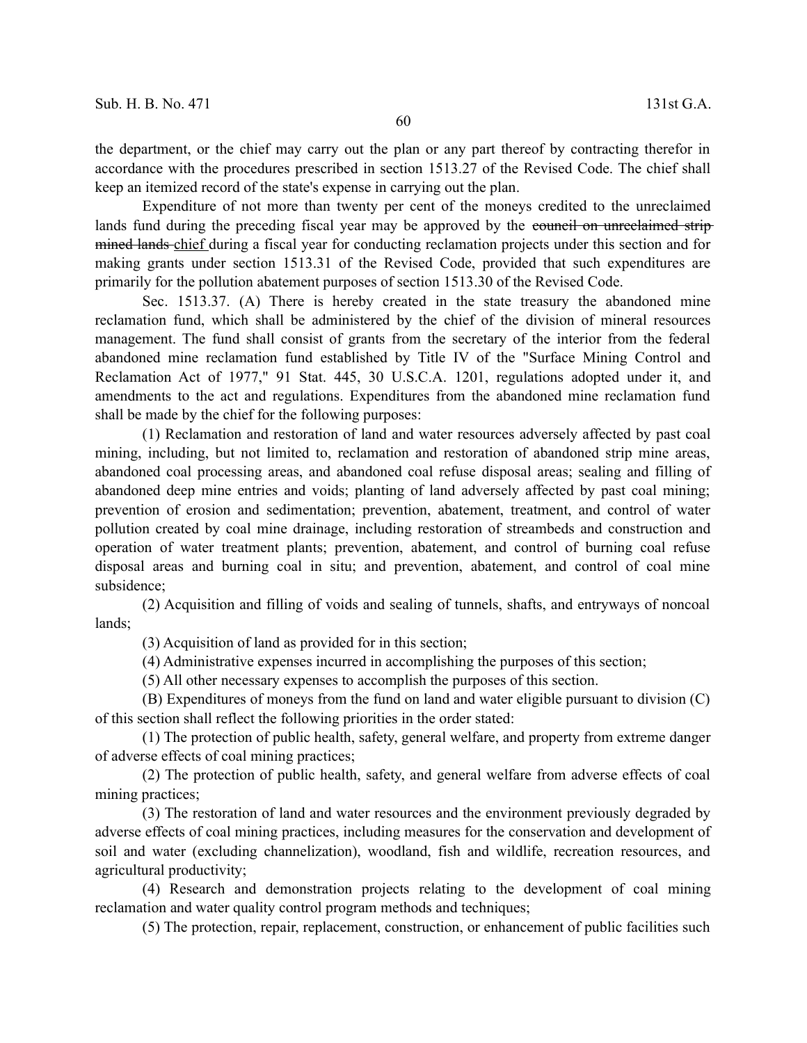the department, or the chief may carry out the plan or any part thereof by contracting therefor in accordance with the procedures prescribed in section 1513.27 of the Revised Code. The chief shall keep an itemized record of the state's expense in carrying out the plan.

Expenditure of not more than twenty per cent of the moneys credited to the unreclaimed lands fund during the preceding fiscal year may be approved by the ~~council on unreclaimed strip mined lands~~ <u>chief</u> during a fiscal year for conducting reclamation projects under this section and for making grants under section 1513.31 of the Revised Code, provided that such expenditures are primarily for the pollution abatement purposes of section 1513.30 of the Revised Code.

Sec. 1513.37. (A) There is hereby created in the state treasury the abandoned mine reclamation fund, which shall be administered by the chief of the division of mineral resources management. The fund shall consist of grants from the secretary of the interior from the federal abandoned mine reclamation fund established by Title IV of the "Surface Mining Control and Reclamation Act of 1977," 91 Stat. 445, 30 U.S.C.A. 1201, regulations adopted under it, and amendments to the act and regulations. Expenditures from the abandoned mine reclamation fund shall be made by the chief for the following purposes:

(1) Reclamation and restoration of land and water resources adversely affected by past coal mining, including, but not limited to, reclamation and restoration of abandoned strip mine areas, abandoned coal processing areas, and abandoned coal refuse disposal areas; sealing and filling of abandoned deep mine entries and voids; planting of land adversely affected by past coal mining; prevention of erosion and sedimentation; prevention, abatement, treatment, and control of water pollution created by coal mine drainage, including restoration of streambeds and construction and operation of water treatment plants; prevention, abatement, and control of burning coal refuse disposal areas and burning coal in situ; and prevention, abatement, and control of coal mine subsidence;

(2) Acquisition and filling of voids and sealing of tunnels, shafts, and entryways of noncoal lands;

(3) Acquisition of land as provided for in this section;

(4) Administrative expenses incurred in accomplishing the purposes of this section;

(5) All other necessary expenses to accomplish the purposes of this section.

(B) Expenditures of moneys from the fund on land and water eligible pursuant to division (C) of this section shall reflect the following priorities in the order stated:

(1) The protection of public health, safety, general welfare, and property from extreme danger of adverse effects of coal mining practices;

(2) The protection of public health, safety, and general welfare from adverse effects of coal mining practices;

(3) The restoration of land and water resources and the environment previously degraded by adverse effects of coal mining practices, including measures for the conservation and development of soil and water (excluding channelization), woodland, fish and wildlife, recreation resources, and agricultural productivity;

(4) Research and demonstration projects relating to the development of coal mining reclamation and water quality control program methods and techniques;

(5) The protection, repair, replacement, construction, or enhancement of public facilities such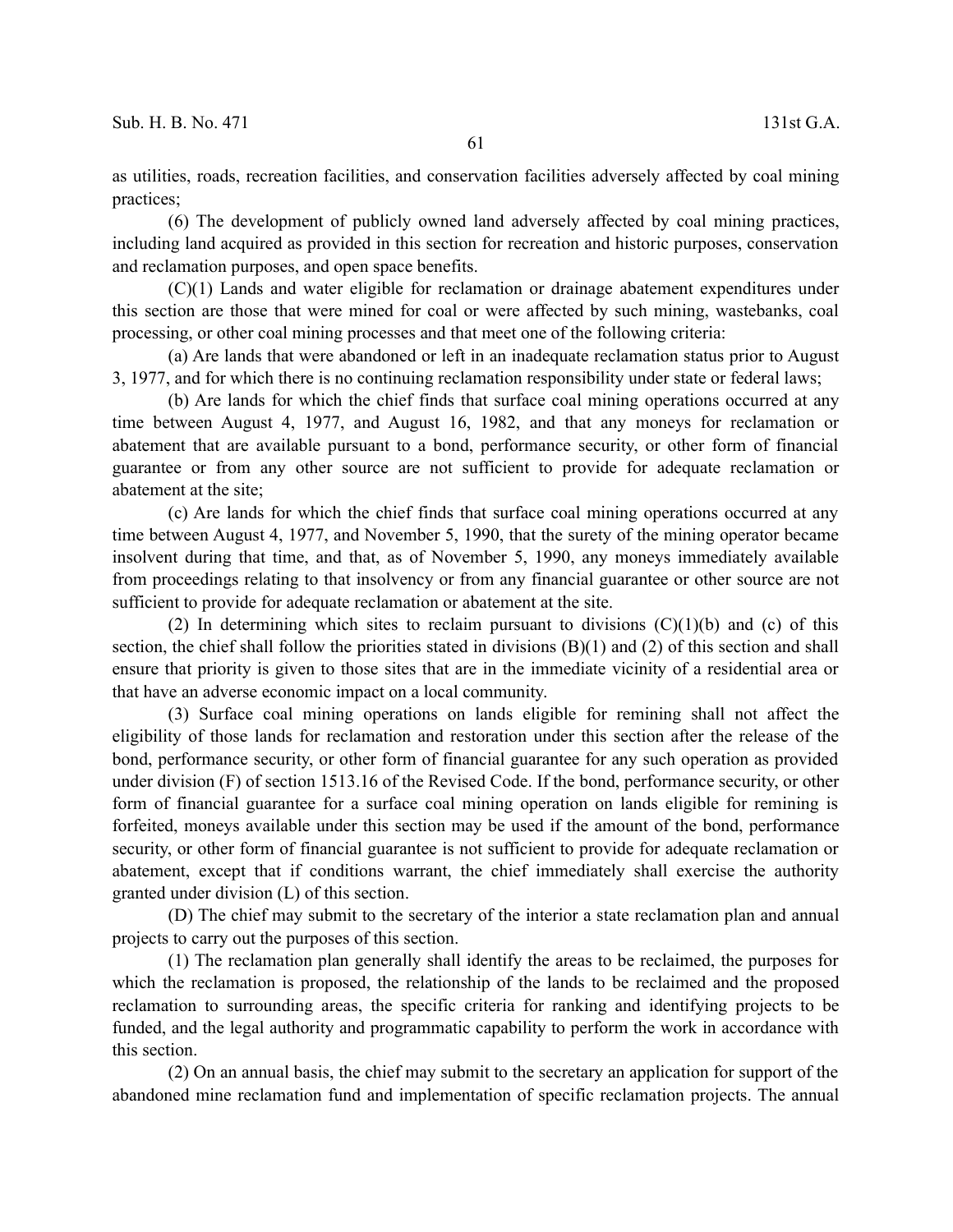as utilities, roads, recreation facilities, and conservation facilities adversely affected by coal mining practices;

(6) The development of publicly owned land adversely affected by coal mining practices, including land acquired as provided in this section for recreation and historic purposes, conservation and reclamation purposes, and open space benefits.

(C)(1) Lands and water eligible for reclamation or drainage abatement expenditures under this section are those that were mined for coal or were affected by such mining, wastebanks, coal processing, or other coal mining processes and that meet one of the following criteria:

(a) Are lands that were abandoned or left in an inadequate reclamation status prior to August 3, 1977, and for which there is no continuing reclamation responsibility under state or federal laws;

(b) Are lands for which the chief finds that surface coal mining operations occurred at any time between August 4, 1977, and August 16, 1982, and that any moneys for reclamation or abatement that are available pursuant to a bond, performance security, or other form of financial guarantee or from any other source are not sufficient to provide for adequate reclamation or abatement at the site;

(c) Are lands for which the chief finds that surface coal mining operations occurred at any time between August 4, 1977, and November 5, 1990, that the surety of the mining operator became insolvent during that time, and that, as of November 5, 1990, any moneys immediately available from proceedings relating to that insolvency or from any financial guarantee or other source are not sufficient to provide for adequate reclamation or abatement at the site.

(2) In determining which sites to reclaim pursuant to divisions (C)(1)(b) and (c) of this section, the chief shall follow the priorities stated in divisions (B)(1) and (2) of this section and shall ensure that priority is given to those sites that are in the immediate vicinity of a residential area or that have an adverse economic impact on a local community.

(3) Surface coal mining operations on lands eligible for remining shall not affect the eligibility of those lands for reclamation and restoration under this section after the release of the bond, performance security, or other form of financial guarantee for any such operation as provided under division (F) of section 1513.16 of the Revised Code. If the bond, performance security, or other form of financial guarantee for a surface coal mining operation on lands eligible for remining is forfeited, moneys available under this section may be used if the amount of the bond, performance security, or other form of financial guarantee is not sufficient to provide for adequate reclamation or abatement, except that if conditions warrant, the chief immediately shall exercise the authority granted under division (L) of this section.

(D) The chief may submit to the secretary of the interior a state reclamation plan and annual projects to carry out the purposes of this section.

(1) The reclamation plan generally shall identify the areas to be reclaimed, the purposes for which the reclamation is proposed, the relationship of the lands to be reclaimed and the proposed reclamation to surrounding areas, the specific criteria for ranking and identifying projects to be funded, and the legal authority and programmatic capability to perform the work in accordance with this section.

(2) On an annual basis, the chief may submit to the secretary an application for support of the abandoned mine reclamation fund and implementation of specific reclamation projects. The annual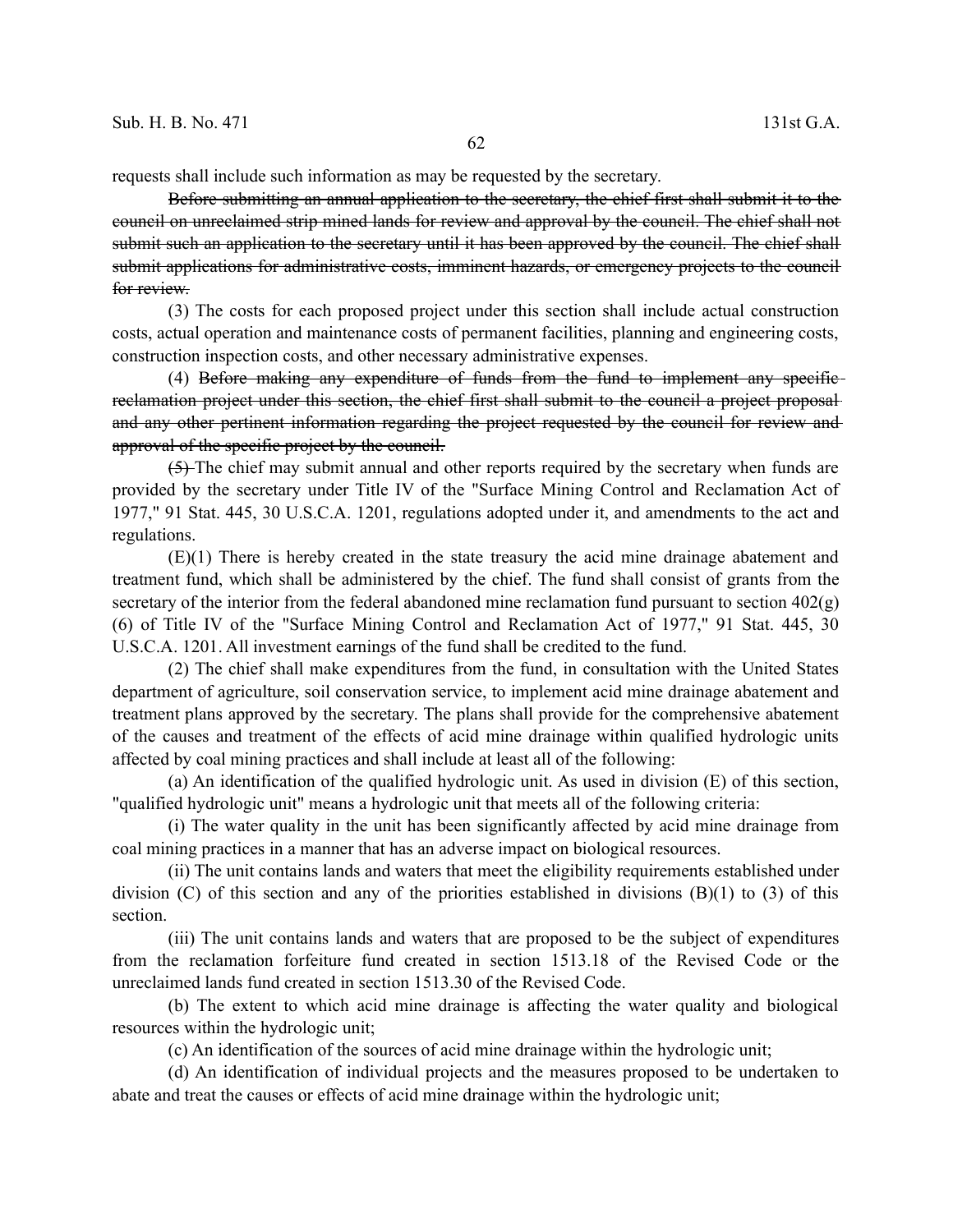requests shall include such information as may be requested by the secretary.

~~Before submitting an annual application to the secretary, the chief first shall submit it to the council on unreclaimed strip mined lands for review and approval by the council. The chief shall not submit such an application to the secretary until it has been approved by the council. The chief shall submit applications for administrative costs, imminent hazards, or emergency projects to the council for review.~~

(3) The costs for each proposed project under this section shall include actual construction costs, actual operation and maintenance costs of permanent facilities, planning and engineering costs, construction inspection costs, and other necessary administrative expenses.

(4) ~~Before making any expenditure of funds from the fund to implement any specific reclamation project under this section, the chief first shall submit to the council a project proposal and any other pertinent information regarding the project requested by the council for review and approval of the specific project by the council.~~

~~(5)~~ The chief may submit annual and other reports required by the secretary when funds are provided by the secretary under Title IV of the "Surface Mining Control and Reclamation Act of 1977," 91 Stat. 445, 30 U.S.C.A. 1201, regulations adopted under it, and amendments to the act and regulations.

(E)(1) There is hereby created in the state treasury the acid mine drainage abatement and treatment fund, which shall be administered by the chief. The fund shall consist of grants from the secretary of the interior from the federal abandoned mine reclamation fund pursuant to section 402(g)(6) of Title IV of the "Surface Mining Control and Reclamation Act of 1977," 91 Stat. 445, 30 U.S.C.A. 1201. All investment earnings of the fund shall be credited to the fund.

(2) The chief shall make expenditures from the fund, in consultation with the United States department of agriculture, soil conservation service, to implement acid mine drainage abatement and treatment plans approved by the secretary. The plans shall provide for the comprehensive abatement of the causes and treatment of the effects of acid mine drainage within qualified hydrologic units affected by coal mining practices and shall include at least all of the following:

(a) An identification of the qualified hydrologic unit. As used in division (E) of this section, "qualified hydrologic unit" means a hydrologic unit that meets all of the following criteria:

(i) The water quality in the unit has been significantly affected by acid mine drainage from coal mining practices in a manner that has an adverse impact on biological resources.

(ii) The unit contains lands and waters that meet the eligibility requirements established under division (C) of this section and any of the priorities established in divisions (B)(1) to (3) of this section.

(iii) The unit contains lands and waters that are proposed to be the subject of expenditures from the reclamation forfeiture fund created in section 1513.18 of the Revised Code or the unreclaimed lands fund created in section 1513.30 of the Revised Code.

(b) The extent to which acid mine drainage is affecting the water quality and biological resources within the hydrologic unit;

(c) An identification of the sources of acid mine drainage within the hydrologic unit;

(d) An identification of individual projects and the measures proposed to be undertaken to abate and treat the causes or effects of acid mine drainage within the hydrologic unit;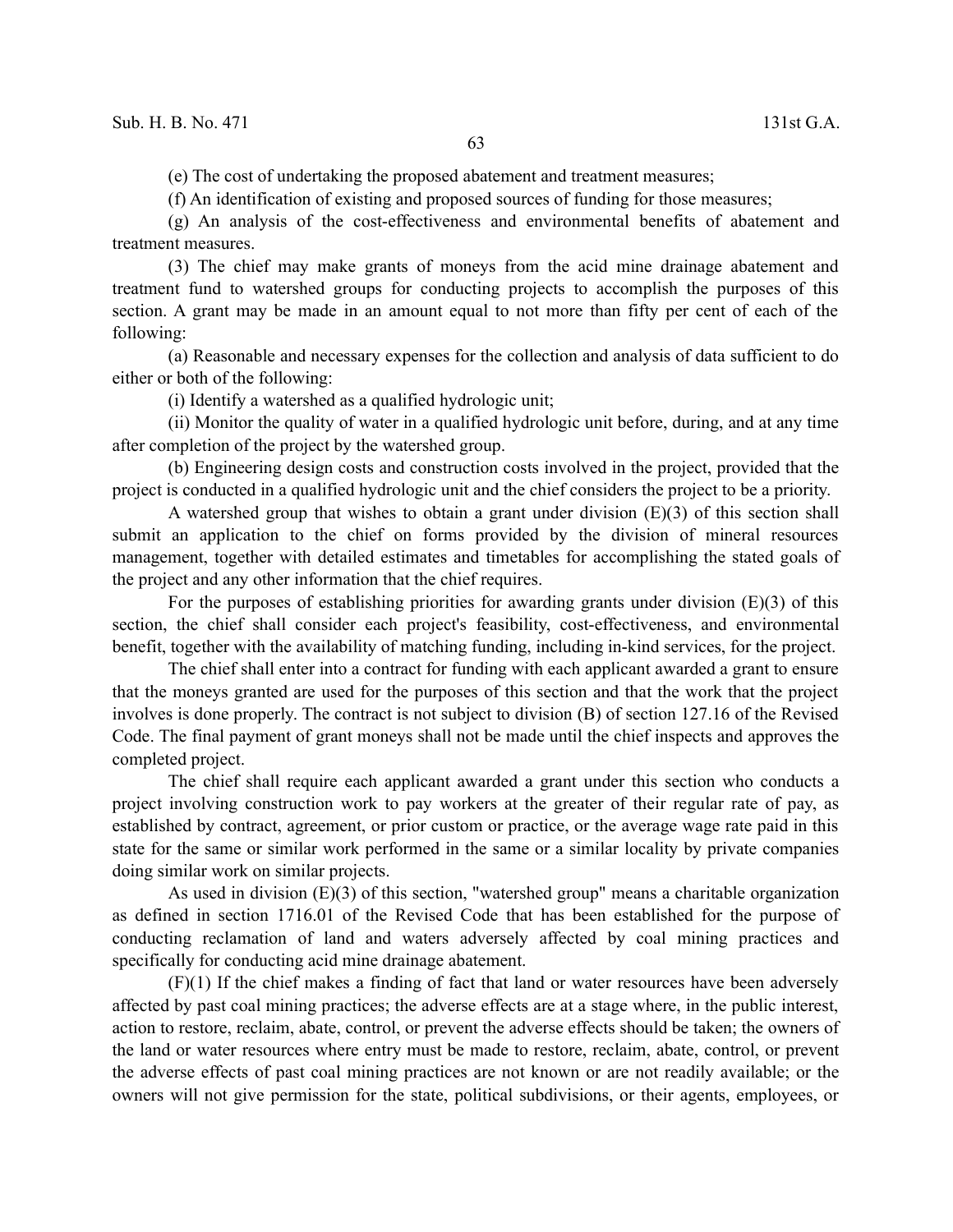(e) The cost of undertaking the proposed abatement and treatment measures;

(f) An identification of existing and proposed sources of funding for those measures;

(g) An analysis of the cost-effectiveness and environmental benefits of abatement and treatment measures.

(3) The chief may make grants of moneys from the acid mine drainage abatement and treatment fund to watershed groups for conducting projects to accomplish the purposes of this section. A grant may be made in an amount equal to not more than fifty per cent of each of the following:

(a) Reasonable and necessary expenses for the collection and analysis of data sufficient to do either or both of the following:

(i) Identify a watershed as a qualified hydrologic unit;

(ii) Monitor the quality of water in a qualified hydrologic unit before, during, and at any time after completion of the project by the watershed group.

(b) Engineering design costs and construction costs involved in the project, provided that the project is conducted in a qualified hydrologic unit and the chief considers the project to be a priority.

A watershed group that wishes to obtain a grant under division (E)(3) of this section shall submit an application to the chief on forms provided by the division of mineral resources management, together with detailed estimates and timetables for accomplishing the stated goals of the project and any other information that the chief requires.

For the purposes of establishing priorities for awarding grants under division (E)(3) of this section, the chief shall consider each project's feasibility, cost-effectiveness, and environmental benefit, together with the availability of matching funding, including in-kind services, for the project.

The chief shall enter into a contract for funding with each applicant awarded a grant to ensure that the moneys granted are used for the purposes of this section and that the work that the project involves is done properly. The contract is not subject to division (B) of section 127.16 of the Revised Code. The final payment of grant moneys shall not be made until the chief inspects and approves the completed project.

The chief shall require each applicant awarded a grant under this section who conducts a project involving construction work to pay workers at the greater of their regular rate of pay, as established by contract, agreement, or prior custom or practice, or the average wage rate paid in this state for the same or similar work performed in the same or a similar locality by private companies doing similar work on similar projects.

As used in division (E)(3) of this section, "watershed group" means a charitable organization as defined in section 1716.01 of the Revised Code that has been established for the purpose of conducting reclamation of land and waters adversely affected by coal mining practices and specifically for conducting acid mine drainage abatement.

(F)(1) If the chief makes a finding of fact that land or water resources have been adversely affected by past coal mining practices; the adverse effects are at a stage where, in the public interest, action to restore, reclaim, abate, control, or prevent the adverse effects should be taken; the owners of the land or water resources where entry must be made to restore, reclaim, abate, control, or prevent the adverse effects of past coal mining practices are not known or are not readily available; or the owners will not give permission for the state, political subdivisions, or their agents, employees, or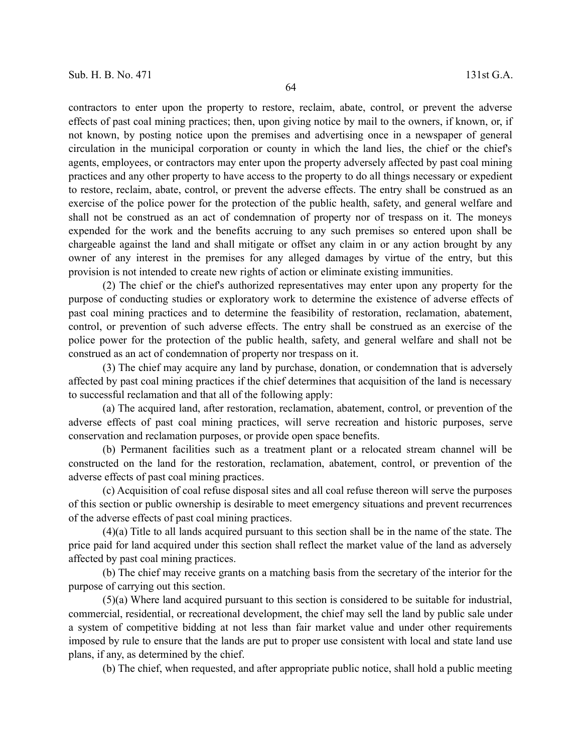contractors to enter upon the property to restore, reclaim, abate, control, or prevent the adverse effects of past coal mining practices; then, upon giving notice by mail to the owners, if known, or, if not known, by posting notice upon the premises and advertising once in a newspaper of general circulation in the municipal corporation or county in which the land lies, the chief or the chief's agents, employees, or contractors may enter upon the property adversely affected by past coal mining practices and any other property to have access to the property to do all things necessary or expedient to restore, reclaim, abate, control, or prevent the adverse effects. The entry shall be construed as an exercise of the police power for the protection of the public health, safety, and general welfare and shall not be construed as an act of condemnation of property nor of trespass on it. The moneys expended for the work and the benefits accruing to any such premises so entered upon shall be chargeable against the land and shall mitigate or offset any claim in or any action brought by any owner of any interest in the premises for any alleged damages by virtue of the entry, but this provision is not intended to create new rights of action or eliminate existing immunities.

(2) The chief or the chief's authorized representatives may enter upon any property for the purpose of conducting studies or exploratory work to determine the existence of adverse effects of past coal mining practices and to determine the feasibility of restoration, reclamation, abatement, control, or prevention of such adverse effects. The entry shall be construed as an exercise of the police power for the protection of the public health, safety, and general welfare and shall not be construed as an act of condemnation of property nor trespass on it.

(3) The chief may acquire any land by purchase, donation, or condemnation that is adversely affected by past coal mining practices if the chief determines that acquisition of the land is necessary to successful reclamation and that all of the following apply:

(a) The acquired land, after restoration, reclamation, abatement, control, or prevention of the adverse effects of past coal mining practices, will serve recreation and historic purposes, serve conservation and reclamation purposes, or provide open space benefits.

(b) Permanent facilities such as a treatment plant or a relocated stream channel will be constructed on the land for the restoration, reclamation, abatement, control, or prevention of the adverse effects of past coal mining practices.

(c) Acquisition of coal refuse disposal sites and all coal refuse thereon will serve the purposes of this section or public ownership is desirable to meet emergency situations and prevent recurrences of the adverse effects of past coal mining practices.

(4)(a) Title to all lands acquired pursuant to this section shall be in the name of the state. The price paid for land acquired under this section shall reflect the market value of the land as adversely affected by past coal mining practices.

(b) The chief may receive grants on a matching basis from the secretary of the interior for the purpose of carrying out this section.

(5)(a) Where land acquired pursuant to this section is considered to be suitable for industrial, commercial, residential, or recreational development, the chief may sell the land by public sale under a system of competitive bidding at not less than fair market value and under other requirements imposed by rule to ensure that the lands are put to proper use consistent with local and state land use plans, if any, as determined by the chief.

(b) The chief, when requested, and after appropriate public notice, shall hold a public meeting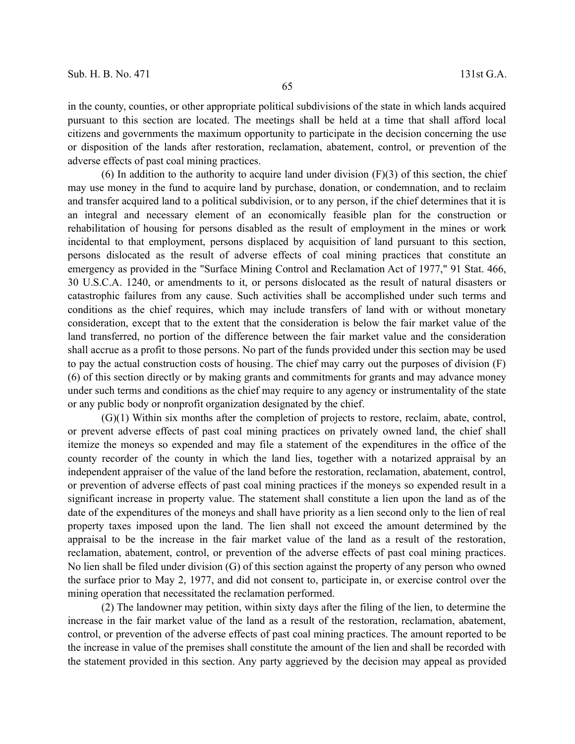in the county, counties, or other appropriate political subdivisions of the state in which lands acquired pursuant to this section are located. The meetings shall be held at a time that shall afford local citizens and governments the maximum opportunity to participate in the decision concerning the use or disposition of the lands after restoration, reclamation, abatement, control, or prevention of the adverse effects of past coal mining practices.

(6) In addition to the authority to acquire land under division (F)(3) of this section, the chief may use money in the fund to acquire land by purchase, donation, or condemnation, and to reclaim and transfer acquired land to a political subdivision, or to any person, if the chief determines that it is an integral and necessary element of an economically feasible plan for the construction or rehabilitation of housing for persons disabled as the result of employment in the mines or work incidental to that employment, persons displaced by acquisition of land pursuant to this section, persons dislocated as the result of adverse effects of coal mining practices that constitute an emergency as provided in the "Surface Mining Control and Reclamation Act of 1977," 91 Stat. 466, 30 U.S.C.A. 1240, or amendments to it, or persons dislocated as the result of natural disasters or catastrophic failures from any cause. Such activities shall be accomplished under such terms and conditions as the chief requires, which may include transfers of land with or without monetary consideration, except that to the extent that the consideration is below the fair market value of the land transferred, no portion of the difference between the fair market value and the consideration shall accrue as a profit to those persons. No part of the funds provided under this section may be used to pay the actual construction costs of housing. The chief may carry out the purposes of division (F)(6) of this section directly or by making grants and commitments for grants and may advance money under such terms and conditions as the chief may require to any agency or instrumentality of the state or any public body or nonprofit organization designated by the chief.

(G)(1) Within six months after the completion of projects to restore, reclaim, abate, control, or prevent adverse effects of past coal mining practices on privately owned land, the chief shall itemize the moneys so expended and may file a statement of the expenditures in the office of the county recorder of the county in which the land lies, together with a notarized appraisal by an independent appraiser of the value of the land before the restoration, reclamation, abatement, control, or prevention of adverse effects of past coal mining practices if the moneys so expended result in a significant increase in property value. The statement shall constitute a lien upon the land as of the date of the expenditures of the moneys and shall have priority as a lien second only to the lien of real property taxes imposed upon the land. The lien shall not exceed the amount determined by the appraisal to be the increase in the fair market value of the land as a result of the restoration, reclamation, abatement, control, or prevention of the adverse effects of past coal mining practices. No lien shall be filed under division (G) of this section against the property of any person who owned the surface prior to May 2, 1977, and did not consent to, participate in, or exercise control over the mining operation that necessitated the reclamation performed.

(2) The landowner may petition, within sixty days after the filing of the lien, to determine the increase in the fair market value of the land as a result of the restoration, reclamation, abatement, control, or prevention of the adverse effects of past coal mining practices. The amount reported to be the increase in value of the premises shall constitute the amount of the lien and shall be recorded with the statement provided in this section. Any party aggrieved by the decision may appeal as provided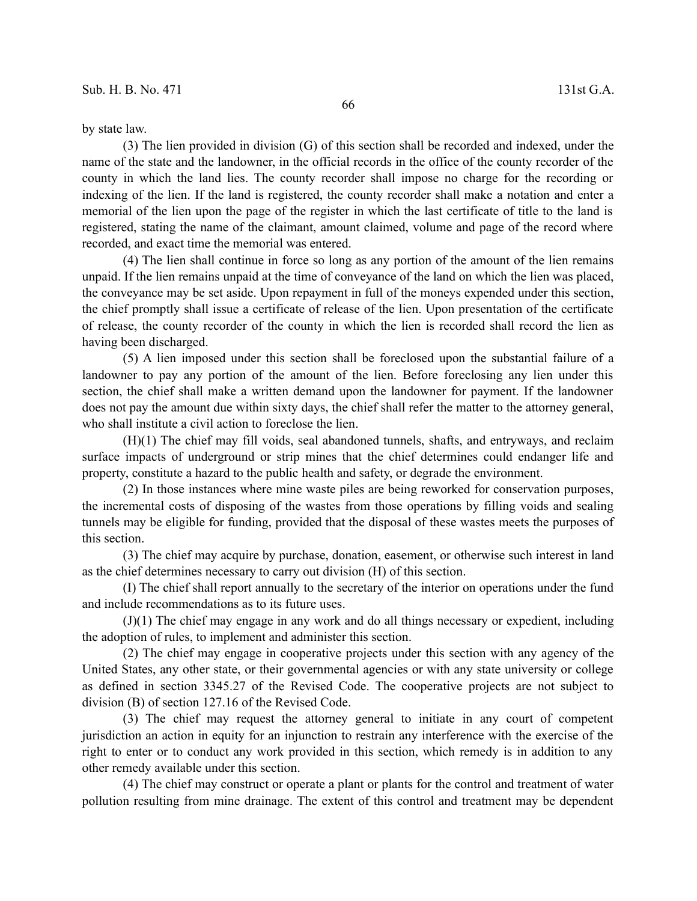by state law.

(3) The lien provided in division (G) of this section shall be recorded and indexed, under the name of the state and the landowner, in the official records in the office of the county recorder of the county in which the land lies. The county recorder shall impose no charge for the recording or indexing of the lien. If the land is registered, the county recorder shall make a notation and enter a memorial of the lien upon the page of the register in which the last certificate of title to the land is registered, stating the name of the claimant, amount claimed, volume and page of the record where recorded, and exact time the memorial was entered.

(4) The lien shall continue in force so long as any portion of the amount of the lien remains unpaid. If the lien remains unpaid at the time of conveyance of the land on which the lien was placed, the conveyance may be set aside. Upon repayment in full of the moneys expended under this section, the chief promptly shall issue a certificate of release of the lien. Upon presentation of the certificate of release, the county recorder of the county in which the lien is recorded shall record the lien as having been discharged.

(5) A lien imposed under this section shall be foreclosed upon the substantial failure of a landowner to pay any portion of the amount of the lien. Before foreclosing any lien under this section, the chief shall make a written demand upon the landowner for payment. If the landowner does not pay the amount due within sixty days, the chief shall refer the matter to the attorney general, who shall institute a civil action to foreclose the lien.

(H)(1) The chief may fill voids, seal abandoned tunnels, shafts, and entryways, and reclaim surface impacts of underground or strip mines that the chief determines could endanger life and property, constitute a hazard to the public health and safety, or degrade the environment.

(2) In those instances where mine waste piles are being reworked for conservation purposes, the incremental costs of disposing of the wastes from those operations by filling voids and sealing tunnels may be eligible for funding, provided that the disposal of these wastes meets the purposes of this section.

(3) The chief may acquire by purchase, donation, easement, or otherwise such interest in land as the chief determines necessary to carry out division (H) of this section.

(I) The chief shall report annually to the secretary of the interior on operations under the fund and include recommendations as to its future uses.

(J)(1) The chief may engage in any work and do all things necessary or expedient, including the adoption of rules, to implement and administer this section.

(2) The chief may engage in cooperative projects under this section with any agency of the United States, any other state, or their governmental agencies or with any state university or college as defined in section 3345.27 of the Revised Code. The cooperative projects are not subject to division (B) of section 127.16 of the Revised Code.

(3) The chief may request the attorney general to initiate in any court of competent jurisdiction an action in equity for an injunction to restrain any interference with the exercise of the right to enter or to conduct any work provided in this section, which remedy is in addition to any other remedy available under this section.

(4) The chief may construct or operate a plant or plants for the control and treatment of water pollution resulting from mine drainage. The extent of this control and treatment may be dependent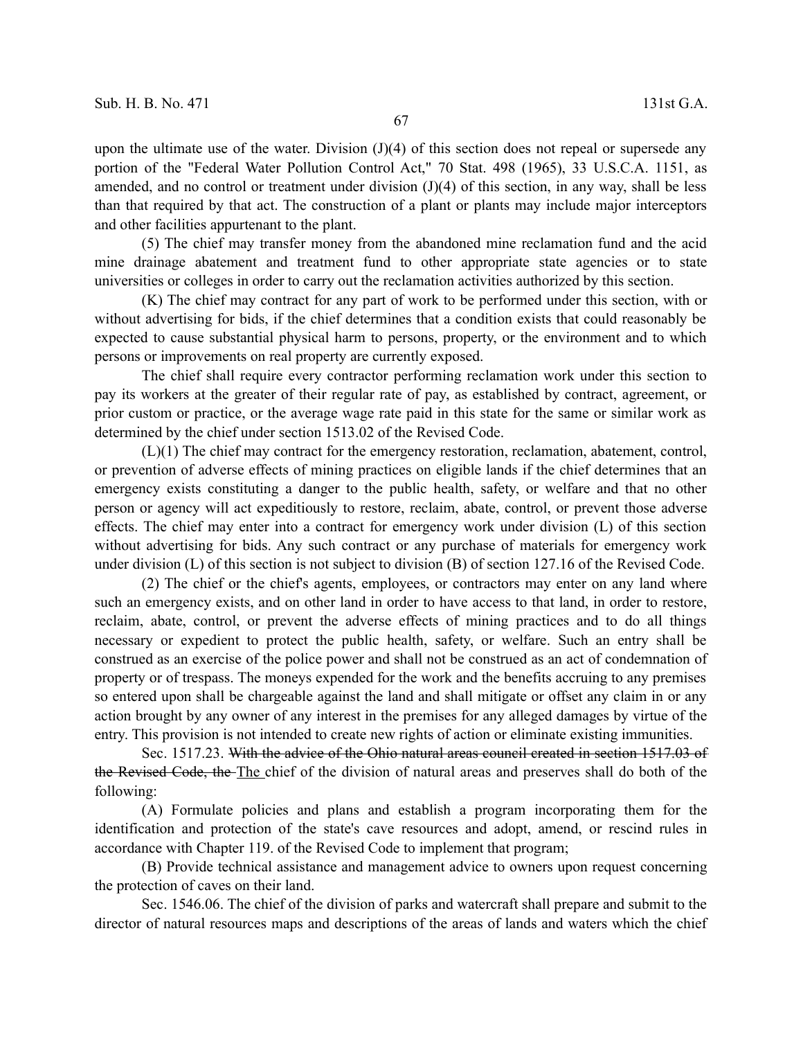upon the ultimate use of the water. Division (J)(4) of this section does not repeal or supersede any portion of the "Federal Water Pollution Control Act," 70 Stat. 498 (1965), 33 U.S.C.A. 1151, as amended, and no control or treatment under division (J)(4) of this section, in any way, shall be less than that required by that act. The construction of a plant or plants may include major interceptors and other facilities appurtenant to the plant.

(5) The chief may transfer money from the abandoned mine reclamation fund and the acid mine drainage abatement and treatment fund to other appropriate state agencies or to state universities or colleges in order to carry out the reclamation activities authorized by this section.

(K) The chief may contract for any part of work to be performed under this section, with or without advertising for bids, if the chief determines that a condition exists that could reasonably be expected to cause substantial physical harm to persons, property, or the environment and to which persons or improvements on real property are currently exposed.

The chief shall require every contractor performing reclamation work under this section to pay its workers at the greater of their regular rate of pay, as established by contract, agreement, or prior custom or practice, or the average wage rate paid in this state for the same or similar work as determined by the chief under section 1513.02 of the Revised Code.

(L)(1) The chief may contract for the emergency restoration, reclamation, abatement, control, or prevention of adverse effects of mining practices on eligible lands if the chief determines that an emergency exists constituting a danger to the public health, safety, or welfare and that no other person or agency will act expeditiously to restore, reclaim, abate, control, or prevent those adverse effects. The chief may enter into a contract for emergency work under division (L) of this section without advertising for bids. Any such contract or any purchase of materials for emergency work under division (L) of this section is not subject to division (B) of section 127.16 of the Revised Code.

(2) The chief or the chief's agents, employees, or contractors may enter on any land where such an emergency exists, and on other land in order to have access to that land, in order to restore, reclaim, abate, control, or prevent the adverse effects of mining practices and to do all things necessary or expedient to protect the public health, safety, or welfare. Such an entry shall be construed as an exercise of the police power and shall not be construed as an act of condemnation of property or of trespass. The moneys expended for the work and the benefits accruing to any premises so entered upon shall be chargeable against the land and shall mitigate or offset any claim in or any action brought by any owner of any interest in the premises for any alleged damages by virtue of the entry. This provision is not intended to create new rights of action or eliminate existing immunities.

Sec. 1517.23. ~~With the advice of the Ohio natural areas council created in section 1517.03 of the Revised Code, the~~ The chief of the division of natural areas and preserves shall do both of the following:

(A) Formulate policies and plans and establish a program incorporating them for the identification and protection of the state's cave resources and adopt, amend, or rescind rules in accordance with Chapter 119. of the Revised Code to implement that program;

(B) Provide technical assistance and management advice to owners upon request concerning the protection of caves on their land.

Sec. 1546.06. The chief of the division of parks and watercraft shall prepare and submit to the director of natural resources maps and descriptions of the areas of lands and waters which the chief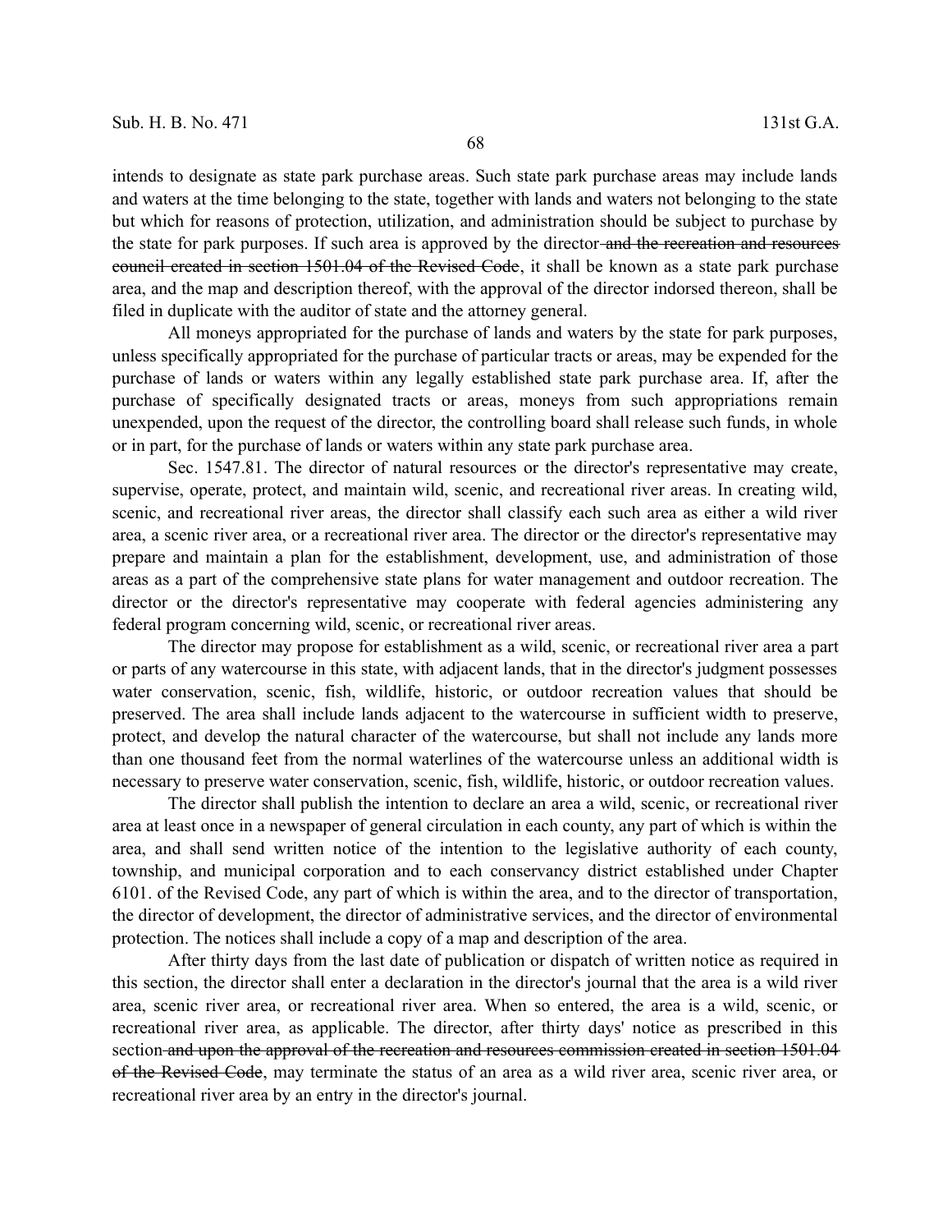intends to designate as state park purchase areas. Such state park purchase areas may include lands and waters at the time belonging to the state, together with lands and waters not belonging to the state but which for reasons of protection, utilization, and administration should be subject to purchase by the state for park purposes. If such area is approved by the director ~~and the recreation and resources council created in section 1501.04 of the Revised Code~~, it shall be known as a state park purchase area, and the map and description thereof, with the approval of the director indorsed thereon, shall be filed in duplicate with the auditor of state and the attorney general.

All moneys appropriated for the purchase of lands and waters by the state for park purposes, unless specifically appropriated for the purchase of particular tracts or areas, may be expended for the purchase of lands or waters within any legally established state park purchase area. If, after the purchase of specifically designated tracts or areas, moneys from such appropriations remain unexpended, upon the request of the director, the controlling board shall release such funds, in whole or in part, for the purchase of lands or waters within any state park purchase area.

Sec. 1547.81. The director of natural resources or the director's representative may create, supervise, operate, protect, and maintain wild, scenic, and recreational river areas. In creating wild, scenic, and recreational river areas, the director shall classify each such area as either a wild river area, a scenic river area, or a recreational river area. The director or the director's representative may prepare and maintain a plan for the establishment, development, use, and administration of those areas as a part of the comprehensive state plans for water management and outdoor recreation. The director or the director's representative may cooperate with federal agencies administering any federal program concerning wild, scenic, or recreational river areas.

The director may propose for establishment as a wild, scenic, or recreational river area a part or parts of any watercourse in this state, with adjacent lands, that in the director's judgment possesses water conservation, scenic, fish, wildlife, historic, or outdoor recreation values that should be preserved. The area shall include lands adjacent to the watercourse in sufficient width to preserve, protect, and develop the natural character of the watercourse, but shall not include any lands more than one thousand feet from the normal waterlines of the watercourse unless an additional width is necessary to preserve water conservation, scenic, fish, wildlife, historic, or outdoor recreation values.

The director shall publish the intention to declare an area a wild, scenic, or recreational river area at least once in a newspaper of general circulation in each county, any part of which is within the area, and shall send written notice of the intention to the legislative authority of each county, township, and municipal corporation and to each conservancy district established under Chapter 6101. of the Revised Code, any part of which is within the area, and to the director of transportation, the director of development, the director of administrative services, and the director of environmental protection. The notices shall include a copy of a map and description of the area.

After thirty days from the last date of publication or dispatch of written notice as required in this section, the director shall enter a declaration in the director's journal that the area is a wild river area, scenic river area, or recreational river area. When so entered, the area is a wild, scenic, or recreational river area, as applicable. The director, after thirty days' notice as prescribed in this section ~~and upon the approval of the recreation and resources commission created in section 1501.04 of the Revised Code~~, may terminate the status of an area as a wild river area, scenic river area, or recreational river area by an entry in the director's journal.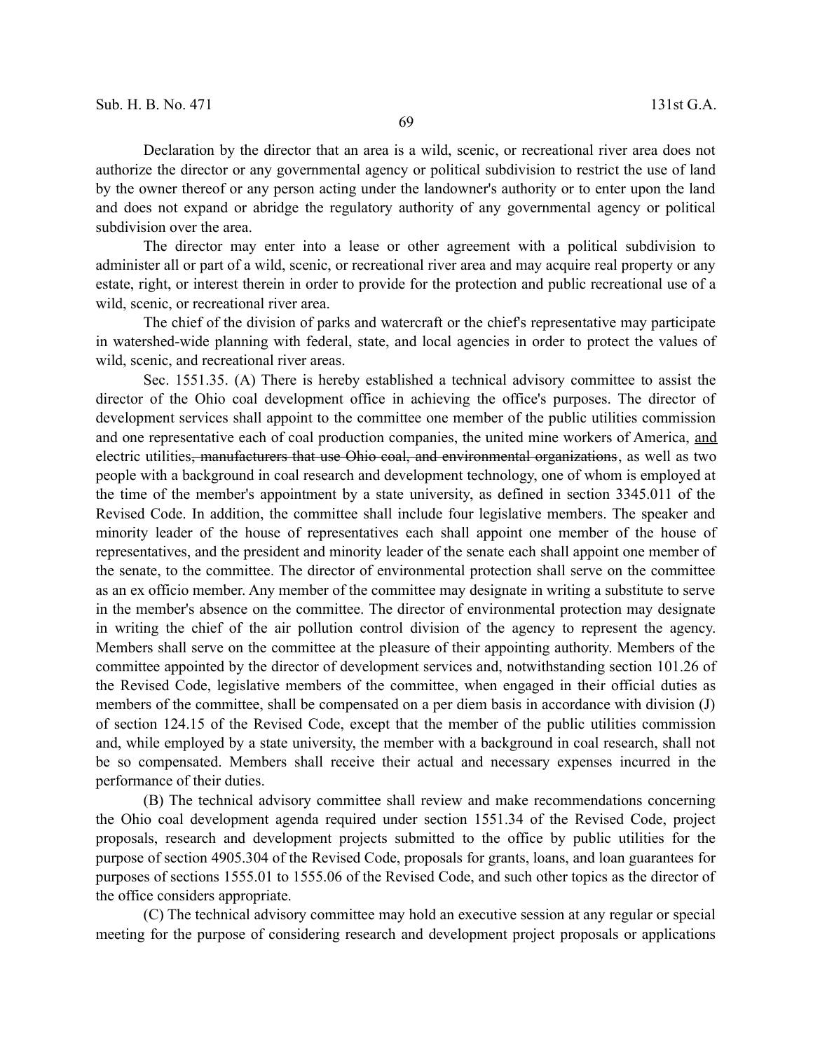Declaration by the director that an area is a wild, scenic, or recreational river area does not authorize the director or any governmental agency or political subdivision to restrict the use of land by the owner thereof or any person acting under the landowner's authority or to enter upon the land and does not expand or abridge the regulatory authority of any governmental agency or political subdivision over the area.

The director may enter into a lease or other agreement with a political subdivision to administer all or part of a wild, scenic, or recreational river area and may acquire real property or any estate, right, or interest therein in order to provide for the protection and public recreational use of a wild, scenic, or recreational river area.

The chief of the division of parks and watercraft or the chief's representative may participate in watershed-wide planning with federal, state, and local agencies in order to protect the values of wild, scenic, and recreational river areas.

Sec. 1551.35. (A) There is hereby established a technical advisory committee to assist the director of the Ohio coal development office in achieving the office's purposes. The director of development services shall appoint to the committee one member of the public utilities commission and one representative each of coal production companies, the united mine workers of America, <u>and</u> electric utilities~~, manufacturers that use Ohio coal, and environmental organizations~~, as well as two people with a background in coal research and development technology, one of whom is employed at the time of the member's appointment by a state university, as defined in section 3345.011 of the Revised Code. In addition, the committee shall include four legislative members. The speaker and minority leader of the house of representatives each shall appoint one member of the house of representatives, and the president and minority leader of the senate each shall appoint one member of the senate, to the committee. The director of environmental protection shall serve on the committee as an ex officio member. Any member of the committee may designate in writing a substitute to serve in the member's absence on the committee. The director of environmental protection may designate in writing the chief of the air pollution control division of the agency to represent the agency. Members shall serve on the committee at the pleasure of their appointing authority. Members of the committee appointed by the director of development services and, notwithstanding section 101.26 of the Revised Code, legislative members of the committee, when engaged in their official duties as members of the committee, shall be compensated on a per diem basis in accordance with division (J) of section 124.15 of the Revised Code, except that the member of the public utilities commission and, while employed by a state university, the member with a background in coal research, shall not be so compensated. Members shall receive their actual and necessary expenses incurred in the performance of their duties.

(B) The technical advisory committee shall review and make recommendations concerning the Ohio coal development agenda required under section 1551.34 of the Revised Code, project proposals, research and development projects submitted to the office by public utilities for the purpose of section 4905.304 of the Revised Code, proposals for grants, loans, and loan guarantees for purposes of sections 1555.01 to 1555.06 of the Revised Code, and such other topics as the director of the office considers appropriate.

(C) The technical advisory committee may hold an executive session at any regular or special meeting for the purpose of considering research and development project proposals or applications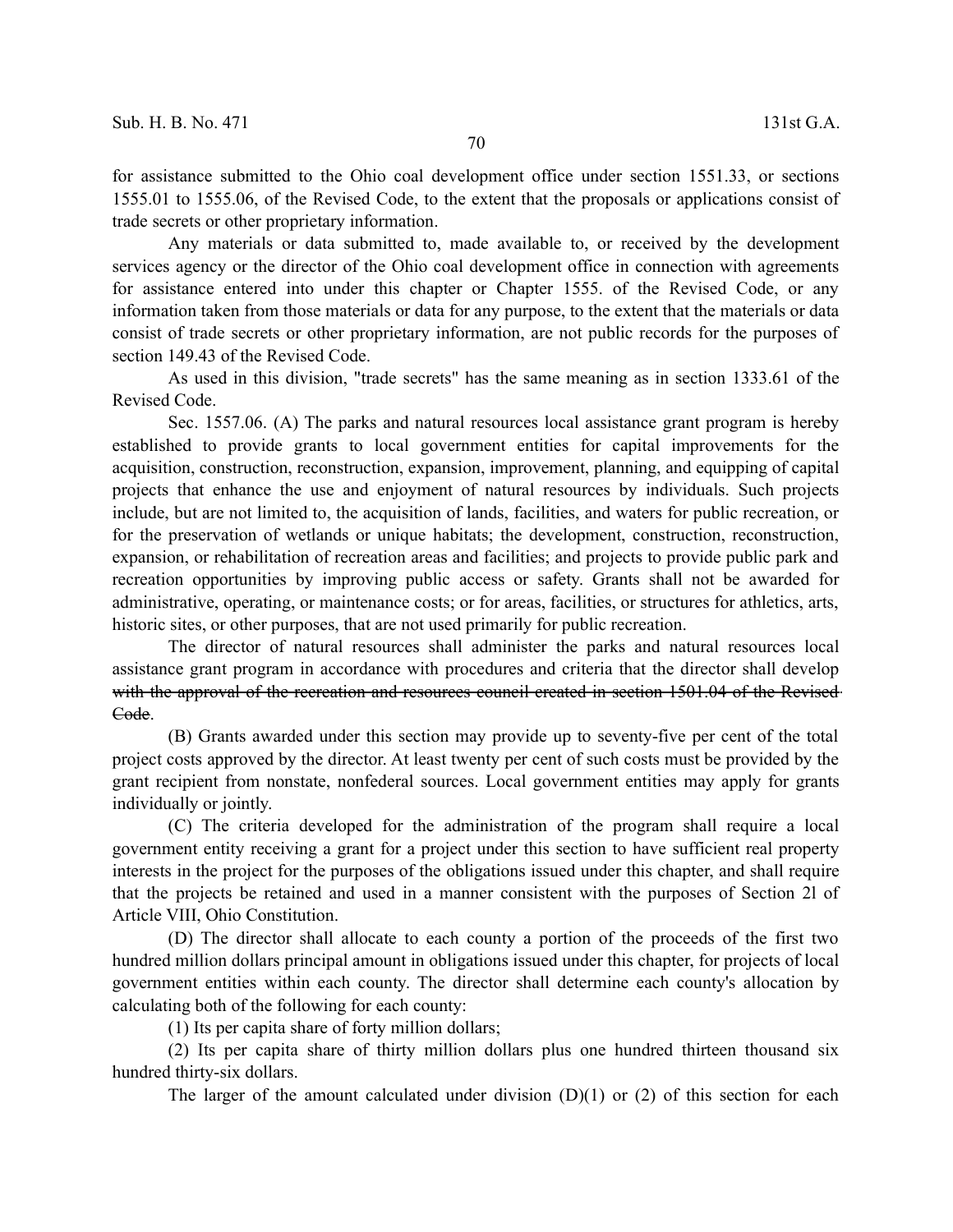for assistance submitted to the Ohio coal development office under section 1551.33, or sections 1555.01 to 1555.06, of the Revised Code, to the extent that the proposals or applications consist of trade secrets or other proprietary information.

Any materials or data submitted to, made available to, or received by the development services agency or the director of the Ohio coal development office in connection with agreements for assistance entered into under this chapter or Chapter 1555. of the Revised Code, or any information taken from those materials or data for any purpose, to the extent that the materials or data consist of trade secrets or other proprietary information, are not public records for the purposes of section 149.43 of the Revised Code.

As used in this division, "trade secrets" has the same meaning as in section 1333.61 of the Revised Code.

Sec. 1557.06. (A) The parks and natural resources local assistance grant program is hereby established to provide grants to local government entities for capital improvements for the acquisition, construction, reconstruction, expansion, improvement, planning, and equipping of capital projects that enhance the use and enjoyment of natural resources by individuals. Such projects include, but are not limited to, the acquisition of lands, facilities, and waters for public recreation, or for the preservation of wetlands or unique habitats; the development, construction, reconstruction, expansion, or rehabilitation of recreation areas and facilities; and projects to provide public park and recreation opportunities by improving public access or safety. Grants shall not be awarded for administrative, operating, or maintenance costs; or for areas, facilities, or structures for athletics, arts, historic sites, or other purposes, that are not used primarily for public recreation.

The director of natural resources shall administer the parks and natural resources local assistance grant program in accordance with procedures and criteria that the director shall develop ~~with the approval of the recreation and resources council created in section 1501.04 of the Revised Code~~.

(B) Grants awarded under this section may provide up to seventy-five per cent of the total project costs approved by the director. At least twenty per cent of such costs must be provided by the grant recipient from nonstate, nonfederal sources. Local government entities may apply for grants individually or jointly.

(C) The criteria developed for the administration of the program shall require a local government entity receiving a grant for a project under this section to have sufficient real property interests in the project for the purposes of the obligations issued under this chapter, and shall require that the projects be retained and used in a manner consistent with the purposes of Section 2l of Article VIII, Ohio Constitution.

(D) The director shall allocate to each county a portion of the proceeds of the first two hundred million dollars principal amount in obligations issued under this chapter, for projects of local government entities within each county. The director shall determine each county's allocation by calculating both of the following for each county:

(1) Its per capita share of forty million dollars;

(2) Its per capita share of thirty million dollars plus one hundred thirteen thousand six hundred thirty-six dollars.

The larger of the amount calculated under division (D)(1) or (2) of this section for each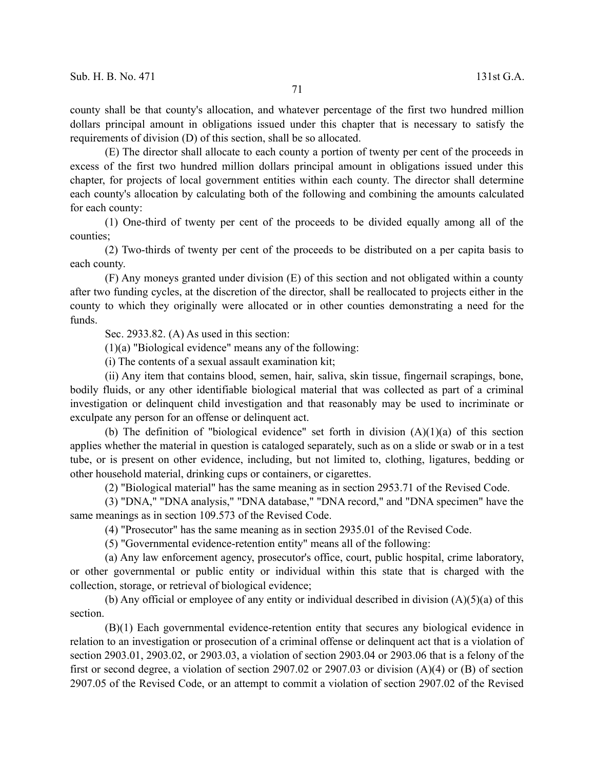county shall be that county's allocation, and whatever percentage of the first two hundred million dollars principal amount in obligations issued under this chapter that is necessary to satisfy the requirements of division (D) of this section, shall be so allocated.

(E) The director shall allocate to each county a portion of twenty per cent of the proceeds in excess of the first two hundred million dollars principal amount in obligations issued under this chapter, for projects of local government entities within each county. The director shall determine each county's allocation by calculating both of the following and combining the amounts calculated for each county:

(1) One-third of twenty per cent of the proceeds to be divided equally among all of the counties;

(2) Two-thirds of twenty per cent of the proceeds to be distributed on a per capita basis to each county.

(F) Any moneys granted under division (E) of this section and not obligated within a county after two funding cycles, at the discretion of the director, shall be reallocated to projects either in the county to which they originally were allocated or in other counties demonstrating a need for the funds.

Sec. 2933.82. (A) As used in this section:

(1)(a) "Biological evidence" means any of the following:

(i) The contents of a sexual assault examination kit;

(ii) Any item that contains blood, semen, hair, saliva, skin tissue, fingernail scrapings, bone, bodily fluids, or any other identifiable biological material that was collected as part of a criminal investigation or delinquent child investigation and that reasonably may be used to incriminate or exculpate any person for an offense or delinquent act.

(b) The definition of "biological evidence" set forth in division (A)(1)(a) of this section applies whether the material in question is cataloged separately, such as on a slide or swab or in a test tube, or is present on other evidence, including, but not limited to, clothing, ligatures, bedding or other household material, drinking cups or containers, or cigarettes.

(2) "Biological material" has the same meaning as in section 2953.71 of the Revised Code.

(3) "DNA," "DNA analysis," "DNA database," "DNA record," and "DNA specimen" have the same meanings as in section 109.573 of the Revised Code.

(4) "Prosecutor" has the same meaning as in section 2935.01 of the Revised Code.

(5) "Governmental evidence-retention entity" means all of the following:

(a) Any law enforcement agency, prosecutor's office, court, public hospital, crime laboratory, or other governmental or public entity or individual within this state that is charged with the collection, storage, or retrieval of biological evidence;

(b) Any official or employee of any entity or individual described in division (A)(5)(a) of this section.

(B)(1) Each governmental evidence-retention entity that secures any biological evidence in relation to an investigation or prosecution of a criminal offense or delinquent act that is a violation of section 2903.01, 2903.02, or 2903.03, a violation of section 2903.04 or 2903.06 that is a felony of the first or second degree, a violation of section 2907.02 or 2907.03 or division (A)(4) or (B) of section 2907.05 of the Revised Code, or an attempt to commit a violation of section 2907.02 of the Revised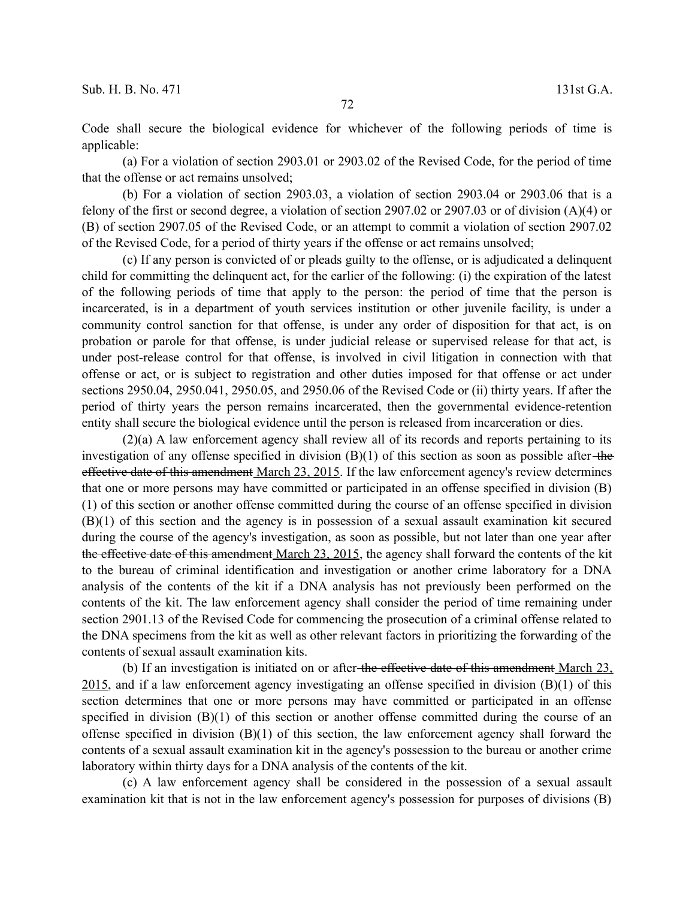Code shall secure the biological evidence for whichever of the following periods of time is applicable:

(a) For a violation of section 2903.01 or 2903.02 of the Revised Code, for the period of time that the offense or act remains unsolved;

(b) For a violation of section 2903.03, a violation of section 2903.04 or 2903.06 that is a felony of the first or second degree, a violation of section 2907.02 or 2907.03 or of division (A)(4) or (B) of section 2907.05 of the Revised Code, or an attempt to commit a violation of section 2907.02 of the Revised Code, for a period of thirty years if the offense or act remains unsolved;

(c) If any person is convicted of or pleads guilty to the offense, or is adjudicated a delinquent child for committing the delinquent act, for the earlier of the following: (i) the expiration of the latest of the following periods of time that apply to the person: the period of time that the person is incarcerated, is in a department of youth services institution or other juvenile facility, is under a community control sanction for that offense, is under any order of disposition for that act, is on probation or parole for that offense, is under judicial release or supervised release for that act, is under post-release control for that offense, is involved in civil litigation in connection with that offense or act, or is subject to registration and other duties imposed for that offense or act under sections 2950.04, 2950.041, 2950.05, and 2950.06 of the Revised Code or (ii) thirty years. If after the period of thirty years the person remains incarcerated, then the governmental evidence-retention entity shall secure the biological evidence until the person is released from incarceration or dies.

(2)(a) A law enforcement agency shall review all of its records and reports pertaining to its investigation of any offense specified in division (B)(1) of this section as soon as possible after ~~the effective date of this amendment~~ March 23, 2015. If the law enforcement agency's review determines that one or more persons may have committed or participated in an offense specified in division (B)(1) of this section or another offense committed during the course of an offense specified in division (B)(1) of this section and the agency is in possession of a sexual assault examination kit secured during the course of the agency's investigation, as soon as possible, but not later than one year after ~~the effective date of this amendment~~ March 23, 2015, the agency shall forward the contents of the kit to the bureau of criminal identification and investigation or another crime laboratory for a DNA analysis of the contents of the kit if a DNA analysis has not previously been performed on the contents of the kit. The law enforcement agency shall consider the period of time remaining under section 2901.13 of the Revised Code for commencing the prosecution of a criminal offense related to the DNA specimens from the kit as well as other relevant factors in prioritizing the forwarding of the contents of sexual assault examination kits.

(b) If an investigation is initiated on or after ~~the effective date of this amendment~~ March 23, 2015, and if a law enforcement agency investigating an offense specified in division (B)(1) of this section determines that one or more persons may have committed or participated in an offense specified in division (B)(1) of this section or another offense committed during the course of an offense specified in division (B)(1) of this section, the law enforcement agency shall forward the contents of a sexual assault examination kit in the agency's possession to the bureau or another crime laboratory within thirty days for a DNA analysis of the contents of the kit.

(c) A law enforcement agency shall be considered in the possession of a sexual assault examination kit that is not in the law enforcement agency's possession for purposes of divisions (B)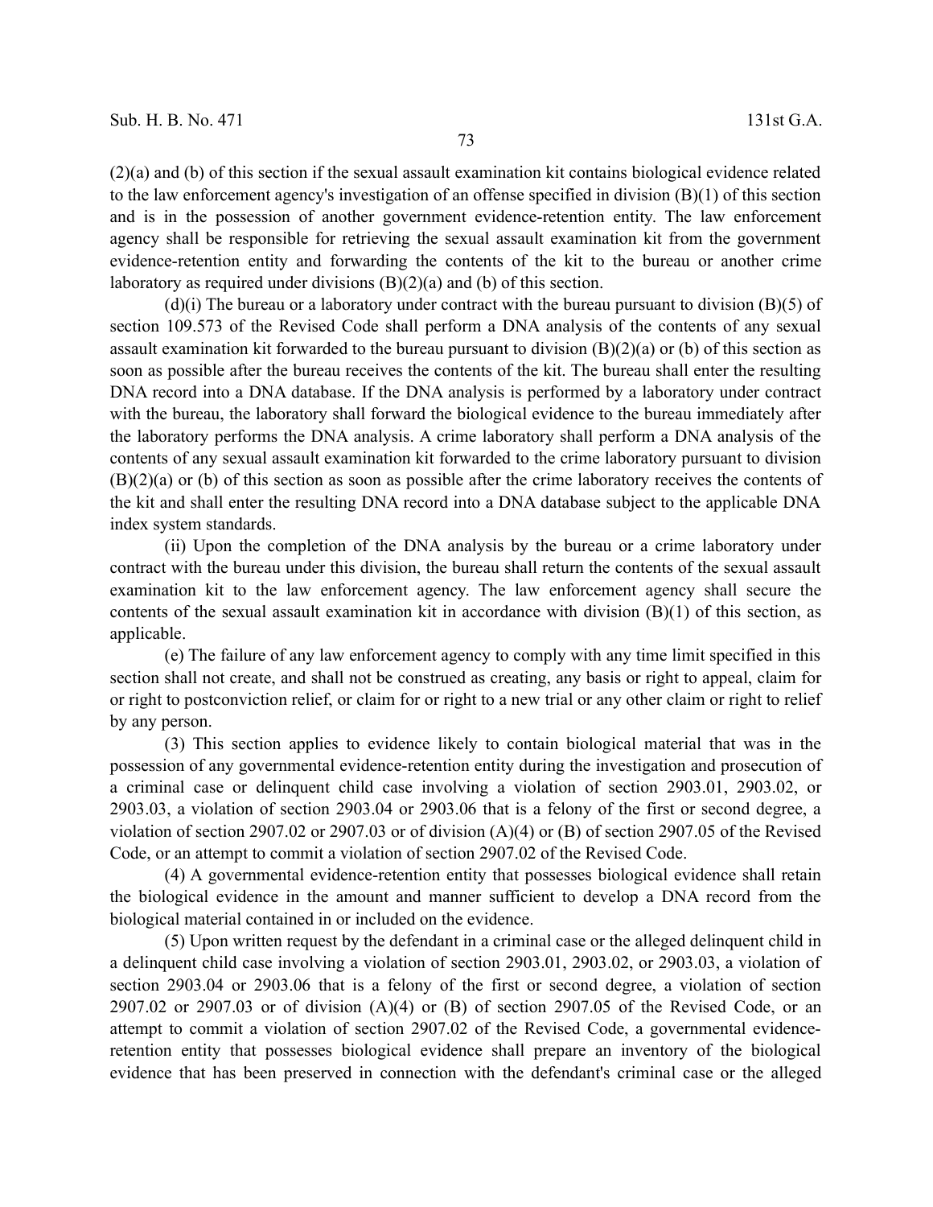(2)(a) and (b) of this section if the sexual assault examination kit contains biological evidence related to the law enforcement agency's investigation of an offense specified in division (B)(1) of this section and is in the possession of another government evidence-retention entity. The law enforcement agency shall be responsible for retrieving the sexual assault examination kit from the government evidence-retention entity and forwarding the contents of the kit to the bureau or another crime laboratory as required under divisions (B)(2)(a) and (b) of this section.

(d)(i) The bureau or a laboratory under contract with the bureau pursuant to division (B)(5) of section 109.573 of the Revised Code shall perform a DNA analysis of the contents of any sexual assault examination kit forwarded to the bureau pursuant to division (B)(2)(a) or (b) of this section as soon as possible after the bureau receives the contents of the kit. The bureau shall enter the resulting DNA record into a DNA database. If the DNA analysis is performed by a laboratory under contract with the bureau, the laboratory shall forward the biological evidence to the bureau immediately after the laboratory performs the DNA analysis. A crime laboratory shall perform a DNA analysis of the contents of any sexual assault examination kit forwarded to the crime laboratory pursuant to division (B)(2)(a) or (b) of this section as soon as possible after the crime laboratory receives the contents of the kit and shall enter the resulting DNA record into a DNA database subject to the applicable DNA index system standards.

(ii) Upon the completion of the DNA analysis by the bureau or a crime laboratory under contract with the bureau under this division, the bureau shall return the contents of the sexual assault examination kit to the law enforcement agency. The law enforcement agency shall secure the contents of the sexual assault examination kit in accordance with division (B)(1) of this section, as applicable.

(e) The failure of any law enforcement agency to comply with any time limit specified in this section shall not create, and shall not be construed as creating, any basis or right to appeal, claim for or right to postconviction relief, or claim for or right to a new trial or any other claim or right to relief by any person.

(3) This section applies to evidence likely to contain biological material that was in the possession of any governmental evidence-retention entity during the investigation and prosecution of a criminal case or delinquent child case involving a violation of section 2903.01, 2903.02, or 2903.03, a violation of section 2903.04 or 2903.06 that is a felony of the first or second degree, a violation of section 2907.02 or 2907.03 or of division (A)(4) or (B) of section 2907.05 of the Revised Code, or an attempt to commit a violation of section 2907.02 of the Revised Code.

(4) A governmental evidence-retention entity that possesses biological evidence shall retain the biological evidence in the amount and manner sufficient to develop a DNA record from the biological material contained in or included on the evidence.

(5) Upon written request by the defendant in a criminal case or the alleged delinquent child in a delinquent child case involving a violation of section 2903.01, 2903.02, or 2903.03, a violation of section 2903.04 or 2903.06 that is a felony of the first or second degree, a violation of section 2907.02 or 2907.03 or of division (A)(4) or (B) of section 2907.05 of the Revised Code, or an attempt to commit a violation of section 2907.02 of the Revised Code, a governmental evidence-retention entity that possesses biological evidence shall prepare an inventory of the biological evidence that has been preserved in connection with the defendant's criminal case or the alleged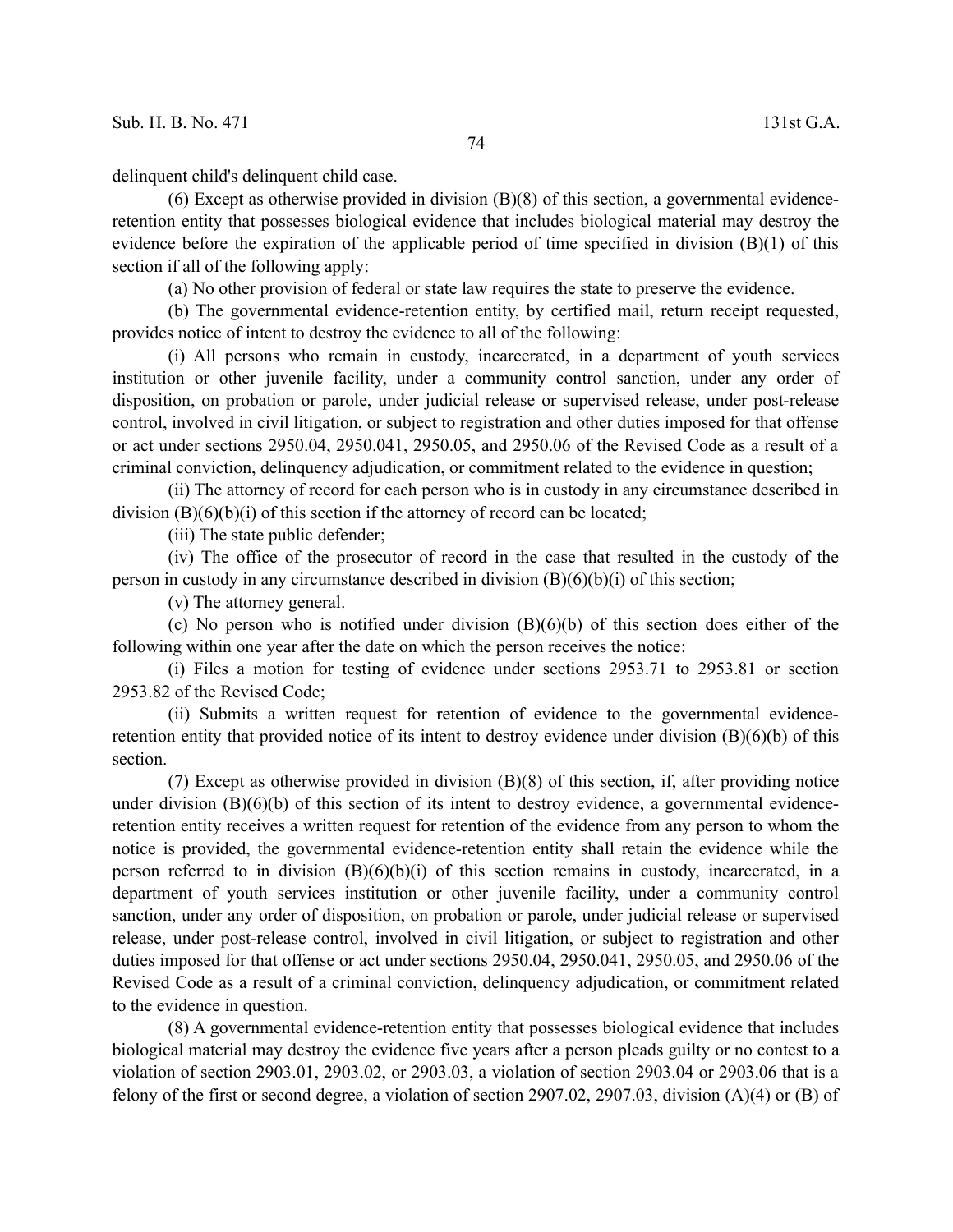delinquent child's delinquent child case.

(6) Except as otherwise provided in division (B)(8) of this section, a governmental evidence-retention entity that possesses biological evidence that includes biological material may destroy the evidence before the expiration of the applicable period of time specified in division (B)(1) of this section if all of the following apply:

(a) No other provision of federal or state law requires the state to preserve the evidence.

(b) The governmental evidence-retention entity, by certified mail, return receipt requested, provides notice of intent to destroy the evidence to all of the following:

(i) All persons who remain in custody, incarcerated, in a department of youth services institution or other juvenile facility, under a community control sanction, under any order of disposition, on probation or parole, under judicial release or supervised release, under post-release control, involved in civil litigation, or subject to registration and other duties imposed for that offense or act under sections 2950.04, 2950.041, 2950.05, and 2950.06 of the Revised Code as a result of a criminal conviction, delinquency adjudication, or commitment related to the evidence in question;

(ii) The attorney of record for each person who is in custody in any circumstance described in division (B)(6)(b)(i) of this section if the attorney of record can be located;

(iii) The state public defender;

(iv) The office of the prosecutor of record in the case that resulted in the custody of the person in custody in any circumstance described in division (B)(6)(b)(i) of this section;

(v) The attorney general.

(c) No person who is notified under division (B)(6)(b) of this section does either of the following within one year after the date on which the person receives the notice:

(i) Files a motion for testing of evidence under sections 2953.71 to 2953.81 or section 2953.82 of the Revised Code;

(ii) Submits a written request for retention of evidence to the governmental evidence-retention entity that provided notice of its intent to destroy evidence under division (B)(6)(b) of this section.

(7) Except as otherwise provided in division (B)(8) of this section, if, after providing notice under division (B)(6)(b) of this section of its intent to destroy evidence, a governmental evidence-retention entity receives a written request for retention of the evidence from any person to whom the notice is provided, the governmental evidence-retention entity shall retain the evidence while the person referred to in division (B)(6)(b)(i) of this section remains in custody, incarcerated, in a department of youth services institution or other juvenile facility, under a community control sanction, under any order of disposition, on probation or parole, under judicial release or supervised release, under post-release control, involved in civil litigation, or subject to registration and other duties imposed for that offense or act under sections 2950.04, 2950.041, 2950.05, and 2950.06 of the Revised Code as a result of a criminal conviction, delinquency adjudication, or commitment related to the evidence in question.

(8) A governmental evidence-retention entity that possesses biological evidence that includes biological material may destroy the evidence five years after a person pleads guilty or no contest to a violation of section 2903.01, 2903.02, or 2903.03, a violation of section 2903.04 or 2903.06 that is a felony of the first or second degree, a violation of section 2907.02, 2907.03, division (A)(4) or (B) of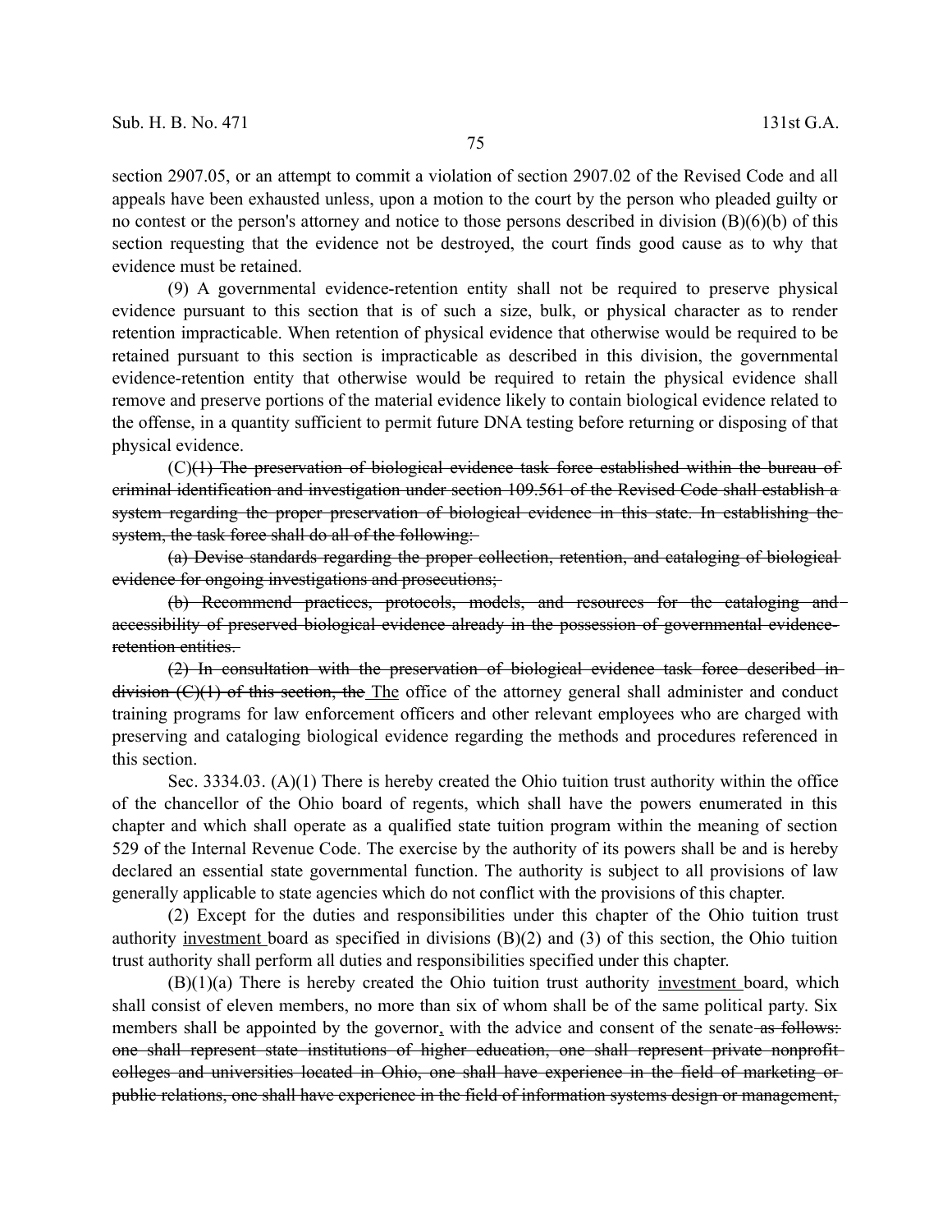section 2907.05, or an attempt to commit a violation of section 2907.02 of the Revised Code and all appeals have been exhausted unless, upon a motion to the court by the person who pleaded guilty or no contest or the person's attorney and notice to those persons described in division (B)(6)(b) of this section requesting that the evidence not be destroyed, the court finds good cause as to why that evidence must be retained.

(9) A governmental evidence-retention entity shall not be required to preserve physical evidence pursuant to this section that is of such a size, bulk, or physical character as to render retention impracticable. When retention of physical evidence that otherwise would be required to be retained pursuant to this section is impracticable as described in this division, the governmental evidence-retention entity that otherwise would be required to retain the physical evidence shall remove and preserve portions of the material evidence likely to contain biological evidence related to the offense, in a quantity sufficient to permit future DNA testing before returning or disposing of that physical evidence.

(C)~~(1) The preservation of biological evidence task force established within the bureau of criminal identification and investigation under section 109.561 of the Revised Code shall establish a system regarding the proper preservation of biological evidence in this state. In establishing the system, the task force shall do all of the following:~~

~~(a) Devise standards regarding the proper collection, retention, and cataloging of biological evidence for ongoing investigations and prosecutions;~~

~~(b) Recommend practices, protocols, models, and resources for the cataloging and accessibility of preserved biological evidence already in the possession of governmental evidence-retention entities.~~

~~(2) In consultation with the preservation of biological evidence task force described in division (C)(1) of this section, the~~ <u>The</u> office of the attorney general shall administer and conduct training programs for law enforcement officers and other relevant employees who are charged with preserving and cataloging biological evidence regarding the methods and procedures referenced in this section.

Sec. 3334.03. (A)(1) There is hereby created the Ohio tuition trust authority within the office of the chancellor of the Ohio board of regents, which shall have the powers enumerated in this chapter and which shall operate as a qualified state tuition program within the meaning of section 529 of the Internal Revenue Code. The exercise by the authority of its powers shall be and is hereby declared an essential state governmental function. The authority is subject to all provisions of law generally applicable to state agencies which do not conflict with the provisions of this chapter.

(2) Except for the duties and responsibilities under this chapter of the Ohio tuition trust authority <u>investment</u> board as specified in divisions (B)(2) and (3) of this section, the Ohio tuition trust authority shall perform all duties and responsibilities specified under this chapter.

(B)(1)(a) There is hereby created the Ohio tuition trust authority <u>investment</u> board, which shall consist of eleven members, no more than six of whom shall be of the same political party. Six members shall be appointed by the governor<u>,</u> with the advice and consent of the senate~~ as follows: one shall represent state institutions of higher education, one shall represent private nonprofit colleges and universities located in Ohio, one shall have experience in the field of marketing or public relations, one shall have experience in the field of information systems design or management,~~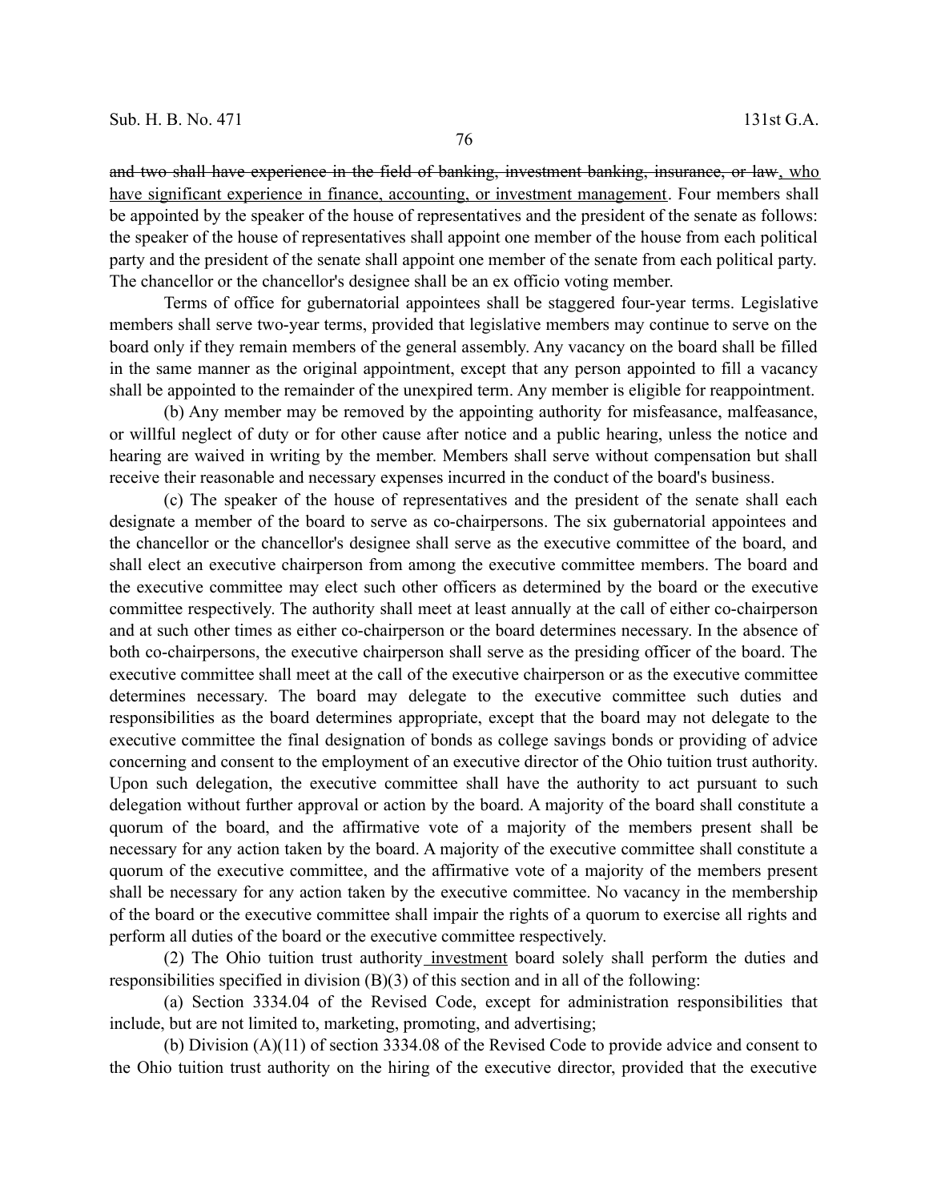~~and two shall have experience in the field of banking, investment banking, insurance, or law~~, who have significant experience in finance, accounting, or investment management. Four members shall be appointed by the speaker of the house of representatives and the president of the senate as follows: the speaker of the house of representatives shall appoint one member of the house from each political party and the president of the senate shall appoint one member of the senate from each political party. The chancellor or the chancellor's designee shall be an ex officio voting member.

Terms of office for gubernatorial appointees shall be staggered four-year terms. Legislative members shall serve two-year terms, provided that legislative members may continue to serve on the board only if they remain members of the general assembly. Any vacancy on the board shall be filled in the same manner as the original appointment, except that any person appointed to fill a vacancy shall be appointed to the remainder of the unexpired term. Any member is eligible for reappointment.

(b) Any member may be removed by the appointing authority for misfeasance, malfeasance, or willful neglect of duty or for other cause after notice and a public hearing, unless the notice and hearing are waived in writing by the member. Members shall serve without compensation but shall receive their reasonable and necessary expenses incurred in the conduct of the board's business.

(c) The speaker of the house of representatives and the president of the senate shall each designate a member of the board to serve as co-chairpersons. The six gubernatorial appointees and the chancellor or the chancellor's designee shall serve as the executive committee of the board, and shall elect an executive chairperson from among the executive committee members. The board and the executive committee may elect such other officers as determined by the board or the executive committee respectively. The authority shall meet at least annually at the call of either co-chairperson and at such other times as either co-chairperson or the board determines necessary. In the absence of both co-chairpersons, the executive chairperson shall serve as the presiding officer of the board. The executive committee shall meet at the call of the executive chairperson or as the executive committee determines necessary. The board may delegate to the executive committee such duties and responsibilities as the board determines appropriate, except that the board may not delegate to the executive committee the final designation of bonds as college savings bonds or providing of advice concerning and consent to the employment of an executive director of the Ohio tuition trust authority. Upon such delegation, the executive committee shall have the authority to act pursuant to such delegation without further approval or action by the board. A majority of the board shall constitute a quorum of the board, and the affirmative vote of a majority of the members present shall be necessary for any action taken by the board. A majority of the executive committee shall constitute a quorum of the executive committee, and the affirmative vote of a majority of the members present shall be necessary for any action taken by the executive committee. No vacancy in the membership of the board or the executive committee shall impair the rights of a quorum to exercise all rights and perform all duties of the board or the executive committee respectively.

(2) The Ohio tuition trust authority investment board solely shall perform the duties and responsibilities specified in division (B)(3) of this section and in all of the following:

(a) Section 3334.04 of the Revised Code, except for administration responsibilities that include, but are not limited to, marketing, promoting, and advertising;

(b) Division (A)(11) of section 3334.08 of the Revised Code to provide advice and consent to the Ohio tuition trust authority on the hiring of the executive director, provided that the executive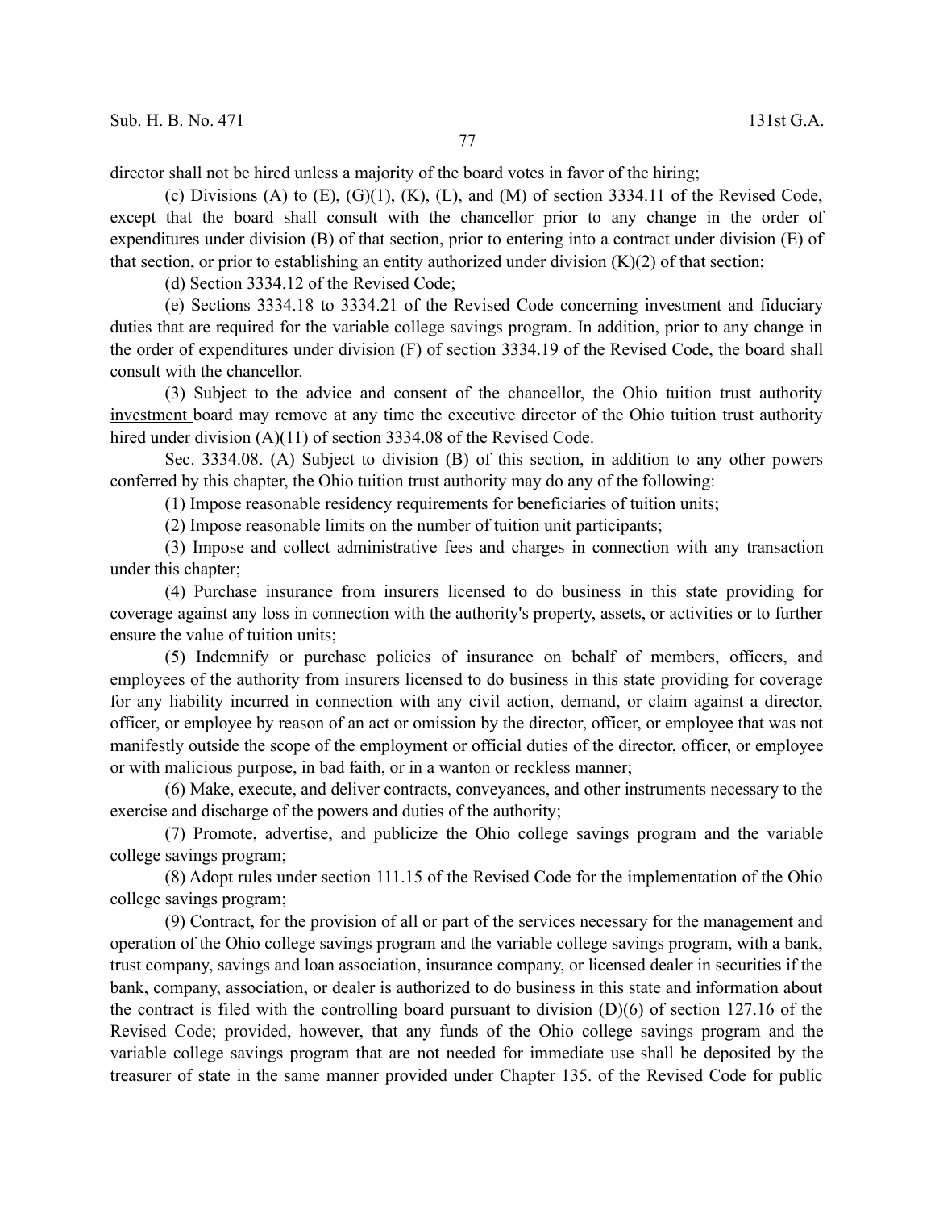director shall not be hired unless a majority of the board votes in favor of the hiring;

(c) Divisions (A) to (E), (G)(1), (K), (L), and (M) of section 3334.11 of the Revised Code, except that the board shall consult with the chancellor prior to any change in the order of expenditures under division (B) of that section, prior to entering into a contract under division (E) of that section, or prior to establishing an entity authorized under division (K)(2) of that section;

(d) Section 3334.12 of the Revised Code;

(e) Sections 3334.18 to 3334.21 of the Revised Code concerning investment and fiduciary duties that are required for the variable college savings program. In addition, prior to any change in the order of expenditures under division (F) of section 3334.19 of the Revised Code, the board shall consult with the chancellor.

(3) Subject to the advice and consent of the chancellor, the Ohio tuition trust authority investment board may remove at any time the executive director of the Ohio tuition trust authority hired under division (A)(11) of section 3334.08 of the Revised Code.

Sec. 3334.08. (A) Subject to division (B) of this section, in addition to any other powers conferred by this chapter, the Ohio tuition trust authority may do any of the following:

(1) Impose reasonable residency requirements for beneficiaries of tuition units;

(2) Impose reasonable limits on the number of tuition unit participants;

(3) Impose and collect administrative fees and charges in connection with any transaction under this chapter;

(4) Purchase insurance from insurers licensed to do business in this state providing for coverage against any loss in connection with the authority's property, assets, or activities or to further ensure the value of tuition units;

(5) Indemnify or purchase policies of insurance on behalf of members, officers, and employees of the authority from insurers licensed to do business in this state providing for coverage for any liability incurred in connection with any civil action, demand, or claim against a director, officer, or employee by reason of an act or omission by the director, officer, or employee that was not manifestly outside the scope of the employment or official duties of the director, officer, or employee or with malicious purpose, in bad faith, or in a wanton or reckless manner;

(6) Make, execute, and deliver contracts, conveyances, and other instruments necessary to the exercise and discharge of the powers and duties of the authority;

(7) Promote, advertise, and publicize the Ohio college savings program and the variable college savings program;

(8) Adopt rules under section 111.15 of the Revised Code for the implementation of the Ohio college savings program;

(9) Contract, for the provision of all or part of the services necessary for the management and operation of the Ohio college savings program and the variable college savings program, with a bank, trust company, savings and loan association, insurance company, or licensed dealer in securities if the bank, company, association, or dealer is authorized to do business in this state and information about the contract is filed with the controlling board pursuant to division (D)(6) of section 127.16 of the Revised Code; provided, however, that any funds of the Ohio college savings program and the variable college savings program that are not needed for immediate use shall be deposited by the treasurer of state in the same manner provided under Chapter 135. of the Revised Code for public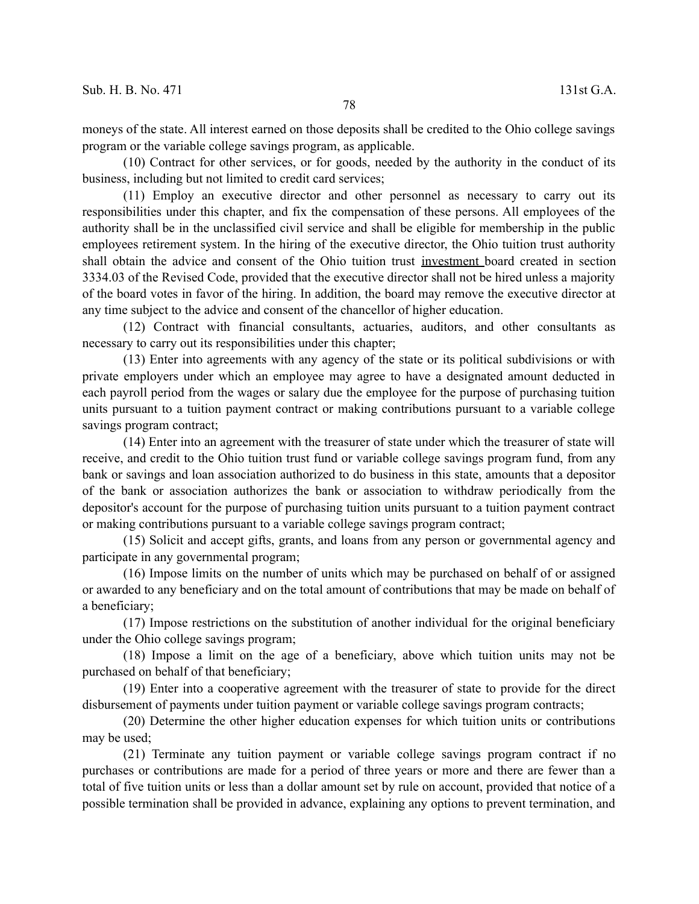moneys of the state. All interest earned on those deposits shall be credited to the Ohio college savings program or the variable college savings program, as applicable.

(10) Contract for other services, or for goods, needed by the authority in the conduct of its business, including but not limited to credit card services;

(11) Employ an executive director and other personnel as necessary to carry out its responsibilities under this chapter, and fix the compensation of these persons. All employees of the authority shall be in the unclassified civil service and shall be eligible for membership in the public employees retirement system. In the hiring of the executive director, the Ohio tuition trust authority shall obtain the advice and consent of the Ohio tuition trust investment board created in section 3334.03 of the Revised Code, provided that the executive director shall not be hired unless a majority of the board votes in favor of the hiring. In addition, the board may remove the executive director at any time subject to the advice and consent of the chancellor of higher education.

(12) Contract with financial consultants, actuaries, auditors, and other consultants as necessary to carry out its responsibilities under this chapter;

(13) Enter into agreements with any agency of the state or its political subdivisions or with private employers under which an employee may agree to have a designated amount deducted in each payroll period from the wages or salary due the employee for the purpose of purchasing tuition units pursuant to a tuition payment contract or making contributions pursuant to a variable college savings program contract;

(14) Enter into an agreement with the treasurer of state under which the treasurer of state will receive, and credit to the Ohio tuition trust fund or variable college savings program fund, from any bank or savings and loan association authorized to do business in this state, amounts that a depositor of the bank or association authorizes the bank or association to withdraw periodically from the depositor's account for the purpose of purchasing tuition units pursuant to a tuition payment contract or making contributions pursuant to a variable college savings program contract;

(15) Solicit and accept gifts, grants, and loans from any person or governmental agency and participate in any governmental program;

(16) Impose limits on the number of units which may be purchased on behalf of or assigned or awarded to any beneficiary and on the total amount of contributions that may be made on behalf of a beneficiary;

(17) Impose restrictions on the substitution of another individual for the original beneficiary under the Ohio college savings program;

(18) Impose a limit on the age of a beneficiary, above which tuition units may not be purchased on behalf of that beneficiary;

(19) Enter into a cooperative agreement with the treasurer of state to provide for the direct disbursement of payments under tuition payment or variable college savings program contracts;

(20) Determine the other higher education expenses for which tuition units or contributions may be used;

(21) Terminate any tuition payment or variable college savings program contract if no purchases or contributions are made for a period of three years or more and there are fewer than a total of five tuition units or less than a dollar amount set by rule on account, provided that notice of a possible termination shall be provided in advance, explaining any options to prevent termination, and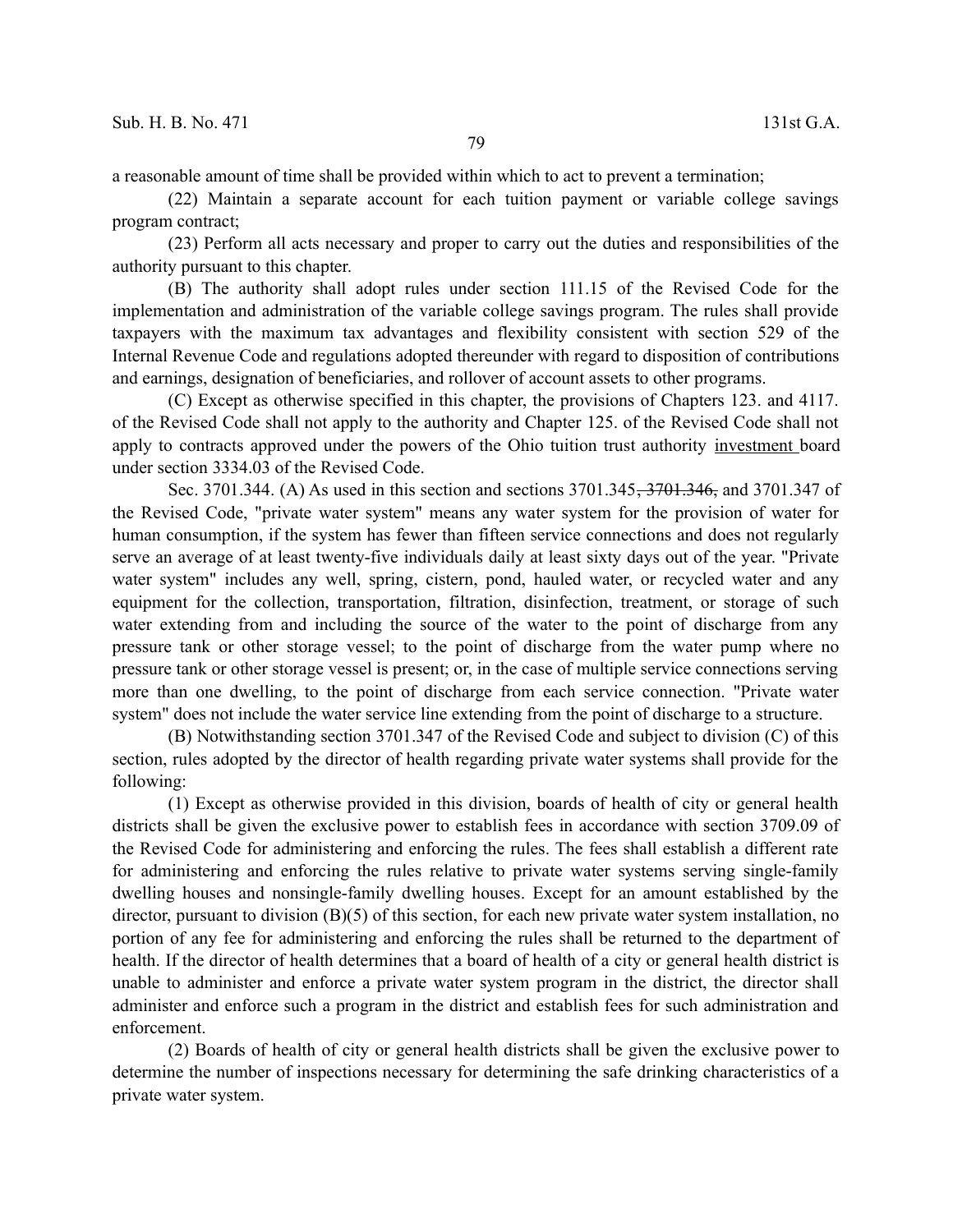a reasonable amount of time shall be provided within which to act to prevent a termination;

(22) Maintain a separate account for each tuition payment or variable college savings program contract;

(23) Perform all acts necessary and proper to carry out the duties and responsibilities of the authority pursuant to this chapter.

(B) The authority shall adopt rules under section 111.15 of the Revised Code for the implementation and administration of the variable college savings program. The rules shall provide taxpayers with the maximum tax advantages and flexibility consistent with section 529 of the Internal Revenue Code and regulations adopted thereunder with regard to disposition of contributions and earnings, designation of beneficiaries, and rollover of account assets to other programs.

(C) Except as otherwise specified in this chapter, the provisions of Chapters 123. and 4117. of the Revised Code shall not apply to the authority and Chapter 125. of the Revised Code shall not apply to contracts approved under the powers of the Ohio tuition trust authority <u>investment</u> board under section 3334.03 of the Revised Code.

Sec. 3701.344. (A) As used in this section and sections 3701.345~~, 3701.346,~~ and 3701.347 of the Revised Code, "private water system" means any water system for the provision of water for human consumption, if the system has fewer than fifteen service connections and does not regularly serve an average of at least twenty-five individuals daily at least sixty days out of the year. "Private water system" includes any well, spring, cistern, pond, hauled water, or recycled water and any equipment for the collection, transportation, filtration, disinfection, treatment, or storage of such water extending from and including the source of the water to the point of discharge from any pressure tank or other storage vessel; to the point of discharge from the water pump where no pressure tank or other storage vessel is present; or, in the case of multiple service connections serving more than one dwelling, to the point of discharge from each service connection. "Private water system" does not include the water service line extending from the point of discharge to a structure.

(B) Notwithstanding section 3701.347 of the Revised Code and subject to division (C) of this section, rules adopted by the director of health regarding private water systems shall provide for the following:

(1) Except as otherwise provided in this division, boards of health of city or general health districts shall be given the exclusive power to establish fees in accordance with section 3709.09 of the Revised Code for administering and enforcing the rules. The fees shall establish a different rate for administering and enforcing the rules relative to private water systems serving single-family dwelling houses and nonsingle-family dwelling houses. Except for an amount established by the director, pursuant to division (B)(5) of this section, for each new private water system installation, no portion of any fee for administering and enforcing the rules shall be returned to the department of health. If the director of health determines that a board of health of a city or general health district is unable to administer and enforce a private water system program in the district, the director shall administer and enforce such a program in the district and establish fees for such administration and enforcement.

(2) Boards of health of city or general health districts shall be given the exclusive power to determine the number of inspections necessary for determining the safe drinking characteristics of a private water system.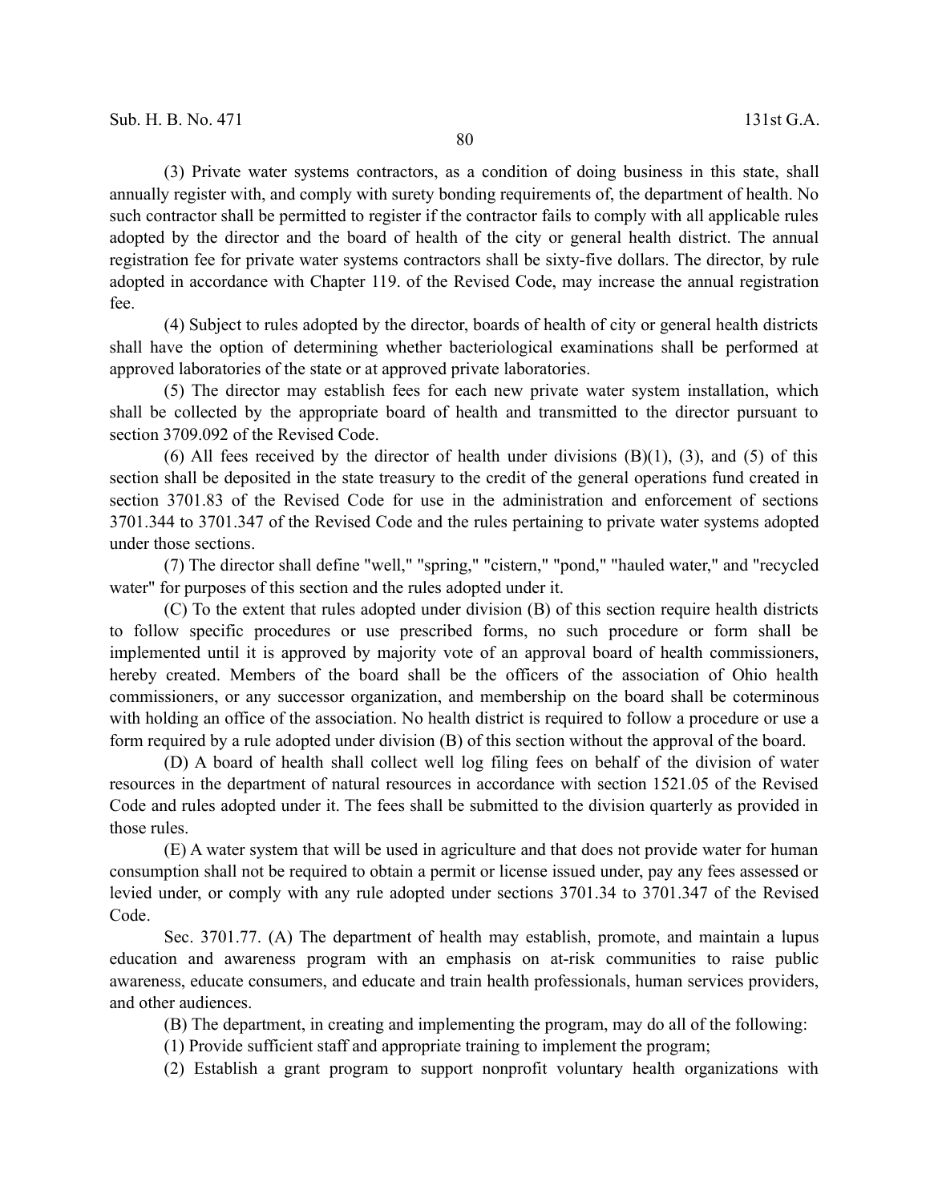(3) Private water systems contractors, as a condition of doing business in this state, shall annually register with, and comply with surety bonding requirements of, the department of health. No such contractor shall be permitted to register if the contractor fails to comply with all applicable rules adopted by the director and the board of health of the city or general health district. The annual registration fee for private water systems contractors shall be sixty-five dollars. The director, by rule adopted in accordance with Chapter 119. of the Revised Code, may increase the annual registration fee.

(4) Subject to rules adopted by the director, boards of health of city or general health districts shall have the option of determining whether bacteriological examinations shall be performed at approved laboratories of the state or at approved private laboratories.

(5) The director may establish fees for each new private water system installation, which shall be collected by the appropriate board of health and transmitted to the director pursuant to section 3709.092 of the Revised Code.

(6) All fees received by the director of health under divisions (B)(1), (3), and (5) of this section shall be deposited in the state treasury to the credit of the general operations fund created in section 3701.83 of the Revised Code for use in the administration and enforcement of sections 3701.344 to 3701.347 of the Revised Code and the rules pertaining to private water systems adopted under those sections.

(7) The director shall define "well," "spring," "cistern," "pond," "hauled water," and "recycled water" for purposes of this section and the rules adopted under it.

(C) To the extent that rules adopted under division (B) of this section require health districts to follow specific procedures or use prescribed forms, no such procedure or form shall be implemented until it is approved by majority vote of an approval board of health commissioners, hereby created. Members of the board shall be the officers of the association of Ohio health commissioners, or any successor organization, and membership on the board shall be coterminous with holding an office of the association. No health district is required to follow a procedure or use a form required by a rule adopted under division (B) of this section without the approval of the board.

(D) A board of health shall collect well log filing fees on behalf of the division of water resources in the department of natural resources in accordance with section 1521.05 of the Revised Code and rules adopted under it. The fees shall be submitted to the division quarterly as provided in those rules.

(E) A water system that will be used in agriculture and that does not provide water for human consumption shall not be required to obtain a permit or license issued under, pay any fees assessed or levied under, or comply with any rule adopted under sections 3701.34 to 3701.347 of the Revised Code.

Sec. 3701.77. (A) The department of health may establish, promote, and maintain a lupus education and awareness program with an emphasis on at-risk communities to raise public awareness, educate consumers, and educate and train health professionals, human services providers, and other audiences.

(B) The department, in creating and implementing the program, may do all of the following:

(1) Provide sufficient staff and appropriate training to implement the program;

(2) Establish a grant program to support nonprofit voluntary health organizations with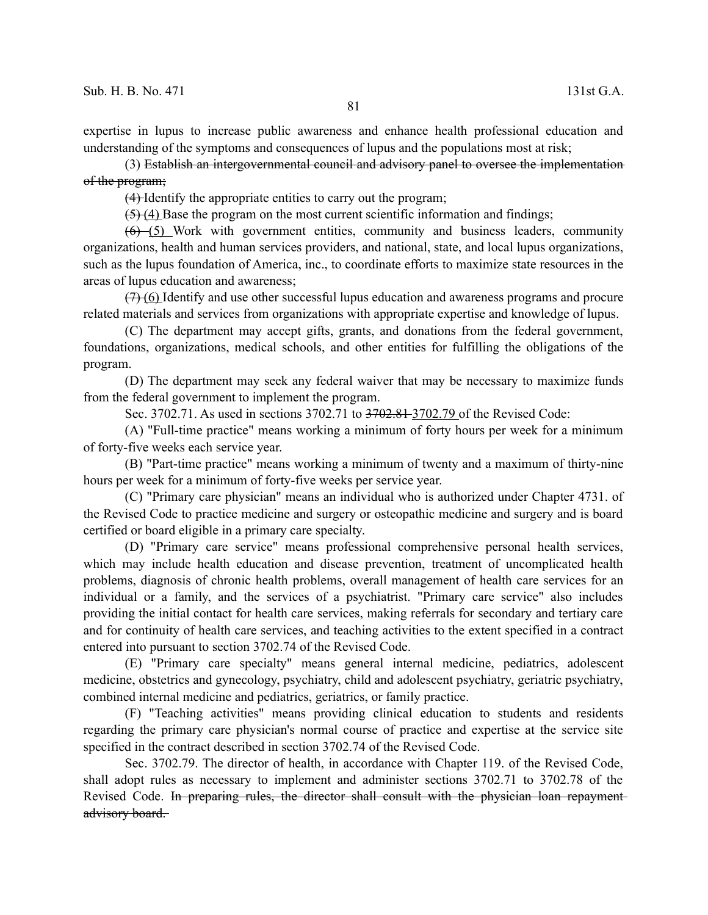expertise in lupus to increase public awareness and enhance health professional education and understanding of the symptoms and consequences of lupus and the populations most at risk;

(3) ~~Establish an intergovernmental council and advisory panel to oversee the implementation of the program;~~

~~(4)~~ Identify the appropriate entities to carry out the program;

~~(5)~~ (4) Base the program on the most current scientific information and findings;

~~(6)~~ (5) Work with government entities, community and business leaders, community organizations, health and human services providers, and national, state, and local lupus organizations, such as the lupus foundation of America, inc., to coordinate efforts to maximize state resources in the areas of lupus education and awareness;

~~(7)~~ (6) Identify and use other successful lupus education and awareness programs and procure related materials and services from organizations with appropriate expertise and knowledge of lupus.

(C) The department may accept gifts, grants, and donations from the federal government, foundations, organizations, medical schools, and other entities for fulfilling the obligations of the program.

(D) The department may seek any federal waiver that may be necessary to maximize funds from the federal government to implement the program.

Sec. 3702.71. As used in sections 3702.71 to ~~3702.81~~ 3702.79 of the Revised Code:

(A) "Full-time practice" means working a minimum of forty hours per week for a minimum of forty-five weeks each service year.

(B) "Part-time practice" means working a minimum of twenty and a maximum of thirty-nine hours per week for a minimum of forty-five weeks per service year.

(C) "Primary care physician" means an individual who is authorized under Chapter 4731. of the Revised Code to practice medicine and surgery or osteopathic medicine and surgery and is board certified or board eligible in a primary care specialty.

(D) "Primary care service" means professional comprehensive personal health services, which may include health education and disease prevention, treatment of uncomplicated health problems, diagnosis of chronic health problems, overall management of health care services for an individual or a family, and the services of a psychiatrist. "Primary care service" also includes providing the initial contact for health care services, making referrals for secondary and tertiary care and for continuity of health care services, and teaching activities to the extent specified in a contract entered into pursuant to section 3702.74 of the Revised Code.

(E) "Primary care specialty" means general internal medicine, pediatrics, adolescent medicine, obstetrics and gynecology, psychiatry, child and adolescent psychiatry, geriatric psychiatry, combined internal medicine and pediatrics, geriatrics, or family practice.

(F) "Teaching activities" means providing clinical education to students and residents regarding the primary care physician's normal course of practice and expertise at the service site specified in the contract described in section 3702.74 of the Revised Code.

Sec. 3702.79. The director of health, in accordance with Chapter 119. of the Revised Code, shall adopt rules as necessary to implement and administer sections 3702.71 to 3702.78 of the Revised Code. ~~In preparing rules, the director shall consult with the physician loan repayment advisory board.~~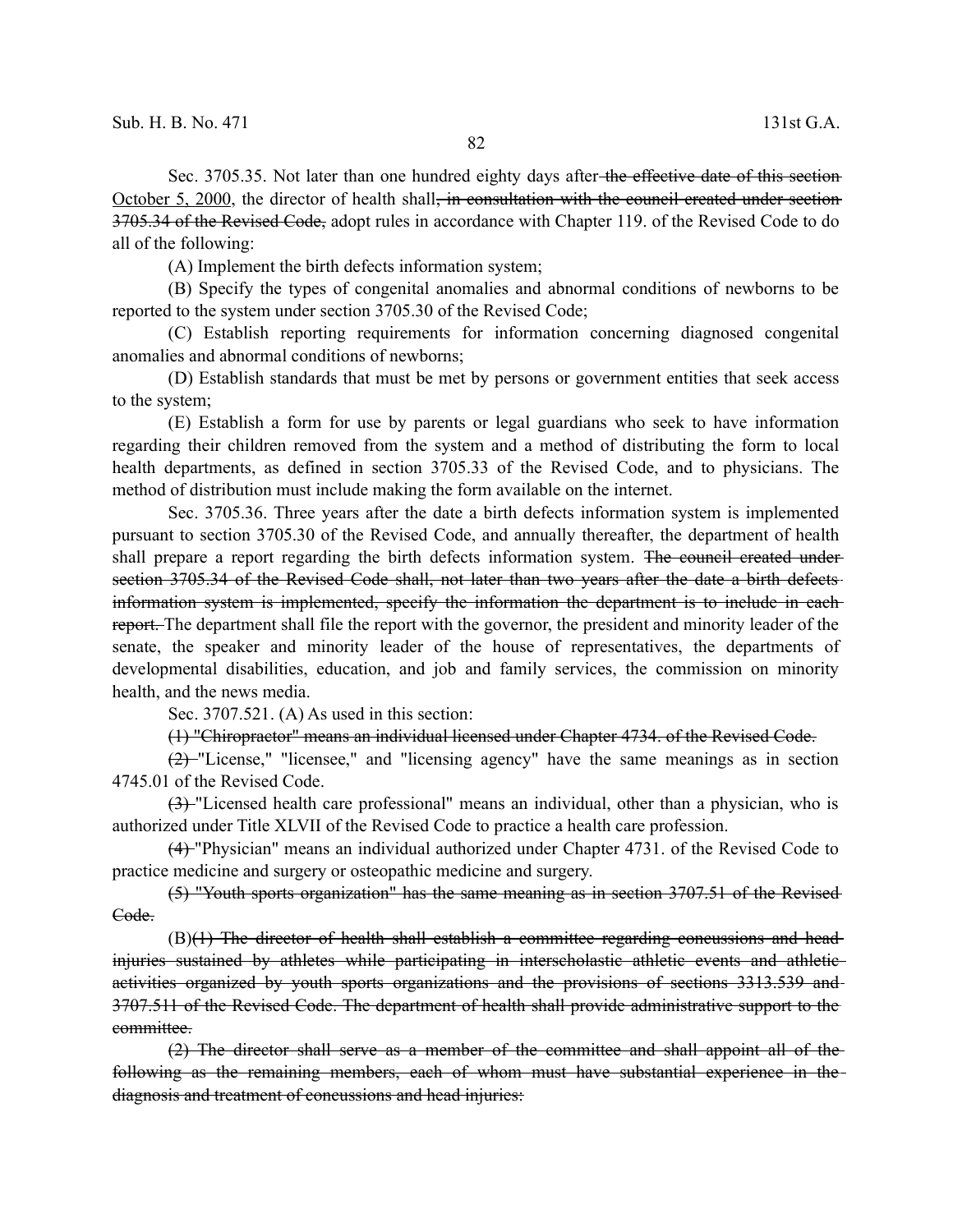Sec. 3705.35. Not later than one hundred eighty days after ~~the effective date of this section~~ <u>October 5, 2000</u>, the director of health shall~~, in consultation with the council created under section 3705.34 of the Revised Code,~~ adopt rules in accordance with Chapter 119. of the Revised Code to do all of the following:

(A) Implement the birth defects information system;

(B) Specify the types of congenital anomalies and abnormal conditions of newborns to be reported to the system under section 3705.30 of the Revised Code;

(C) Establish reporting requirements for information concerning diagnosed congenital anomalies and abnormal conditions of newborns;

(D) Establish standards that must be met by persons or government entities that seek access to the system;

(E) Establish a form for use by parents or legal guardians who seek to have information regarding their children removed from the system and a method of distributing the form to local health departments, as defined in section 3705.33 of the Revised Code, and to physicians. The method of distribution must include making the form available on the internet.

Sec. 3705.36. Three years after the date a birth defects information system is implemented pursuant to section 3705.30 of the Revised Code, and annually thereafter, the department of health shall prepare a report regarding the birth defects information system. ~~The council created under section 3705.34 of the Revised Code shall, not later than two years after the date a birth defects information system is implemented, specify the information the department is to include in each report.~~ The department shall file the report with the governor, the president and minority leader of the senate, the speaker and minority leader of the house of representatives, the departments of developmental disabilities, education, and job and family services, the commission on minority health, and the news media.

Sec. 3707.521. (A) As used in this section:

~~(1) "Chiropractor" means an individual licensed under Chapter 4734. of the Revised Code.~~

~~(2)~~ "License," "licensee," and "licensing agency" have the same meanings as in section 4745.01 of the Revised Code.

~~(3)~~ "Licensed health care professional" means an individual, other than a physician, who is authorized under Title XLVII of the Revised Code to practice a health care profession.

~~(4)~~ "Physician" means an individual authorized under Chapter 4731. of the Revised Code to practice medicine and surgery or osteopathic medicine and surgery.

~~(5) "Youth sports organization" has the same meaning as in section 3707.51 of the Revised Code.~~

(B)~~(1) The director of health shall establish a committee regarding concussions and head injuries sustained by athletes while participating in interscholastic athletic events and athletic activities organized by youth sports organizations and the provisions of sections 3313.539 and 3707.511 of the Revised Code. The department of health shall provide administrative support to the committee.~~

~~(2) The director shall serve as a member of the committee and shall appoint all of the following as the remaining members, each of whom must have substantial experience in the diagnosis and treatment of concussions and head injuries:~~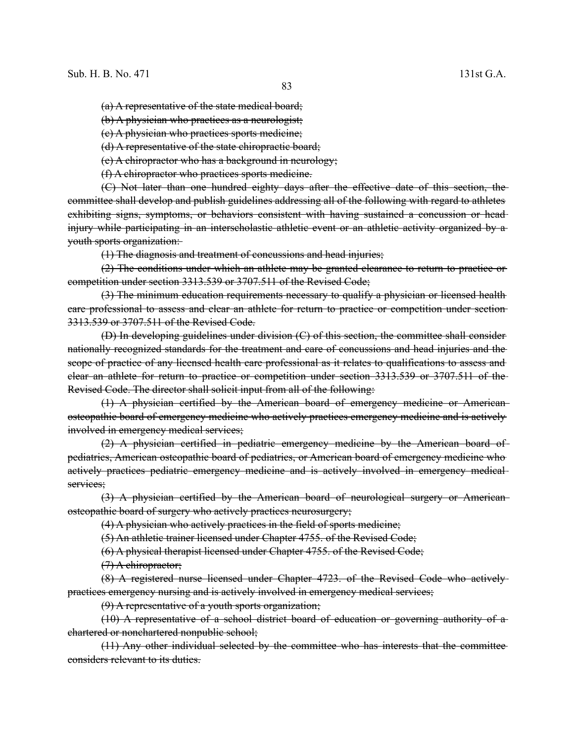~~(a) A representative of the state medical board;~~

~~(b) A physician who practices as a neurologist;~~

~~(c) A physician who practices sports medicine;~~

~~(d) A representative of the state chiropractic board;~~

~~(e) A chiropractor who has a background in neurology;~~

~~(f) A chiropractor who practices sports medicine.~~

~~(C) Not later than one hundred eighty days after the effective date of this section, the committee shall develop and publish guidelines addressing all of the following with regard to athletes exhibiting signs, symptoms, or behaviors consistent with having sustained a concussion or head injury while participating in an interscholastic athletic event or an athletic activity organized by a youth sports organization:~~

~~(1) The diagnosis and treatment of concussions and head injuries;~~

~~(2) The conditions under which an athlete may be granted clearance to return to practice or competition under section 3313.539 or 3707.511 of the Revised Code;~~

~~(3) The minimum education requirements necessary to qualify a physician or licensed health care professional to assess and clear an athlete for return to practice or competition under section 3313.539 or 3707.511 of the Revised Code.~~

~~(D) In developing guidelines under division (C) of this section, the committee shall consider nationally recognized standards for the treatment and care of concussions and head injuries and the scope of practice of any licensed health care professional as it relates to qualifications to assess and clear an athlete for return to practice or competition under section 3313.539 or 3707.511 of the Revised Code. The director shall solicit input from all of the following:~~

~~(1) A physician certified by the American board of emergency medicine or American osteopathic board of emergency medicine who actively practices emergency medicine and is actively involved in emergency medical services;~~

~~(2) A physician certified in pediatric emergency medicine by the American board of pediatrics, American osteopathic board of pediatrics, or American board of emergency medicine who actively practices pediatric emergency medicine and is actively involved in emergency medical services;~~

~~(3) A physician certified by the American board of neurological surgery or American osteopathic board of surgery who actively practices neurosurgery;~~

~~(4) A physician who actively practices in the field of sports medicine;~~

~~(5) An athletic trainer licensed under Chapter 4755. of the Revised Code;~~

~~(6) A physical therapist licensed under Chapter 4755. of the Revised Code;~~

~~(7) A chiropractor;~~

~~(8) A registered nurse licensed under Chapter 4723. of the Revised Code who actively practices emergency nursing and is actively involved in emergency medical services;~~

~~(9) A representative of a youth sports organization;~~

~~(10) A representative of a school district board of education or governing authority of a chartered or nonchartered nonpublic school;~~

~~(11) Any other individual selected by the committee who has interests that the committee considers relevant to its duties.~~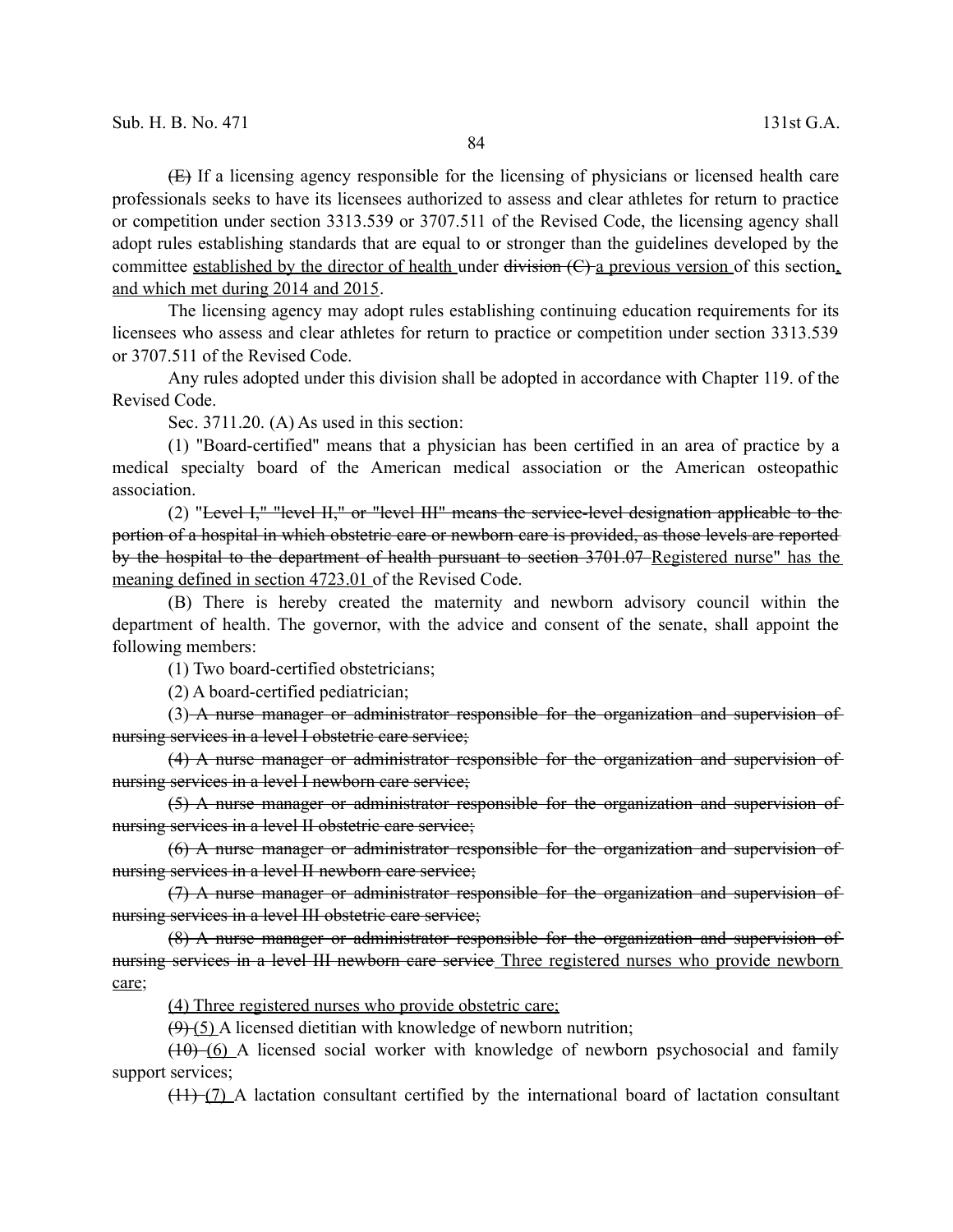~~(E)~~ If a licensing agency responsible for the licensing of physicians or licensed health care professionals seeks to have its licensees authorized to assess and clear athletes for return to practice or competition under section 3313.539 or 3707.511 of the Revised Code, the licensing agency shall adopt rules establishing standards that are equal to or stronger than the guidelines developed by the committee <u>established by the director of health</u> under ~~division (C)~~ <u>a previous version</u> of this section<u>, and which met during 2014 and 2015</u>.

The licensing agency may adopt rules establishing continuing education requirements for its licensees who assess and clear athletes for return to practice or competition under section 3313.539 or 3707.511 of the Revised Code.

Any rules adopted under this division shall be adopted in accordance with Chapter 119. of the Revised Code.

Sec. 3711.20. (A) As used in this section:

(1) "Board-certified" means that a physician has been certified in an area of practice by a medical specialty board of the American medical association or the American osteopathic association.

(2) "~~Level I," "level II," or "level III" means the service-level designation applicable to the portion of a hospital in which obstetric care or newborn care is provided, as those levels are reported by the hospital to the department of health pursuant to section 3701.07~~ <u>Registered nurse" has the meaning defined in section 4723.01</u> of the Revised Code.

(B) There is hereby created the maternity and newborn advisory council within the department of health. The governor, with the advice and consent of the senate, shall appoint the following members:

(1) Two board-certified obstetricians;

(2) A board-certified pediatrician;

(3) ~~A nurse manager or administrator responsible for the organization and supervision of nursing services in a level I obstetric care service;~~

~~(4) A nurse manager or administrator responsible for the organization and supervision of nursing services in a level I newborn care service;~~

~~(5) A nurse manager or administrator responsible for the organization and supervision of nursing services in a level II obstetric care service;~~

~~(6) A nurse manager or administrator responsible for the organization and supervision of nursing services in a level II newborn care service;~~

~~(7) A nurse manager or administrator responsible for the organization and supervision of nursing services in a level III obstetric care service;~~

~~(8) A nurse manager or administrator responsible for the organization and supervision of nursing services in a level III newborn care service~~ <u>Three registered nurses who provide newborn care;</u>

<u>(4) Three registered nurses who provide obstetric care;</u>

~~(9)~~ <u>(5)</u> A licensed dietitian with knowledge of newborn nutrition;

~~(10)~~ <u>(6)</u> A licensed social worker with knowledge of newborn psychosocial and family support services;

~~(11)~~ <u>(7)</u> A lactation consultant certified by the international board of lactation consultant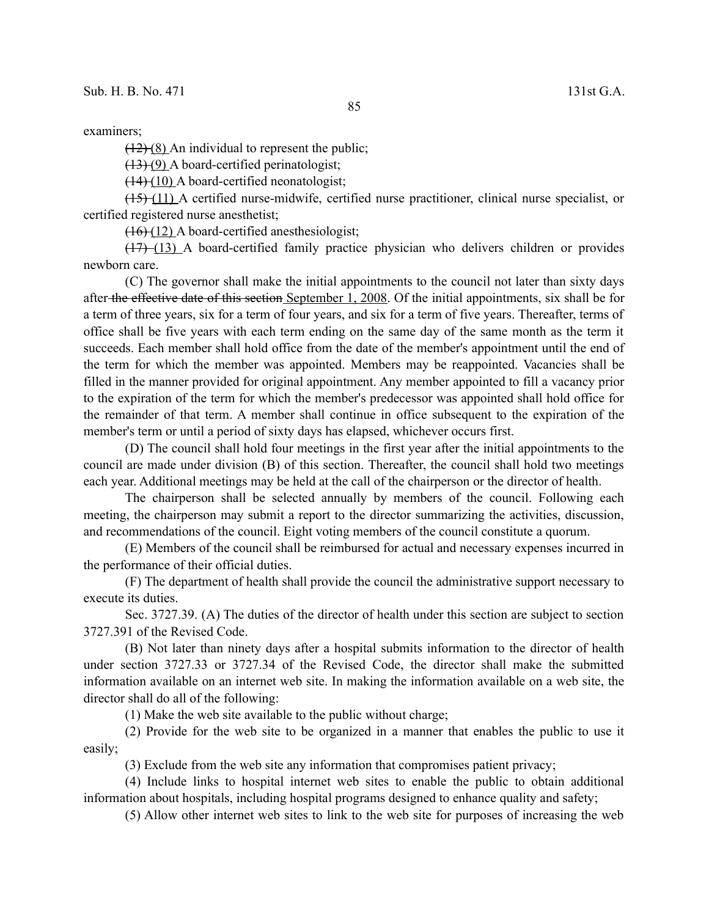examiners;

~~(12)~~ (8) An individual to represent the public;

~~(13)~~ (9) A board-certified perinatologist;

~~(14)~~ (10) A board-certified neonatologist;

~~(15)~~ (11) A certified nurse-midwife, certified nurse practitioner, clinical nurse specialist, or certified registered nurse anesthetist;

~~(16)~~ (12) A board-certified anesthesiologist;

~~(17)~~ (13) A board-certified family practice physician who delivers children or provides newborn care.

(C) The governor shall make the initial appointments to the council not later than sixty days after ~~the effective date of this section~~ September 1, 2008. Of the initial appointments, six shall be for a term of three years, six for a term of four years, and six for a term of five years. Thereafter, terms of office shall be five years with each term ending on the same day of the same month as the term it succeeds. Each member shall hold office from the date of the member's appointment until the end of the term for which the member was appointed. Members may be reappointed. Vacancies shall be filled in the manner provided for original appointment. Any member appointed to fill a vacancy prior to the expiration of the term for which the member's predecessor was appointed shall hold office for the remainder of that term. A member shall continue in office subsequent to the expiration of the member's term or until a period of sixty days has elapsed, whichever occurs first.

(D) The council shall hold four meetings in the first year after the initial appointments to the council are made under division (B) of this section. Thereafter, the council shall hold two meetings each year. Additional meetings may be held at the call of the chairperson or the director of health.

The chairperson shall be selected annually by members of the council. Following each meeting, the chairperson may submit a report to the director summarizing the activities, discussion, and recommendations of the council. Eight voting members of the council constitute a quorum.

(E) Members of the council shall be reimbursed for actual and necessary expenses incurred in the performance of their official duties.

(F) The department of health shall provide the council the administrative support necessary to execute its duties.

Sec. 3727.39. (A) The duties of the director of health under this section are subject to section 3727.391 of the Revised Code.

(B) Not later than ninety days after a hospital submits information to the director of health under section 3727.33 or 3727.34 of the Revised Code, the director shall make the submitted information available on an internet web site. In making the information available on a web site, the director shall do all of the following:

(1) Make the web site available to the public without charge;

(2) Provide for the web site to be organized in a manner that enables the public to use it easily;

(3) Exclude from the web site any information that compromises patient privacy;

(4) Include links to hospital internet web sites to enable the public to obtain additional information about hospitals, including hospital programs designed to enhance quality and safety;

(5) Allow other internet web sites to link to the web site for purposes of increasing the web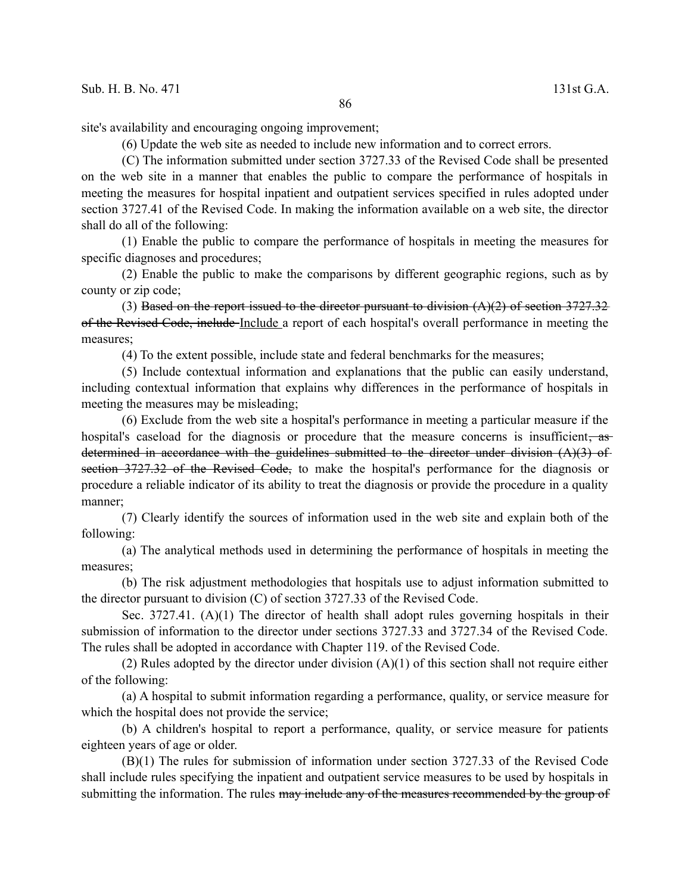site's availability and encouraging ongoing improvement;

(6) Update the web site as needed to include new information and to correct errors.

(C) The information submitted under section 3727.33 of the Revised Code shall be presented on the web site in a manner that enables the public to compare the performance of hospitals in meeting the measures for hospital inpatient and outpatient services specified in rules adopted under section 3727.41 of the Revised Code. In making the information available on a web site, the director shall do all of the following:

(1) Enable the public to compare the performance of hospitals in meeting the measures for specific diagnoses and procedures;

(2) Enable the public to make the comparisons by different geographic regions, such as by county or zip code;

(3) ~~Based on the report issued to the director pursuant to division (A)(2) of section 3727.32 of the Revised Code, include~~ <u>Include</u> a report of each hospital's overall performance in meeting the measures;

(4) To the extent possible, include state and federal benchmarks for the measures;

(5) Include contextual information and explanations that the public can easily understand, including contextual information that explains why differences in the performance of hospitals in meeting the measures may be misleading;

(6) Exclude from the web site a hospital's performance in meeting a particular measure if the hospital's caseload for the diagnosis or procedure that the measure concerns is insufficient~~, as determined in accordance with the guidelines submitted to the director under division (A)(3) of section 3727.32 of the Revised Code,~~ to make the hospital's performance for the diagnosis or procedure a reliable indicator of its ability to treat the diagnosis or provide the procedure in a quality manner;

(7) Clearly identify the sources of information used in the web site and explain both of the following:

(a) The analytical methods used in determining the performance of hospitals in meeting the measures;

(b) The risk adjustment methodologies that hospitals use to adjust information submitted to the director pursuant to division (C) of section 3727.33 of the Revised Code.

Sec. 3727.41. (A)(1) The director of health shall adopt rules governing hospitals in their submission of information to the director under sections 3727.33 and 3727.34 of the Revised Code. The rules shall be adopted in accordance with Chapter 119. of the Revised Code.

(2) Rules adopted by the director under division (A)(1) of this section shall not require either of the following:

(a) A hospital to submit information regarding a performance, quality, or service measure for which the hospital does not provide the service;

(b) A children's hospital to report a performance, quality, or service measure for patients eighteen years of age or older.

(B)(1) The rules for submission of information under section 3727.33 of the Revised Code shall include rules specifying the inpatient and outpatient service measures to be used by hospitals in submitting the information. The rules ~~may include any of the measures recommended by the group of~~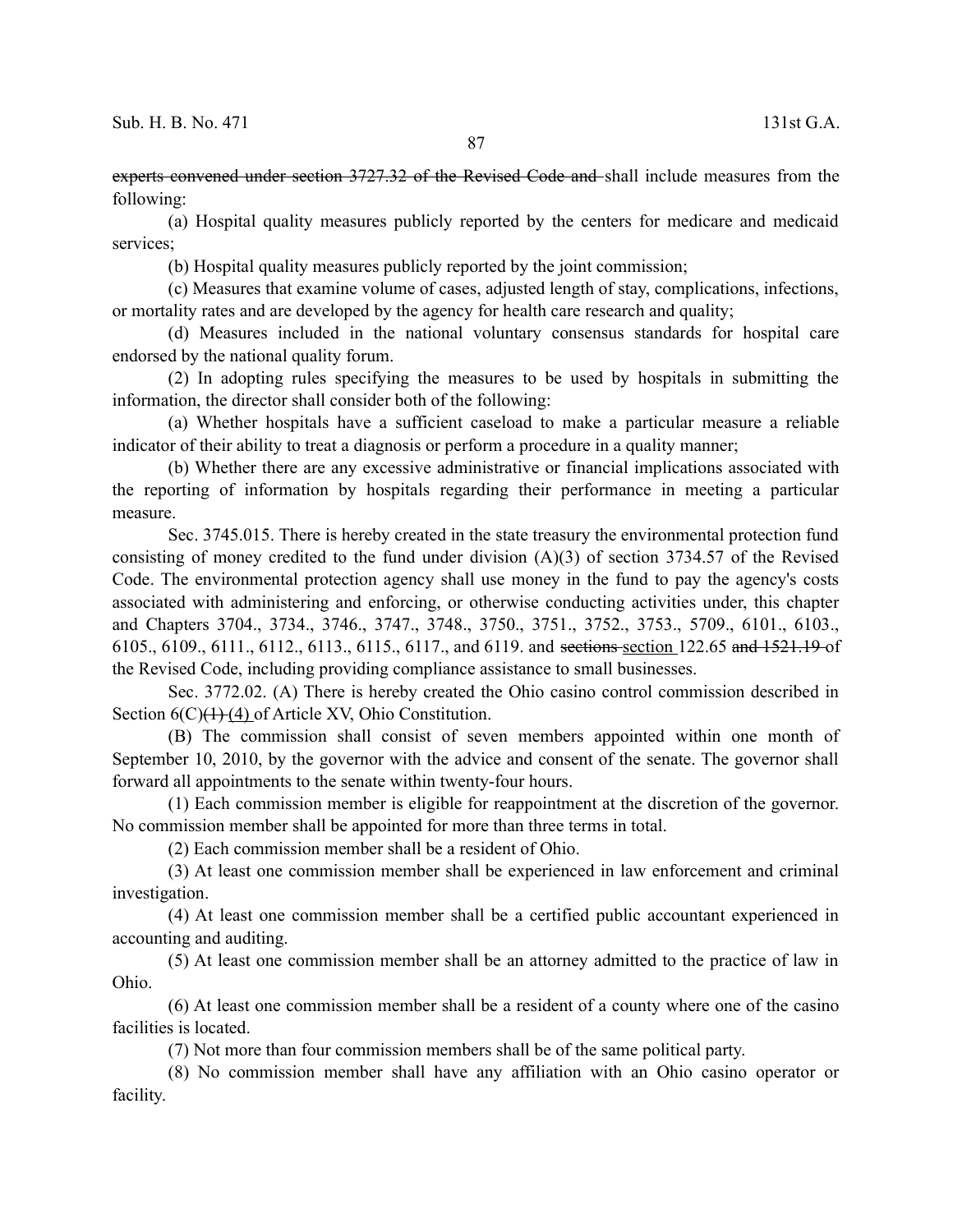experts convened under section 3727.32 of the Revised Code and shall include measures from the following:

(a) Hospital quality measures publicly reported by the centers for medicare and medicaid services;

(b) Hospital quality measures publicly reported by the joint commission;

(c) Measures that examine volume of cases, adjusted length of stay, complications, infections, or mortality rates and are developed by the agency for health care research and quality;

(d) Measures included in the national voluntary consensus standards for hospital care endorsed by the national quality forum.

(2) In adopting rules specifying the measures to be used by hospitals in submitting the information, the director shall consider both of the following:

(a) Whether hospitals have a sufficient caseload to make a particular measure a reliable indicator of their ability to treat a diagnosis or perform a procedure in a quality manner;

(b) Whether there are any excessive administrative or financial implications associated with the reporting of information by hospitals regarding their performance in meeting a particular measure.

Sec. 3745.015. There is hereby created in the state treasury the environmental protection fund consisting of money credited to the fund under division (A)(3) of section 3734.57 of the Revised Code. The environmental protection agency shall use money in the fund to pay the agency's costs associated with administering and enforcing, or otherwise conducting activities under, this chapter and Chapters 3704., 3734., 3746., 3747., 3748., 3750., 3751., 3752., 3753., 5709., 6101., 6103., 6105., 6109., 6111., 6112., 6113., 6115., 6117., and 6119. and sections section 122.65 and 1521.19 of the Revised Code, including providing compliance assistance to small businesses.

Sec. 3772.02. (A) There is hereby created the Ohio casino control commission described in Section 6(C)(1) (4) of Article XV, Ohio Constitution.

(B) The commission shall consist of seven members appointed within one month of September 10, 2010, by the governor with the advice and consent of the senate. The governor shall forward all appointments to the senate within twenty-four hours.

(1) Each commission member is eligible for reappointment at the discretion of the governor. No commission member shall be appointed for more than three terms in total.

(2) Each commission member shall be a resident of Ohio.

(3) At least one commission member shall be experienced in law enforcement and criminal investigation.

(4) At least one commission member shall be a certified public accountant experienced in accounting and auditing.

(5) At least one commission member shall be an attorney admitted to the practice of law in Ohio.

(6) At least one commission member shall be a resident of a county where one of the casino facilities is located.

(7) Not more than four commission members shall be of the same political party.

(8) No commission member shall have any affiliation with an Ohio casino operator or facility.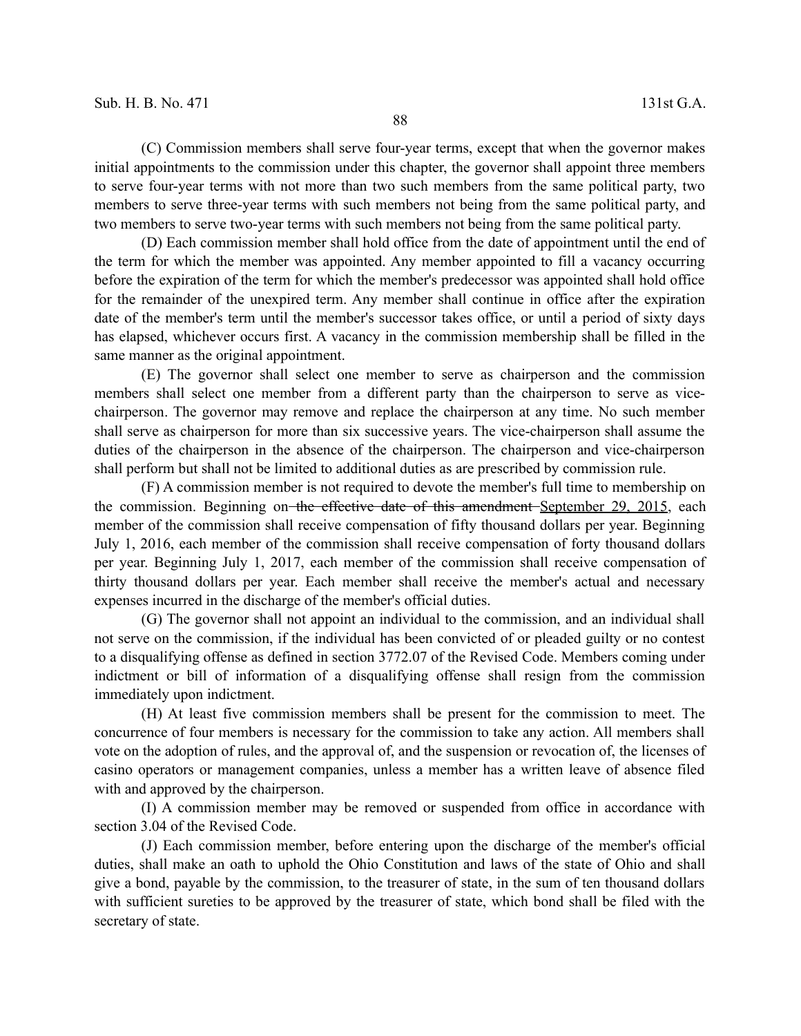(C) Commission members shall serve four-year terms, except that when the governor makes initial appointments to the commission under this chapter, the governor shall appoint three members to serve four-year terms with not more than two such members from the same political party, two members to serve three-year terms with such members not being from the same political party, and two members to serve two-year terms with such members not being from the same political party.

(D) Each commission member shall hold office from the date of appointment until the end of the term for which the member was appointed. Any member appointed to fill a vacancy occurring before the expiration of the term for which the member's predecessor was appointed shall hold office for the remainder of the unexpired term. Any member shall continue in office after the expiration date of the member's term until the member's successor takes office, or until a period of sixty days has elapsed, whichever occurs first. A vacancy in the commission membership shall be filled in the same manner as the original appointment.

(E) The governor shall select one member to serve as chairperson and the commission members shall select one member from a different party than the chairperson to serve as vice-chairperson. The governor may remove and replace the chairperson at any time. No such member shall serve as chairperson for more than six successive years. The vice-chairperson shall assume the duties of the chairperson in the absence of the chairperson. The chairperson and vice-chairperson shall perform but shall not be limited to additional duties as are prescribed by commission rule.

(F) A commission member is not required to devote the member's full time to membership on the commission. Beginning on ~~the effective date of this amendment~~ September 29, 2015, each member of the commission shall receive compensation of fifty thousand dollars per year. Beginning July 1, 2016, each member of the commission shall receive compensation of forty thousand dollars per year. Beginning July 1, 2017, each member of the commission shall receive compensation of thirty thousand dollars per year. Each member shall receive the member's actual and necessary expenses incurred in the discharge of the member's official duties.

(G) The governor shall not appoint an individual to the commission, and an individual shall not serve on the commission, if the individual has been convicted of or pleaded guilty or no contest to a disqualifying offense as defined in section 3772.07 of the Revised Code. Members coming under indictment or bill of information of a disqualifying offense shall resign from the commission immediately upon indictment.

(H) At least five commission members shall be present for the commission to meet. The concurrence of four members is necessary for the commission to take any action. All members shall vote on the adoption of rules, and the approval of, and the suspension or revocation of, the licenses of casino operators or management companies, unless a member has a written leave of absence filed with and approved by the chairperson.

(I) A commission member may be removed or suspended from office in accordance with section 3.04 of the Revised Code.

(J) Each commission member, before entering upon the discharge of the member's official duties, shall make an oath to uphold the Ohio Constitution and laws of the state of Ohio and shall give a bond, payable by the commission, to the treasurer of state, in the sum of ten thousand dollars with sufficient sureties to be approved by the treasurer of state, which bond shall be filed with the secretary of state.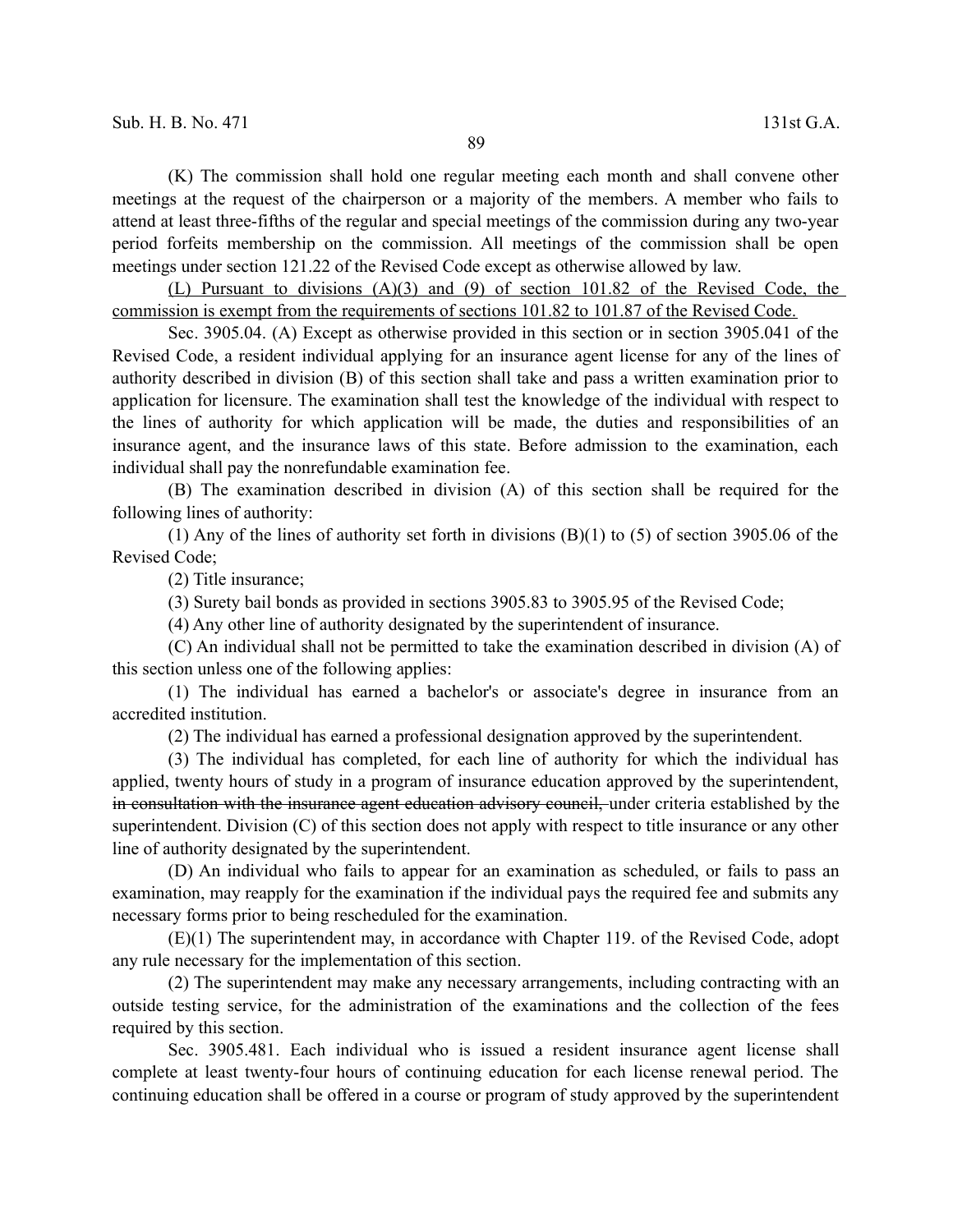(K) The commission shall hold one regular meeting each month and shall convene other meetings at the request of the chairperson or a majority of the members. A member who fails to attend at least three-fifths of the regular and special meetings of the commission during any two-year period forfeits membership on the commission. All meetings of the commission shall be open meetings under section 121.22 of the Revised Code except as otherwise allowed by law.

<u>(L) Pursuant to divisions (A)(3) and (9) of section 101.82 of the Revised Code, the commission is exempt from the requirements of sections 101.82 to 101.87 of the Revised Code.</u>

Sec. 3905.04. (A) Except as otherwise provided in this section or in section 3905.041 of the Revised Code, a resident individual applying for an insurance agent license for any of the lines of authority described in division (B) of this section shall take and pass a written examination prior to application for licensure. The examination shall test the knowledge of the individual with respect to the lines of authority for which application will be made, the duties and responsibilities of an insurance agent, and the insurance laws of this state. Before admission to the examination, each individual shall pay the nonrefundable examination fee.

(B) The examination described in division (A) of this section shall be required for the following lines of authority:

(1) Any of the lines of authority set forth in divisions (B)(1) to (5) of section 3905.06 of the Revised Code;

(2) Title insurance;

(3) Surety bail bonds as provided in sections 3905.83 to 3905.95 of the Revised Code;

(4) Any other line of authority designated by the superintendent of insurance.

(C) An individual shall not be permitted to take the examination described in division (A) of this section unless one of the following applies:

(1) The individual has earned a bachelor's or associate's degree in insurance from an accredited institution.

(2) The individual has earned a professional designation approved by the superintendent.

(3) The individual has completed, for each line of authority for which the individual has applied, twenty hours of study in a program of insurance education approved by the superintendent, ~~in consultation with the insurance agent education advisory council,~~ under criteria established by the superintendent. Division (C) of this section does not apply with respect to title insurance or any other line of authority designated by the superintendent.

(D) An individual who fails to appear for an examination as scheduled, or fails to pass an examination, may reapply for the examination if the individual pays the required fee and submits any necessary forms prior to being rescheduled for the examination.

(E)(1) The superintendent may, in accordance with Chapter 119. of the Revised Code, adopt any rule necessary for the implementation of this section.

(2) The superintendent may make any necessary arrangements, including contracting with an outside testing service, for the administration of the examinations and the collection of the fees required by this section.

Sec. 3905.481. Each individual who is issued a resident insurance agent license shall complete at least twenty-four hours of continuing education for each license renewal period. The continuing education shall be offered in a course or program of study approved by the superintendent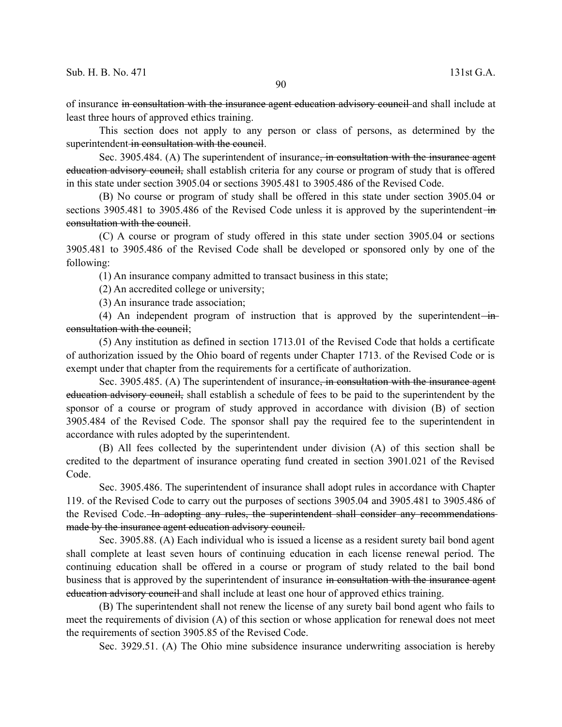of insurance ~~in consultation with the insurance agent education advisory council~~ and shall include at least three hours of approved ethics training.

This section does not apply to any person or class of persons, as determined by the superintendent ~~in consultation with the council~~.

Sec. 3905.484. (A) The superintendent of insurance~~, in consultation with the insurance agent education advisory council,~~ shall establish criteria for any course or program of study that is offered in this state under section 3905.04 or sections 3905.481 to 3905.486 of the Revised Code.

(B) No course or program of study shall be offered in this state under section 3905.04 or sections 3905.481 to 3905.486 of the Revised Code unless it is approved by the superintendent ~~in consultation with the council~~.

(C) A course or program of study offered in this state under section 3905.04 or sections 3905.481 to 3905.486 of the Revised Code shall be developed or sponsored only by one of the following:

(1) An insurance company admitted to transact business in this state;

(2) An accredited college or university;

(3) An insurance trade association;

(4) An independent program of instruction that is approved by the superintendent ~~in consultation with the council~~;

(5) Any institution as defined in section 1713.01 of the Revised Code that holds a certificate of authorization issued by the Ohio board of regents under Chapter 1713. of the Revised Code or is exempt under that chapter from the requirements for a certificate of authorization.

Sec. 3905.485. (A) The superintendent of insurance~~, in consultation with the insurance agent education advisory council,~~ shall establish a schedule of fees to be paid to the superintendent by the sponsor of a course or program of study approved in accordance with division (B) of section 3905.484 of the Revised Code. The sponsor shall pay the required fee to the superintendent in accordance with rules adopted by the superintendent.

(B) All fees collected by the superintendent under division (A) of this section shall be credited to the department of insurance operating fund created in section 3901.021 of the Revised Code.

Sec. 3905.486. The superintendent of insurance shall adopt rules in accordance with Chapter 119. of the Revised Code to carry out the purposes of sections 3905.04 and 3905.481 to 3905.486 of the Revised Code. ~~In adopting any rules, the superintendent shall consider any recommendations made by the insurance agent education advisory council.~~

Sec. 3905.88. (A) Each individual who is issued a license as a resident surety bail bond agent shall complete at least seven hours of continuing education in each license renewal period. The continuing education shall be offered in a course or program of study related to the bail bond business that is approved by the superintendent of insurance ~~in consultation with the insurance agent education advisory council~~ and shall include at least one hour of approved ethics training.

(B) The superintendent shall not renew the license of any surety bail bond agent who fails to meet the requirements of division (A) of this section or whose application for renewal does not meet the requirements of section 3905.85 of the Revised Code.

Sec. 3929.51. (A) The Ohio mine subsidence insurance underwriting association is hereby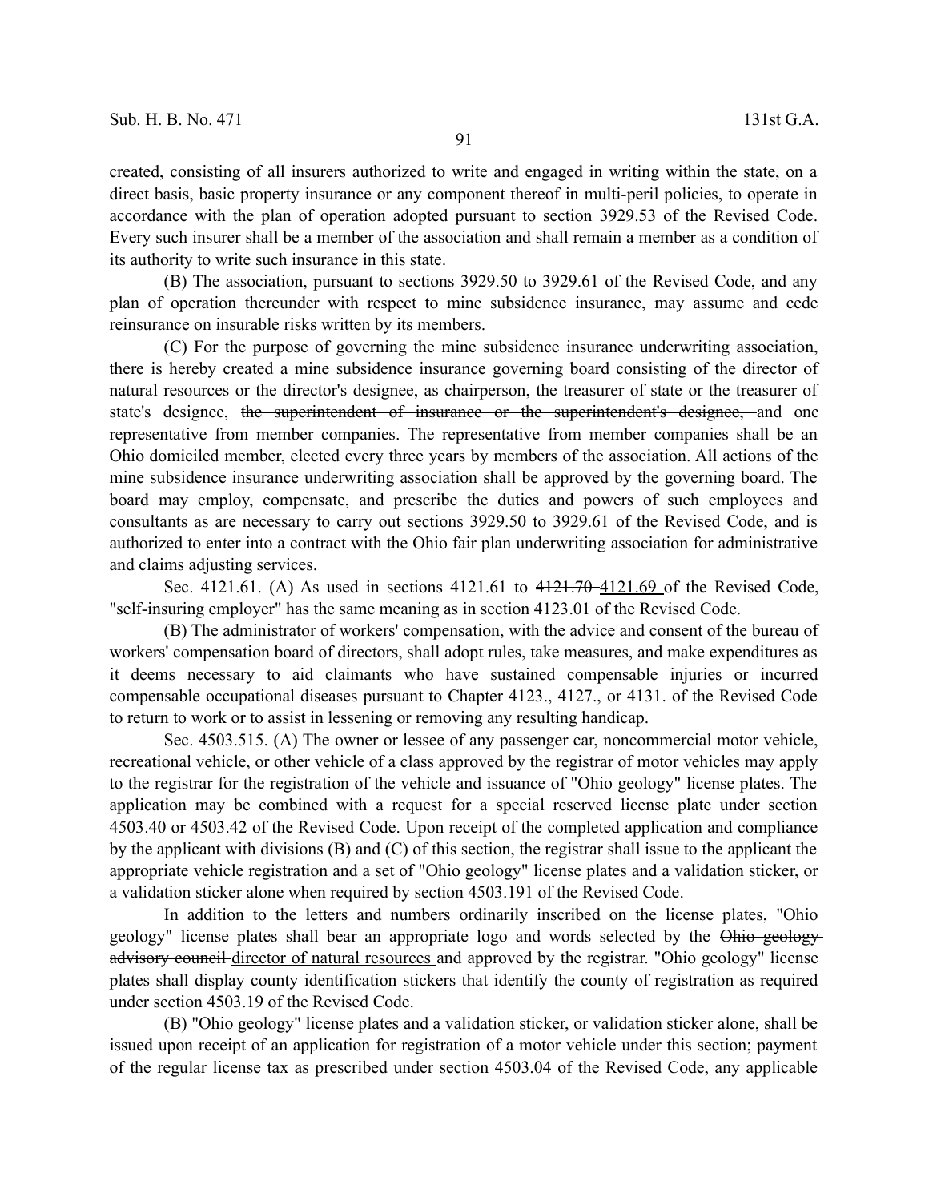created, consisting of all insurers authorized to write and engaged in writing within the state, on a direct basis, basic property insurance or any component thereof in multi-peril policies, to operate in accordance with the plan of operation adopted pursuant to section 3929.53 of the Revised Code. Every such insurer shall be a member of the association and shall remain a member as a condition of its authority to write such insurance in this state.

(B) The association, pursuant to sections 3929.50 to 3929.61 of the Revised Code, and any plan of operation thereunder with respect to mine subsidence insurance, may assume and cede reinsurance on insurable risks written by its members.

(C) For the purpose of governing the mine subsidence insurance underwriting association, there is hereby created a mine subsidence insurance governing board consisting of the director of natural resources or the director's designee, as chairperson, the treasurer of state or the treasurer of state's designee, ~~the superintendent of insurance or the superintendent's designee,~~ and one representative from member companies. The representative from member companies shall be an Ohio domiciled member, elected every three years by members of the association. All actions of the mine subsidence insurance underwriting association shall be approved by the governing board. The board may employ, compensate, and prescribe the duties and powers of such employees and consultants as are necessary to carry out sections 3929.50 to 3929.61 of the Revised Code, and is authorized to enter into a contract with the Ohio fair plan underwriting association for administrative and claims adjusting services.

Sec. 4121.61. (A) As used in sections 4121.61 to ~~4121.70~~ 4121.69 of the Revised Code, "self-insuring employer" has the same meaning as in section 4123.01 of the Revised Code.

(B) The administrator of workers' compensation, with the advice and consent of the bureau of workers' compensation board of directors, shall adopt rules, take measures, and make expenditures as it deems necessary to aid claimants who have sustained compensable injuries or incurred compensable occupational diseases pursuant to Chapter 4123., 4127., or 4131. of the Revised Code to return to work or to assist in lessening or removing any resulting handicap.

Sec. 4503.515. (A) The owner or lessee of any passenger car, noncommercial motor vehicle, recreational vehicle, or other vehicle of a class approved by the registrar of motor vehicles may apply to the registrar for the registration of the vehicle and issuance of "Ohio geology" license plates. The application may be combined with a request for a special reserved license plate under section 4503.40 or 4503.42 of the Revised Code. Upon receipt of the completed application and compliance by the applicant with divisions (B) and (C) of this section, the registrar shall issue to the applicant the appropriate vehicle registration and a set of "Ohio geology" license plates and a validation sticker, or a validation sticker alone when required by section 4503.191 of the Revised Code.

In addition to the letters and numbers ordinarily inscribed on the license plates, "Ohio geology" license plates shall bear an appropriate logo and words selected by the ~~Ohio geology advisory council~~ director of natural resources and approved by the registrar. "Ohio geology" license plates shall display county identification stickers that identify the county of registration as required under section 4503.19 of the Revised Code.

(B) "Ohio geology" license plates and a validation sticker, or validation sticker alone, shall be issued upon receipt of an application for registration of a motor vehicle under this section; payment of the regular license tax as prescribed under section 4503.04 of the Revised Code, any applicable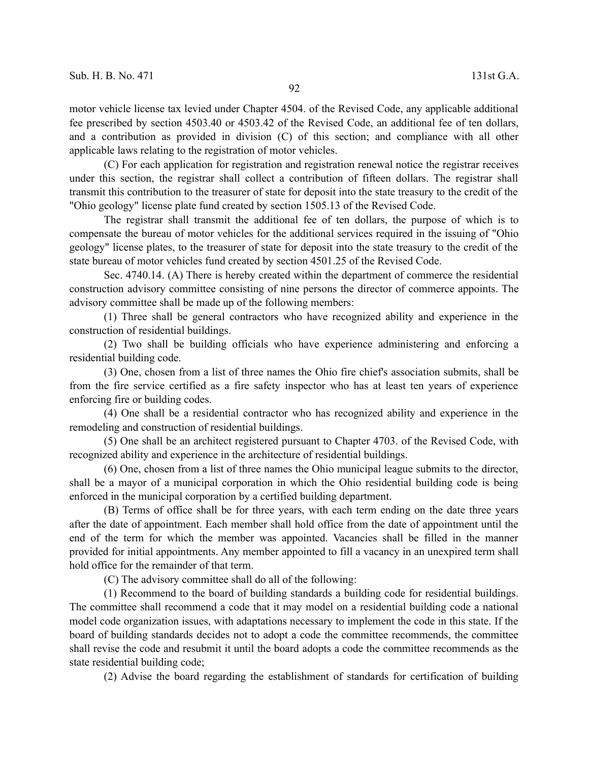motor vehicle license tax levied under Chapter 4504. of the Revised Code, any applicable additional fee prescribed by section 4503.40 or 4503.42 of the Revised Code, an additional fee of ten dollars, and a contribution as provided in division (C) of this section; and compliance with all other applicable laws relating to the registration of motor vehicles.

(C) For each application for registration and registration renewal notice the registrar receives under this section, the registrar shall collect a contribution of fifteen dollars. The registrar shall transmit this contribution to the treasurer of state for deposit into the state treasury to the credit of the "Ohio geology" license plate fund created by section 1505.13 of the Revised Code.

The registrar shall transmit the additional fee of ten dollars, the purpose of which is to compensate the bureau of motor vehicles for the additional services required in the issuing of "Ohio geology" license plates, to the treasurer of state for deposit into the state treasury to the credit of the state bureau of motor vehicles fund created by section 4501.25 of the Revised Code.

Sec. 4740.14. (A) There is hereby created within the department of commerce the residential construction advisory committee consisting of nine persons the director of commerce appoints. The advisory committee shall be made up of the following members:

(1) Three shall be general contractors who have recognized ability and experience in the construction of residential buildings.

(2) Two shall be building officials who have experience administering and enforcing a residential building code.

(3) One, chosen from a list of three names the Ohio fire chief's association submits, shall be from the fire service certified as a fire safety inspector who has at least ten years of experience enforcing fire or building codes.

(4) One shall be a residential contractor who has recognized ability and experience in the remodeling and construction of residential buildings.

(5) One shall be an architect registered pursuant to Chapter 4703. of the Revised Code, with recognized ability and experience in the architecture of residential buildings.

(6) One, chosen from a list of three names the Ohio municipal league submits to the director, shall be a mayor of a municipal corporation in which the Ohio residential building code is being enforced in the municipal corporation by a certified building department.

(B) Terms of office shall be for three years, with each term ending on the date three years after the date of appointment. Each member shall hold office from the date of appointment until the end of the term for which the member was appointed. Vacancies shall be filled in the manner provided for initial appointments. Any member appointed to fill a vacancy in an unexpired term shall hold office for the remainder of that term.

(C) The advisory committee shall do all of the following:

(1) Recommend to the board of building standards a building code for residential buildings. The committee shall recommend a code that it may model on a residential building code a national model code organization issues, with adaptations necessary to implement the code in this state. If the board of building standards decides not to adopt a code the committee recommends, the committee shall revise the code and resubmit it until the board adopts a code the committee recommends as the state residential building code;

(2) Advise the board regarding the establishment of standards for certification of building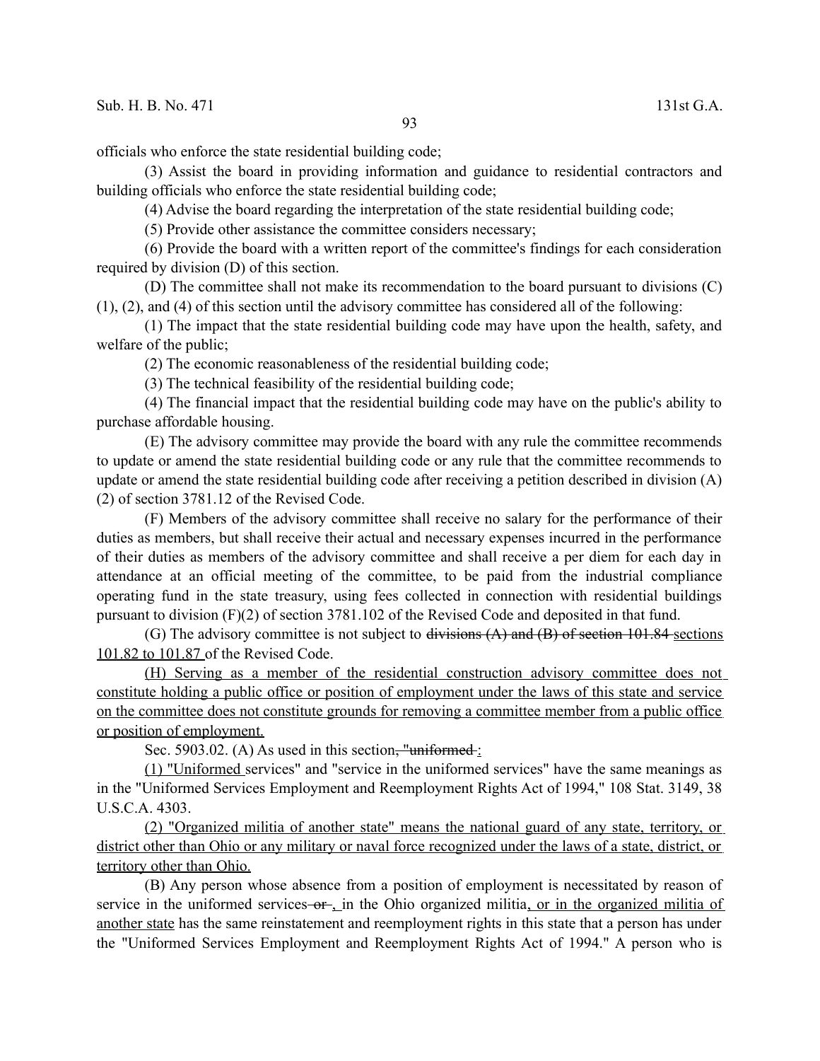officials who enforce the state residential building code;

(3) Assist the board in providing information and guidance to residential contractors and building officials who enforce the state residential building code;

(4) Advise the board regarding the interpretation of the state residential building code;

(5) Provide other assistance the committee considers necessary;

(6) Provide the board with a written report of the committee's findings for each consideration required by division (D) of this section.

(D) The committee shall not make its recommendation to the board pursuant to divisions (C)(1), (2), and (4) of this section until the advisory committee has considered all of the following:

(1) The impact that the state residential building code may have upon the health, safety, and welfare of the public;

(2) The economic reasonableness of the residential building code;

(3) The technical feasibility of the residential building code;

(4) The financial impact that the residential building code may have on the public's ability to purchase affordable housing.

(E) The advisory committee may provide the board with any rule the committee recommends to update or amend the state residential building code or any rule that the committee recommends to update or amend the state residential building code after receiving a petition described in division (A)(2) of section 3781.12 of the Revised Code.

(F) Members of the advisory committee shall receive no salary for the performance of their duties as members, but shall receive their actual and necessary expenses incurred in the performance of their duties as members of the advisory committee and shall receive a per diem for each day in attendance at an official meeting of the committee, to be paid from the industrial compliance operating fund in the state treasury, using fees collected in connection with residential buildings pursuant to division (F)(2) of section 3781.102 of the Revised Code and deposited in that fund.

(G) The advisory committee is not subject to ~~divisions (A) and (B) of section 101.84~~ <u>sections 101.82 to 101.87</u> of the Revised Code.

<u>(H) Serving as a member of the residential construction advisory committee does not constitute holding a public office or position of employment under the laws of this state and service on the committee does not constitute grounds for removing a committee member from a public office or position of employment.</u>

Sec. 5903.02. (A) As used in this section~~, "uniformed~~ <u>:</u>

<u>(1) "Uniformed</u> services" and "service in the uniformed services" have the same meanings as in the "Uniformed Services Employment and Reemployment Rights Act of 1994," 108 Stat. 3149, 38 U.S.C.A. 4303.

<u>(2) "Organized militia of another state" means the national guard of any state, territory, or district other than Ohio or any military or naval force recognized under the laws of a state, district, or territory other than Ohio.</u>

(B) Any person whose absence from a position of employment is necessitated by reason of service in the uniformed services ~~or~~ <u>,</u> in the Ohio organized militia<u>, or in the organized militia of another state</u> has the same reinstatement and reemployment rights in this state that a person has under the "Uniformed Services Employment and Reemployment Rights Act of 1994." A person who is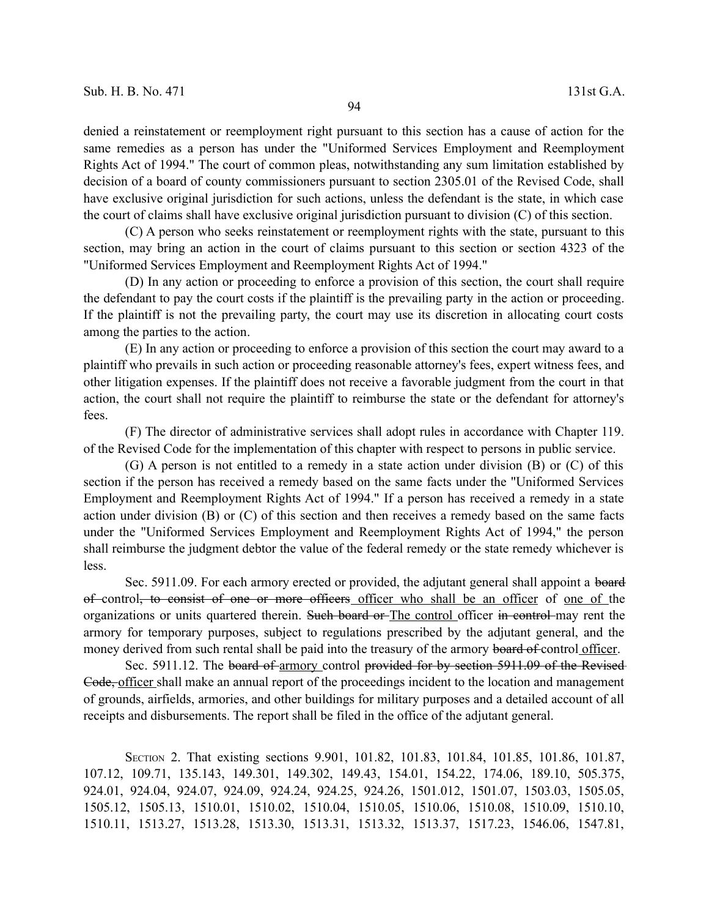denied a reinstatement or reemployment right pursuant to this section has a cause of action for the same remedies as a person has under the "Uniformed Services Employment and Reemployment Rights Act of 1994." The court of common pleas, notwithstanding any sum limitation established by decision of a board of county commissioners pursuant to section 2305.01 of the Revised Code, shall have exclusive original jurisdiction for such actions, unless the defendant is the state, in which case the court of claims shall have exclusive original jurisdiction pursuant to division (C) of this section.

(C) A person who seeks reinstatement or reemployment rights with the state, pursuant to this section, may bring an action in the court of claims pursuant to this section or section 4323 of the "Uniformed Services Employment and Reemployment Rights Act of 1994."

(D) In any action or proceeding to enforce a provision of this section, the court shall require the defendant to pay the court costs if the plaintiff is the prevailing party in the action or proceeding. If the plaintiff is not the prevailing party, the court may use its discretion in allocating court costs among the parties to the action.

(E) In any action or proceeding to enforce a provision of this section the court may award to a plaintiff who prevails in such action or proceeding reasonable attorney's fees, expert witness fees, and other litigation expenses. If the plaintiff does not receive a favorable judgment from the court in that action, the court shall not require the plaintiff to reimburse the state or the defendant for attorney's fees.

(F) The director of administrative services shall adopt rules in accordance with Chapter 119. of the Revised Code for the implementation of this chapter with respect to persons in public service.

(G) A person is not entitled to a remedy in a state action under division (B) or (C) of this section if the person has received a remedy based on the same facts under the "Uniformed Services Employment and Reemployment Rights Act of 1994." If a person has received a remedy in a state action under division (B) or (C) of this section and then receives a remedy based on the same facts under the "Uniformed Services Employment and Reemployment Rights Act of 1994," the person shall reimburse the judgment debtor the value of the federal remedy or the state remedy whichever is less.

Sec. 5911.09. For each armory erected or provided, the adjutant general shall appoint a ~~board of~~ control~~, to consist of one or more officers~~ officer who shall be an officer of one of the organizations or units quartered therein. ~~Such board or~~ The control officer ~~in control~~ may rent the armory for temporary purposes, subject to regulations prescribed by the adjutant general, and the money derived from such rental shall be paid into the treasury of the armory ~~board of~~ control officer.

Sec. 5911.12. The ~~board of~~ armory control ~~provided for by section 5911.09 of the Revised Code,~~ officer shall make an annual report of the proceedings incident to the location and management of grounds, airfields, armories, and other buildings for military purposes and a detailed account of all receipts and disbursements. The report shall be filed in the office of the adjutant general.

SECTION 2. That existing sections 9.901, 101.82, 101.83, 101.84, 101.85, 101.86, 101.87, 107.12, 109.71, 135.143, 149.301, 149.302, 149.43, 154.01, 154.22, 174.06, 189.10, 505.375, 924.01, 924.04, 924.07, 924.09, 924.24, 924.25, 924.26, 1501.012, 1501.07, 1503.03, 1505.05, 1505.12, 1505.13, 1510.01, 1510.02, 1510.04, 1510.05, 1510.06, 1510.08, 1510.09, 1510.10, 1510.11, 1513.27, 1513.28, 1513.30, 1513.31, 1513.32, 1513.37, 1517.23, 1546.06, 1547.81,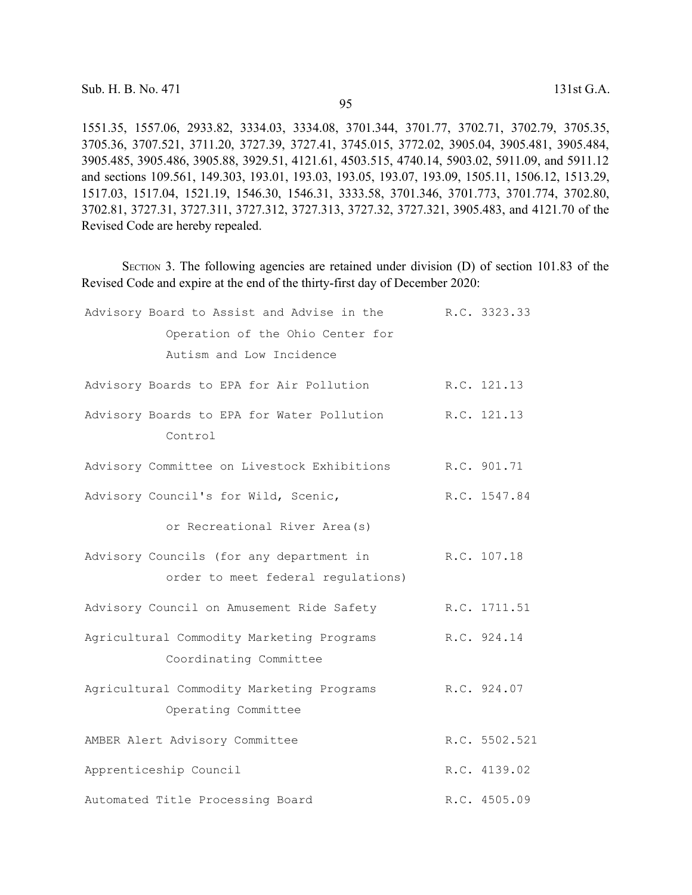1551.35, 1557.06, 2933.82, 3334.03, 3334.08, 3701.344, 3701.77, 3702.71, 3702.79, 3705.35, 3705.36, 3707.521, 3711.20, 3727.39, 3727.41, 3745.015, 3772.02, 3905.04, 3905.481, 3905.484, 3905.485, 3905.486, 3905.88, 3929.51, 4121.61, 4503.515, 4740.14, 5903.02, 5911.09, and 5911.12 and sections 109.561, 149.303, 193.01, 193.03, 193.05, 193.07, 193.09, 1505.11, 1506.12, 1513.29, 1517.03, 1517.04, 1521.19, 1546.30, 1546.31, 3333.58, 3701.346, 3701.773, 3701.774, 3702.80, 3702.81, 3727.31, 3727.311, 3727.312, 3727.313, 3727.32, 3727.321, 3905.483, and 4121.70 of the Revised Code are hereby repealed.

SECTION 3. The following agencies are retained under division (D) of section 101.83 of the Revised Code and expire at the end of the thirty-first day of December 2020:

| | |
|---|---|
| Advisory Board to Assist and Advise in the Operation of the Ohio Center for Autism and Low Incidence | R.C. 3323.33 |
| Advisory Boards to EPA for Air Pollution | R.C. 121.13 |
| Advisory Boards to EPA for Water Pollution Control | R.C. 121.13 |
| Advisory Committee on Livestock Exhibitions | R.C. 901.71 |
| Advisory Council's for Wild, Scenic, or Recreational River Area(s) | R.C. 1547.84 |
| Advisory Councils (for any department in order to meet federal regulations) | R.C. 107.18 |
| Advisory Council on Amusement Ride Safety | R.C. 1711.51 |
| Agricultural Commodity Marketing Programs Coordinating Committee | R.C. 924.14 |
| Agricultural Commodity Marketing Programs Operating Committee | R.C. 924.07 |
| AMBER Alert Advisory Committee | R.C. 5502.521 |
| Apprenticeship Council | R.C. 4139.02 |
| Automated Title Processing Board | R.C. 4505.09 |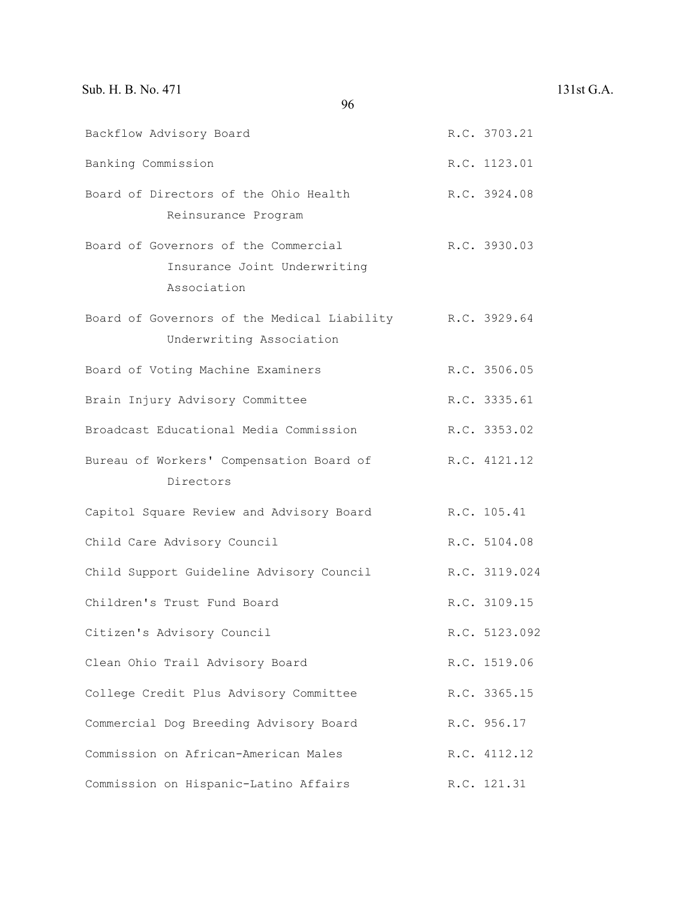| | |
|---|---|
| Backflow Advisory Board | R.C. 3703.21 |
| Banking Commission | R.C. 1123.01 |
| Board of Directors of the Ohio Health Reinsurance Program | R.C. 3924.08 |
| Board of Governors of the Commercial Insurance Joint Underwriting Association | R.C. 3930.03 |
| Board of Governors of the Medical Liability Underwriting Association | R.C. 3929.64 |
| Board of Voting Machine Examiners | R.C. 3506.05 |
| Brain Injury Advisory Committee | R.C. 3335.61 |
| Broadcast Educational Media Commission | R.C. 3353.02 |
| Bureau of Workers' Compensation Board of Directors | R.C. 4121.12 |
| Capitol Square Review and Advisory Board | R.C. 105.41 |
| Child Care Advisory Council | R.C. 5104.08 |
| Child Support Guideline Advisory Council | R.C. 3119.024 |
| Children's Trust Fund Board | R.C. 3109.15 |
| Citizen's Advisory Council | R.C. 5123.092 |
| Clean Ohio Trail Advisory Board | R.C. 1519.06 |
| College Credit Plus Advisory Committee | R.C. 3365.15 |
| Commercial Dog Breeding Advisory Board | R.C. 956.17 |
| Commission on African-American Males | R.C. 4112.12 |
| Commission on Hispanic-Latino Affairs | R.C. 121.31 |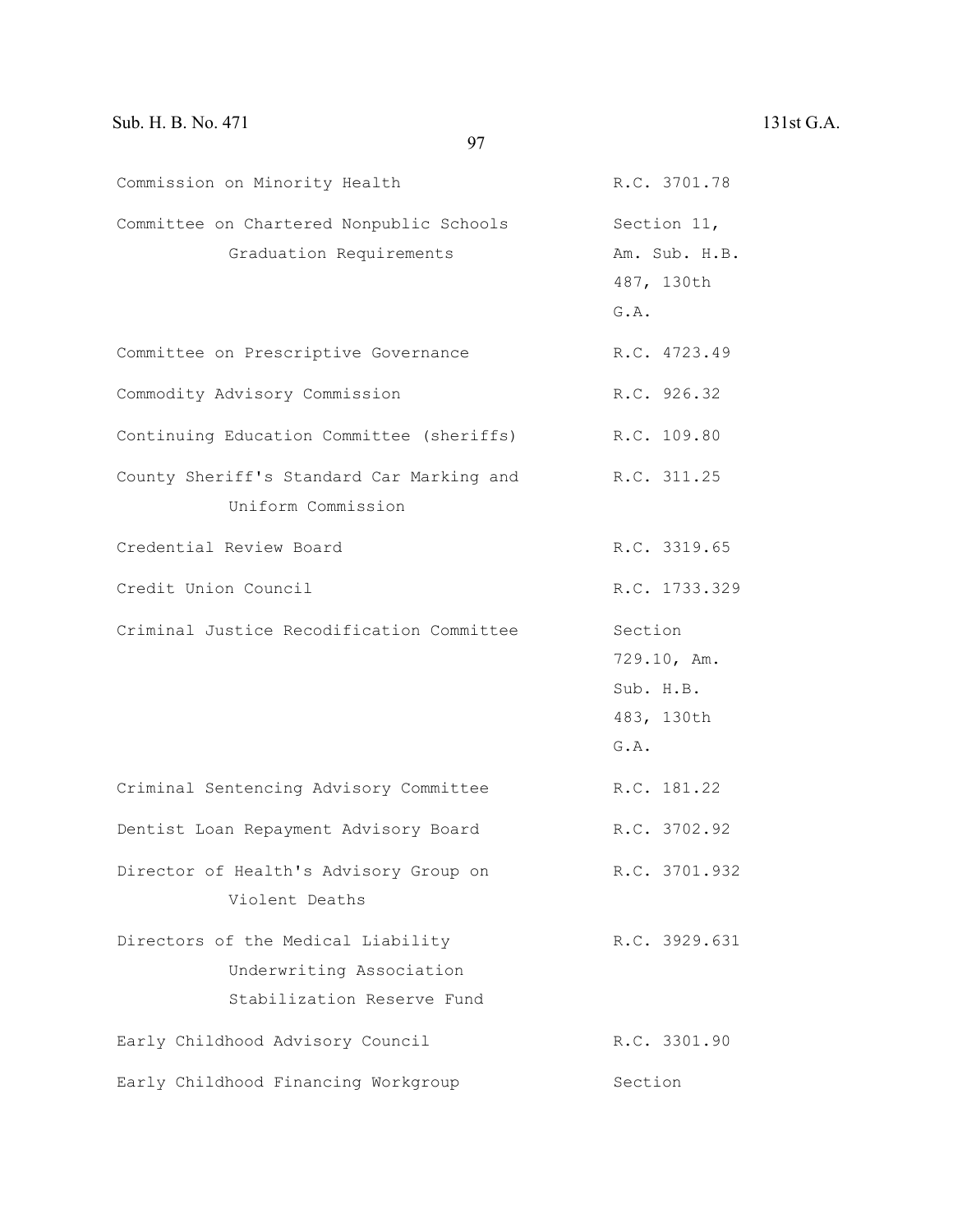| | |
|---|---|
| Commission on Minority Health | R.C. 3701.78 |
| Committee on Chartered Nonpublic Schools Graduation Requirements | Section 11, Am. Sub. H.B. 487, 130th G.A. |
| Committee on Prescriptive Governance | R.C. 4723.49 |
| Commodity Advisory Commission | R.C. 926.32 |
| Continuing Education Committee (sheriffs) | R.C. 109.80 |
| County Sheriff's Standard Car Marking and Uniform Commission | R.C. 311.25 |
| Credential Review Board | R.C. 3319.65 |
| Credit Union Council | R.C. 1733.329 |
| Criminal Justice Recodification Committee | Section 729.10, Am. Sub. H.B. 483, 130th G.A. |
| Criminal Sentencing Advisory Committee | R.C. 181.22 |
| Dentist Loan Repayment Advisory Board | R.C. 3702.92 |
| Director of Health's Advisory Group on Violent Deaths | R.C. 3701.932 |
| Directors of the Medical Liability Underwriting Association Stabilization Reserve Fund | R.C. 3929.631 |
| Early Childhood Advisory Council | R.C. 3301.90 |
| Early Childhood Financing Workgroup | Section |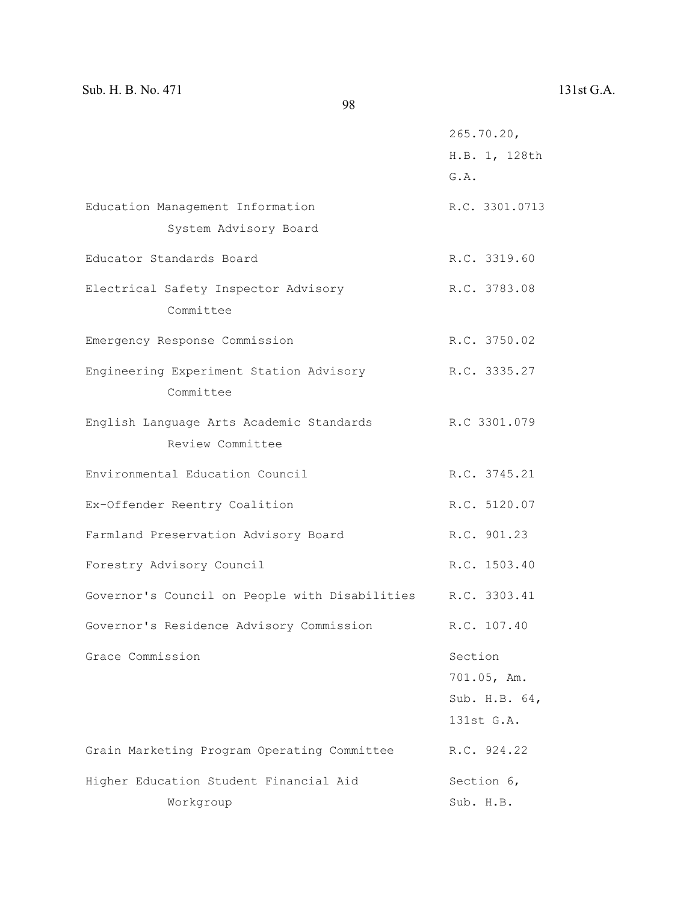| | |
|---|---|
| | 265.70.20, H.B. 1, 128th G.A. |
| Education Management Information System Advisory Board | R.C. 3301.0713 |
| Educator Standards Board | R.C. 3319.60 |
| Electrical Safety Inspector Advisory Committee | R.C. 3783.08 |
| Emergency Response Commission | R.C. 3750.02 |
| Engineering Experiment Station Advisory Committee | R.C. 3335.27 |
| English Language Arts Academic Standards Review Committee | R.C 3301.079 |
| Environmental Education Council | R.C. 3745.21 |
| Ex-Offender Reentry Coalition | R.C. 5120.07 |
| Farmland Preservation Advisory Board | R.C. 901.23 |
| Forestry Advisory Council | R.C. 1503.40 |
| Governor's Council on People with Disabilities | R.C. 3303.41 |
| Governor's Residence Advisory Commission | R.C. 107.40 |
| Grace Commission | Section 701.05, Am. Sub. H.B. 64, 131st G.A. |
| Grain Marketing Program Operating Committee | R.C. 924.22 |
| Higher Education Student Financial Aid Workgroup | Section 6, Sub. H.B. |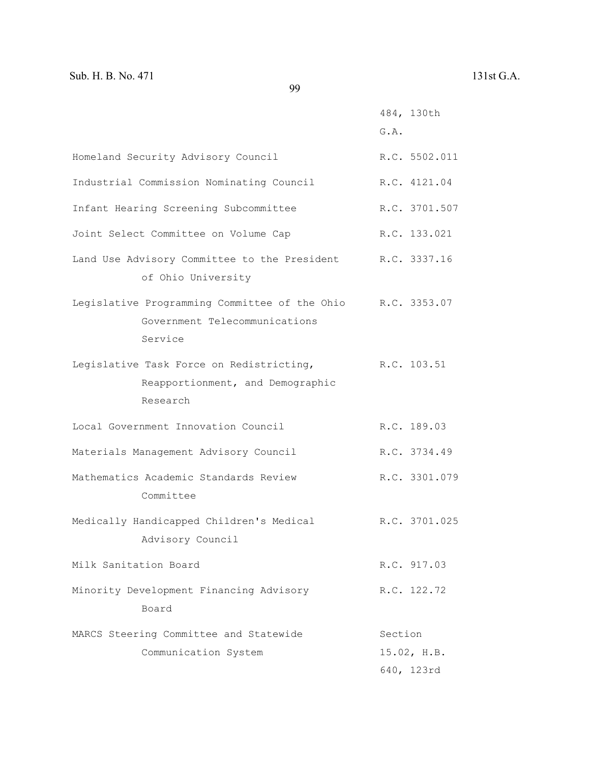| | |
|---|---|
| | 484, 130th G.A. |
| Homeland Security Advisory Council | R.C. 5502.011 |
| Industrial Commission Nominating Council | R.C. 4121.04 |
| Infant Hearing Screening Subcommittee | R.C. 3701.507 |
| Joint Select Committee on Volume Cap | R.C. 133.021 |
| Land Use Advisory Committee to the President of Ohio University | R.C. 3337.16 |
| Legislative Programming Committee of the Ohio Government Telecommunications Service | R.C. 3353.07 |
| Legislative Task Force on Redistricting, Reapportionment, and Demographic Research | R.C. 103.51 |
| Local Government Innovation Council | R.C. 189.03 |
| Materials Management Advisory Council | R.C. 3734.49 |
| Mathematics Academic Standards Review Committee | R.C. 3301.079 |
| Medically Handicapped Children's Medical Advisory Council | R.C. 3701.025 |
| Milk Sanitation Board | R.C. 917.03 |
| Minority Development Financing Advisory Board | R.C. 122.72 |
| MARCS Steering Committee and Statewide Communication System | Section 15.02, H.B. 640, 123rd |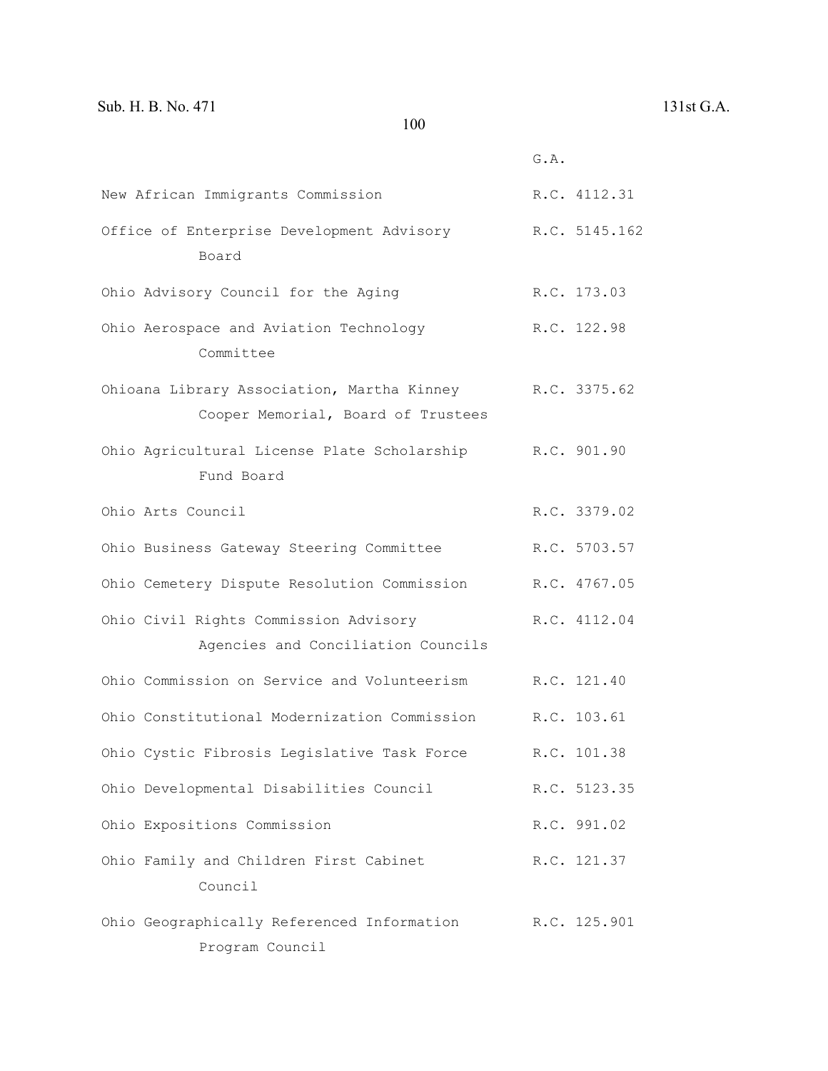| | G.A. |
|---|---|
| New African Immigrants Commission | R.C. 4112.31 |
| Office of Enterprise Development Advisory Board | R.C. 5145.162 |
| Ohio Advisory Council for the Aging | R.C. 173.03 |
| Ohio Aerospace and Aviation Technology Committee | R.C. 122.98 |
| Ohioana Library Association, Martha Kinney Cooper Memorial, Board of Trustees | R.C. 3375.62 |
| Ohio Agricultural License Plate Scholarship Fund Board | R.C. 901.90 |
| Ohio Arts Council | R.C. 3379.02 |
| Ohio Business Gateway Steering Committee | R.C. 5703.57 |
| Ohio Cemetery Dispute Resolution Commission | R.C. 4767.05 |
| Ohio Civil Rights Commission Advisory Agencies and Conciliation Councils | R.C. 4112.04 |
| Ohio Commission on Service and Volunteerism | R.C. 121.40 |
| Ohio Constitutional Modernization Commission | R.C. 103.61 |
| Ohio Cystic Fibrosis Legislative Task Force | R.C. 101.38 |
| Ohio Developmental Disabilities Council | R.C. 5123.35 |
| Ohio Expositions Commission | R.C. 991.02 |
| Ohio Family and Children First Cabinet Council | R.C. 121.37 |
| Ohio Geographically Referenced Information Program Council | R.C. 125.901 |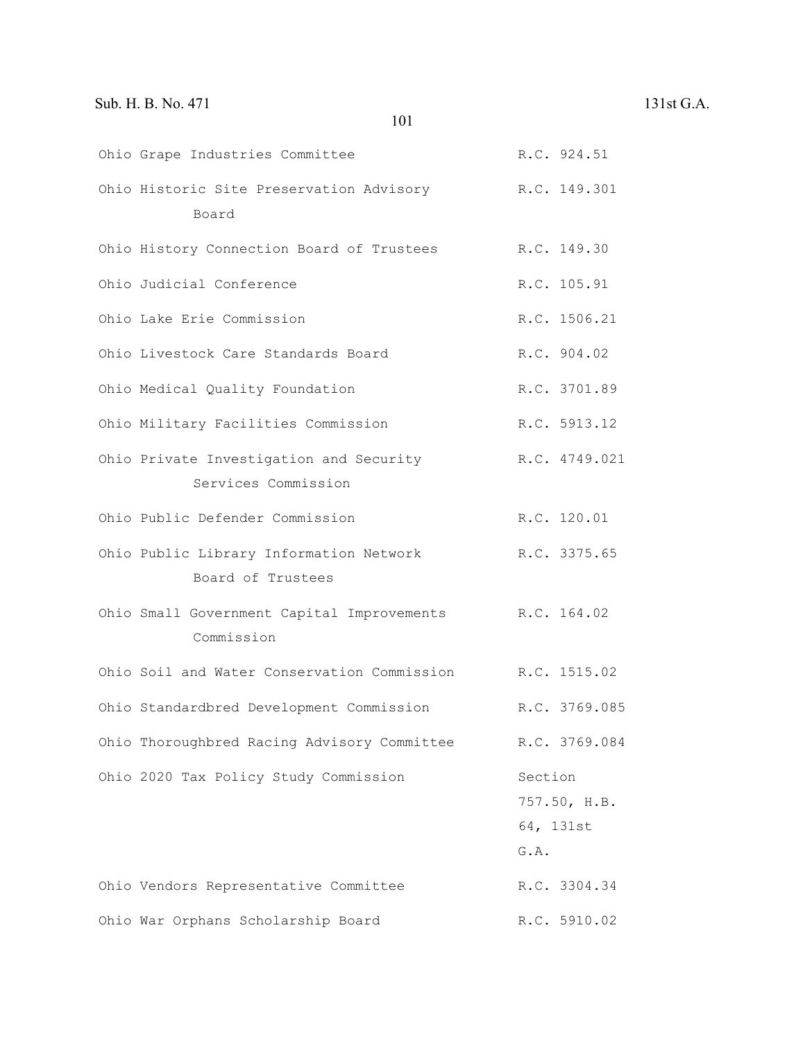| | |
|---|---|
| Ohio Grape Industries Committee | R.C. 924.51 |
| Ohio Historic Site Preservation Advisory Board | R.C. 149.301 |
| Ohio History Connection Board of Trustees | R.C. 149.30 |
| Ohio Judicial Conference | R.C. 105.91 |
| Ohio Lake Erie Commission | R.C. 1506.21 |
| Ohio Livestock Care Standards Board | R.C. 904.02 |
| Ohio Medical Quality Foundation | R.C. 3701.89 |
| Ohio Military Facilities Commission | R.C. 5913.12 |
| Ohio Private Investigation and Security Services Commission | R.C. 4749.021 |
| Ohio Public Defender Commission | R.C. 120.01 |
| Ohio Public Library Information Network Board of Trustees | R.C. 3375.65 |
| Ohio Small Government Capital Improvements Commission | R.C. 164.02 |
| Ohio Soil and Water Conservation Commission | R.C. 1515.02 |
| Ohio Standardbred Development Commission | R.C. 3769.085 |
| Ohio Thoroughbred Racing Advisory Committee | R.C. 3769.084 |
| Ohio 2020 Tax Policy Study Commission | Section 757.50, H.B. 64, 131st G.A. |
| Ohio Vendors Representative Committee | R.C. 3304.34 |
| Ohio War Orphans Scholarship Board | R.C. 5910.02 |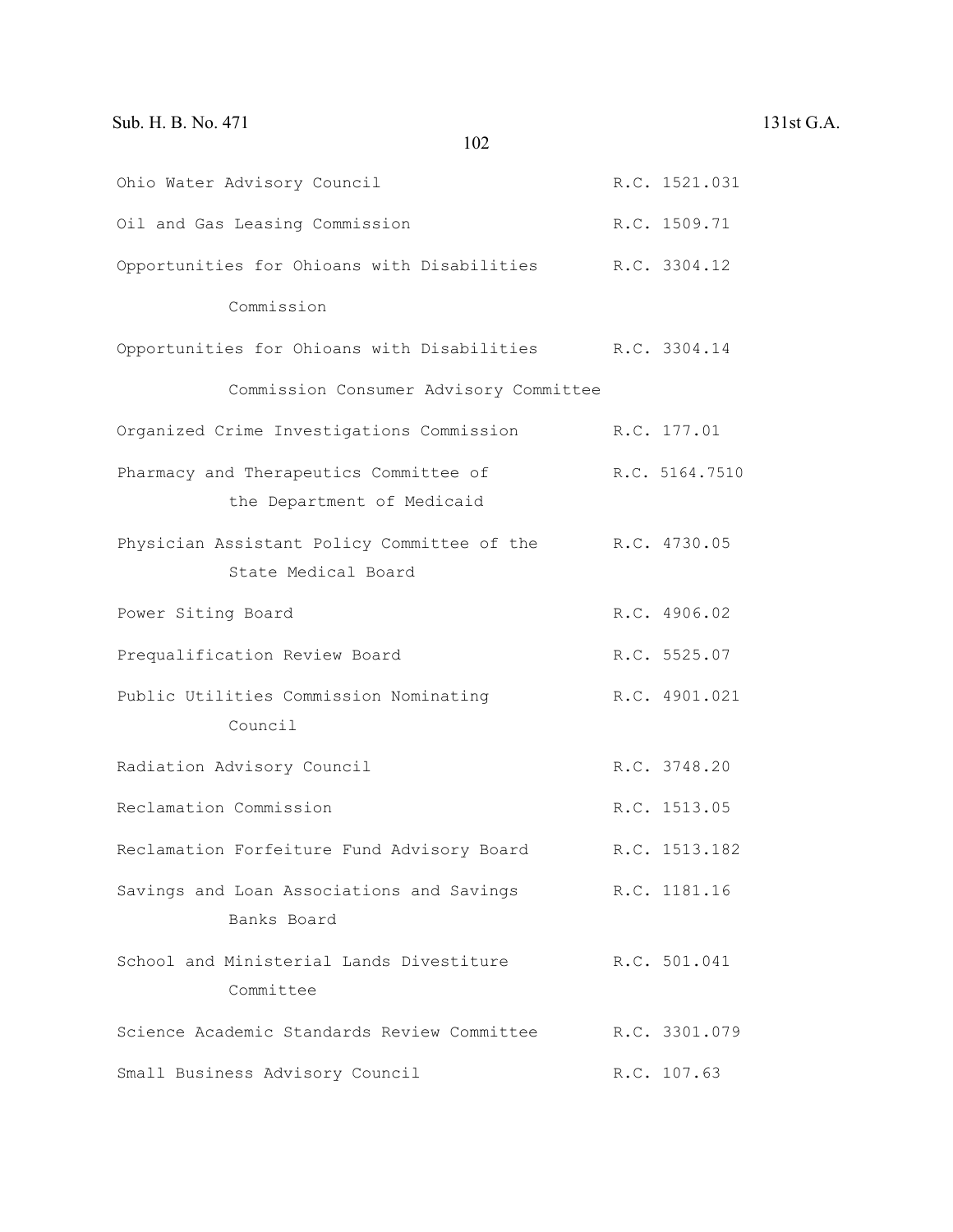| | |
|---|---|
| Ohio Water Advisory Council | R.C. 1521.031 |
| Oil and Gas Leasing Commission | R.C. 1509.71 |
| Opportunities for Ohioans with Disabilities Commission | R.C. 3304.12 |
| Opportunities for Ohioans with Disabilities Commission Consumer Advisory Committee | R.C. 3304.14 |
| Organized Crime Investigations Commission | R.C. 177.01 |
| Pharmacy and Therapeutics Committee of the Department of Medicaid | R.C. 5164.7510 |
| Physician Assistant Policy Committee of the State Medical Board | R.C. 4730.05 |
| Power Siting Board | R.C. 4906.02 |
| Prequalification Review Board | R.C. 5525.07 |
| Public Utilities Commission Nominating Council | R.C. 4901.021 |
| Radiation Advisory Council | R.C. 3748.20 |
| Reclamation Commission | R.C. 1513.05 |
| Reclamation Forfeiture Fund Advisory Board | R.C. 1513.182 |
| Savings and Loan Associations and Savings Banks Board | R.C. 1181.16 |
| School and Ministerial Lands Divestiture Committee | R.C. 501.041 |
| Science Academic Standards Review Committee | R.C. 3301.079 |
| Small Business Advisory Council | R.C. 107.63 |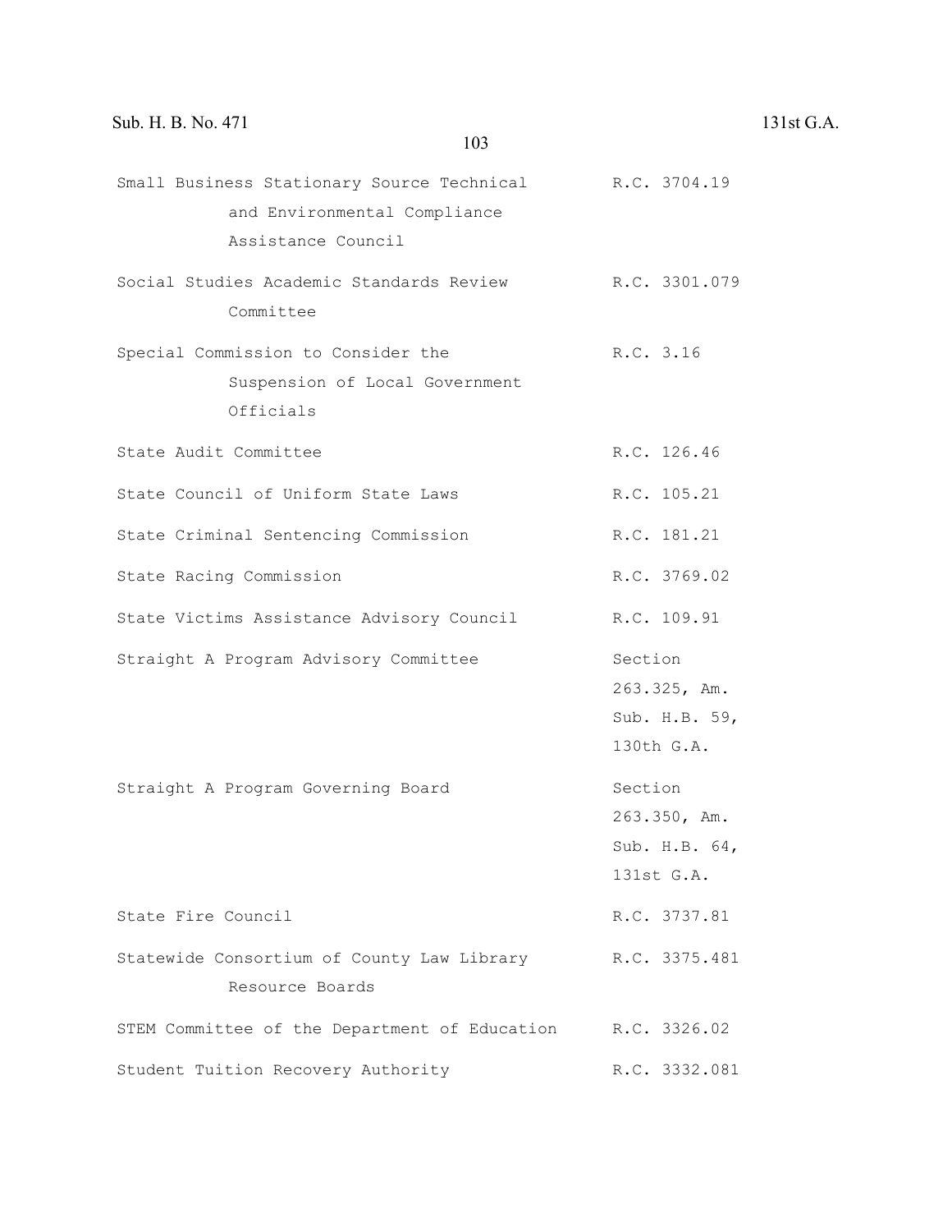| | |
|---|---|
| Small Business Stationary Source Technical and Environmental Compliance Assistance Council | R.C. 3704.19 |
| Social Studies Academic Standards Review Committee | R.C. 3301.079 |
| Special Commission to Consider the Suspension of Local Government Officials | R.C. 3.16 |
| State Audit Committee | R.C. 126.46 |
| State Council of Uniform State Laws | R.C. 105.21 |
| State Criminal Sentencing Commission | R.C. 181.21 |
| State Racing Commission | R.C. 3769.02 |
| State Victims Assistance Advisory Council | R.C. 109.91 |
| Straight A Program Advisory Committee | Section 263.325, Am. Sub. H.B. 59, 130th G.A. |
| Straight A Program Governing Board | Section 263.350, Am. Sub. H.B. 64, 131st G.A. |
| State Fire Council | R.C. 3737.81 |
| Statewide Consortium of County Law Library Resource Boards | R.C. 3375.481 |
| STEM Committee of the Department of Education | R.C. 3326.02 |
| Student Tuition Recovery Authority | R.C. 3332.081 |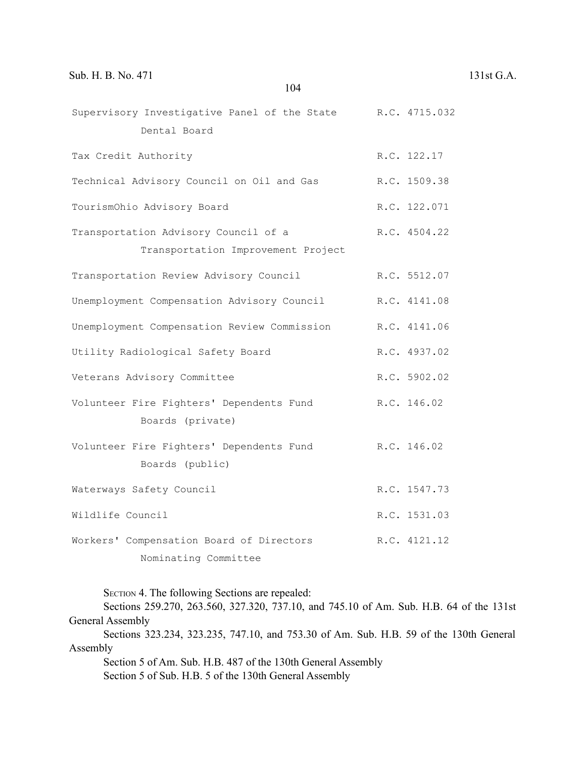| | |
|---|---|
| Supervisory Investigative Panel of the State Dental Board | R.C. 4715.032 |
| Tax Credit Authority | R.C. 122.17 |
| Technical Advisory Council on Oil and Gas | R.C. 1509.38 |
| TourismOhio Advisory Board | R.C. 122.071 |
| Transportation Advisory Council of a Transportation Improvement Project | R.C. 4504.22 |
| Transportation Review Advisory Council | R.C. 5512.07 |
| Unemployment Compensation Advisory Council | R.C. 4141.08 |
| Unemployment Compensation Review Commission | R.C. 4141.06 |
| Utility Radiological Safety Board | R.C. 4937.02 |
| Veterans Advisory Committee | R.C. 5902.02 |
| Volunteer Fire Fighters' Dependents Fund Boards (private) | R.C. 146.02 |
| Volunteer Fire Fighters' Dependents Fund Boards (public) | R.C. 146.02 |
| Waterways Safety Council | R.C. 1547.73 |
| Wildlife Council | R.C. 1531.03 |
| Workers' Compensation Board of Directors Nominating Committee | R.C. 4121.12 |

SECTION 4. The following Sections are repealed:

Sections 259.270, 263.560, 327.320, 737.10, and 745.10 of Am. Sub. H.B. 64 of the 131st General Assembly

Sections 323.234, 323.235, 747.10, and 753.30 of Am. Sub. H.B. 59 of the 130th General Assembly

Section 5 of Am. Sub. H.B. 487 of the 130th General Assembly

Section 5 of Sub. H.B. 5 of the 130th General Assembly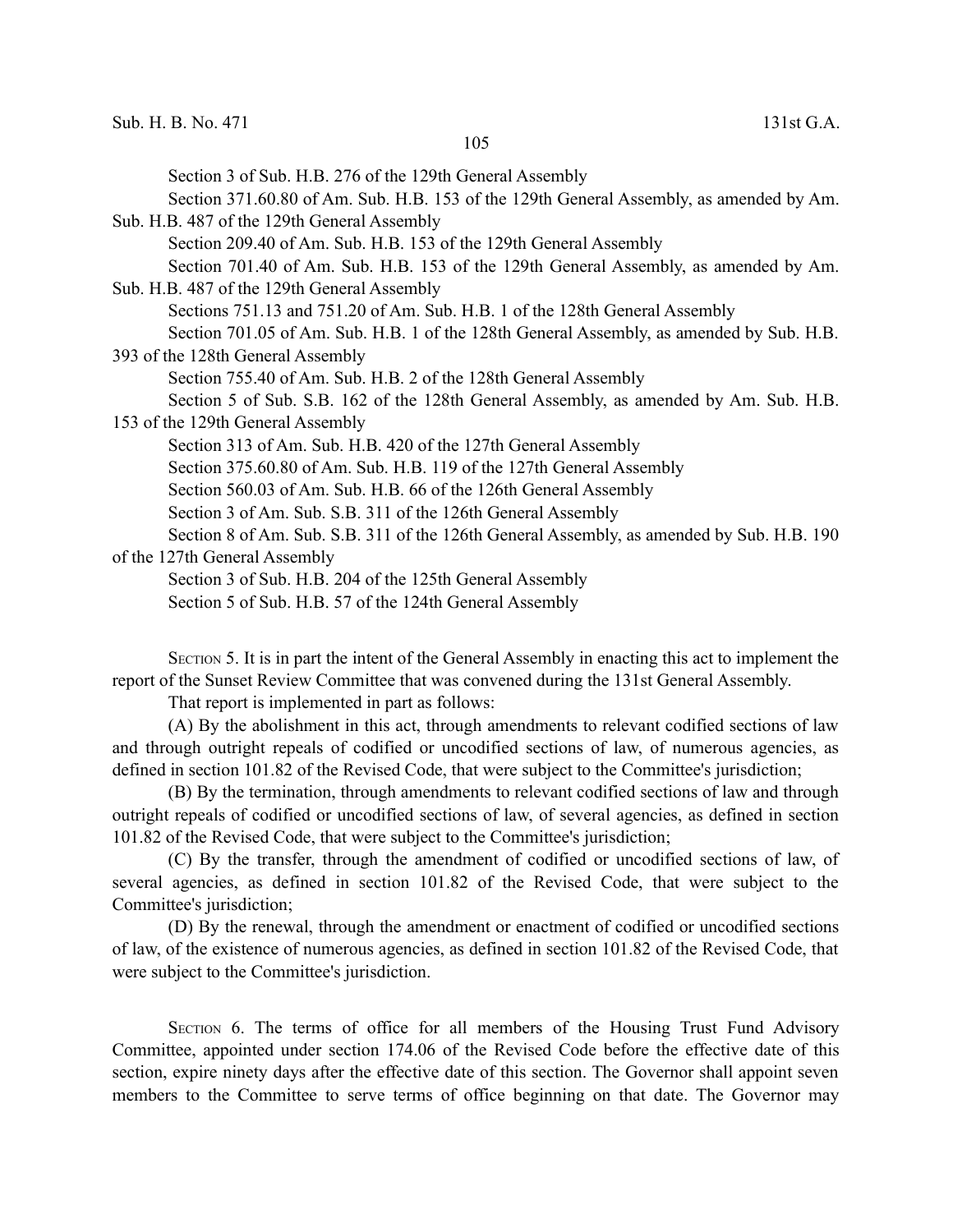Section 3 of Sub. H.B. 276 of the 129th General Assembly

Section 371.60.80 of Am. Sub. H.B. 153 of the 129th General Assembly, as amended by Am. Sub. H.B. 487 of the 129th General Assembly

Section 209.40 of Am. Sub. H.B. 153 of the 129th General Assembly

Section 701.40 of Am. Sub. H.B. 153 of the 129th General Assembly, as amended by Am. Sub. H.B. 487 of the 129th General Assembly

Sections 751.13 and 751.20 of Am. Sub. H.B. 1 of the 128th General Assembly

Section 701.05 of Am. Sub. H.B. 1 of the 128th General Assembly, as amended by Sub. H.B. 393 of the 128th General Assembly

Section 755.40 of Am. Sub. H.B. 2 of the 128th General Assembly

Section 5 of Sub. S.B. 162 of the 128th General Assembly, as amended by Am. Sub. H.B. 153 of the 129th General Assembly

Section 313 of Am. Sub. H.B. 420 of the 127th General Assembly

Section 375.60.80 of Am. Sub. H.B. 119 of the 127th General Assembly

Section 560.03 of Am. Sub. H.B. 66 of the 126th General Assembly

Section 3 of Am. Sub. S.B. 311 of the 126th General Assembly

Section 8 of Am. Sub. S.B. 311 of the 126th General Assembly, as amended by Sub. H.B. 190 of the 127th General Assembly

Section 3 of Sub. H.B. 204 of the 125th General Assembly

Section 5 of Sub. H.B. 57 of the 124th General Assembly

SECTION 5. It is in part the intent of the General Assembly in enacting this act to implement the report of the Sunset Review Committee that was convened during the 131st General Assembly.

That report is implemented in part as follows:

(A) By the abolishment in this act, through amendments to relevant codified sections of law and through outright repeals of codified or uncodified sections of law, of numerous agencies, as defined in section 101.82 of the Revised Code, that were subject to the Committee's jurisdiction;

(B) By the termination, through amendments to relevant codified sections of law and through outright repeals of codified or uncodified sections of law, of several agencies, as defined in section 101.82 of the Revised Code, that were subject to the Committee's jurisdiction;

(C) By the transfer, through the amendment of codified or uncodified sections of law, of several agencies, as defined in section 101.82 of the Revised Code, that were subject to the Committee's jurisdiction;

(D) By the renewal, through the amendment or enactment of codified or uncodified sections of law, of the existence of numerous agencies, as defined in section 101.82 of the Revised Code, that were subject to the Committee's jurisdiction.

SECTION 6. The terms of office for all members of the Housing Trust Fund Advisory Committee, appointed under section 174.06 of the Revised Code before the effective date of this section, expire ninety days after the effective date of this section. The Governor shall appoint seven members to the Committee to serve terms of office beginning on that date. The Governor may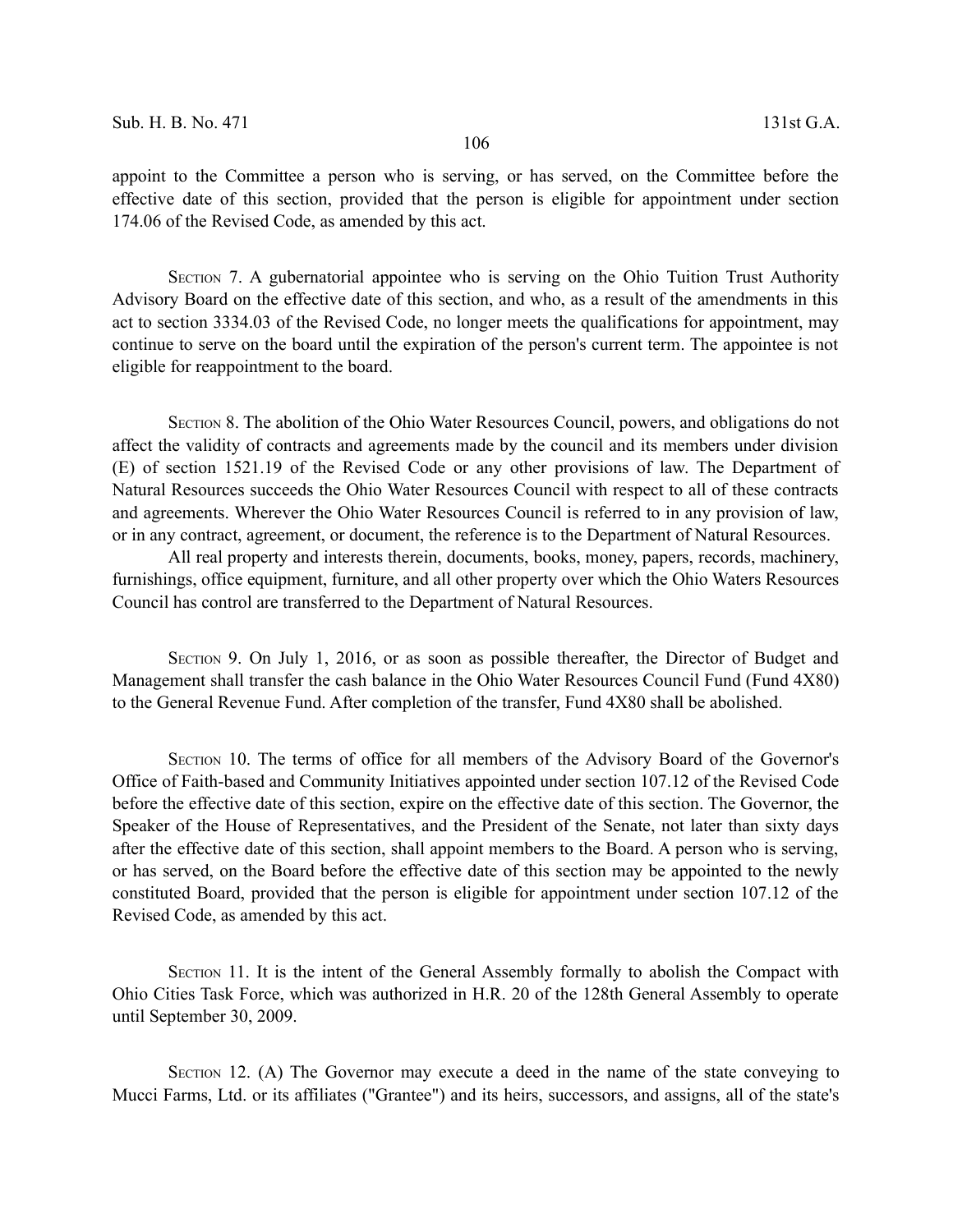appoint to the Committee a person who is serving, or has served, on the Committee before the effective date of this section, provided that the person is eligible for appointment under section 174.06 of the Revised Code, as amended by this act.

SECTION 7. A gubernatorial appointee who is serving on the Ohio Tuition Trust Authority Advisory Board on the effective date of this section, and who, as a result of the amendments in this act to section 3334.03 of the Revised Code, no longer meets the qualifications for appointment, may continue to serve on the board until the expiration of the person's current term. The appointee is not eligible for reappointment to the board.

SECTION 8. The abolition of the Ohio Water Resources Council, powers, and obligations do not affect the validity of contracts and agreements made by the council and its members under division (E) of section 1521.19 of the Revised Code or any other provisions of law. The Department of Natural Resources succeeds the Ohio Water Resources Council with respect to all of these contracts and agreements. Wherever the Ohio Water Resources Council is referred to in any provision of law, or in any contract, agreement, or document, the reference is to the Department of Natural Resources.

All real property and interests therein, documents, books, money, papers, records, machinery, furnishings, office equipment, furniture, and all other property over which the Ohio Waters Resources Council has control are transferred to the Department of Natural Resources.

SECTION 9. On July 1, 2016, or as soon as possible thereafter, the Director of Budget and Management shall transfer the cash balance in the Ohio Water Resources Council Fund (Fund 4X80) to the General Revenue Fund. After completion of the transfer, Fund 4X80 shall be abolished.

SECTION 10. The terms of office for all members of the Advisory Board of the Governor's Office of Faith-based and Community Initiatives appointed under section 107.12 of the Revised Code before the effective date of this section, expire on the effective date of this section. The Governor, the Speaker of the House of Representatives, and the President of the Senate, not later than sixty days after the effective date of this section, shall appoint members to the Board. A person who is serving, or has served, on the Board before the effective date of this section may be appointed to the newly constituted Board, provided that the person is eligible for appointment under section 107.12 of the Revised Code, as amended by this act.

SECTION 11. It is the intent of the General Assembly formally to abolish the Compact with Ohio Cities Task Force, which was authorized in H.R. 20 of the 128th General Assembly to operate until September 30, 2009.

SECTION 12. (A) The Governor may execute a deed in the name of the state conveying to Mucci Farms, Ltd. or its affiliates ("Grantee") and its heirs, successors, and assigns, all of the state's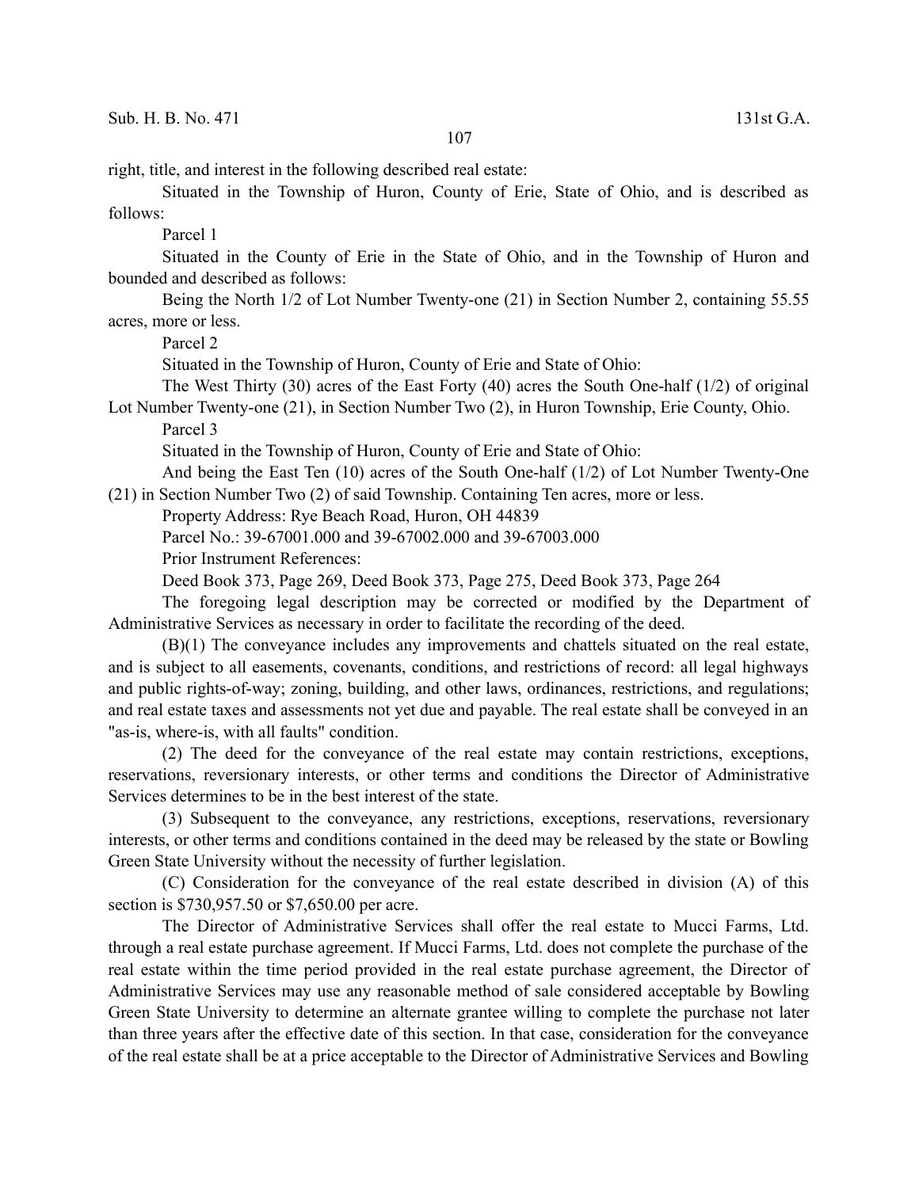right, title, and interest in the following described real estate:

Situated in the Township of Huron, County of Erie, State of Ohio, and is described as follows:

Parcel 1

Situated in the County of Erie in the State of Ohio, and in the Township of Huron and bounded and described as follows:

Being the North 1/2 of Lot Number Twenty-one (21) in Section Number 2, containing 55.55 acres, more or less.

Parcel 2

Situated in the Township of Huron, County of Erie and State of Ohio:

The West Thirty (30) acres of the East Forty (40) acres the South One-half (1/2) of original Lot Number Twenty-one (21), in Section Number Two (2), in Huron Township, Erie County, Ohio.

Parcel 3

Situated in the Township of Huron, County of Erie and State of Ohio:

And being the East Ten (10) acres of the South One-half (1/2) of Lot Number Twenty-One (21) in Section Number Two (2) of said Township. Containing Ten acres, more or less.

Property Address: Rye Beach Road, Huron, OH 44839

Parcel No.: 39-67001.000 and 39-67002.000 and 39-67003.000

Prior Instrument References:

Deed Book 373, Page 269, Deed Book 373, Page 275, Deed Book 373, Page 264

The foregoing legal description may be corrected or modified by the Department of Administrative Services as necessary in order to facilitate the recording of the deed.

(B)(1) The conveyance includes any improvements and chattels situated on the real estate, and is subject to all easements, covenants, conditions, and restrictions of record: all legal highways and public rights-of-way; zoning, building, and other laws, ordinances, restrictions, and regulations; and real estate taxes and assessments not yet due and payable. The real estate shall be conveyed in an "as-is, where-is, with all faults" condition.

(2) The deed for the conveyance of the real estate may contain restrictions, exceptions, reservations, reversionary interests, or other terms and conditions the Director of Administrative Services determines to be in the best interest of the state.

(3) Subsequent to the conveyance, any restrictions, exceptions, reservations, reversionary interests, or other terms and conditions contained in the deed may be released by the state or Bowling Green State University without the necessity of further legislation.

(C) Consideration for the conveyance of the real estate described in division (A) of this section is $730,957.50 or $7,650.00 per acre.

The Director of Administrative Services shall offer the real estate to Mucci Farms, Ltd. through a real estate purchase agreement. If Mucci Farms, Ltd. does not complete the purchase of the real estate within the time period provided in the real estate purchase agreement, the Director of Administrative Services may use any reasonable method of sale considered acceptable by Bowling Green State University to determine an alternate grantee willing to complete the purchase not later than three years after the effective date of this section. In that case, consideration for the conveyance of the real estate shall be at a price acceptable to the Director of Administrative Services and Bowling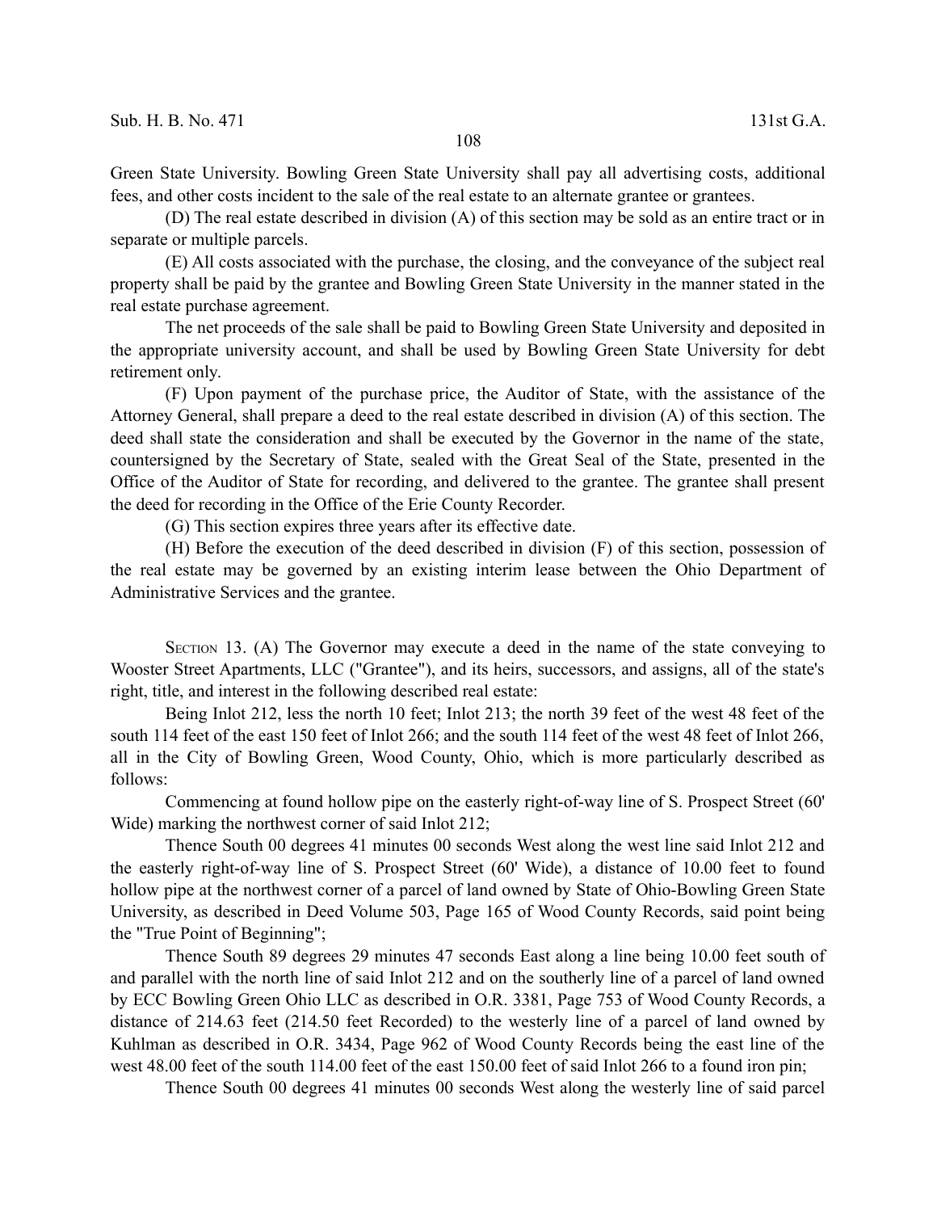Green State University. Bowling Green State University shall pay all advertising costs, additional fees, and other costs incident to the sale of the real estate to an alternate grantee or grantees.

(D) The real estate described in division (A) of this section may be sold as an entire tract or in separate or multiple parcels.

(E) All costs associated with the purchase, the closing, and the conveyance of the subject real property shall be paid by the grantee and Bowling Green State University in the manner stated in the real estate purchase agreement.

The net proceeds of the sale shall be paid to Bowling Green State University and deposited in the appropriate university account, and shall be used by Bowling Green State University for debt retirement only.

(F) Upon payment of the purchase price, the Auditor of State, with the assistance of the Attorney General, shall prepare a deed to the real estate described in division (A) of this section. The deed shall state the consideration and shall be executed by the Governor in the name of the state, countersigned by the Secretary of State, sealed with the Great Seal of the State, presented in the Office of the Auditor of State for recording, and delivered to the grantee. The grantee shall present the deed for recording in the Office of the Erie County Recorder.

(G) This section expires three years after its effective date.

(H) Before the execution of the deed described in division (F) of this section, possession of the real estate may be governed by an existing interim lease between the Ohio Department of Administrative Services and the grantee.

SECTION 13. (A) The Governor may execute a deed in the name of the state conveying to Wooster Street Apartments, LLC ("Grantee"), and its heirs, successors, and assigns, all of the state's right, title, and interest in the following described real estate:

Being Inlot 212, less the north 10 feet; Inlot 213; the north 39 feet of the west 48 feet of the south 114 feet of the east 150 feet of Inlot 266; and the south 114 feet of the west 48 feet of Inlot 266, all in the City of Bowling Green, Wood County, Ohio, which is more particularly described as follows:

Commencing at found hollow pipe on the easterly right-of-way line of S. Prospect Street (60' Wide) marking the northwest corner of said Inlot 212;

Thence South 00 degrees 41 minutes 00 seconds West along the west line said Inlot 212 and the easterly right-of-way line of S. Prospect Street (60' Wide), a distance of 10.00 feet to found hollow pipe at the northwest corner of a parcel of land owned by State of Ohio-Bowling Green State University, as described in Deed Volume 503, Page 165 of Wood County Records, said point being the "True Point of Beginning";

Thence South 89 degrees 29 minutes 47 seconds East along a line being 10.00 feet south of and parallel with the north line of said Inlot 212 and on the southerly line of a parcel of land owned by ECC Bowling Green Ohio LLC as described in O.R. 3381, Page 753 of Wood County Records, a distance of 214.63 feet (214.50 feet Recorded) to the westerly line of a parcel of land owned by Kuhlman as described in O.R. 3434, Page 962 of Wood County Records being the east line of the west 48.00 feet of the south 114.00 feet of the east 150.00 feet of said Inlot 266 to a found iron pin;

Thence South 00 degrees 41 minutes 00 seconds West along the westerly line of said parcel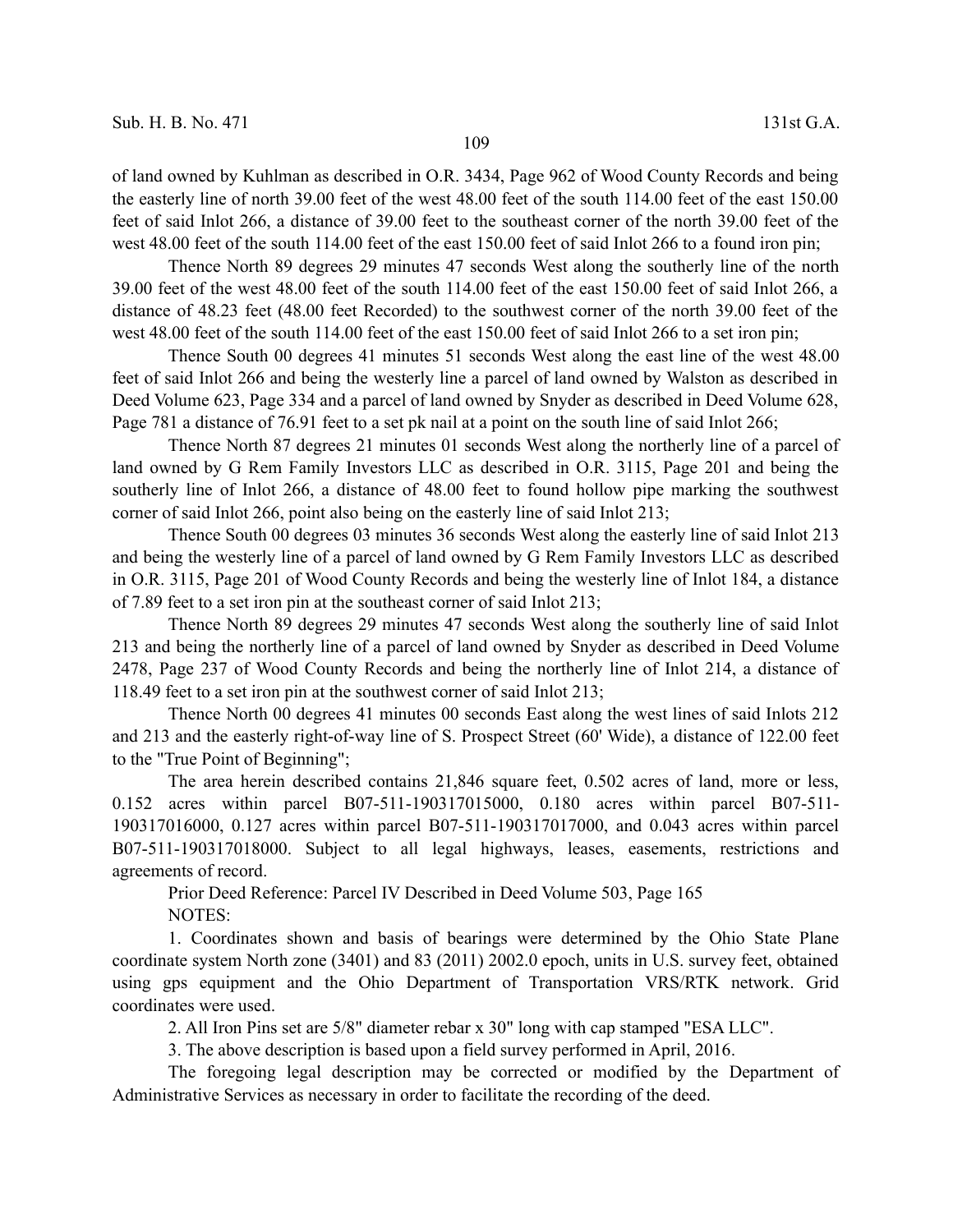of land owned by Kuhlman as described in O.R. 3434, Page 962 of Wood County Records and being the easterly line of north 39.00 feet of the west 48.00 feet of the south 114.00 feet of the east 150.00 feet of said Inlot 266, a distance of 39.00 feet to the southeast corner of the north 39.00 feet of the west 48.00 feet of the south 114.00 feet of the east 150.00 feet of said Inlot 266 to a found iron pin;

Thence North 89 degrees 29 minutes 47 seconds West along the southerly line of the north 39.00 feet of the west 48.00 feet of the south 114.00 feet of the east 150.00 feet of said Inlot 266, a distance of 48.23 feet (48.00 feet Recorded) to the southwest corner of the north 39.00 feet of the west 48.00 feet of the south 114.00 feet of the east 150.00 feet of said Inlot 266 to a set iron pin;

Thence South 00 degrees 41 minutes 51 seconds West along the east line of the west 48.00 feet of said Inlot 266 and being the westerly line a parcel of land owned by Walston as described in Deed Volume 623, Page 334 and a parcel of land owned by Snyder as described in Deed Volume 628, Page 781 a distance of 76.91 feet to a set pk nail at a point on the south line of said Inlot 266;

Thence North 87 degrees 21 minutes 01 seconds West along the northerly line of a parcel of land owned by G Rem Family Investors LLC as described in O.R. 3115, Page 201 and being the southerly line of Inlot 266, a distance of 48.00 feet to found hollow pipe marking the southwest corner of said Inlot 266, point also being on the easterly line of said Inlot 213;

Thence South 00 degrees 03 minutes 36 seconds West along the easterly line of said Inlot 213 and being the westerly line of a parcel of land owned by G Rem Family Investors LLC as described in O.R. 3115, Page 201 of Wood County Records and being the westerly line of Inlot 184, a distance of 7.89 feet to a set iron pin at the southeast corner of said Inlot 213;

Thence North 89 degrees 29 minutes 47 seconds West along the southerly line of said Inlot 213 and being the northerly line of a parcel of land owned by Snyder as described in Deed Volume 2478, Page 237 of Wood County Records and being the northerly line of Inlot 214, a distance of 118.49 feet to a set iron pin at the southwest corner of said Inlot 213;

Thence North 00 degrees 41 minutes 00 seconds East along the west lines of said Inlots 212 and 213 and the easterly right-of-way line of S. Prospect Street (60' Wide), a distance of 122.00 feet to the "True Point of Beginning";

The area herein described contains 21,846 square feet, 0.502 acres of land, more or less, 0.152 acres within parcel B07-511-190317015000, 0.180 acres within parcel B07-511-190317016000, 0.127 acres within parcel B07-511-190317017000, and 0.043 acres within parcel B07-511-190317018000. Subject to all legal highways, leases, easements, restrictions and agreements of record.

Prior Deed Reference: Parcel IV Described in Deed Volume 503, Page 165

NOTES:

1. Coordinates shown and basis of bearings were determined by the Ohio State Plane coordinate system North zone (3401) and 83 (2011) 2002.0 epoch, units in U.S. survey feet, obtained using gps equipment and the Ohio Department of Transportation VRS/RTK network. Grid coordinates were used.

2. All Iron Pins set are 5/8" diameter rebar x 30" long with cap stamped "ESA LLC".

3. The above description is based upon a field survey performed in April, 2016.

The foregoing legal description may be corrected or modified by the Department of Administrative Services as necessary in order to facilitate the recording of the deed.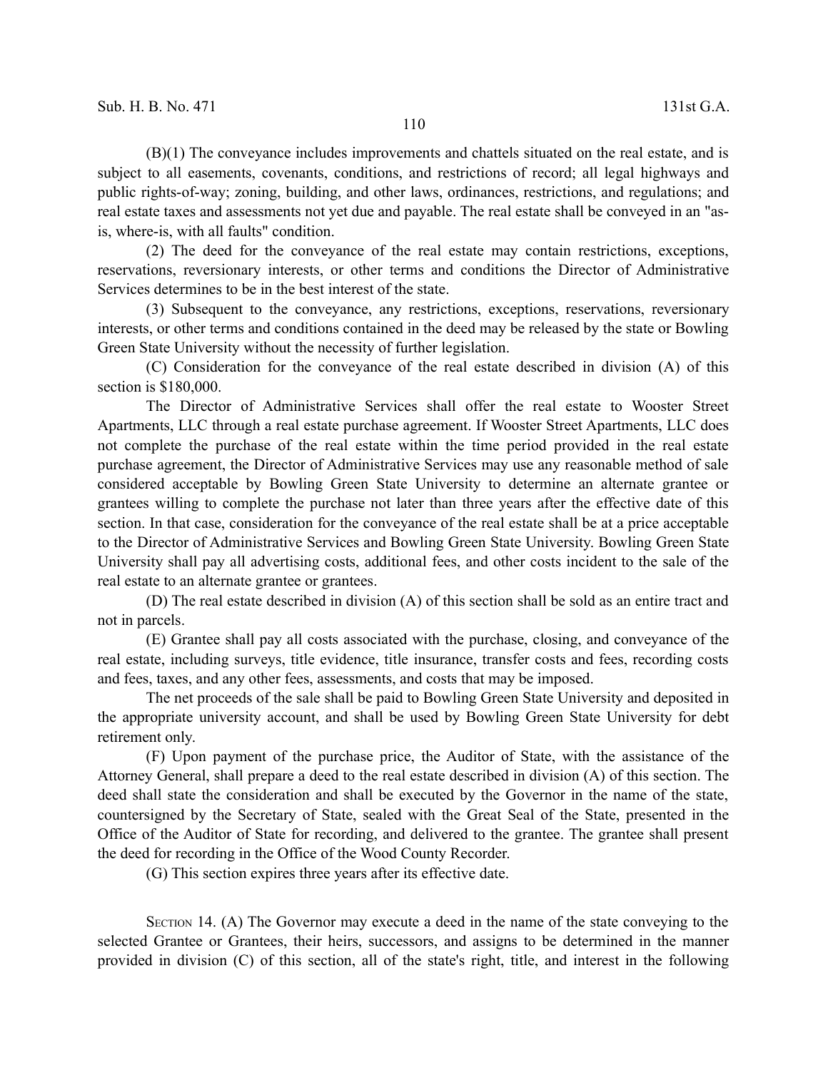(B)(1) The conveyance includes improvements and chattels situated on the real estate, and is subject to all easements, covenants, conditions, and restrictions of record; all legal highways and public rights-of-way; zoning, building, and other laws, ordinances, restrictions, and regulations; and real estate taxes and assessments not yet due and payable. The real estate shall be conveyed in an "as-is, where-is, with all faults" condition.

(2) The deed for the conveyance of the real estate may contain restrictions, exceptions, reservations, reversionary interests, or other terms and conditions the Director of Administrative Services determines to be in the best interest of the state.

(3) Subsequent to the conveyance, any restrictions, exceptions, reservations, reversionary interests, or other terms and conditions contained in the deed may be released by the state or Bowling Green State University without the necessity of further legislation.

(C) Consideration for the conveyance of the real estate described in division (A) of this section is $180,000.

The Director of Administrative Services shall offer the real estate to Wooster Street Apartments, LLC through a real estate purchase agreement. If Wooster Street Apartments, LLC does not complete the purchase of the real estate within the time period provided in the real estate purchase agreement, the Director of Administrative Services may use any reasonable method of sale considered acceptable by Bowling Green State University to determine an alternate grantee or grantees willing to complete the purchase not later than three years after the effective date of this section. In that case, consideration for the conveyance of the real estate shall be at a price acceptable to the Director of Administrative Services and Bowling Green State University. Bowling Green State University shall pay all advertising costs, additional fees, and other costs incident to the sale of the real estate to an alternate grantee or grantees.

(D) The real estate described in division (A) of this section shall be sold as an entire tract and not in parcels.

(E) Grantee shall pay all costs associated with the purchase, closing, and conveyance of the real estate, including surveys, title evidence, title insurance, transfer costs and fees, recording costs and fees, taxes, and any other fees, assessments, and costs that may be imposed.

The net proceeds of the sale shall be paid to Bowling Green State University and deposited in the appropriate university account, and shall be used by Bowling Green State University for debt retirement only.

(F) Upon payment of the purchase price, the Auditor of State, with the assistance of the Attorney General, shall prepare a deed to the real estate described in division (A) of this section. The deed shall state the consideration and shall be executed by the Governor in the name of the state, countersigned by the Secretary of State, sealed with the Great Seal of the State, presented in the Office of the Auditor of State for recording, and delivered to the grantee. The grantee shall present the deed for recording in the Office of the Wood County Recorder.

(G) This section expires three years after its effective date.

SECTION 14. (A) The Governor may execute a deed in the name of the state conveying to the selected Grantee or Grantees, their heirs, successors, and assigns to be determined in the manner provided in division (C) of this section, all of the state's right, title, and interest in the following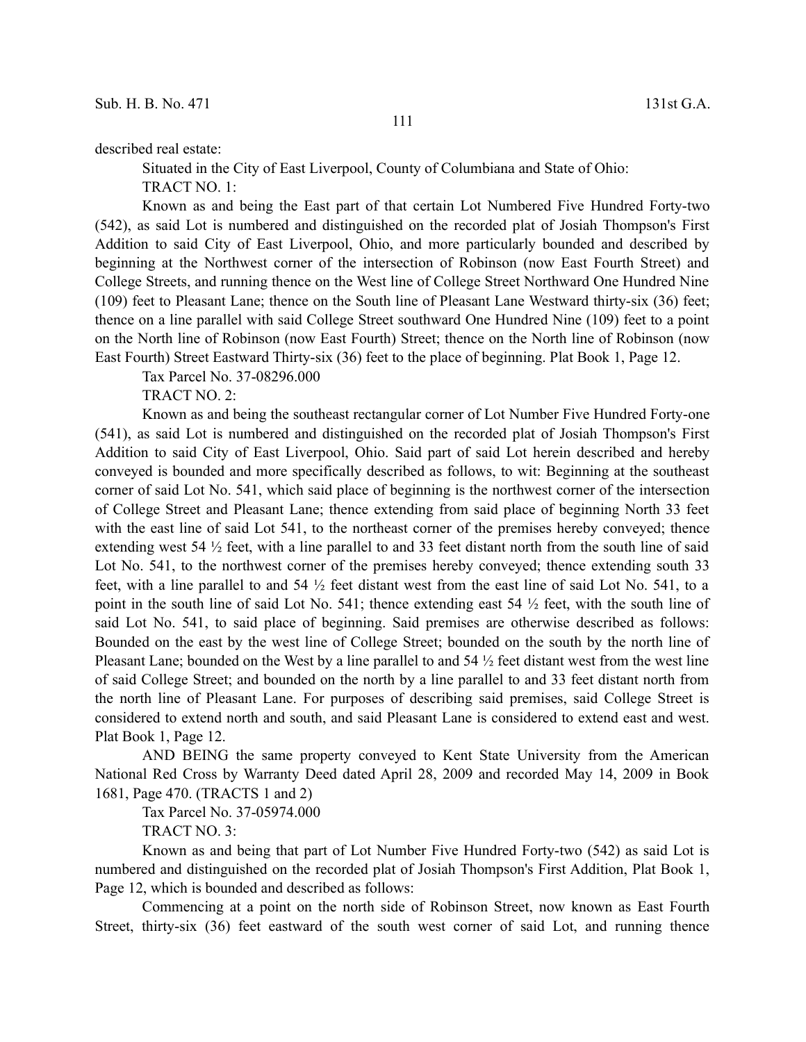described real estate:

Situated in the City of East Liverpool, County of Columbiana and State of Ohio:

TRACT NO. 1:

Known as and being the East part of that certain Lot Numbered Five Hundred Forty-two (542), as said Lot is numbered and distinguished on the recorded plat of Josiah Thompson's First Addition to said City of East Liverpool, Ohio, and more particularly bounded and described by beginning at the Northwest corner of the intersection of Robinson (now East Fourth Street) and College Streets, and running thence on the West line of College Street Northward One Hundred Nine (109) feet to Pleasant Lane; thence on the South line of Pleasant Lane Westward thirty-six (36) feet; thence on a line parallel with said College Street southward One Hundred Nine (109) feet to a point on the North line of Robinson (now East Fourth) Street; thence on the North line of Robinson (now East Fourth) Street Eastward Thirty-six (36) feet to the place of beginning. Plat Book 1, Page 12.

Tax Parcel No. 37-08296.000

TRACT NO. 2:

Known as and being the southeast rectangular corner of Lot Number Five Hundred Forty-one (541), as said Lot is numbered and distinguished on the recorded plat of Josiah Thompson's First Addition to said City of East Liverpool, Ohio. Said part of said Lot herein described and hereby conveyed is bounded and more specifically described as follows, to wit: Beginning at the southeast corner of said Lot No. 541, which said place of beginning is the northwest corner of the intersection of College Street and Pleasant Lane; thence extending from said place of beginning North 33 feet with the east line of said Lot 541, to the northeast corner of the premises hereby conveyed; thence extending west 54 ½ feet, with a line parallel to and 33 feet distant north from the south line of said Lot No. 541, to the northwest corner of the premises hereby conveyed; thence extending south 33 feet, with a line parallel to and 54 ½ feet distant west from the east line of said Lot No. 541, to a point in the south line of said Lot No. 541; thence extending east 54 ½ feet, with the south line of said Lot No. 541, to said place of beginning. Said premises are otherwise described as follows: Bounded on the east by the west line of College Street; bounded on the south by the north line of Pleasant Lane; bounded on the West by a line parallel to and 54 ½ feet distant west from the west line of said College Street; and bounded on the north by a line parallel to and 33 feet distant north from the north line of Pleasant Lane. For purposes of describing said premises, said College Street is considered to extend north and south, and said Pleasant Lane is considered to extend east and west. Plat Book 1, Page 12.

AND BEING the same property conveyed to Kent State University from the American National Red Cross by Warranty Deed dated April 28, 2009 and recorded May 14, 2009 in Book 1681, Page 470. (TRACTS 1 and 2)

Tax Parcel No. 37-05974.000

TRACT NO. 3:

Known as and being that part of Lot Number Five Hundred Forty-two (542) as said Lot is numbered and distinguished on the recorded plat of Josiah Thompson's First Addition, Plat Book 1, Page 12, which is bounded and described as follows:

Commencing at a point on the north side of Robinson Street, now known as East Fourth Street, thirty-six (36) feet eastward of the south west corner of said Lot, and running thence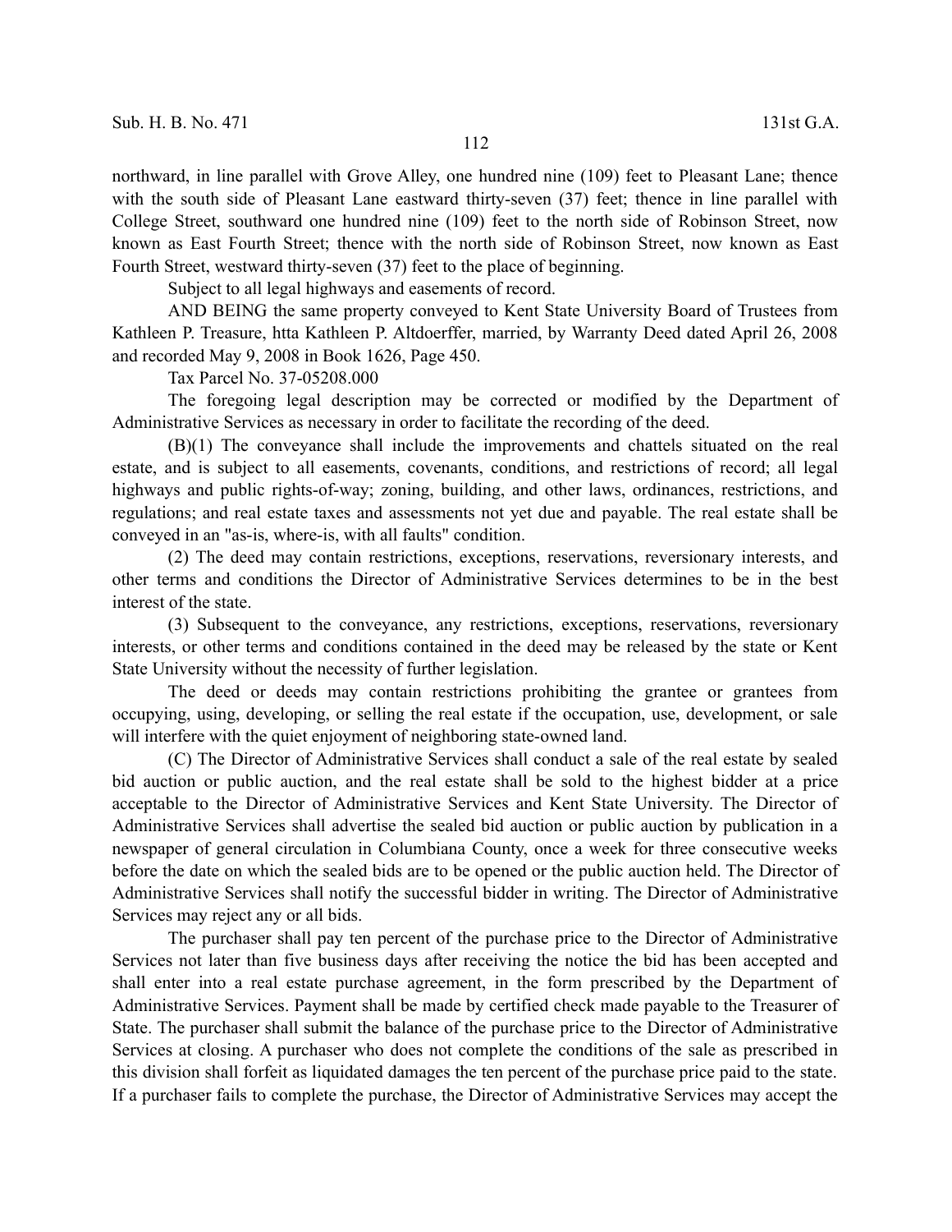northward, in line parallel with Grove Alley, one hundred nine (109) feet to Pleasant Lane; thence with the south side of Pleasant Lane eastward thirty-seven (37) feet; thence in line parallel with College Street, southward one hundred nine (109) feet to the north side of Robinson Street, now known as East Fourth Street; thence with the north side of Robinson Street, now known as East Fourth Street, westward thirty-seven (37) feet to the place of beginning.

Subject to all legal highways and easements of record.

AND BEING the same property conveyed to Kent State University Board of Trustees from Kathleen P. Treasure, htta Kathleen P. Altdoerffer, married, by Warranty Deed dated April 26, 2008 and recorded May 9, 2008 in Book 1626, Page 450.

Tax Parcel No. 37-05208.000

The foregoing legal description may be corrected or modified by the Department of Administrative Services as necessary in order to facilitate the recording of the deed.

(B)(1) The conveyance shall include the improvements and chattels situated on the real estate, and is subject to all easements, covenants, conditions, and restrictions of record; all legal highways and public rights-of-way; zoning, building, and other laws, ordinances, restrictions, and regulations; and real estate taxes and assessments not yet due and payable. The real estate shall be conveyed in an "as-is, where-is, with all faults" condition.

(2) The deed may contain restrictions, exceptions, reservations, reversionary interests, and other terms and conditions the Director of Administrative Services determines to be in the best interest of the state.

(3) Subsequent to the conveyance, any restrictions, exceptions, reservations, reversionary interests, or other terms and conditions contained in the deed may be released by the state or Kent State University without the necessity of further legislation.

The deed or deeds may contain restrictions prohibiting the grantee or grantees from occupying, using, developing, or selling the real estate if the occupation, use, development, or sale will interfere with the quiet enjoyment of neighboring state-owned land.

(C) The Director of Administrative Services shall conduct a sale of the real estate by sealed bid auction or public auction, and the real estate shall be sold to the highest bidder at a price acceptable to the Director of Administrative Services and Kent State University. The Director of Administrative Services shall advertise the sealed bid auction or public auction by publication in a newspaper of general circulation in Columbiana County, once a week for three consecutive weeks before the date on which the sealed bids are to be opened or the public auction held. The Director of Administrative Services shall notify the successful bidder in writing. The Director of Administrative Services may reject any or all bids.

The purchaser shall pay ten percent of the purchase price to the Director of Administrative Services not later than five business days after receiving the notice the bid has been accepted and shall enter into a real estate purchase agreement, in the form prescribed by the Department of Administrative Services. Payment shall be made by certified check made payable to the Treasurer of State. The purchaser shall submit the balance of the purchase price to the Director of Administrative Services at closing. A purchaser who does not complete the conditions of the sale as prescribed in this division shall forfeit as liquidated damages the ten percent of the purchase price paid to the state. If a purchaser fails to complete the purchase, the Director of Administrative Services may accept the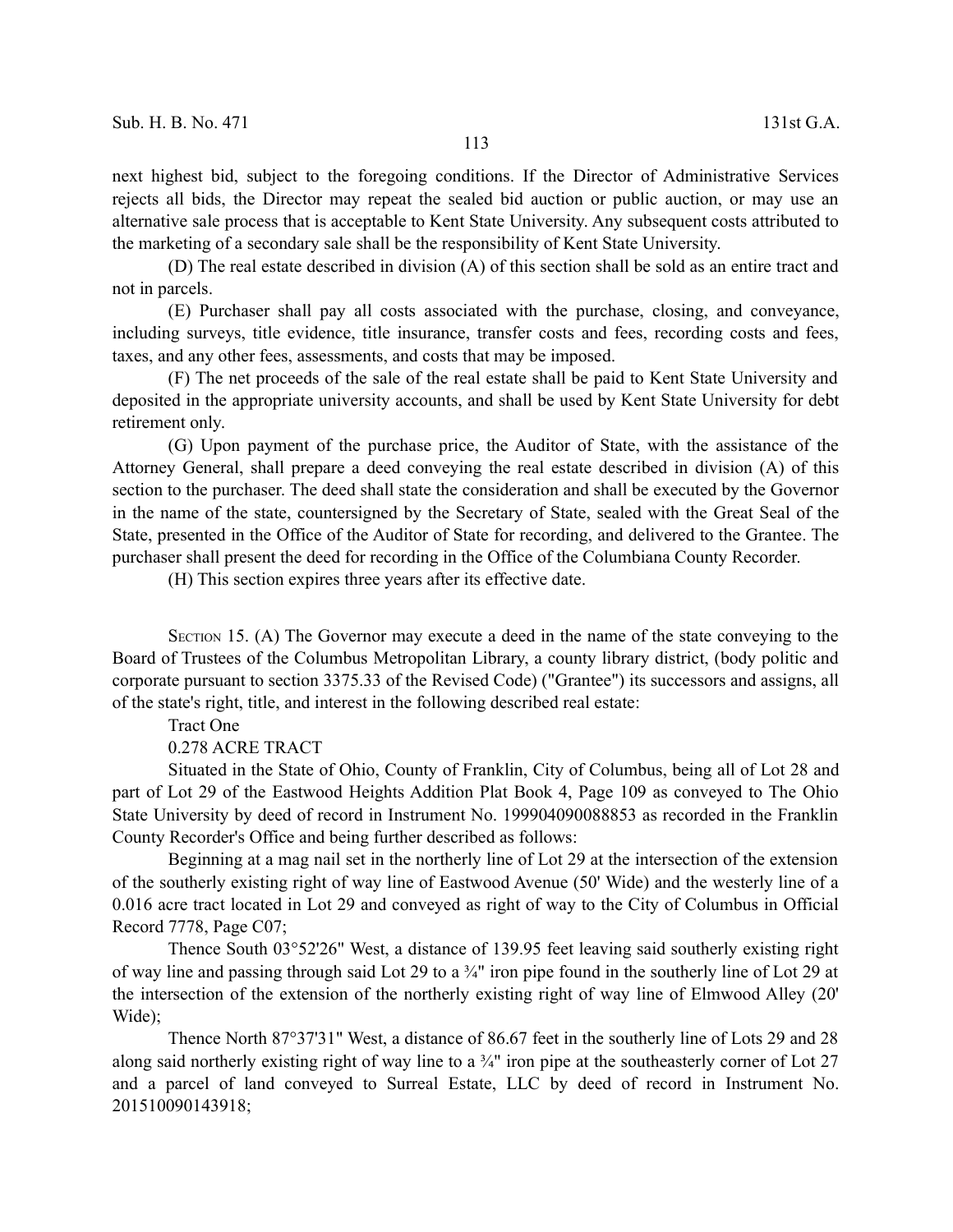next highest bid, subject to the foregoing conditions. If the Director of Administrative Services rejects all bids, the Director may repeat the sealed bid auction or public auction, or may use an alternative sale process that is acceptable to Kent State University. Any subsequent costs attributed to the marketing of a secondary sale shall be the responsibility of Kent State University.

(D) The real estate described in division (A) of this section shall be sold as an entire tract and not in parcels.

(E) Purchaser shall pay all costs associated with the purchase, closing, and conveyance, including surveys, title evidence, title insurance, transfer costs and fees, recording costs and fees, taxes, and any other fees, assessments, and costs that may be imposed.

(F) The net proceeds of the sale of the real estate shall be paid to Kent State University and deposited in the appropriate university accounts, and shall be used by Kent State University for debt retirement only.

(G) Upon payment of the purchase price, the Auditor of State, with the assistance of the Attorney General, shall prepare a deed conveying the real estate described in division (A) of this section to the purchaser. The deed shall state the consideration and shall be executed by the Governor in the name of the state, countersigned by the Secretary of State, sealed with the Great Seal of the State, presented in the Office of the Auditor of State for recording, and delivered to the Grantee. The purchaser shall present the deed for recording in the Office of the Columbiana County Recorder.

(H) This section expires three years after its effective date.

Section 15. (A) The Governor may execute a deed in the name of the state conveying to the Board of Trustees of the Columbus Metropolitan Library, a county library district, (body politic and corporate pursuant to section 3375.33 of the Revised Code) ("Grantee") its successors and assigns, all of the state's right, title, and interest in the following described real estate:

Tract One

0.278 ACRE TRACT

Situated in the State of Ohio, County of Franklin, City of Columbus, being all of Lot 28 and part of Lot 29 of the Eastwood Heights Addition Plat Book 4, Page 109 as conveyed to The Ohio State University by deed of record in Instrument No. 199904090088853 as recorded in the Franklin County Recorder's Office and being further described as follows:

Beginning at a mag nail set in the northerly line of Lot 29 at the intersection of the extension of the southerly existing right of way line of Eastwood Avenue (50' Wide) and the westerly line of a 0.016 acre tract located in Lot 29 and conveyed as right of way to the City of Columbus in Official Record 7778, Page C07;

Thence South 03°52'26" West, a distance of 139.95 feet leaving said southerly existing right of way line and passing through said Lot 29 to a ¾" iron pipe found in the southerly line of Lot 29 at the intersection of the extension of the northerly existing right of way line of Elmwood Alley (20' Wide);

Thence North 87°37'31" West, a distance of 86.67 feet in the southerly line of Lots 29 and 28 along said northerly existing right of way line to a ¾" iron pipe at the southeasterly corner of Lot 27 and a parcel of land conveyed to Surreal Estate, LLC by deed of record in Instrument No. 201510090143918;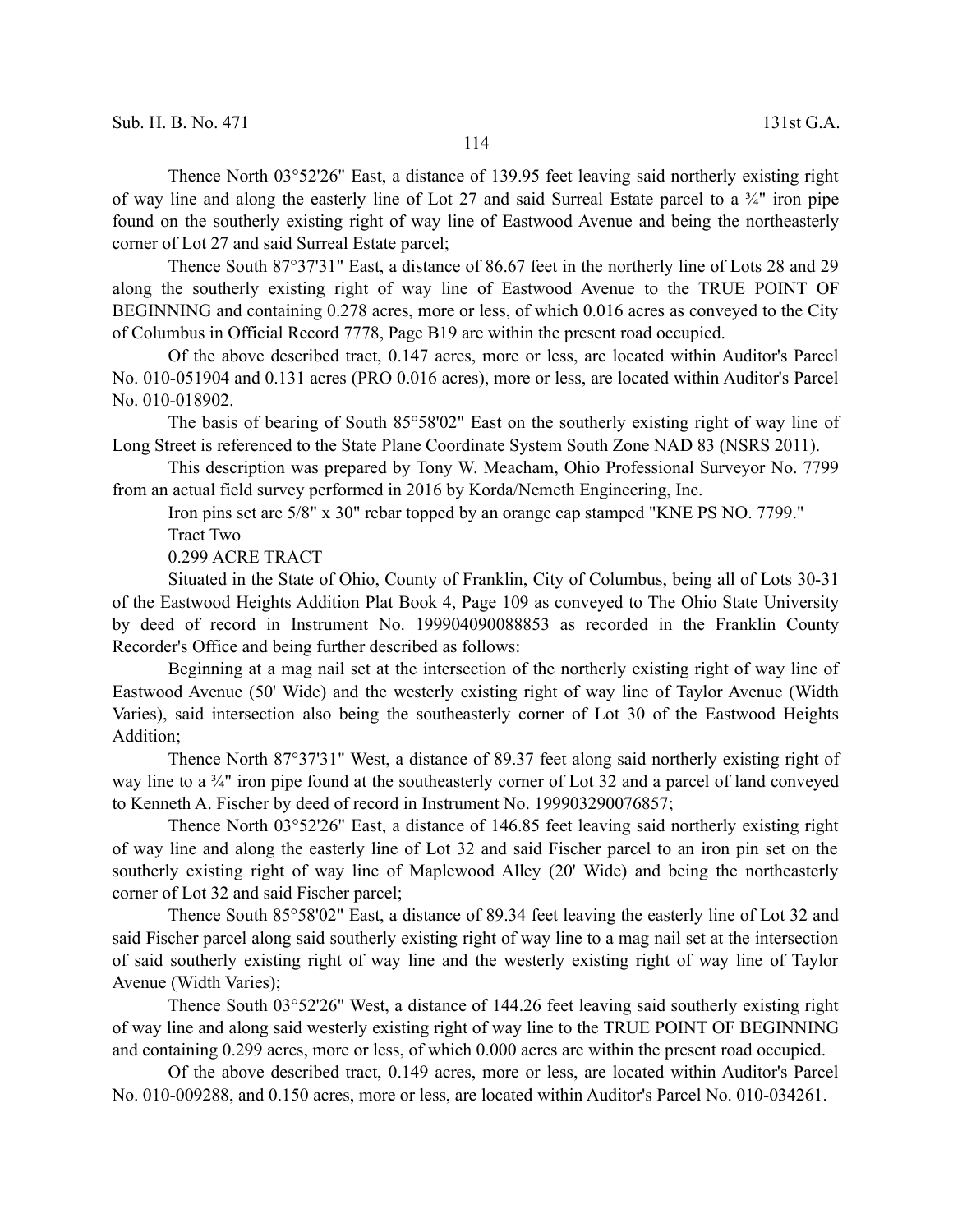Thence North 03°52'26" East, a distance of 139.95 feet leaving said northerly existing right of way line and along the easterly line of Lot 27 and said Surreal Estate parcel to a ¾" iron pipe found on the southerly existing right of way line of Eastwood Avenue and being the northeasterly corner of Lot 27 and said Surreal Estate parcel;

Thence South 87°37'31" East, a distance of 86.67 feet in the northerly line of Lots 28 and 29 along the southerly existing right of way line of Eastwood Avenue to the TRUE POINT OF BEGINNING and containing 0.278 acres, more or less, of which 0.016 acres as conveyed to the City of Columbus in Official Record 7778, Page B19 are within the present road occupied.

Of the above described tract, 0.147 acres, more or less, are located within Auditor's Parcel No. 010-051904 and 0.131 acres (PRO 0.016 acres), more or less, are located within Auditor's Parcel No. 010-018902.

The basis of bearing of South 85°58'02" East on the southerly existing right of way line of Long Street is referenced to the State Plane Coordinate System South Zone NAD 83 (NSRS 2011).

This description was prepared by Tony W. Meacham, Ohio Professional Surveyor No. 7799 from an actual field survey performed in 2016 by Korda/Nemeth Engineering, Inc.

Iron pins set are 5/8" x 30" rebar topped by an orange cap stamped "KNE PS NO. 7799."

Tract Two

0.299 ACRE TRACT

Situated in the State of Ohio, County of Franklin, City of Columbus, being all of Lots 30-31 of the Eastwood Heights Addition Plat Book 4, Page 109 as conveyed to The Ohio State University by deed of record in Instrument No. 199904090088853 as recorded in the Franklin County Recorder's Office and being further described as follows:

Beginning at a mag nail set at the intersection of the northerly existing right of way line of Eastwood Avenue (50' Wide) and the westerly existing right of way line of Taylor Avenue (Width Varies), said intersection also being the southeasterly corner of Lot 30 of the Eastwood Heights Addition;

Thence North 87°37'31" West, a distance of 89.37 feet along said northerly existing right of way line to a ¾" iron pipe found at the southeasterly corner of Lot 32 and a parcel of land conveyed to Kenneth A. Fischer by deed of record in Instrument No. 199903290076857;

Thence North 03°52'26" East, a distance of 146.85 feet leaving said northerly existing right of way line and along the easterly line of Lot 32 and said Fischer parcel to an iron pin set on the southerly existing right of way line of Maplewood Alley (20' Wide) and being the northeasterly corner of Lot 32 and said Fischer parcel;

Thence South 85°58'02" East, a distance of 89.34 feet leaving the easterly line of Lot 32 and said Fischer parcel along said southerly existing right of way line to a mag nail set at the intersection of said southerly existing right of way line and the westerly existing right of way line of Taylor Avenue (Width Varies);

Thence South 03°52'26" West, a distance of 144.26 feet leaving said southerly existing right of way line and along said westerly existing right of way line to the TRUE POINT OF BEGINNING and containing 0.299 acres, more or less, of which 0.000 acres are within the present road occupied.

Of the above described tract, 0.149 acres, more or less, are located within Auditor's Parcel No. 010-009288, and 0.150 acres, more or less, are located within Auditor's Parcel No. 010-034261.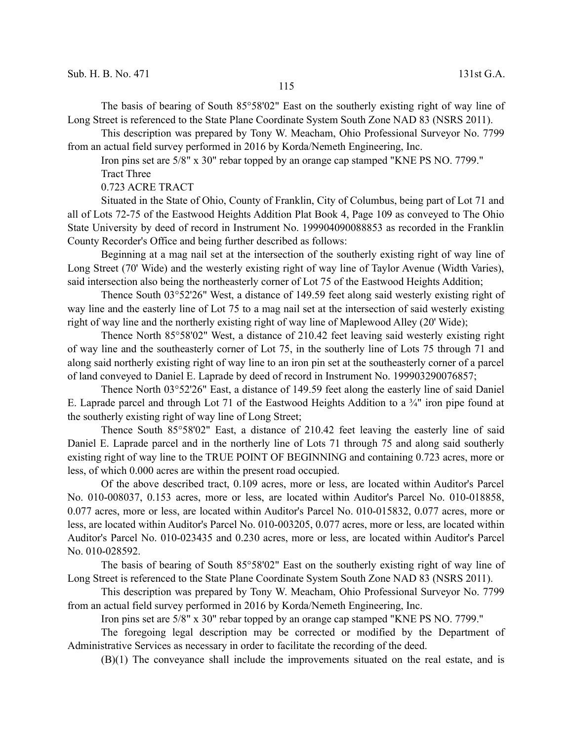The basis of bearing of South 85°58'02" East on the southerly existing right of way line of Long Street is referenced to the State Plane Coordinate System South Zone NAD 83 (NSRS 2011).

This description was prepared by Tony W. Meacham, Ohio Professional Surveyor No. 7799 from an actual field survey performed in 2016 by Korda/Nemeth Engineering, Inc.

Iron pins set are 5/8" x 30" rebar topped by an orange cap stamped "KNE PS NO. 7799."

Tract Three

0.723 ACRE TRACT

Situated in the State of Ohio, County of Franklin, City of Columbus, being part of Lot 71 and all of Lots 72-75 of the Eastwood Heights Addition Plat Book 4, Page 109 as conveyed to The Ohio State University by deed of record in Instrument No. 199904090088853 as recorded in the Franklin County Recorder's Office and being further described as follows:

Beginning at a mag nail set at the intersection of the southerly existing right of way line of Long Street (70' Wide) and the westerly existing right of way line of Taylor Avenue (Width Varies), said intersection also being the northeasterly corner of Lot 75 of the Eastwood Heights Addition;

Thence South 03°52'26" West, a distance of 149.59 feet along said westerly existing right of way line and the easterly line of Lot 75 to a mag nail set at the intersection of said westerly existing right of way line and the northerly existing right of way line of Maplewood Alley (20' Wide);

Thence North 85°58'02" West, a distance of 210.42 feet leaving said westerly existing right of way line and the southeasterly corner of Lot 75, in the southerly line of Lots 75 through 71 and along said northerly existing right of way line to an iron pin set at the southeasterly corner of a parcel of land conveyed to Daniel E. Laprade by deed of record in Instrument No. 199903290076857;

Thence North 03°52'26" East, a distance of 149.59 feet along the easterly line of said Daniel E. Laprade parcel and through Lot 71 of the Eastwood Heights Addition to a ¾" iron pipe found at the southerly existing right of way line of Long Street;

Thence South 85°58'02" East, a distance of 210.42 feet leaving the easterly line of said Daniel E. Laprade parcel and in the northerly line of Lots 71 through 75 and along said southerly existing right of way line to the TRUE POINT OF BEGINNING and containing 0.723 acres, more or less, of which 0.000 acres are within the present road occupied.

Of the above described tract, 0.109 acres, more or less, are located within Auditor's Parcel No. 010-008037, 0.153 acres, more or less, are located within Auditor's Parcel No. 010-018858, 0.077 acres, more or less, are located within Auditor's Parcel No. 010-015832, 0.077 acres, more or less, are located within Auditor's Parcel No. 010-003205, 0.077 acres, more or less, are located within Auditor's Parcel No. 010-023435 and 0.230 acres, more or less, are located within Auditor's Parcel No. 010-028592.

The basis of bearing of South 85°58'02" East on the southerly existing right of way line of Long Street is referenced to the State Plane Coordinate System South Zone NAD 83 (NSRS 2011).

This description was prepared by Tony W. Meacham, Ohio Professional Surveyor No. 7799 from an actual field survey performed in 2016 by Korda/Nemeth Engineering, Inc.

Iron pins set are 5/8" x 30" rebar topped by an orange cap stamped "KNE PS NO. 7799."

The foregoing legal description may be corrected or modified by the Department of Administrative Services as necessary in order to facilitate the recording of the deed.

(B)(1) The conveyance shall include the improvements situated on the real estate, and is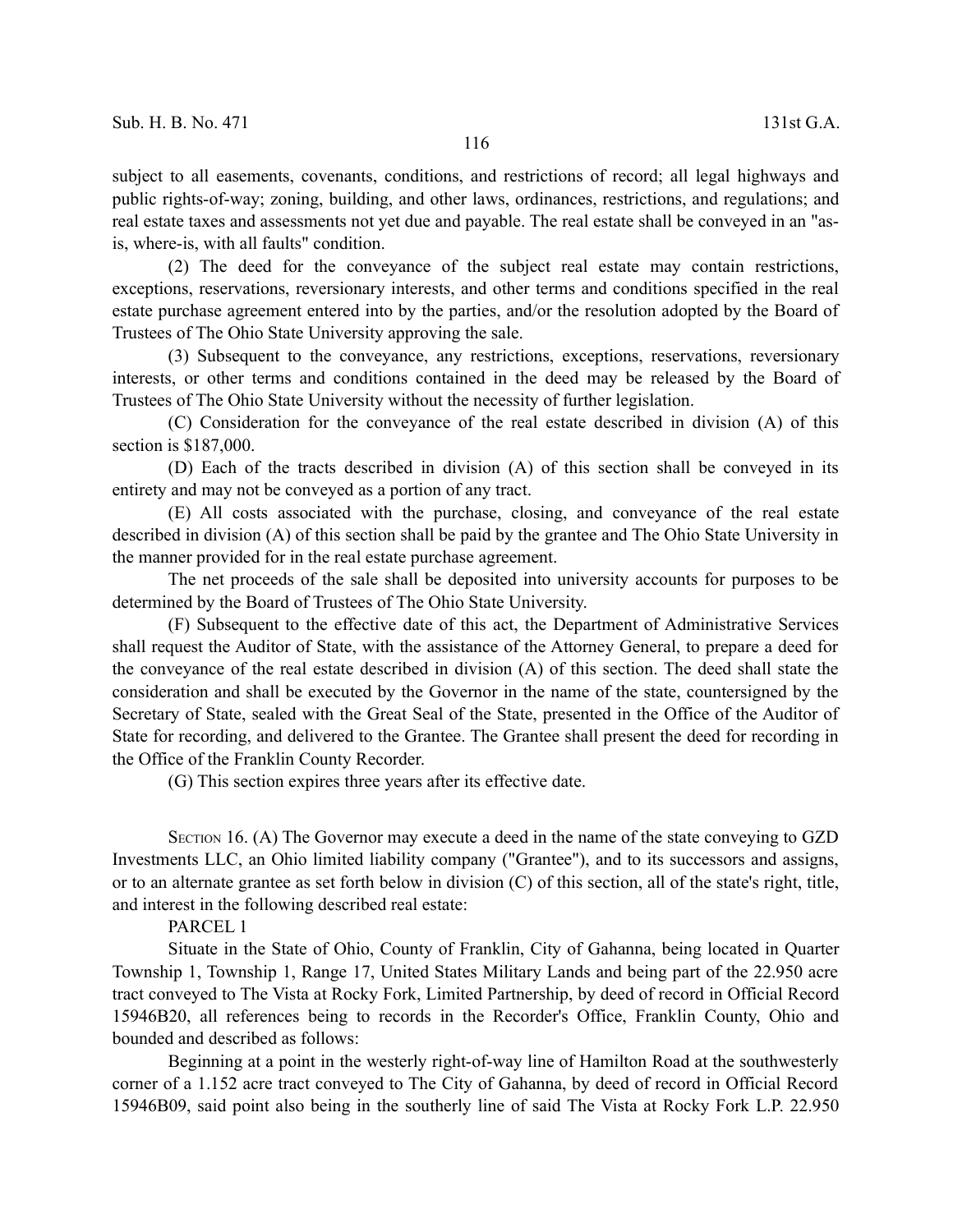subject to all easements, covenants, conditions, and restrictions of record; all legal highways and public rights-of-way; zoning, building, and other laws, ordinances, restrictions, and regulations; and real estate taxes and assessments not yet due and payable. The real estate shall be conveyed in an "as-is, where-is, with all faults" condition.

(2) The deed for the conveyance of the subject real estate may contain restrictions, exceptions, reservations, reversionary interests, and other terms and conditions specified in the real estate purchase agreement entered into by the parties, and/or the resolution adopted by the Board of Trustees of The Ohio State University approving the sale.

(3) Subsequent to the conveyance, any restrictions, exceptions, reservations, reversionary interests, or other terms and conditions contained in the deed may be released by the Board of Trustees of The Ohio State University without the necessity of further legislation.

(C) Consideration for the conveyance of the real estate described in division (A) of this section is $187,000.

(D) Each of the tracts described in division (A) of this section shall be conveyed in its entirety and may not be conveyed as a portion of any tract.

(E) All costs associated with the purchase, closing, and conveyance of the real estate described in division (A) of this section shall be paid by the grantee and The Ohio State University in the manner provided for in the real estate purchase agreement.

The net proceeds of the sale shall be deposited into university accounts for purposes to be determined by the Board of Trustees of The Ohio State University.

(F) Subsequent to the effective date of this act, the Department of Administrative Services shall request the Auditor of State, with the assistance of the Attorney General, to prepare a deed for the conveyance of the real estate described in division (A) of this section. The deed shall state the consideration and shall be executed by the Governor in the name of the state, countersigned by the Secretary of State, sealed with the Great Seal of the State, presented in the Office of the Auditor of State for recording, and delivered to the Grantee. The Grantee shall present the deed for recording in the Office of the Franklin County Recorder.

(G) This section expires three years after its effective date.

SECTION 16. (A) The Governor may execute a deed in the name of the state conveying to GZD Investments LLC, an Ohio limited liability company ("Grantee"), and to its successors and assigns, or to an alternate grantee as set forth below in division (C) of this section, all of the state's right, title, and interest in the following described real estate:

PARCEL 1

Situate in the State of Ohio, County of Franklin, City of Gahanna, being located in Quarter Township 1, Township 1, Range 17, United States Military Lands and being part of the 22.950 acre tract conveyed to The Vista at Rocky Fork, Limited Partnership, by deed of record in Official Record 15946B20, all references being to records in the Recorder's Office, Franklin County, Ohio and bounded and described as follows:

Beginning at a point in the westerly right-of-way line of Hamilton Road at the southwesterly corner of a 1.152 acre tract conveyed to The City of Gahanna, by deed of record in Official Record 15946B09, said point also being in the southerly line of said The Vista at Rocky Fork L.P. 22.950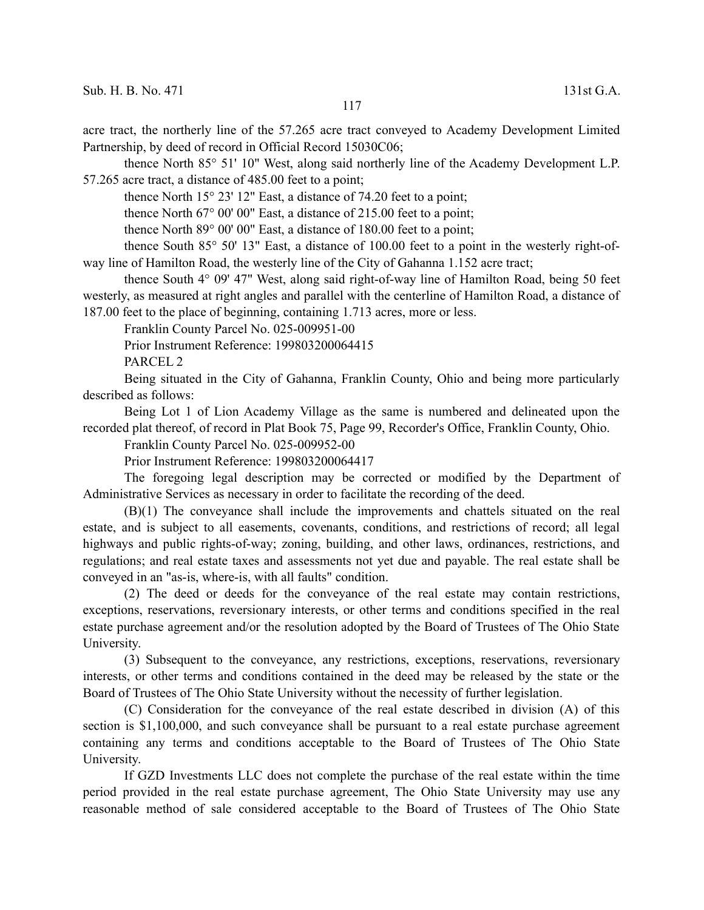acre tract, the northerly line of the 57.265 acre tract conveyed to Academy Development Limited Partnership, by deed of record in Official Record 15030C06;

thence North 85° 51' 10" West, along said northerly line of the Academy Development L.P. 57.265 acre tract, a distance of 485.00 feet to a point;

thence North 15° 23' 12" East, a distance of 74.20 feet to a point;

thence North 67° 00' 00" East, a distance of 215.00 feet to a point;

thence North 89° 00' 00" East, a distance of 180.00 feet to a point;

thence South 85° 50' 13" East, a distance of 100.00 feet to a point in the westerly right-of-way line of Hamilton Road, the westerly line of the City of Gahanna 1.152 acre tract;

thence South 4° 09' 47" West, along said right-of-way line of Hamilton Road, being 50 feet westerly, as measured at right angles and parallel with the centerline of Hamilton Road, a distance of 187.00 feet to the place of beginning, containing 1.713 acres, more or less.

Franklin County Parcel No. 025-009951-00

Prior Instrument Reference: 199803200064415

PARCEL 2

Being situated in the City of Gahanna, Franklin County, Ohio and being more particularly described as follows:

Being Lot 1 of Lion Academy Village as the same is numbered and delineated upon the recorded plat thereof, of record in Plat Book 75, Page 99, Recorder's Office, Franklin County, Ohio.

Franklin County Parcel No. 025-009952-00

Prior Instrument Reference: 199803200064417

The foregoing legal description may be corrected or modified by the Department of Administrative Services as necessary in order to facilitate the recording of the deed.

(B)(1) The conveyance shall include the improvements and chattels situated on the real estate, and is subject to all easements, covenants, conditions, and restrictions of record; all legal highways and public rights-of-way; zoning, building, and other laws, ordinances, restrictions, and regulations; and real estate taxes and assessments not yet due and payable. The real estate shall be conveyed in an "as-is, where-is, with all faults" condition.

(2) The deed or deeds for the conveyance of the real estate may contain restrictions, exceptions, reservations, reversionary interests, or other terms and conditions specified in the real estate purchase agreement and/or the resolution adopted by the Board of Trustees of The Ohio State University.

(3) Subsequent to the conveyance, any restrictions, exceptions, reservations, reversionary interests, or other terms and conditions contained in the deed may be released by the state or the Board of Trustees of The Ohio State University without the necessity of further legislation.

(C) Consideration for the conveyance of the real estate described in division (A) of this section is $1,100,000, and such conveyance shall be pursuant to a real estate purchase agreement containing any terms and conditions acceptable to the Board of Trustees of The Ohio State University.

If GZD Investments LLC does not complete the purchase of the real estate within the time period provided in the real estate purchase agreement, The Ohio State University may use any reasonable method of sale considered acceptable to the Board of Trustees of The Ohio State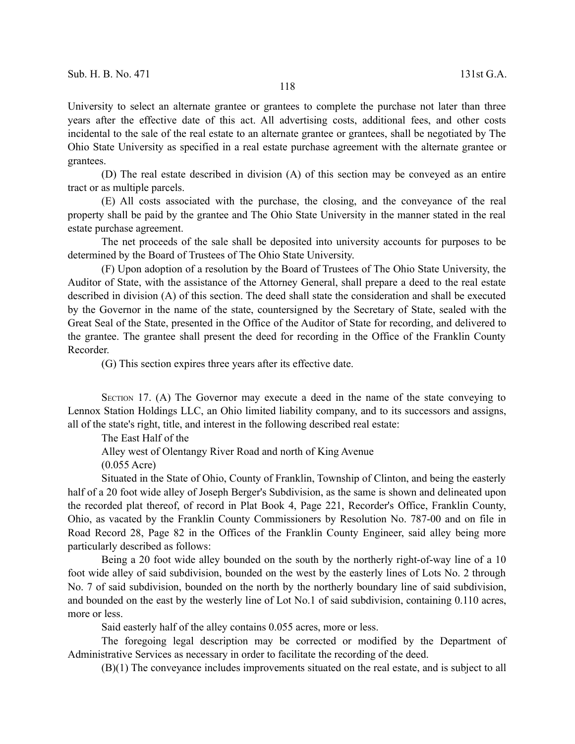University to select an alternate grantee or grantees to complete the purchase not later than three years after the effective date of this act. All advertising costs, additional fees, and other costs incidental to the sale of the real estate to an alternate grantee or grantees, shall be negotiated by The Ohio State University as specified in a real estate purchase agreement with the alternate grantee or grantees.

(D) The real estate described in division (A) of this section may be conveyed as an entire tract or as multiple parcels.

(E) All costs associated with the purchase, the closing, and the conveyance of the real property shall be paid by the grantee and The Ohio State University in the manner stated in the real estate purchase agreement.

The net proceeds of the sale shall be deposited into university accounts for purposes to be determined by the Board of Trustees of The Ohio State University.

(F) Upon adoption of a resolution by the Board of Trustees of The Ohio State University, the Auditor of State, with the assistance of the Attorney General, shall prepare a deed to the real estate described in division (A) of this section. The deed shall state the consideration and shall be executed by the Governor in the name of the state, countersigned by the Secretary of State, sealed with the Great Seal of the State, presented in the Office of the Auditor of State for recording, and delivered to the grantee. The grantee shall present the deed for recording in the Office of the Franklin County Recorder.

(G) This section expires three years after its effective date.

SECTION 17. (A) The Governor may execute a deed in the name of the state conveying to Lennox Station Holdings LLC, an Ohio limited liability company, and to its successors and assigns, all of the state's right, title, and interest in the following described real estate:

The East Half of the

Alley west of Olentangy River Road and north of King Avenue

(0.055 Acre)

Situated in the State of Ohio, County of Franklin, Township of Clinton, and being the easterly half of a 20 foot wide alley of Joseph Berger's Subdivision, as the same is shown and delineated upon the recorded plat thereof, of record in Plat Book 4, Page 221, Recorder's Office, Franklin County, Ohio, as vacated by the Franklin County Commissioners by Resolution No. 787-00 and on file in Road Record 28, Page 82 in the Offices of the Franklin County Engineer, said alley being more particularly described as follows:

Being a 20 foot wide alley bounded on the south by the northerly right-of-way line of a 10 foot wide alley of said subdivision, bounded on the west by the easterly lines of Lots No. 2 through No. 7 of said subdivision, bounded on the north by the northerly boundary line of said subdivision, and bounded on the east by the westerly line of Lot No.1 of said subdivision, containing 0.110 acres, more or less.

Said easterly half of the alley contains 0.055 acres, more or less.

The foregoing legal description may be corrected or modified by the Department of Administrative Services as necessary in order to facilitate the recording of the deed.

(B)(1) The conveyance includes improvements situated on the real estate, and is subject to all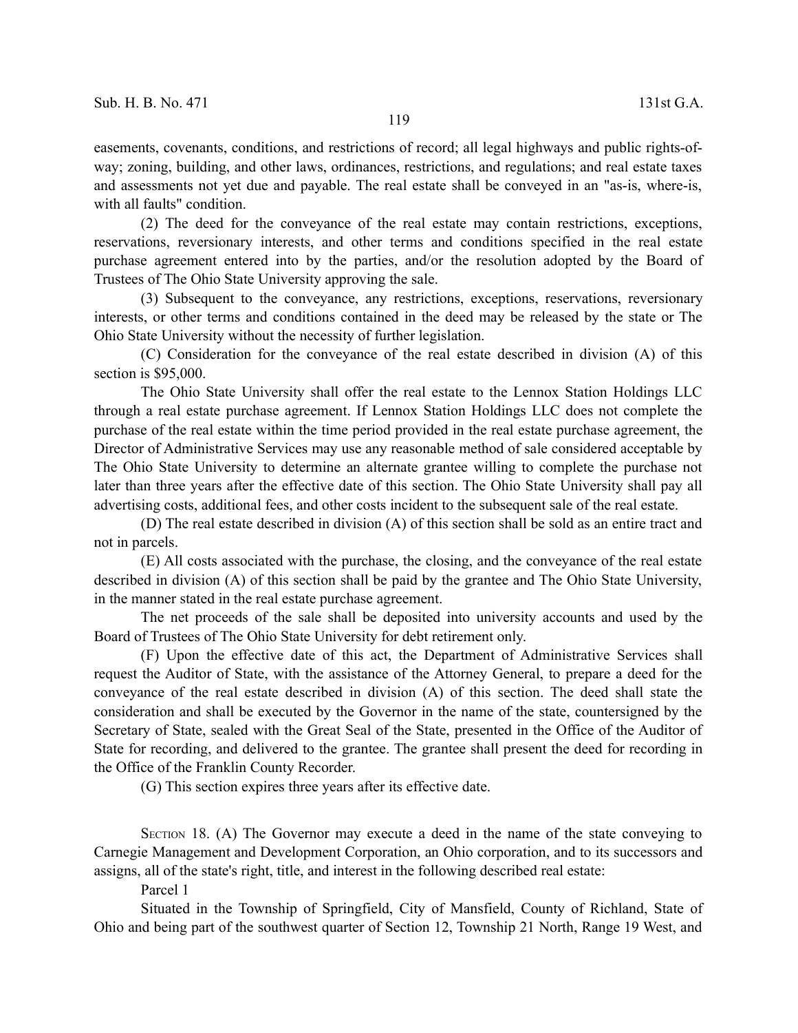easements, covenants, conditions, and restrictions of record; all legal highways and public rights-of-way; zoning, building, and other laws, ordinances, restrictions, and regulations; and real estate taxes and assessments not yet due and payable. The real estate shall be conveyed in an "as-is, where-is, with all faults" condition.

(2) The deed for the conveyance of the real estate may contain restrictions, exceptions, reservations, reversionary interests, and other terms and conditions specified in the real estate purchase agreement entered into by the parties, and/or the resolution adopted by the Board of Trustees of The Ohio State University approving the sale.

(3) Subsequent to the conveyance, any restrictions, exceptions, reservations, reversionary interests, or other terms and conditions contained in the deed may be released by the state or The Ohio State University without the necessity of further legislation.

(C) Consideration for the conveyance of the real estate described in division (A) of this section is $95,000.

The Ohio State University shall offer the real estate to the Lennox Station Holdings LLC through a real estate purchase agreement. If Lennox Station Holdings LLC does not complete the purchase of the real estate within the time period provided in the real estate purchase agreement, the Director of Administrative Services may use any reasonable method of sale considered acceptable by The Ohio State University to determine an alternate grantee willing to complete the purchase not later than three years after the effective date of this section. The Ohio State University shall pay all advertising costs, additional fees, and other costs incident to the subsequent sale of the real estate.

(D) The real estate described in division (A) of this section shall be sold as an entire tract and not in parcels.

(E) All costs associated with the purchase, the closing, and the conveyance of the real estate described in division (A) of this section shall be paid by the grantee and The Ohio State University, in the manner stated in the real estate purchase agreement.

The net proceeds of the sale shall be deposited into university accounts and used by the Board of Trustees of The Ohio State University for debt retirement only.

(F) Upon the effective date of this act, the Department of Administrative Services shall request the Auditor of State, with the assistance of the Attorney General, to prepare a deed for the conveyance of the real estate described in division (A) of this section. The deed shall state the consideration and shall be executed by the Governor in the name of the state, countersigned by the Secretary of State, sealed with the Great Seal of the State, presented in the Office of the Auditor of State for recording, and delivered to the grantee. The grantee shall present the deed for recording in the Office of the Franklin County Recorder.

(G) This section expires three years after its effective date.

SECTION 18. (A) The Governor may execute a deed in the name of the state conveying to Carnegie Management and Development Corporation, an Ohio corporation, and to its successors and assigns, all of the state's right, title, and interest in the following described real estate:

Parcel 1

Situated in the Township of Springfield, City of Mansfield, County of Richland, State of Ohio and being part of the southwest quarter of Section 12, Township 21 North, Range 19 West, and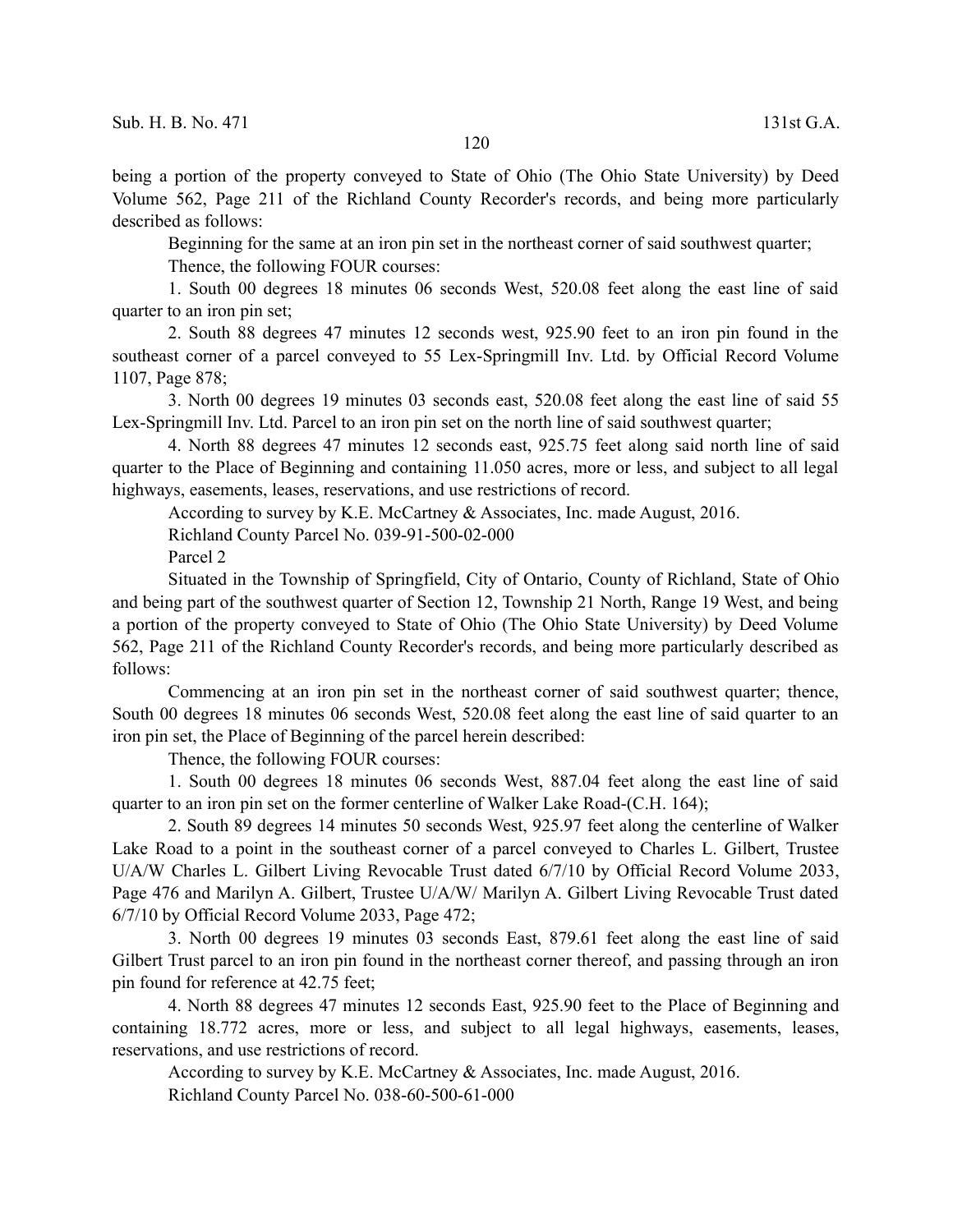being a portion of the property conveyed to State of Ohio (The Ohio State University) by Deed Volume 562, Page 211 of the Richland County Recorder's records, and being more particularly described as follows:

Beginning for the same at an iron pin set in the northeast corner of said southwest quarter;

Thence, the following FOUR courses:

1. South 00 degrees 18 minutes 06 seconds West, 520.08 feet along the east line of said quarter to an iron pin set;

2. South 88 degrees 47 minutes 12 seconds west, 925.90 feet to an iron pin found in the southeast corner of a parcel conveyed to 55 Lex-Springmill Inv. Ltd. by Official Record Volume 1107, Page 878;

3. North 00 degrees 19 minutes 03 seconds east, 520.08 feet along the east line of said 55 Lex-Springmill Inv. Ltd. Parcel to an iron pin set on the north line of said southwest quarter;

4. North 88 degrees 47 minutes 12 seconds east, 925.75 feet along said north line of said quarter to the Place of Beginning and containing 11.050 acres, more or less, and subject to all legal highways, easements, leases, reservations, and use restrictions of record.

According to survey by K.E. McCartney & Associates, Inc. made August, 2016.

Richland County Parcel No. 039-91-500-02-000

Parcel 2

Situated in the Township of Springfield, City of Ontario, County of Richland, State of Ohio and being part of the southwest quarter of Section 12, Township 21 North, Range 19 West, and being a portion of the property conveyed to State of Ohio (The Ohio State University) by Deed Volume 562, Page 211 of the Richland County Recorder's records, and being more particularly described as follows:

Commencing at an iron pin set in the northeast corner of said southwest quarter; thence, South 00 degrees 18 minutes 06 seconds West, 520.08 feet along the east line of said quarter to an iron pin set, the Place of Beginning of the parcel herein described:

Thence, the following FOUR courses:

1. South 00 degrees 18 minutes 06 seconds West, 887.04 feet along the east line of said quarter to an iron pin set on the former centerline of Walker Lake Road-(C.H. 164);

2. South 89 degrees 14 minutes 50 seconds West, 925.97 feet along the centerline of Walker Lake Road to a point in the southeast corner of a parcel conveyed to Charles L. Gilbert, Trustee U/A/W Charles L. Gilbert Living Revocable Trust dated 6/7/10 by Official Record Volume 2033, Page 476 and Marilyn A. Gilbert, Trustee U/A/W/ Marilyn A. Gilbert Living Revocable Trust dated 6/7/10 by Official Record Volume 2033, Page 472;

3. North 00 degrees 19 minutes 03 seconds East, 879.61 feet along the east line of said Gilbert Trust parcel to an iron pin found in the northeast corner thereof, and passing through an iron pin found for reference at 42.75 feet;

4. North 88 degrees 47 minutes 12 seconds East, 925.90 feet to the Place of Beginning and containing 18.772 acres, more or less, and subject to all legal highways, easements, leases, reservations, and use restrictions of record.

According to survey by K.E. McCartney & Associates, Inc. made August, 2016.

Richland County Parcel No. 038-60-500-61-000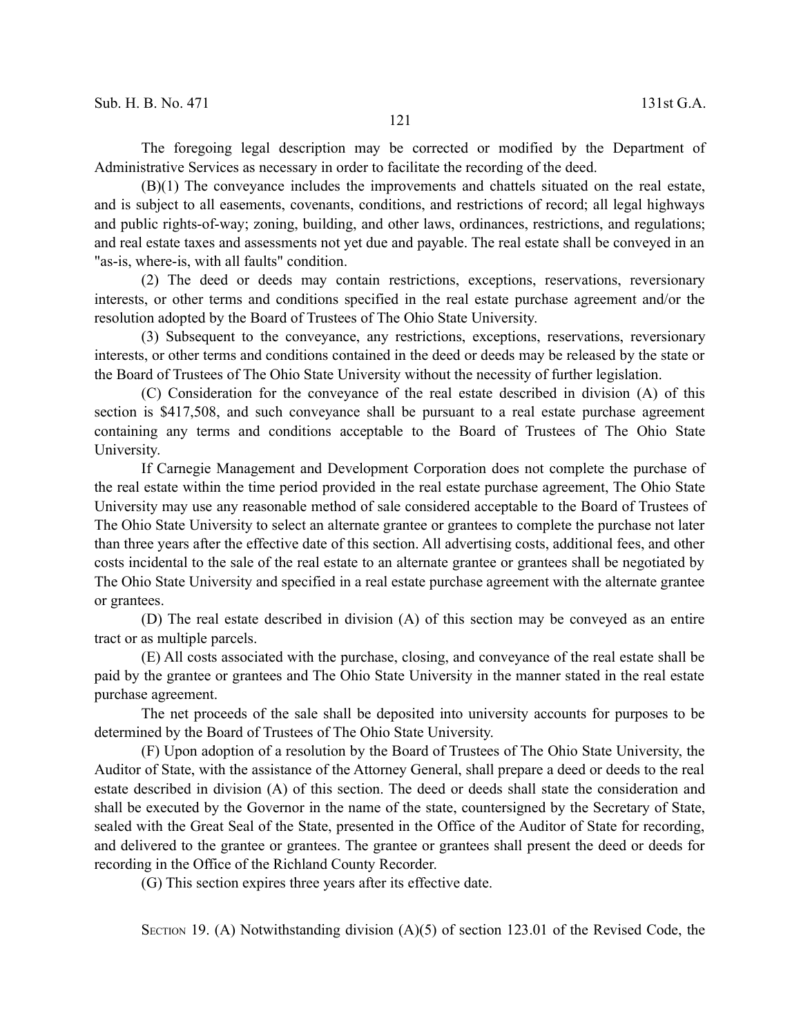The foregoing legal description may be corrected or modified by the Department of Administrative Services as necessary in order to facilitate the recording of the deed.

(B)(1) The conveyance includes the improvements and chattels situated on the real estate, and is subject to all easements, covenants, conditions, and restrictions of record; all legal highways and public rights-of-way; zoning, building, and other laws, ordinances, restrictions, and regulations; and real estate taxes and assessments not yet due and payable. The real estate shall be conveyed in an "as-is, where-is, with all faults" condition.

(2) The deed or deeds may contain restrictions, exceptions, reservations, reversionary interests, or other terms and conditions specified in the real estate purchase agreement and/or the resolution adopted by the Board of Trustees of The Ohio State University.

(3) Subsequent to the conveyance, any restrictions, exceptions, reservations, reversionary interests, or other terms and conditions contained in the deed or deeds may be released by the state or the Board of Trustees of The Ohio State University without the necessity of further legislation.

(C) Consideration for the conveyance of the real estate described in division (A) of this section is $417,508, and such conveyance shall be pursuant to a real estate purchase agreement containing any terms and conditions acceptable to the Board of Trustees of The Ohio State University.

If Carnegie Management and Development Corporation does not complete the purchase of the real estate within the time period provided in the real estate purchase agreement, The Ohio State University may use any reasonable method of sale considered acceptable to the Board of Trustees of The Ohio State University to select an alternate grantee or grantees to complete the purchase not later than three years after the effective date of this section. All advertising costs, additional fees, and other costs incidental to the sale of the real estate to an alternate grantee or grantees shall be negotiated by The Ohio State University and specified in a real estate purchase agreement with the alternate grantee or grantees.

(D) The real estate described in division (A) of this section may be conveyed as an entire tract or as multiple parcels.

(E) All costs associated with the purchase, closing, and conveyance of the real estate shall be paid by the grantee or grantees and The Ohio State University in the manner stated in the real estate purchase agreement.

The net proceeds of the sale shall be deposited into university accounts for purposes to be determined by the Board of Trustees of The Ohio State University.

(F) Upon adoption of a resolution by the Board of Trustees of The Ohio State University, the Auditor of State, with the assistance of the Attorney General, shall prepare a deed or deeds to the real estate described in division (A) of this section. The deed or deeds shall state the consideration and shall be executed by the Governor in the name of the state, countersigned by the Secretary of State, sealed with the Great Seal of the State, presented in the Office of the Auditor of State for recording, and delivered to the grantee or grantees. The grantee or grantees shall present the deed or deeds for recording in the Office of the Richland County Recorder.

(G) This section expires three years after its effective date.

SECTION 19. (A) Notwithstanding division (A)(5) of section 123.01 of the Revised Code, the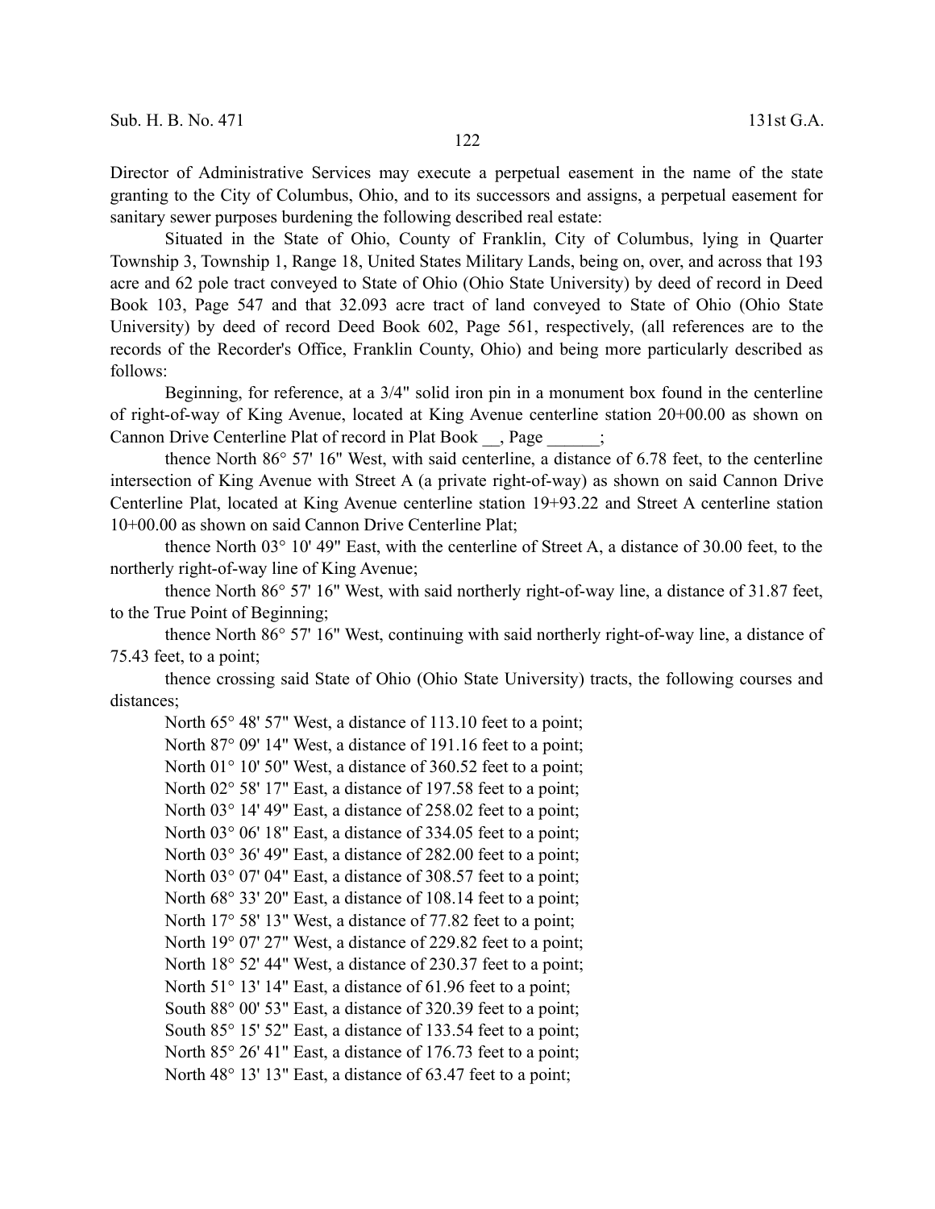Director of Administrative Services may execute a perpetual easement in the name of the state granting to the City of Columbus, Ohio, and to its successors and assigns, a perpetual easement for sanitary sewer purposes burdening the following described real estate:

Situated in the State of Ohio, County of Franklin, City of Columbus, lying in Quarter Township 3, Township 1, Range 18, United States Military Lands, being on, over, and across that 193 acre and 62 pole tract conveyed to State of Ohio (Ohio State University) by deed of record in Deed Book 103, Page 547 and that 32.093 acre tract of land conveyed to State of Ohio (Ohio State University) by deed of record Deed Book 602, Page 561, respectively, (all references are to the records of the Recorder's Office, Franklin County, Ohio) and being more particularly described as follows:

Beginning, for reference, at a 3/4" solid iron pin in a monument box found in the centerline of right-of-way of King Avenue, located at King Avenue centerline station 20+00.00 as shown on Cannon Drive Centerline Plat of record in Plat Book __, Page ______;

thence North 86° 57' 16" West, with said centerline, a distance of 6.78 feet, to the centerline intersection of King Avenue with Street A (a private right-of-way) as shown on said Cannon Drive Centerline Plat, located at King Avenue centerline station 19+93.22 and Street A centerline station 10+00.00 as shown on said Cannon Drive Centerline Plat;

thence North 03° 10' 49" East, with the centerline of Street A, a distance of 30.00 feet, to the northerly right-of-way line of King Avenue;

thence North 86° 57' 16" West, with said northerly right-of-way line, a distance of 31.87 feet, to the True Point of Beginning;

thence North 86° 57' 16" West, continuing with said northerly right-of-way line, a distance of 75.43 feet, to a point;

thence crossing said State of Ohio (Ohio State University) tracts, the following courses and distances;

North 65° 48' 57" West, a distance of 113.10 feet to a point;
North 87° 09' 14" West, a distance of 191.16 feet to a point;
North 01° 10' 50" West, a distance of 360.52 feet to a point;
North 02° 58' 17" East, a distance of 197.58 feet to a point;
North 03° 14' 49" East, a distance of 258.02 feet to a point;
North 03° 06' 18" East, a distance of 334.05 feet to a point;
North 03° 36' 49" East, a distance of 282.00 feet to a point;
North 03° 07' 04" East, a distance of 308.57 feet to a point;
North 68° 33' 20" East, a distance of 108.14 feet to a point;
North 17° 58' 13" West, a distance of 77.82 feet to a point;
North 19° 07' 27" West, a distance of 229.82 feet to a point;
North 18° 52' 44" West, a distance of 230.37 feet to a point;
North 51° 13' 14" East, a distance of 61.96 feet to a point;
South 88° 00' 53" East, a distance of 320.39 feet to a point;
South 85° 15' 52" East, a distance of 133.54 feet to a point;
North 85° 26' 41" East, a distance of 176.73 feet to a point;
North 48° 13' 13" East, a distance of 63.47 feet to a point;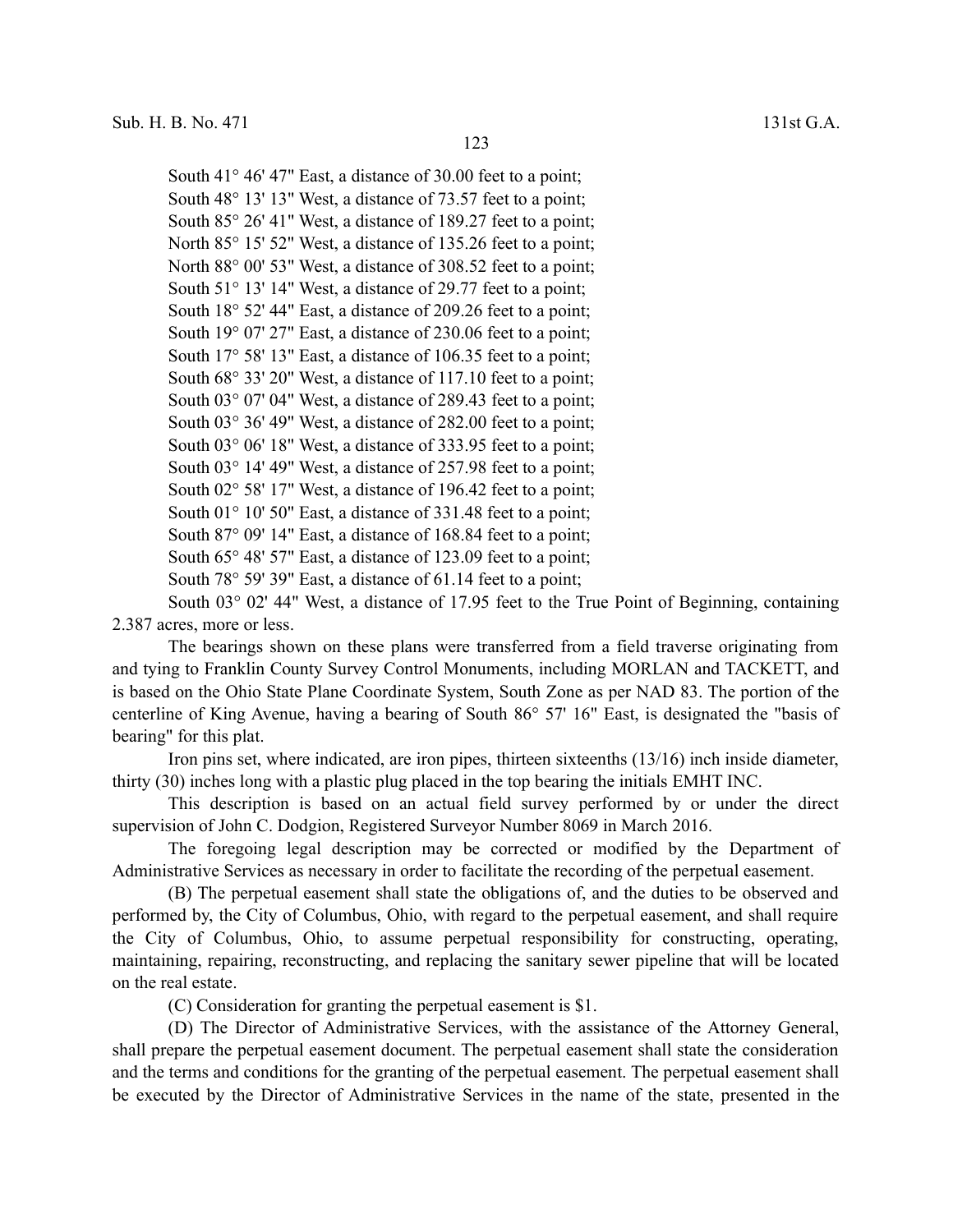South 41° 46' 47" East, a distance of 30.00 feet to a point;
South 48° 13' 13" West, a distance of 73.57 feet to a point;
South 85° 26' 41" West, a distance of 189.27 feet to a point;
North 85° 15' 52" West, a distance of 135.26 feet to a point;
North 88° 00' 53" West, a distance of 308.52 feet to a point;
South 51° 13' 14" West, a distance of 29.77 feet to a point;
South 18° 52' 44" East, a distance of 209.26 feet to a point;
South 19° 07' 27" East, a distance of 230.06 feet to a point;
South 17° 58' 13" East, a distance of 106.35 feet to a point;
South 68° 33' 20" West, a distance of 117.10 feet to a point;
South 03° 07' 04" West, a distance of 289.43 feet to a point;
South 03° 36' 49" West, a distance of 282.00 feet to a point;
South 03° 06' 18" West, a distance of 333.95 feet to a point;
South 03° 14' 49" West, a distance of 257.98 feet to a point;
South 02° 58' 17" West, a distance of 196.42 feet to a point;
South 01° 10' 50" East, a distance of 331.48 feet to a point;
South 87° 09' 14" East, a distance of 168.84 feet to a point;
South 65° 48' 57" East, a distance of 123.09 feet to a point;
South 78° 59' 39" East, a distance of 61.14 feet to a point;

South 03° 02' 44" West, a distance of 17.95 feet to the True Point of Beginning, containing 2.387 acres, more or less.

The bearings shown on these plans were transferred from a field traverse originating from and tying to Franklin County Survey Control Monuments, including MORLAN and TACKETT, and is based on the Ohio State Plane Coordinate System, South Zone as per NAD 83. The portion of the centerline of King Avenue, having a bearing of South 86° 57' 16" East, is designated the "basis of bearing" for this plat.

Iron pins set, where indicated, are iron pipes, thirteen sixteenths (13/16) inch inside diameter, thirty (30) inches long with a plastic plug placed in the top bearing the initials EMHT INC.

This description is based on an actual field survey performed by or under the direct supervision of John C. Dodgion, Registered Surveyor Number 8069 in March 2016.

The foregoing legal description may be corrected or modified by the Department of Administrative Services as necessary in order to facilitate the recording of the perpetual easement.

(B) The perpetual easement shall state the obligations of, and the duties to be observed and performed by, the City of Columbus, Ohio, with regard to the perpetual easement, and shall require the City of Columbus, Ohio, to assume perpetual responsibility for constructing, operating, maintaining, repairing, reconstructing, and replacing the sanitary sewer pipeline that will be located on the real estate.

(C) Consideration for granting the perpetual easement is $1.

(D) The Director of Administrative Services, with the assistance of the Attorney General, shall prepare the perpetual easement document. The perpetual easement shall state the consideration and the terms and conditions for the granting of the perpetual easement. The perpetual easement shall be executed by the Director of Administrative Services in the name of the state, presented in the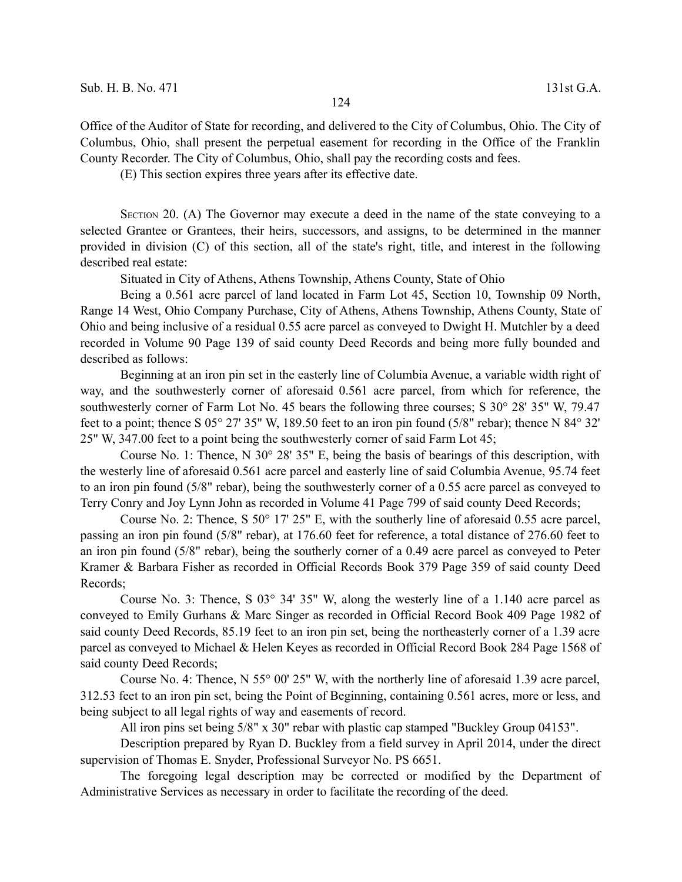Office of the Auditor of State for recording, and delivered to the City of Columbus, Ohio. The City of Columbus, Ohio, shall present the perpetual easement for recording in the Office of the Franklin County Recorder. The City of Columbus, Ohio, shall pay the recording costs and fees.

(E) This section expires three years after its effective date.

SECTION 20. (A) The Governor may execute a deed in the name of the state conveying to a selected Grantee or Grantees, their heirs, successors, and assigns, to be determined in the manner provided in division (C) of this section, all of the state's right, title, and interest in the following described real estate:

Situated in City of Athens, Athens Township, Athens County, State of Ohio

Being a 0.561 acre parcel of land located in Farm Lot 45, Section 10, Township 09 North, Range 14 West, Ohio Company Purchase, City of Athens, Athens Township, Athens County, State of Ohio and being inclusive of a residual 0.55 acre parcel as conveyed to Dwight H. Mutchler by a deed recorded in Volume 90 Page 139 of said county Deed Records and being more fully bounded and described as follows:

Beginning at an iron pin set in the easterly line of Columbia Avenue, a variable width right of way, and the southwesterly corner of aforesaid 0.561 acre parcel, from which for reference, the southwesterly corner of Farm Lot No. 45 bears the following three courses; S 30° 28' 35" W, 79.47 feet to a point; thence S 05° 27' 35" W, 189.50 feet to an iron pin found (5/8" rebar); thence N 84° 32' 25" W, 347.00 feet to a point being the southwesterly corner of said Farm Lot 45;

Course No. 1: Thence, N 30° 28' 35" E, being the basis of bearings of this description, with the westerly line of aforesaid 0.561 acre parcel and easterly line of said Columbia Avenue, 95.74 feet to an iron pin found (5/8" rebar), being the southwesterly corner of a 0.55 acre parcel as conveyed to Terry Conry and Joy Lynn John as recorded in Volume 41 Page 799 of said county Deed Records;

Course No. 2: Thence, S 50° 17' 25" E, with the southerly line of aforesaid 0.55 acre parcel, passing an iron pin found (5/8" rebar), at 176.60 feet for reference, a total distance of 276.60 feet to an iron pin found (5/8" rebar), being the southerly corner of a 0.49 acre parcel as conveyed to Peter Kramer & Barbara Fisher as recorded in Official Records Book 379 Page 359 of said county Deed Records;

Course No. 3: Thence, S 03° 34' 35" W, along the westerly line of a 1.140 acre parcel as conveyed to Emily Gurhans & Marc Singer as recorded in Official Record Book 409 Page 1982 of said county Deed Records, 85.19 feet to an iron pin set, being the northeasterly corner of a 1.39 acre parcel as conveyed to Michael & Helen Keyes as recorded in Official Record Book 284 Page 1568 of said county Deed Records;

Course No. 4: Thence, N 55° 00' 25" W, with the northerly line of aforesaid 1.39 acre parcel, 312.53 feet to an iron pin set, being the Point of Beginning, containing 0.561 acres, more or less, and being subject to all legal rights of way and easements of record.

All iron pins set being 5/8" x 30" rebar with plastic cap stamped "Buckley Group 04153".

Description prepared by Ryan D. Buckley from a field survey in April 2014, under the direct supervision of Thomas E. Snyder, Professional Surveyor No. PS 6651.

The foregoing legal description may be corrected or modified by the Department of Administrative Services as necessary in order to facilitate the recording of the deed.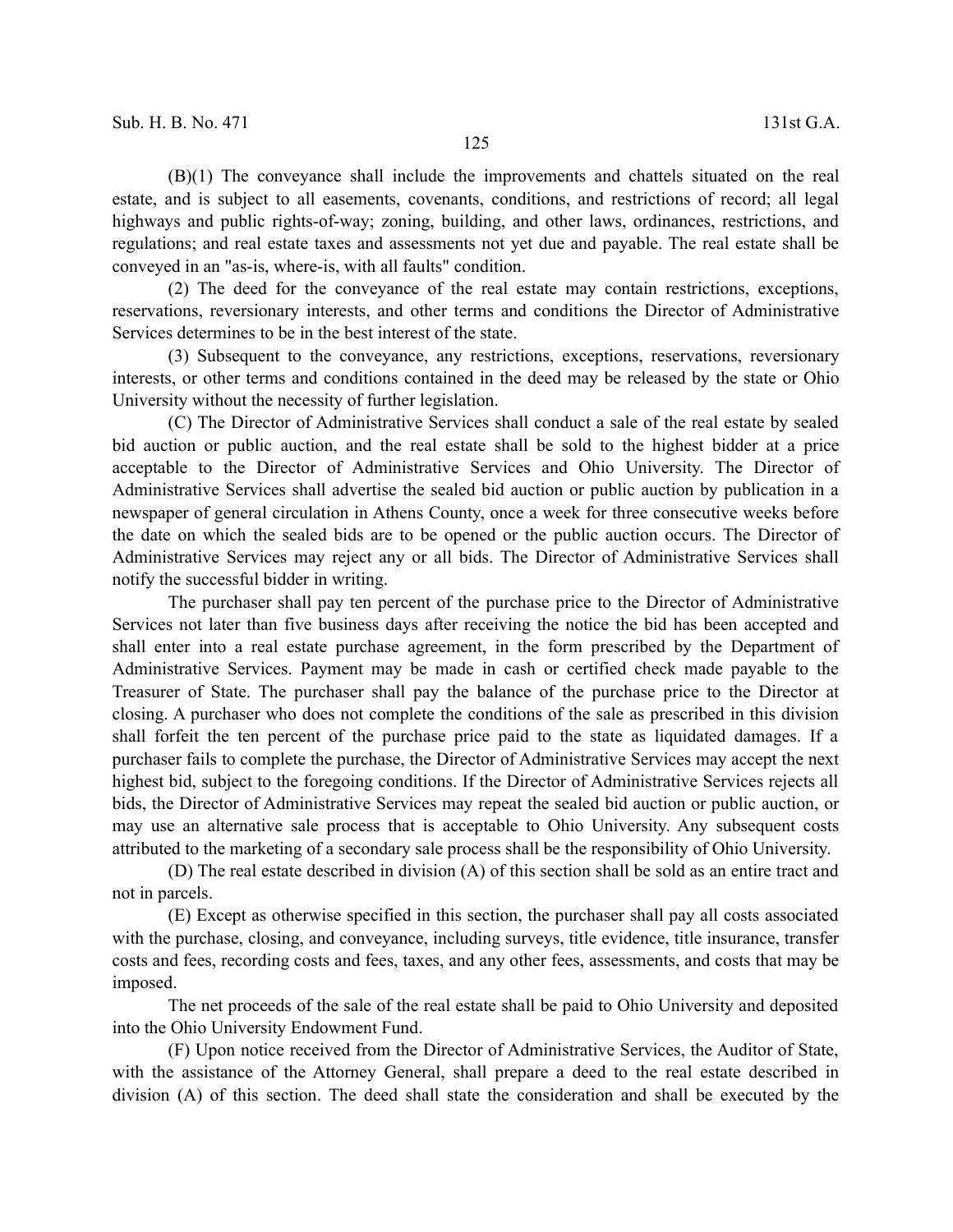(B)(1) The conveyance shall include the improvements and chattels situated on the real estate, and is subject to all easements, covenants, conditions, and restrictions of record; all legal highways and public rights-of-way; zoning, building, and other laws, ordinances, restrictions, and regulations; and real estate taxes and assessments not yet due and payable. The real estate shall be conveyed in an "as-is, where-is, with all faults" condition.

(2) The deed for the conveyance of the real estate may contain restrictions, exceptions, reservations, reversionary interests, and other terms and conditions the Director of Administrative Services determines to be in the best interest of the state.

(3) Subsequent to the conveyance, any restrictions, exceptions, reservations, reversionary interests, or other terms and conditions contained in the deed may be released by the state or Ohio University without the necessity of further legislation.

(C) The Director of Administrative Services shall conduct a sale of the real estate by sealed bid auction or public auction, and the real estate shall be sold to the highest bidder at a price acceptable to the Director of Administrative Services and Ohio University. The Director of Administrative Services shall advertise the sealed bid auction or public auction by publication in a newspaper of general circulation in Athens County, once a week for three consecutive weeks before the date on which the sealed bids are to be opened or the public auction occurs. The Director of Administrative Services may reject any or all bids. The Director of Administrative Services shall notify the successful bidder in writing.

The purchaser shall pay ten percent of the purchase price to the Director of Administrative Services not later than five business days after receiving the notice the bid has been accepted and shall enter into a real estate purchase agreement, in the form prescribed by the Department of Administrative Services. Payment may be made in cash or certified check made payable to the Treasurer of State. The purchaser shall pay the balance of the purchase price to the Director at closing. A purchaser who does not complete the conditions of the sale as prescribed in this division shall forfeit the ten percent of the purchase price paid to the state as liquidated damages. If a purchaser fails to complete the purchase, the Director of Administrative Services may accept the next highest bid, subject to the foregoing conditions. If the Director of Administrative Services rejects all bids, the Director of Administrative Services may repeat the sealed bid auction or public auction, or may use an alternative sale process that is acceptable to Ohio University. Any subsequent costs attributed to the marketing of a secondary sale process shall be the responsibility of Ohio University.

(D) The real estate described in division (A) of this section shall be sold as an entire tract and not in parcels.

(E) Except as otherwise specified in this section, the purchaser shall pay all costs associated with the purchase, closing, and conveyance, including surveys, title evidence, title insurance, transfer costs and fees, recording costs and fees, taxes, and any other fees, assessments, and costs that may be imposed.

The net proceeds of the sale of the real estate shall be paid to Ohio University and deposited into the Ohio University Endowment Fund.

(F) Upon notice received from the Director of Administrative Services, the Auditor of State, with the assistance of the Attorney General, shall prepare a deed to the real estate described in division (A) of this section. The deed shall state the consideration and shall be executed by the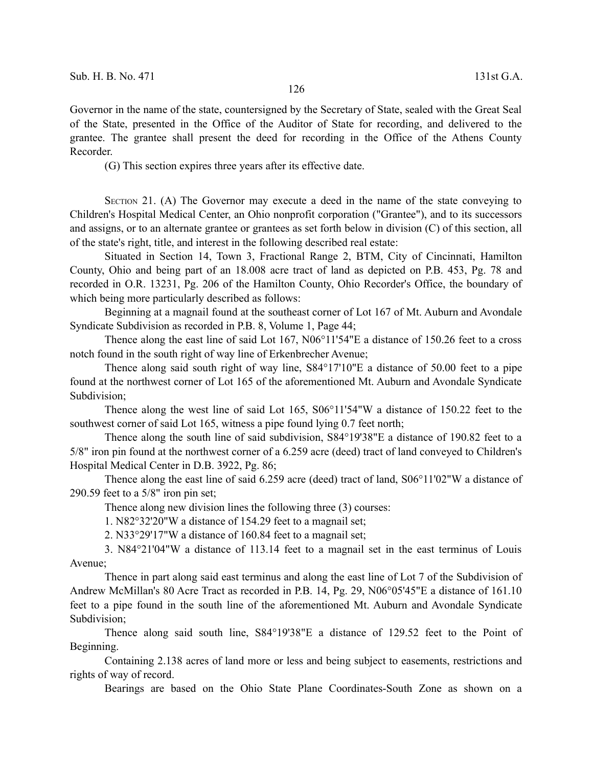Governor in the name of the state, countersigned by the Secretary of State, sealed with the Great Seal of the State, presented in the Office of the Auditor of State for recording, and delivered to the grantee. The grantee shall present the deed for recording in the Office of the Athens County Recorder.

(G) This section expires three years after its effective date.

SECTION 21. (A) The Governor may execute a deed in the name of the state conveying to Children's Hospital Medical Center, an Ohio nonprofit corporation ("Grantee"), and to its successors and assigns, or to an alternate grantee or grantees as set forth below in division (C) of this section, all of the state's right, title, and interest in the following described real estate:

Situated in Section 14, Town 3, Fractional Range 2, BTM, City of Cincinnati, Hamilton County, Ohio and being part of an 18.008 acre tract of land as depicted on P.B. 453, Pg. 78 and recorded in O.R. 13231, Pg. 206 of the Hamilton County, Ohio Recorder's Office, the boundary of which being more particularly described as follows:

Beginning at a magnail found at the southeast corner of Lot 167 of Mt. Auburn and Avondale Syndicate Subdivision as recorded in P.B. 8, Volume 1, Page 44;

Thence along the east line of said Lot 167, N06°11'54"E a distance of 150.26 feet to a cross notch found in the south right of way line of Erkenbrecher Avenue;

Thence along said south right of way line, S84°17'10"E a distance of 50.00 feet to a pipe found at the northwest corner of Lot 165 of the aforementioned Mt. Auburn and Avondale Syndicate Subdivision;

Thence along the west line of said Lot 165, S06°11'54"W a distance of 150.22 feet to the southwest corner of said Lot 165, witness a pipe found lying 0.7 feet north;

Thence along the south line of said subdivision, S84°19'38"E a distance of 190.82 feet to a 5/8" iron pin found at the northwest corner of a 6.259 acre (deed) tract of land conveyed to Children's Hospital Medical Center in D.B. 3922, Pg. 86;

Thence along the east line of said 6.259 acre (deed) tract of land, S06°11'02"W a distance of 290.59 feet to a 5/8" iron pin set;

Thence along new division lines the following three (3) courses:

1. N82°32'20"W a distance of 154.29 feet to a magnail set;

2. N33°29'17"W a distance of 160.84 feet to a magnail set;

3. N84°21'04"W a distance of 113.14 feet to a magnail set in the east terminus of Louis Avenue;

Thence in part along said east terminus and along the east line of Lot 7 of the Subdivision of Andrew McMillan's 80 Acre Tract as recorded in P.B. 14, Pg. 29, N06°05'45"E a distance of 161.10 feet to a pipe found in the south line of the aforementioned Mt. Auburn and Avondale Syndicate Subdivision;

Thence along said south line, S84°19'38"E a distance of 129.52 feet to the Point of Beginning.

Containing 2.138 acres of land more or less and being subject to easements, restrictions and rights of way of record.

Bearings are based on the Ohio State Plane Coordinates-South Zone as shown on a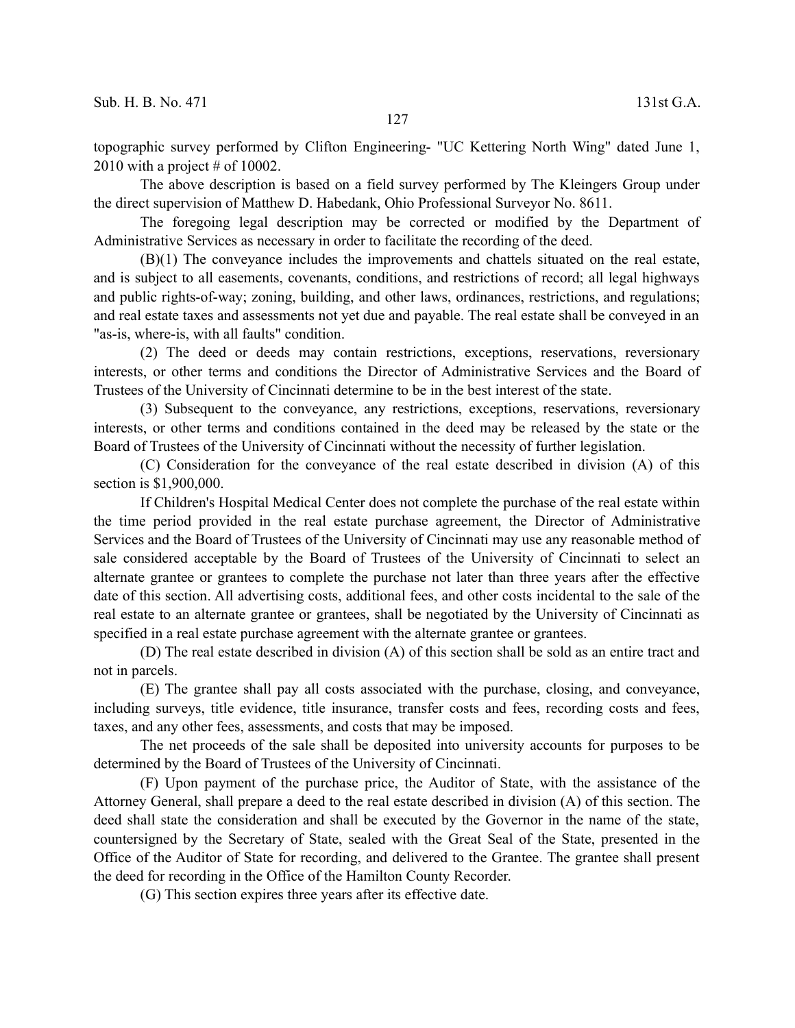topographic survey performed by Clifton Engineering- "UC Kettering North Wing" dated June 1, 2010 with a project # of 10002.

The above description is based on a field survey performed by The Kleingers Group under the direct supervision of Matthew D. Habedank, Ohio Professional Surveyor No. 8611.

The foregoing legal description may be corrected or modified by the Department of Administrative Services as necessary in order to facilitate the recording of the deed.

(B)(1) The conveyance includes the improvements and chattels situated on the real estate, and is subject to all easements, covenants, conditions, and restrictions of record; all legal highways and public rights-of-way; zoning, building, and other laws, ordinances, restrictions, and regulations; and real estate taxes and assessments not yet due and payable. The real estate shall be conveyed in an "as-is, where-is, with all faults" condition.

(2) The deed or deeds may contain restrictions, exceptions, reservations, reversionary interests, or other terms and conditions the Director of Administrative Services and the Board of Trustees of the University of Cincinnati determine to be in the best interest of the state.

(3) Subsequent to the conveyance, any restrictions, exceptions, reservations, reversionary interests, or other terms and conditions contained in the deed may be released by the state or the Board of Trustees of the University of Cincinnati without the necessity of further legislation.

(C) Consideration for the conveyance of the real estate described in division (A) of this section is $1,900,000.

If Children's Hospital Medical Center does not complete the purchase of the real estate within the time period provided in the real estate purchase agreement, the Director of Administrative Services and the Board of Trustees of the University of Cincinnati may use any reasonable method of sale considered acceptable by the Board of Trustees of the University of Cincinnati to select an alternate grantee or grantees to complete the purchase not later than three years after the effective date of this section. All advertising costs, additional fees, and other costs incidental to the sale of the real estate to an alternate grantee or grantees, shall be negotiated by the University of Cincinnati as specified in a real estate purchase agreement with the alternate grantee or grantees.

(D) The real estate described in division (A) of this section shall be sold as an entire tract and not in parcels.

(E) The grantee shall pay all costs associated with the purchase, closing, and conveyance, including surveys, title evidence, title insurance, transfer costs and fees, recording costs and fees, taxes, and any other fees, assessments, and costs that may be imposed.

The net proceeds of the sale shall be deposited into university accounts for purposes to be determined by the Board of Trustees of the University of Cincinnati.

(F) Upon payment of the purchase price, the Auditor of State, with the assistance of the Attorney General, shall prepare a deed to the real estate described in division (A) of this section. The deed shall state the consideration and shall be executed by the Governor in the name of the state, countersigned by the Secretary of State, sealed with the Great Seal of the State, presented in the Office of the Auditor of State for recording, and delivered to the Grantee. The grantee shall present the deed for recording in the Office of the Hamilton County Recorder.

(G) This section expires three years after its effective date.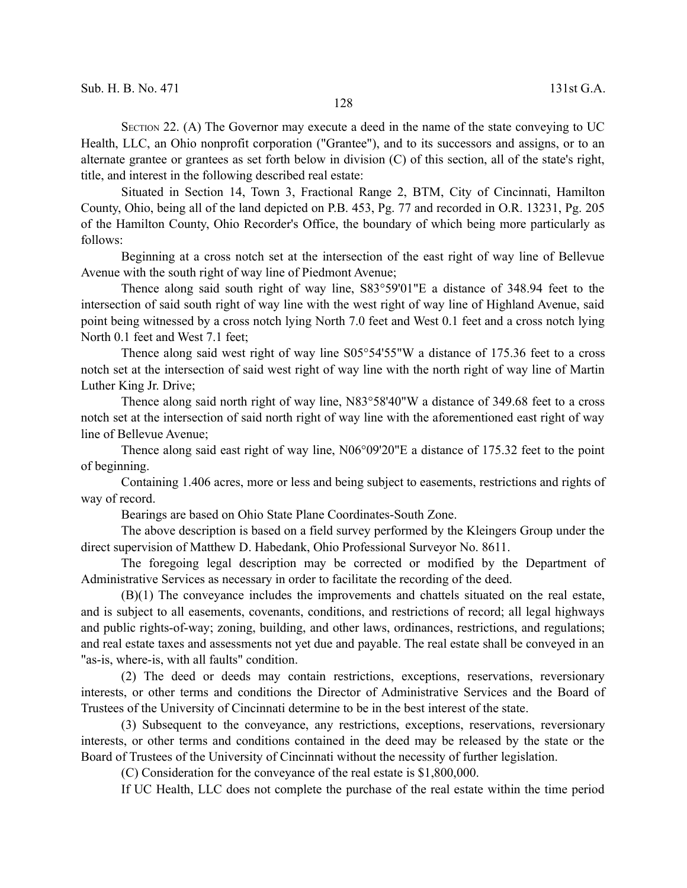SECTION 22. (A) The Governor may execute a deed in the name of the state conveying to UC Health, LLC, an Ohio nonprofit corporation ("Grantee"), and to its successors and assigns, or to an alternate grantee or grantees as set forth below in division (C) of this section, all of the state's right, title, and interest in the following described real estate:

Situated in Section 14, Town 3, Fractional Range 2, BTM, City of Cincinnati, Hamilton County, Ohio, being all of the land depicted on P.B. 453, Pg. 77 and recorded in O.R. 13231, Pg. 205 of the Hamilton County, Ohio Recorder's Office, the boundary of which being more particularly as follows:

Beginning at a cross notch set at the intersection of the east right of way line of Bellevue Avenue with the south right of way line of Piedmont Avenue;

Thence along said south right of way line, S83°59'01"E a distance of 348.94 feet to the intersection of said south right of way line with the west right of way line of Highland Avenue, said point being witnessed by a cross notch lying North 7.0 feet and West 0.1 feet and a cross notch lying North 0.1 feet and West 7.1 feet;

Thence along said west right of way line S05°54'55"W a distance of 175.36 feet to a cross notch set at the intersection of said west right of way line with the north right of way line of Martin Luther King Jr. Drive;

Thence along said north right of way line, N83°58'40"W a distance of 349.68 feet to a cross notch set at the intersection of said north right of way line with the aforementioned east right of way line of Bellevue Avenue;

Thence along said east right of way line, N06°09'20"E a distance of 175.32 feet to the point of beginning.

Containing 1.406 acres, more or less and being subject to easements, restrictions and rights of way of record.

Bearings are based on Ohio State Plane Coordinates-South Zone.

The above description is based on a field survey performed by the Kleingers Group under the direct supervision of Matthew D. Habedank, Ohio Professional Surveyor No. 8611.

The foregoing legal description may be corrected or modified by the Department of Administrative Services as necessary in order to facilitate the recording of the deed.

(B)(1) The conveyance includes the improvements and chattels situated on the real estate, and is subject to all easements, covenants, conditions, and restrictions of record; all legal highways and public rights-of-way; zoning, building, and other laws, ordinances, restrictions, and regulations; and real estate taxes and assessments not yet due and payable. The real estate shall be conveyed in an "as-is, where-is, with all faults" condition.

(2) The deed or deeds may contain restrictions, exceptions, reservations, reversionary interests, or other terms and conditions the Director of Administrative Services and the Board of Trustees of the University of Cincinnati determine to be in the best interest of the state.

(3) Subsequent to the conveyance, any restrictions, exceptions, reservations, reversionary interests, or other terms and conditions contained in the deed may be released by the state or the Board of Trustees of the University of Cincinnati without the necessity of further legislation.

(C) Consideration for the conveyance of the real estate is $1,800,000.

If UC Health, LLC does not complete the purchase of the real estate within the time period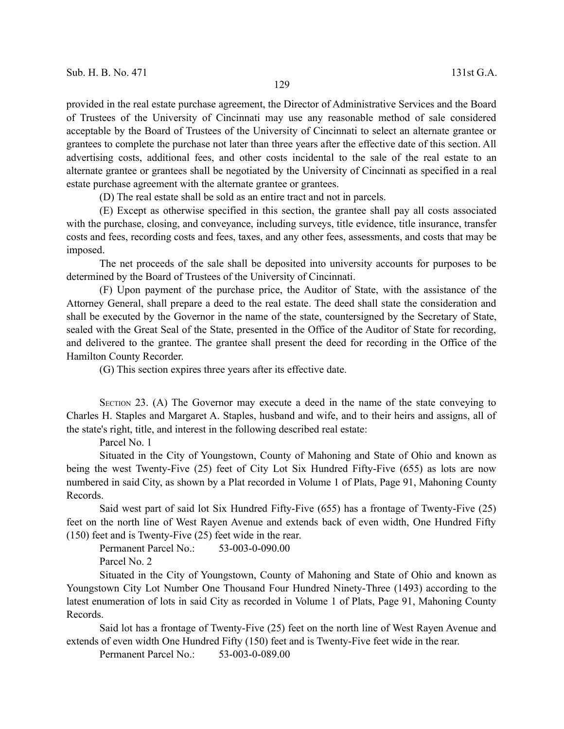provided in the real estate purchase agreement, the Director of Administrative Services and the Board of Trustees of the University of Cincinnati may use any reasonable method of sale considered acceptable by the Board of Trustees of the University of Cincinnati to select an alternate grantee or grantees to complete the purchase not later than three years after the effective date of this section. All advertising costs, additional fees, and other costs incidental to the sale of the real estate to an alternate grantee or grantees shall be negotiated by the University of Cincinnati as specified in a real estate purchase agreement with the alternate grantee or grantees.

(D) The real estate shall be sold as an entire tract and not in parcels.

(E) Except as otherwise specified in this section, the grantee shall pay all costs associated with the purchase, closing, and conveyance, including surveys, title evidence, title insurance, transfer costs and fees, recording costs and fees, taxes, and any other fees, assessments, and costs that may be imposed.

The net proceeds of the sale shall be deposited into university accounts for purposes to be determined by the Board of Trustees of the University of Cincinnati.

(F) Upon payment of the purchase price, the Auditor of State, with the assistance of the Attorney General, shall prepare a deed to the real estate. The deed shall state the consideration and shall be executed by the Governor in the name of the state, countersigned by the Secretary of State, sealed with the Great Seal of the State, presented in the Office of the Auditor of State for recording, and delivered to the grantee. The grantee shall present the deed for recording in the Office of the Hamilton County Recorder.

(G) This section expires three years after its effective date.

SECTION 23. (A) The Governor may execute a deed in the name of the state conveying to Charles H. Staples and Margaret A. Staples, husband and wife, and to their heirs and assigns, all of the state's right, title, and interest in the following described real estate:

Parcel No. 1

Situated in the City of Youngstown, County of Mahoning and State of Ohio and known as being the west Twenty-Five (25) feet of City Lot Six Hundred Fifty-Five (655) as lots are now numbered in said City, as shown by a Plat recorded in Volume 1 of Plats, Page 91, Mahoning County Records.

Said west part of said lot Six Hundred Fifty-Five (655) has a frontage of Twenty-Five (25) feet on the north line of West Rayen Avenue and extends back of even width, One Hundred Fifty (150) feet and is Twenty-Five (25) feet wide in the rear.

Permanent Parcel No.: 53-003-0-090.00

Parcel No. 2

Situated in the City of Youngstown, County of Mahoning and State of Ohio and known as Youngstown City Lot Number One Thousand Four Hundred Ninety-Three (1493) according to the latest enumeration of lots in said City as recorded in Volume 1 of Plats, Page 91, Mahoning County Records.

Said lot has a frontage of Twenty-Five (25) feet on the north line of West Rayen Avenue and extends of even width One Hundred Fifty (150) feet and is Twenty-Five feet wide in the rear.

Permanent Parcel No.: 53-003-0-089.00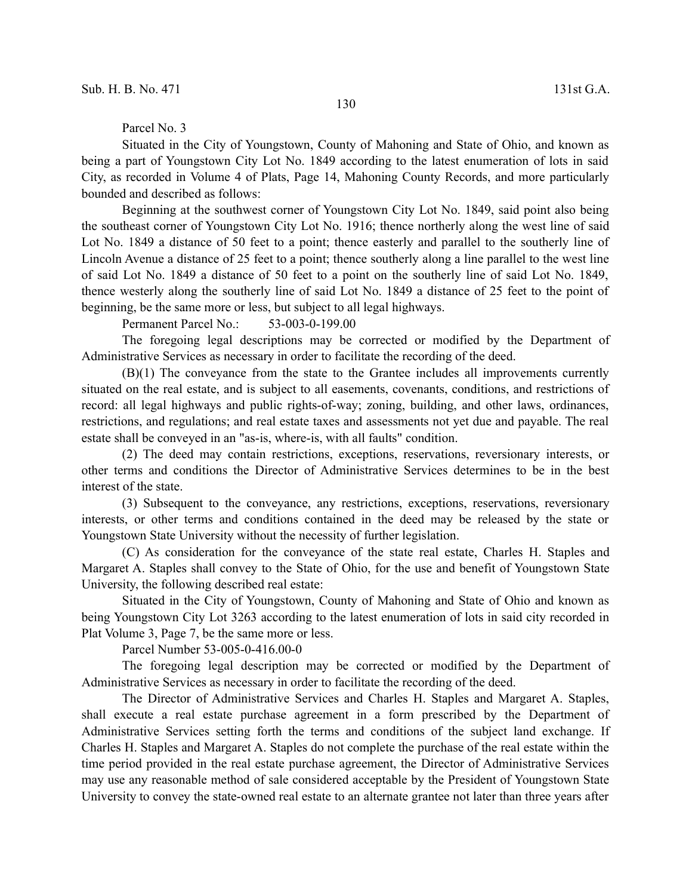Parcel No. 3

Situated in the City of Youngstown, County of Mahoning and State of Ohio, and known as being a part of Youngstown City Lot No. 1849 according to the latest enumeration of lots in said City, as recorded in Volume 4 of Plats, Page 14, Mahoning County Records, and more particularly bounded and described as follows:

Beginning at the southwest corner of Youngstown City Lot No. 1849, said point also being the southeast corner of Youngstown City Lot No. 1916; thence northerly along the west line of said Lot No. 1849 a distance of 50 feet to a point; thence easterly and parallel to the southerly line of Lincoln Avenue a distance of 25 feet to a point; thence southerly along a line parallel to the west line of said Lot No. 1849 a distance of 50 feet to a point on the southerly line of said Lot No. 1849, thence westerly along the southerly line of said Lot No. 1849 a distance of 25 feet to the point of beginning, be the same more or less, but subject to all legal highways.

Permanent Parcel No.: 53-003-0-199.00

The foregoing legal descriptions may be corrected or modified by the Department of Administrative Services as necessary in order to facilitate the recording of the deed.

(B)(1) The conveyance from the state to the Grantee includes all improvements currently situated on the real estate, and is subject to all easements, covenants, conditions, and restrictions of record: all legal highways and public rights-of-way; zoning, building, and other laws, ordinances, restrictions, and regulations; and real estate taxes and assessments not yet due and payable. The real estate shall be conveyed in an "as-is, where-is, with all faults" condition.

(2) The deed may contain restrictions, exceptions, reservations, reversionary interests, or other terms and conditions the Director of Administrative Services determines to be in the best interest of the state.

(3) Subsequent to the conveyance, any restrictions, exceptions, reservations, reversionary interests, or other terms and conditions contained in the deed may be released by the state or Youngstown State University without the necessity of further legislation.

(C) As consideration for the conveyance of the state real estate, Charles H. Staples and Margaret A. Staples shall convey to the State of Ohio, for the use and benefit of Youngstown State University, the following described real estate:

Situated in the City of Youngstown, County of Mahoning and State of Ohio and known as being Youngstown City Lot 3263 according to the latest enumeration of lots in said city recorded in Plat Volume 3, Page 7, be the same more or less.

Parcel Number 53-005-0-416.00-0

The foregoing legal description may be corrected or modified by the Department of Administrative Services as necessary in order to facilitate the recording of the deed.

The Director of Administrative Services and Charles H. Staples and Margaret A. Staples, shall execute a real estate purchase agreement in a form prescribed by the Department of Administrative Services setting forth the terms and conditions of the subject land exchange. If Charles H. Staples and Margaret A. Staples do not complete the purchase of the real estate within the time period provided in the real estate purchase agreement, the Director of Administrative Services may use any reasonable method of sale considered acceptable by the President of Youngstown State University to convey the state-owned real estate to an alternate grantee not later than three years after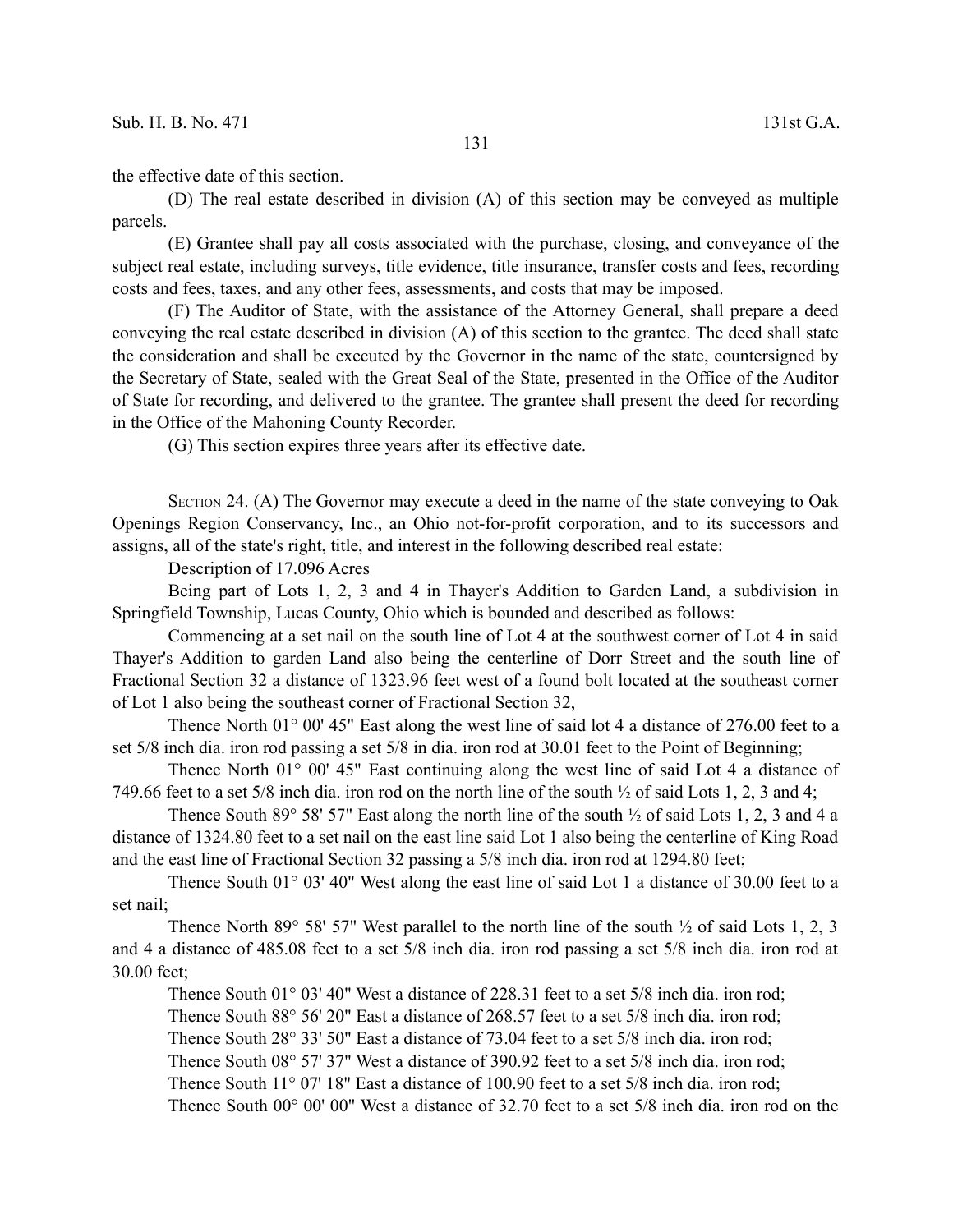the effective date of this section.

(D) The real estate described in division (A) of this section may be conveyed as multiple parcels.

(E) Grantee shall pay all costs associated with the purchase, closing, and conveyance of the subject real estate, including surveys, title evidence, title insurance, transfer costs and fees, recording costs and fees, taxes, and any other fees, assessments, and costs that may be imposed.

(F) The Auditor of State, with the assistance of the Attorney General, shall prepare a deed conveying the real estate described in division (A) of this section to the grantee. The deed shall state the consideration and shall be executed by the Governor in the name of the state, countersigned by the Secretary of State, sealed with the Great Seal of the State, presented in the Office of the Auditor of State for recording, and delivered to the grantee. The grantee shall present the deed for recording in the Office of the Mahoning County Recorder.

(G) This section expires three years after its effective date.

SECTION 24. (A) The Governor may execute a deed in the name of the state conveying to Oak Openings Region Conservancy, Inc., an Ohio not-for-profit corporation, and to its successors and assigns, all of the state's right, title, and interest in the following described real estate:

Description of 17.096 Acres

Being part of Lots 1, 2, 3 and 4 in Thayer's Addition to Garden Land, a subdivision in Springfield Township, Lucas County, Ohio which is bounded and described as follows:

Commencing at a set nail on the south line of Lot 4 at the southwest corner of Lot 4 in said Thayer's Addition to garden Land also being the centerline of Dorr Street and the south line of Fractional Section 32 a distance of 1323.96 feet west of a found bolt located at the southeast corner of Lot 1 also being the southeast corner of Fractional Section 32,

Thence North 01° 00' 45" East along the west line of said lot 4 a distance of 276.00 feet to a set 5/8 inch dia. iron rod passing a set 5/8 in dia. iron rod at 30.01 feet to the Point of Beginning;

Thence North 01° 00' 45" East continuing along the west line of said Lot 4 a distance of 749.66 feet to a set 5/8 inch dia. iron rod on the north line of the south ½ of said Lots 1, 2, 3 and 4;

Thence South 89° 58' 57" East along the north line of the south ½ of said Lots 1, 2, 3 and 4 a distance of 1324.80 feet to a set nail on the east line said Lot 1 also being the centerline of King Road and the east line of Fractional Section 32 passing a 5/8 inch dia. iron rod at 1294.80 feet;

Thence South 01° 03' 40" West along the east line of said Lot 1 a distance of 30.00 feet to a set nail;

Thence North 89° 58' 57" West parallel to the north line of the south ½ of said Lots 1, 2, 3 and 4 a distance of 485.08 feet to a set 5/8 inch dia. iron rod passing a set 5/8 inch dia. iron rod at 30.00 feet;

Thence South 01° 03' 40" West a distance of 228.31 feet to a set 5/8 inch dia. iron rod;

Thence South 88° 56' 20" East a distance of 268.57 feet to a set 5/8 inch dia. iron rod;

Thence South 28° 33' 50" East a distance of 73.04 feet to a set 5/8 inch dia. iron rod;

Thence South 08° 57' 37" West a distance of 390.92 feet to a set 5/8 inch dia. iron rod;

Thence South 11° 07' 18" East a distance of 100.90 feet to a set 5/8 inch dia. iron rod;

Thence South 00° 00' 00" West a distance of 32.70 feet to a set 5/8 inch dia. iron rod on the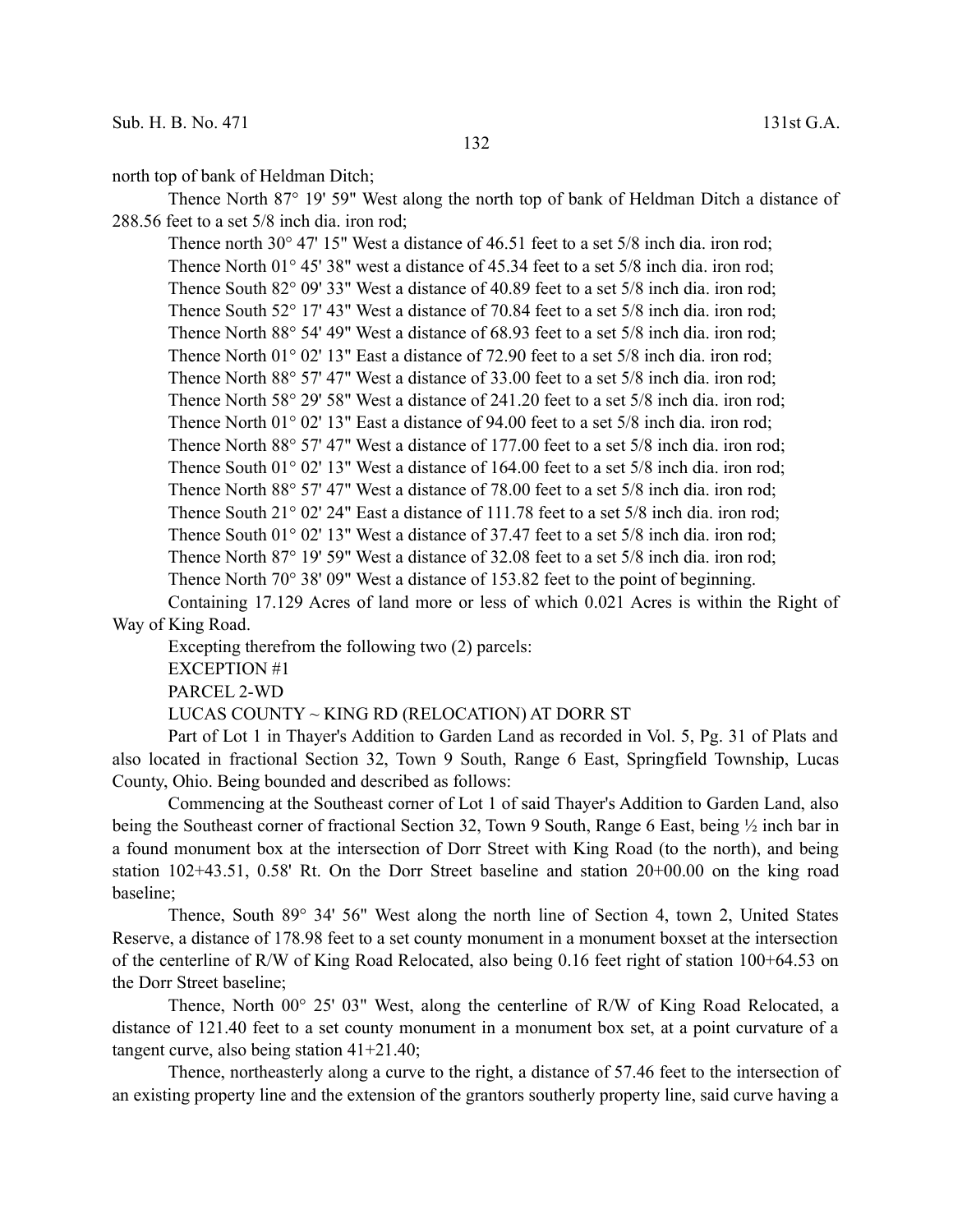north top of bank of Heldman Ditch;

Thence North 87° 19' 59" West along the north top of bank of Heldman Ditch a distance of 288.56 feet to a set 5/8 inch dia. iron rod;

Thence north 30° 47' 15" West a distance of 46.51 feet to a set 5/8 inch dia. iron rod;

Thence North 01° 45' 38" west a distance of 45.34 feet to a set 5/8 inch dia. iron rod;

Thence South 82° 09' 33" West a distance of 40.89 feet to a set 5/8 inch dia. iron rod;

Thence South 52° 17' 43" West a distance of 70.84 feet to a set 5/8 inch dia. iron rod;

Thence North 88° 54' 49" West a distance of 68.93 feet to a set 5/8 inch dia. iron rod;

Thence North 01° 02' 13" East a distance of 72.90 feet to a set 5/8 inch dia. iron rod;

Thence North 88° 57' 47" West a distance of 33.00 feet to a set 5/8 inch dia. iron rod;

Thence North 58° 29' 58" West a distance of 241.20 feet to a set 5/8 inch dia. iron rod;

Thence North 01° 02' 13" East a distance of 94.00 feet to a set 5/8 inch dia. iron rod;

Thence North 88° 57' 47" West a distance of 177.00 feet to a set 5/8 inch dia. iron rod;

Thence South 01° 02' 13" West a distance of 164.00 feet to a set 5/8 inch dia. iron rod;

Thence North 88° 57' 47" West a distance of 78.00 feet to a set 5/8 inch dia. iron rod;

Thence South 21° 02' 24" East a distance of 111.78 feet to a set 5/8 inch dia. iron rod;

Thence South 01° 02' 13" West a distance of 37.47 feet to a set 5/8 inch dia. iron rod;

Thence North 87° 19' 59" West a distance of 32.08 feet to a set 5/8 inch dia. iron rod;

Thence North 70° 38' 09" West a distance of 153.82 feet to the point of beginning.

Containing 17.129 Acres of land more or less of which 0.021 Acres is within the Right of Way of King Road.

Excepting therefrom the following two (2) parcels:

EXCEPTION #1

PARCEL 2-WD

LUCAS COUNTY ~ KING RD (RELOCATION) AT DORR ST

Part of Lot 1 in Thayer's Addition to Garden Land as recorded in Vol. 5, Pg. 31 of Plats and also located in fractional Section 32, Town 9 South, Range 6 East, Springfield Township, Lucas County, Ohio. Being bounded and described as follows:

Commencing at the Southeast corner of Lot 1 of said Thayer's Addition to Garden Land, also being the Southeast corner of fractional Section 32, Town 9 South, Range 6 East, being ½ inch bar in a found monument box at the intersection of Dorr Street with King Road (to the north), and being station 102+43.51, 0.58' Rt. On the Dorr Street baseline and station 20+00.00 on the king road baseline;

Thence, South 89° 34' 56" West along the north line of Section 4, town 2, United States Reserve, a distance of 178.98 feet to a set county monument in a monument boxset at the intersection of the centerline of R/W of King Road Relocated, also being 0.16 feet right of station 100+64.53 on the Dorr Street baseline;

Thence, North 00° 25' 03" West, along the centerline of R/W of King Road Relocated, a distance of 121.40 feet to a set county monument in a monument box set, at a point curvature of a tangent curve, also being station 41+21.40;

Thence, northeasterly along a curve to the right, a distance of 57.46 feet to the intersection of an existing property line and the extension of the grantors southerly property line, said curve having a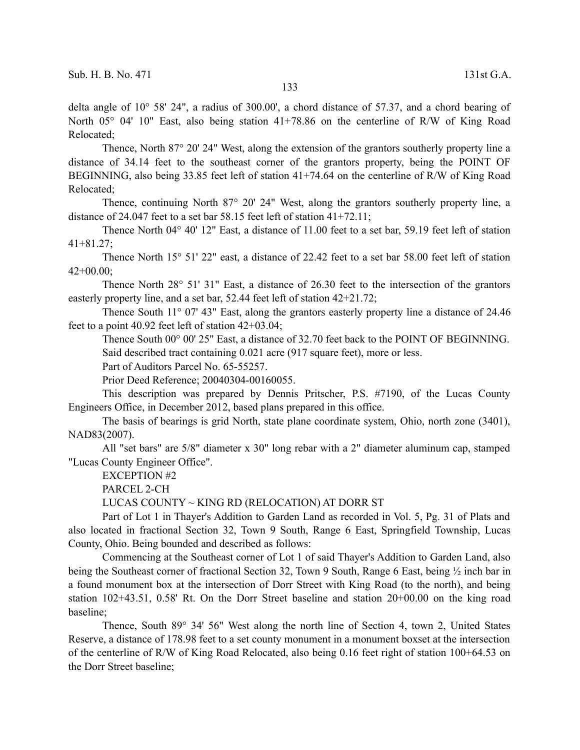delta angle of 10° 58' 24", a radius of 300.00', a chord distance of 57.37, and a chord bearing of North 05° 04' 10" East, also being station 41+78.86 on the centerline of R/W of King Road Relocated;

Thence, North 87° 20' 24" West, along the extension of the grantors southerly property line a distance of 34.14 feet to the southeast corner of the grantors property, being the POINT OF BEGINNING, also being 33.85 feet left of station 41+74.64 on the centerline of R/W of King Road Relocated;

Thence, continuing North 87° 20' 24" West, along the grantors southerly property line, a distance of 24.047 feet to a set bar 58.15 feet left of station 41+72.11;

Thence North 04° 40' 12" East, a distance of 11.00 feet to a set bar, 59.19 feet left of station 41+81.27;

Thence North 15° 51' 22" east, a distance of 22.42 feet to a set bar 58.00 feet left of station 42+00.00;

Thence North 28° 51' 31" East, a distance of 26.30 feet to the intersection of the grantors easterly property line, and a set bar, 52.44 feet left of station 42+21.72;

Thence South 11° 07' 43" East, along the grantors easterly property line a distance of 24.46 feet to a point 40.92 feet left of station 42+03.04;

Thence South 00° 00' 25" East, a distance of 32.70 feet back to the POINT OF BEGINNING.

Said described tract containing 0.021 acre (917 square feet), more or less.

Part of Auditors Parcel No. 65-55257.

Prior Deed Reference; 20040304-00160055.

This description was prepared by Dennis Pritscher, P.S. #7190, of the Lucas County Engineers Office, in December 2012, based plans prepared in this office.

The basis of bearings is grid North, state plane coordinate system, Ohio, north zone (3401), NAD83(2007).

All "set bars" are 5/8" diameter x 30" long rebar with a 2" diameter aluminum cap, stamped "Lucas County Engineer Office".

EXCEPTION #2

PARCEL 2-CH

LUCAS COUNTY ~ KING RD (RELOCATION) AT DORR ST

Part of Lot 1 in Thayer's Addition to Garden Land as recorded in Vol. 5, Pg. 31 of Plats and also located in fractional Section 32, Town 9 South, Range 6 East, Springfield Township, Lucas County, Ohio. Being bounded and described as follows:

Commencing at the Southeast corner of Lot 1 of said Thayer's Addition to Garden Land, also being the Southeast corner of fractional Section 32, Town 9 South, Range 6 East, being ½ inch bar in a found monument box at the intersection of Dorr Street with King Road (to the north), and being station 102+43.51, 0.58' Rt. On the Dorr Street baseline and station 20+00.00 on the king road baseline;

Thence, South 89° 34' 56" West along the north line of Section 4, town 2, United States Reserve, a distance of 178.98 feet to a set county monument in a monument boxset at the intersection of the centerline of R/W of King Road Relocated, also being 0.16 feet right of station 100+64.53 on the Dorr Street baseline;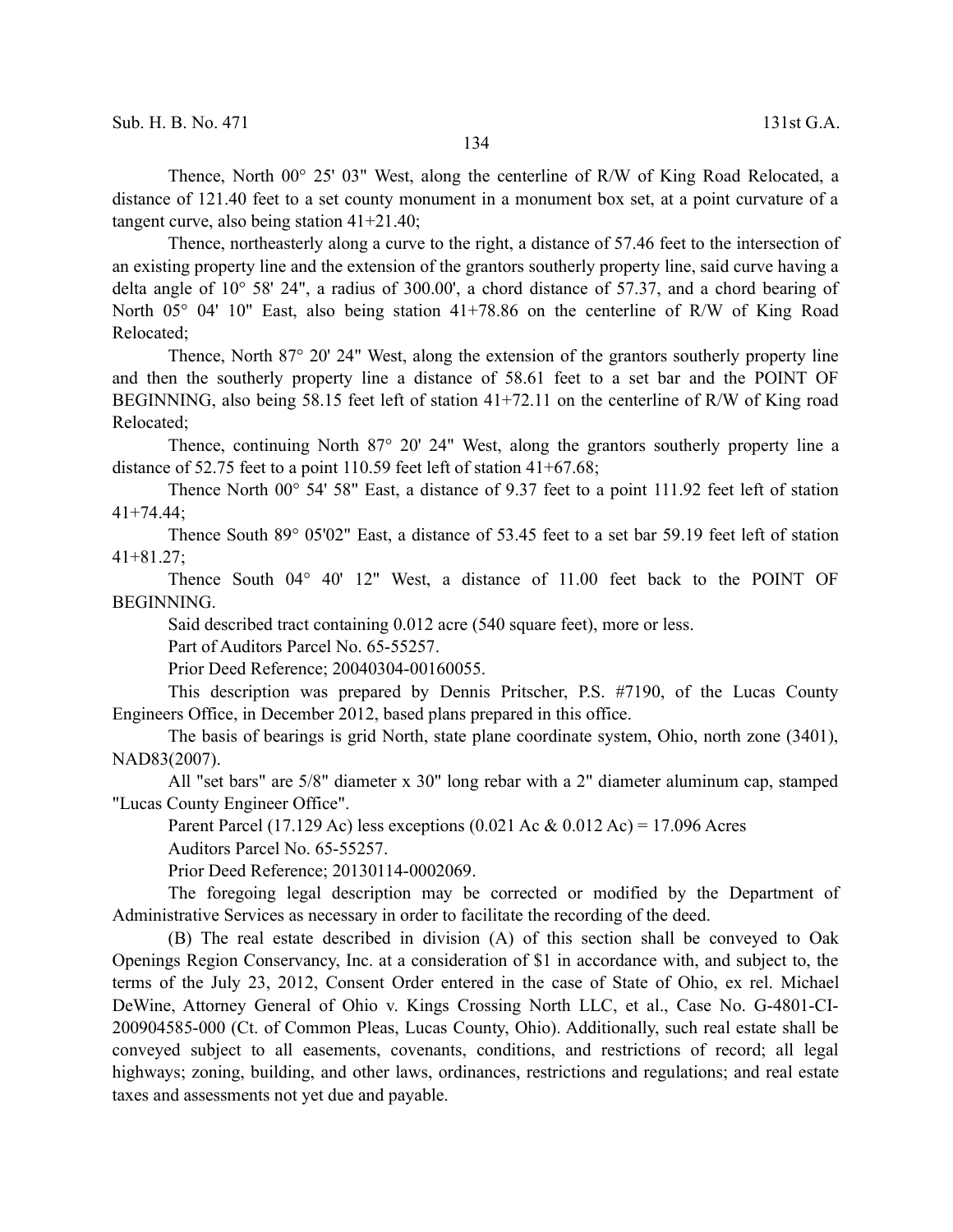Thence, North 00° 25' 03" West, along the centerline of R/W of King Road Relocated, a distance of 121.40 feet to a set county monument in a monument box set, at a point curvature of a tangent curve, also being station 41+21.40;

Thence, northeasterly along a curve to the right, a distance of 57.46 feet to the intersection of an existing property line and the extension of the grantors southerly property line, said curve having a delta angle of 10° 58' 24", a radius of 300.00', a chord distance of 57.37, and a chord bearing of North 05° 04' 10" East, also being station 41+78.86 on the centerline of R/W of King Road Relocated;

Thence, North 87° 20' 24" West, along the extension of the grantors southerly property line and then the southerly property line a distance of 58.61 feet to a set bar and the POINT OF BEGINNING, also being 58.15 feet left of station 41+72.11 on the centerline of R/W of King road Relocated;

Thence, continuing North 87° 20' 24" West, along the grantors southerly property line a distance of 52.75 feet to a point 110.59 feet left of station 41+67.68;

Thence North 00° 54' 58" East, a distance of 9.37 feet to a point 111.92 feet left of station 41+74.44;

Thence South 89° 05'02" East, a distance of 53.45 feet to a set bar 59.19 feet left of station 41+81.27;

Thence South 04° 40' 12" West, a distance of 11.00 feet back to the POINT OF BEGINNING.

Said described tract containing 0.012 acre (540 square feet), more or less.

Part of Auditors Parcel No. 65-55257.

Prior Deed Reference; 20040304-00160055.

This description was prepared by Dennis Pritscher, P.S. #7190, of the Lucas County Engineers Office, in December 2012, based plans prepared in this office.

The basis of bearings is grid North, state plane coordinate system, Ohio, north zone (3401), NAD83(2007).

All "set bars" are 5/8" diameter x 30" long rebar with a 2" diameter aluminum cap, stamped "Lucas County Engineer Office".

Parent Parcel (17.129 Ac) less exceptions (0.021 Ac & 0.012 Ac) = 17.096 Acres

Auditors Parcel No. 65-55257.

Prior Deed Reference; 20130114-0002069.

The foregoing legal description may be corrected or modified by the Department of Administrative Services as necessary in order to facilitate the recording of the deed.

(B) The real estate described in division (A) of this section shall be conveyed to Oak Openings Region Conservancy, Inc. at a consideration of $1 in accordance with, and subject to, the terms of the July 23, 2012, Consent Order entered in the case of State of Ohio, ex rel. Michael DeWine, Attorney General of Ohio v. Kings Crossing North LLC, et al., Case No. G-4801-CI-200904585-000 (Ct. of Common Pleas, Lucas County, Ohio). Additionally, such real estate shall be conveyed subject to all easements, covenants, conditions, and restrictions of record; all legal highways; zoning, building, and other laws, ordinances, restrictions and regulations; and real estate taxes and assessments not yet due and payable.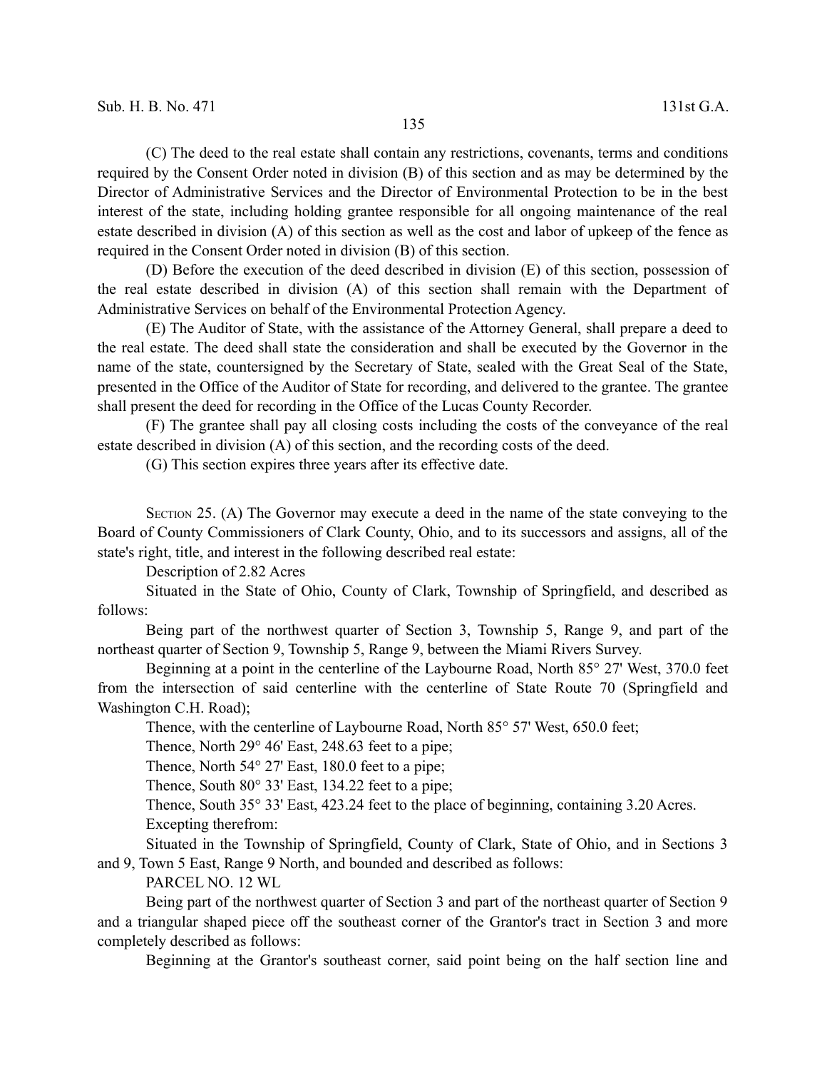(C) The deed to the real estate shall contain any restrictions, covenants, terms and conditions required by the Consent Order noted in division (B) of this section and as may be determined by the Director of Administrative Services and the Director of Environmental Protection to be in the best interest of the state, including holding grantee responsible for all ongoing maintenance of the real estate described in division (A) of this section as well as the cost and labor of upkeep of the fence as required in the Consent Order noted in division (B) of this section.

(D) Before the execution of the deed described in division (E) of this section, possession of the real estate described in division (A) of this section shall remain with the Department of Administrative Services on behalf of the Environmental Protection Agency.

(E) The Auditor of State, with the assistance of the Attorney General, shall prepare a deed to the real estate. The deed shall state the consideration and shall be executed by the Governor in the name of the state, countersigned by the Secretary of State, sealed with the Great Seal of the State, presented in the Office of the Auditor of State for recording, and delivered to the grantee. The grantee shall present the deed for recording in the Office of the Lucas County Recorder.

(F) The grantee shall pay all closing costs including the costs of the conveyance of the real estate described in division (A) of this section, and the recording costs of the deed.

(G) This section expires three years after its effective date.

SECTION 25. (A) The Governor may execute a deed in the name of the state conveying to the Board of County Commissioners of Clark County, Ohio, and to its successors and assigns, all of the state's right, title, and interest in the following described real estate:

Description of 2.82 Acres

Situated in the State of Ohio, County of Clark, Township of Springfield, and described as follows:

Being part of the northwest quarter of Section 3, Township 5, Range 9, and part of the northeast quarter of Section 9, Township 5, Range 9, between the Miami Rivers Survey.

Beginning at a point in the centerline of the Laybourne Road, North 85° 27' West, 370.0 feet from the intersection of said centerline with the centerline of State Route 70 (Springfield and Washington C.H. Road);

Thence, with the centerline of Laybourne Road, North 85° 57' West, 650.0 feet;

Thence, North 29° 46' East, 248.63 feet to a pipe;

Thence, North 54° 27' East, 180.0 feet to a pipe;

Thence, South 80° 33' East, 134.22 feet to a pipe;

Thence, South 35° 33' East, 423.24 feet to the place of beginning, containing 3.20 Acres.

Excepting therefrom:

Situated in the Township of Springfield, County of Clark, State of Ohio, and in Sections 3 and 9, Town 5 East, Range 9 North, and bounded and described as follows:

PARCEL NO. 12 WL

Being part of the northwest quarter of Section 3 and part of the northeast quarter of Section 9 and a triangular shaped piece off the southeast corner of the Grantor's tract in Section 3 and more completely described as follows:

Beginning at the Grantor's southeast corner, said point being on the half section line and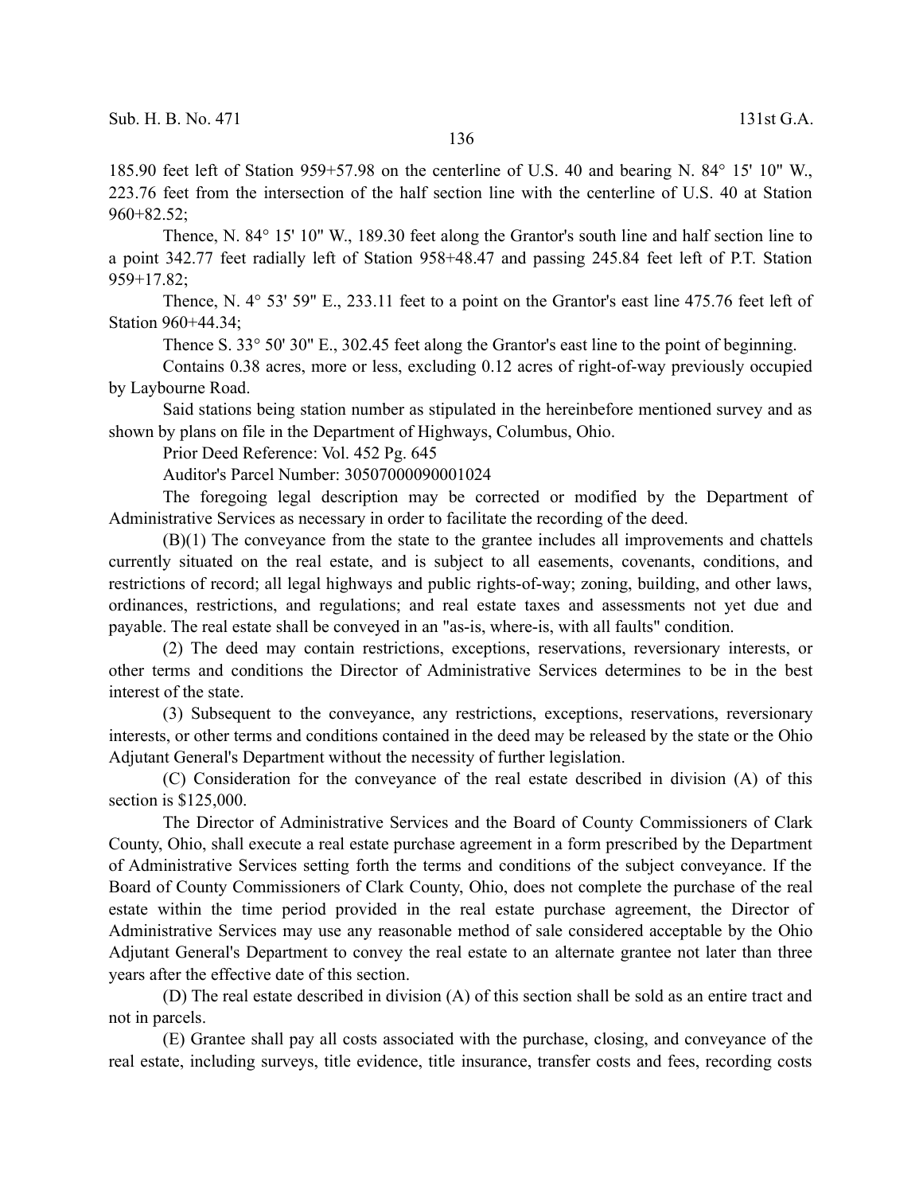185.90 feet left of Station 959+57.98 on the centerline of U.S. 40 and bearing N. 84° 15' 10" W., 223.76 feet from the intersection of the half section line with the centerline of U.S. 40 at Station 960+82.52;

Thence, N. 84° 15' 10" W., 189.30 feet along the Grantor's south line and half section line to a point 342.77 feet radially left of Station 958+48.47 and passing 245.84 feet left of P.T. Station 959+17.82;

Thence, N. 4° 53' 59" E., 233.11 feet to a point on the Grantor's east line 475.76 feet left of Station 960+44.34;

Thence S. 33° 50' 30" E., 302.45 feet along the Grantor's east line to the point of beginning.

Contains 0.38 acres, more or less, excluding 0.12 acres of right-of-way previously occupied by Laybourne Road.

Said stations being station number as stipulated in the hereinbefore mentioned survey and as shown by plans on file in the Department of Highways, Columbus, Ohio.

Prior Deed Reference: Vol. 452 Pg. 645

Auditor's Parcel Number: 30507000090001024

The foregoing legal description may be corrected or modified by the Department of Administrative Services as necessary in order to facilitate the recording of the deed.

(B)(1) The conveyance from the state to the grantee includes all improvements and chattels currently situated on the real estate, and is subject to all easements, covenants, conditions, and restrictions of record; all legal highways and public rights-of-way; zoning, building, and other laws, ordinances, restrictions, and regulations; and real estate taxes and assessments not yet due and payable. The real estate shall be conveyed in an "as-is, where-is, with all faults" condition.

(2) The deed may contain restrictions, exceptions, reservations, reversionary interests, or other terms and conditions the Director of Administrative Services determines to be in the best interest of the state.

(3) Subsequent to the conveyance, any restrictions, exceptions, reservations, reversionary interests, or other terms and conditions contained in the deed may be released by the state or the Ohio Adjutant General's Department without the necessity of further legislation.

(C) Consideration for the conveyance of the real estate described in division (A) of this section is $125,000.

The Director of Administrative Services and the Board of County Commissioners of Clark County, Ohio, shall execute a real estate purchase agreement in a form prescribed by the Department of Administrative Services setting forth the terms and conditions of the subject conveyance. If the Board of County Commissioners of Clark County, Ohio, does not complete the purchase of the real estate within the time period provided in the real estate purchase agreement, the Director of Administrative Services may use any reasonable method of sale considered acceptable by the Ohio Adjutant General's Department to convey the real estate to an alternate grantee not later than three years after the effective date of this section.

(D) The real estate described in division (A) of this section shall be sold as an entire tract and not in parcels.

(E) Grantee shall pay all costs associated with the purchase, closing, and conveyance of the real estate, including surveys, title evidence, title insurance, transfer costs and fees, recording costs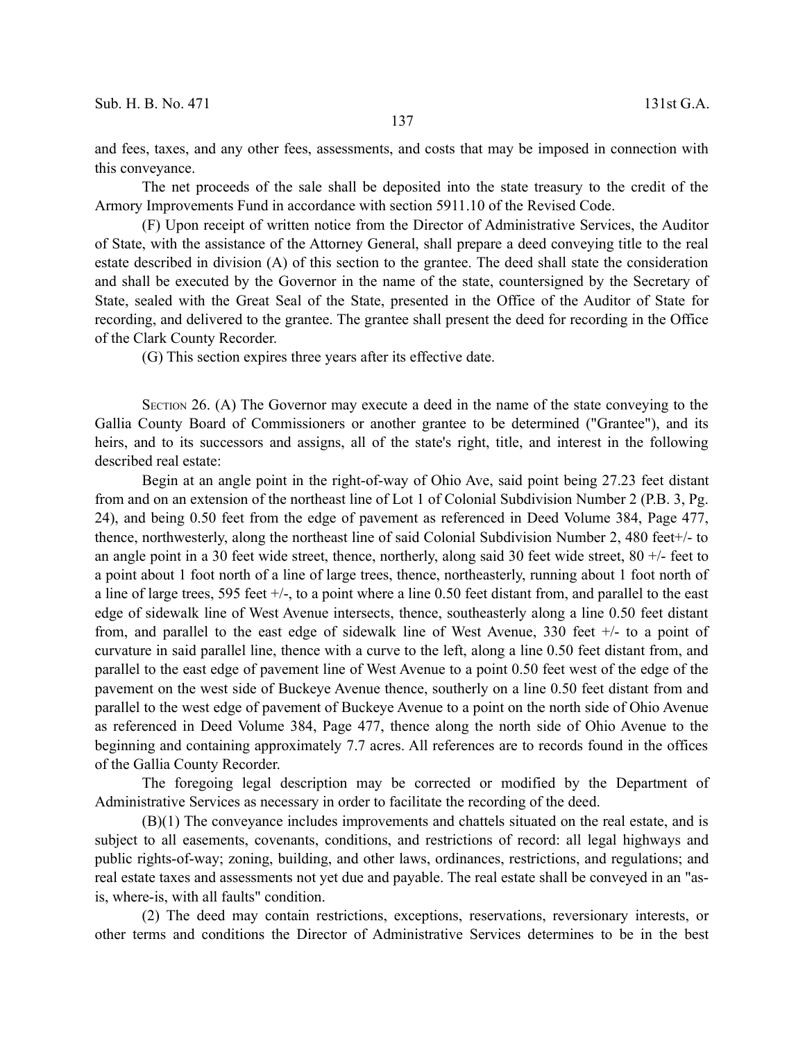and fees, taxes, and any other fees, assessments, and costs that may be imposed in connection with this conveyance.

The net proceeds of the sale shall be deposited into the state treasury to the credit of the Armory Improvements Fund in accordance with section 5911.10 of the Revised Code.

(F) Upon receipt of written notice from the Director of Administrative Services, the Auditor of State, with the assistance of the Attorney General, shall prepare a deed conveying title to the real estate described in division (A) of this section to the grantee. The deed shall state the consideration and shall be executed by the Governor in the name of the state, countersigned by the Secretary of State, sealed with the Great Seal of the State, presented in the Office of the Auditor of State for recording, and delivered to the grantee. The grantee shall present the deed for recording in the Office of the Clark County Recorder.

(G) This section expires three years after its effective date.

SECTION 26. (A) The Governor may execute a deed in the name of the state conveying to the Gallia County Board of Commissioners or another grantee to be determined ("Grantee"), and its heirs, and to its successors and assigns, all of the state's right, title, and interest in the following described real estate:

Begin at an angle point in the right-of-way of Ohio Ave, said point being 27.23 feet distant from and on an extension of the northeast line of Lot 1 of Colonial Subdivision Number 2 (P.B. 3, Pg. 24), and being 0.50 feet from the edge of pavement as referenced in Deed Volume 384, Page 477, thence, northwesterly, along the northeast line of said Colonial Subdivision Number 2, 480 feet+/- to an angle point in a 30 feet wide street, thence, northerly, along said 30 feet wide street, 80 +/- feet to a point about 1 foot north of a line of large trees, thence, northeasterly, running about 1 foot north of a line of large trees, 595 feet +/-, to a point where a line 0.50 feet distant from, and parallel to the east edge of sidewalk line of West Avenue intersects, thence, southeasterly along a line 0.50 feet distant from, and parallel to the east edge of sidewalk line of West Avenue, 330 feet +/- to a point of curvature in said parallel line, thence with a curve to the left, along a line 0.50 feet distant from, and parallel to the east edge of pavement line of West Avenue to a point 0.50 feet west of the edge of the pavement on the west side of Buckeye Avenue thence, southerly on a line 0.50 feet distant from and parallel to the west edge of pavement of Buckeye Avenue to a point on the north side of Ohio Avenue as referenced in Deed Volume 384, Page 477, thence along the north side of Ohio Avenue to the beginning and containing approximately 7.7 acres. All references are to records found in the offices of the Gallia County Recorder.

The foregoing legal description may be corrected or modified by the Department of Administrative Services as necessary in order to facilitate the recording of the deed.

(B)(1) The conveyance includes improvements and chattels situated on the real estate, and is subject to all easements, covenants, conditions, and restrictions of record: all legal highways and public rights-of-way; zoning, building, and other laws, ordinances, restrictions, and regulations; and real estate taxes and assessments not yet due and payable. The real estate shall be conveyed in an "as-is, where-is, with all faults" condition.

(2) The deed may contain restrictions, exceptions, reservations, reversionary interests, or other terms and conditions the Director of Administrative Services determines to be in the best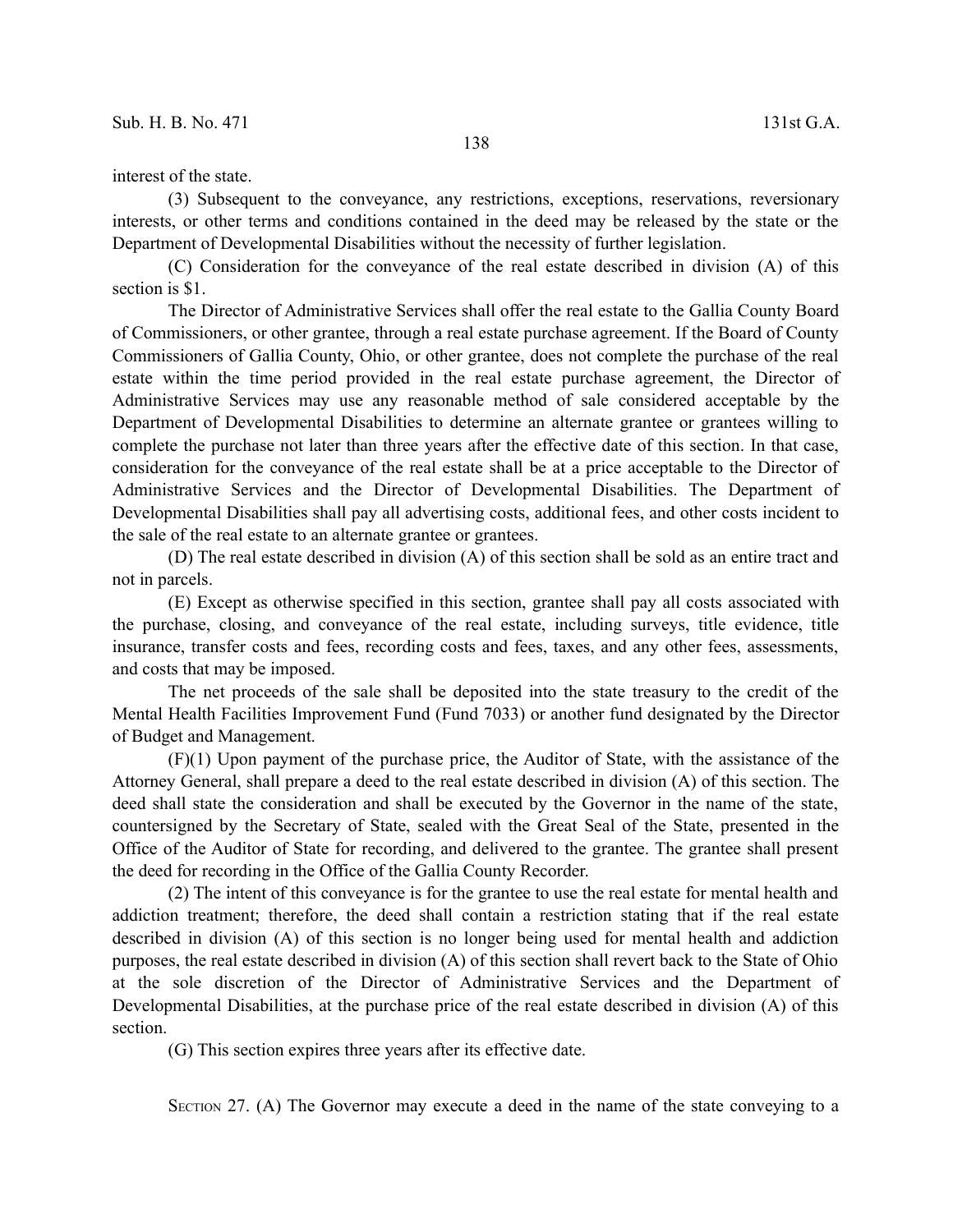interest of the state.

(3) Subsequent to the conveyance, any restrictions, exceptions, reservations, reversionary interests, or other terms and conditions contained in the deed may be released by the state or the Department of Developmental Disabilities without the necessity of further legislation.

(C) Consideration for the conveyance of the real estate described in division (A) of this section is $1.

The Director of Administrative Services shall offer the real estate to the Gallia County Board of Commissioners, or other grantee, through a real estate purchase agreement. If the Board of County Commissioners of Gallia County, Ohio, or other grantee, does not complete the purchase of the real estate within the time period provided in the real estate purchase agreement, the Director of Administrative Services may use any reasonable method of sale considered acceptable by the Department of Developmental Disabilities to determine an alternate grantee or grantees willing to complete the purchase not later than three years after the effective date of this section. In that case, consideration for the conveyance of the real estate shall be at a price acceptable to the Director of Administrative Services and the Director of Developmental Disabilities. The Department of Developmental Disabilities shall pay all advertising costs, additional fees, and other costs incident to the sale of the real estate to an alternate grantee or grantees.

(D) The real estate described in division (A) of this section shall be sold as an entire tract and not in parcels.

(E) Except as otherwise specified in this section, grantee shall pay all costs associated with the purchase, closing, and conveyance of the real estate, including surveys, title evidence, title insurance, transfer costs and fees, recording costs and fees, taxes, and any other fees, assessments, and costs that may be imposed.

The net proceeds of the sale shall be deposited into the state treasury to the credit of the Mental Health Facilities Improvement Fund (Fund 7033) or another fund designated by the Director of Budget and Management.

(F)(1) Upon payment of the purchase price, the Auditor of State, with the assistance of the Attorney General, shall prepare a deed to the real estate described in division (A) of this section. The deed shall state the consideration and shall be executed by the Governor in the name of the state, countersigned by the Secretary of State, sealed with the Great Seal of the State, presented in the Office of the Auditor of State for recording, and delivered to the grantee. The grantee shall present the deed for recording in the Office of the Gallia County Recorder.

(2) The intent of this conveyance is for the grantee to use the real estate for mental health and addiction treatment; therefore, the deed shall contain a restriction stating that if the real estate described in division (A) of this section is no longer being used for mental health and addiction purposes, the real estate described in division (A) of this section shall revert back to the State of Ohio at the sole discretion of the Director of Administrative Services and the Department of Developmental Disabilities, at the purchase price of the real estate described in division (A) of this section.

(G) This section expires three years after its effective date.

SECTION 27. (A) The Governor may execute a deed in the name of the state conveying to a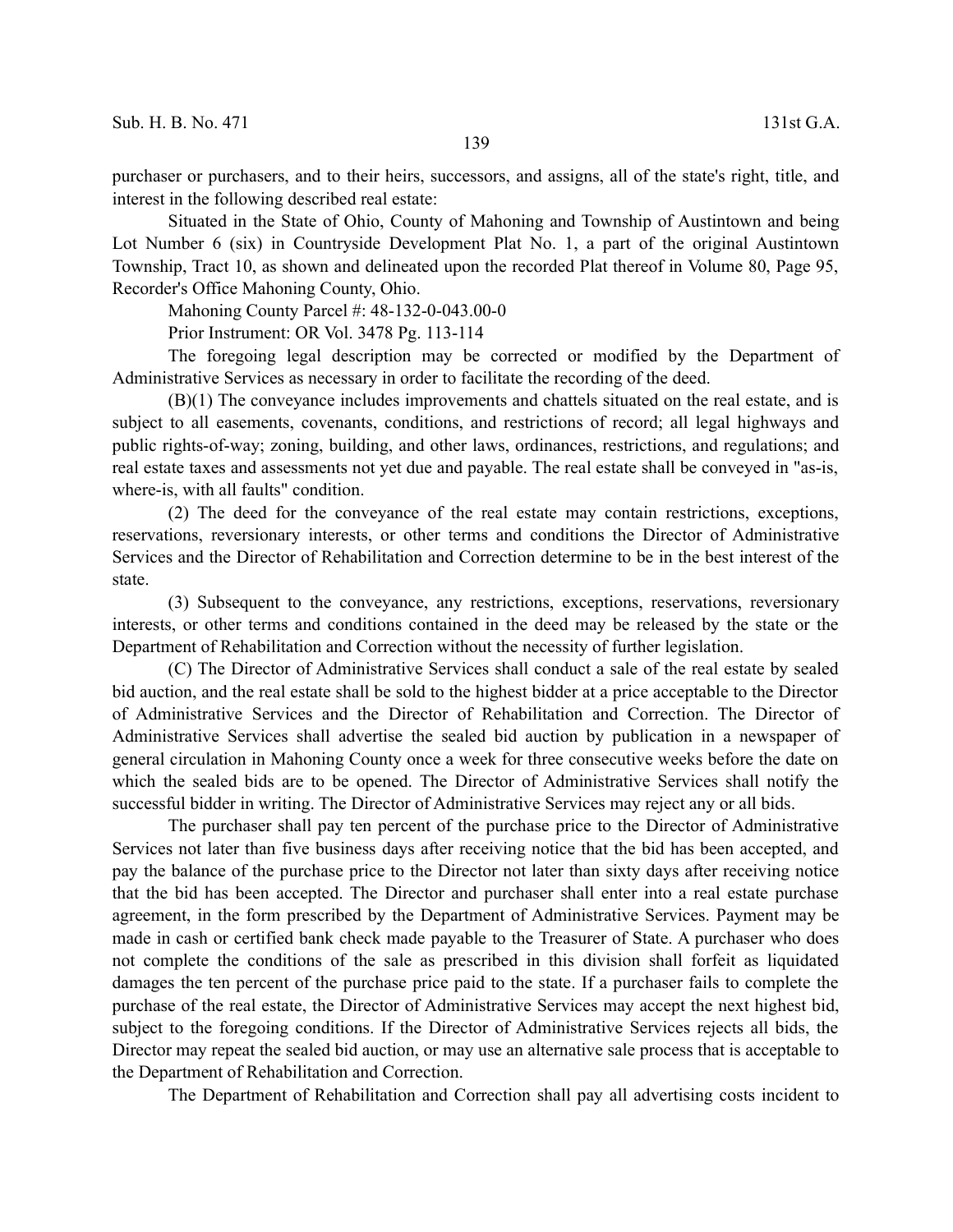purchaser or purchasers, and to their heirs, successors, and assigns, all of the state's right, title, and interest in the following described real estate:

Situated in the State of Ohio, County of Mahoning and Township of Austintown and being Lot Number 6 (six) in Countryside Development Plat No. 1, a part of the original Austintown Township, Tract 10, as shown and delineated upon the recorded Plat thereof in Volume 80, Page 95, Recorder's Office Mahoning County, Ohio.

Mahoning County Parcel #: 48-132-0-043.00-0

Prior Instrument: OR Vol. 3478 Pg. 113-114

The foregoing legal description may be corrected or modified by the Department of Administrative Services as necessary in order to facilitate the recording of the deed.

(B)(1) The conveyance includes improvements and chattels situated on the real estate, and is subject to all easements, covenants, conditions, and restrictions of record; all legal highways and public rights-of-way; zoning, building, and other laws, ordinances, restrictions, and regulations; and real estate taxes and assessments not yet due and payable. The real estate shall be conveyed in "as-is, where-is, with all faults" condition.

(2) The deed for the conveyance of the real estate may contain restrictions, exceptions, reservations, reversionary interests, or other terms and conditions the Director of Administrative Services and the Director of Rehabilitation and Correction determine to be in the best interest of the state.

(3) Subsequent to the conveyance, any restrictions, exceptions, reservations, reversionary interests, or other terms and conditions contained in the deed may be released by the state or the Department of Rehabilitation and Correction without the necessity of further legislation.

(C) The Director of Administrative Services shall conduct a sale of the real estate by sealed bid auction, and the real estate shall be sold to the highest bidder at a price acceptable to the Director of Administrative Services and the Director of Rehabilitation and Correction. The Director of Administrative Services shall advertise the sealed bid auction by publication in a newspaper of general circulation in Mahoning County once a week for three consecutive weeks before the date on which the sealed bids are to be opened. The Director of Administrative Services shall notify the successful bidder in writing. The Director of Administrative Services may reject any or all bids.

The purchaser shall pay ten percent of the purchase price to the Director of Administrative Services not later than five business days after receiving notice that the bid has been accepted, and pay the balance of the purchase price to the Director not later than sixty days after receiving notice that the bid has been accepted. The Director and purchaser shall enter into a real estate purchase agreement, in the form prescribed by the Department of Administrative Services. Payment may be made in cash or certified bank check made payable to the Treasurer of State. A purchaser who does not complete the conditions of the sale as prescribed in this division shall forfeit as liquidated damages the ten percent of the purchase price paid to the state. If a purchaser fails to complete the purchase of the real estate, the Director of Administrative Services may accept the next highest bid, subject to the foregoing conditions. If the Director of Administrative Services rejects all bids, the Director may repeat the sealed bid auction, or may use an alternative sale process that is acceptable to the Department of Rehabilitation and Correction.

The Department of Rehabilitation and Correction shall pay all advertising costs incident to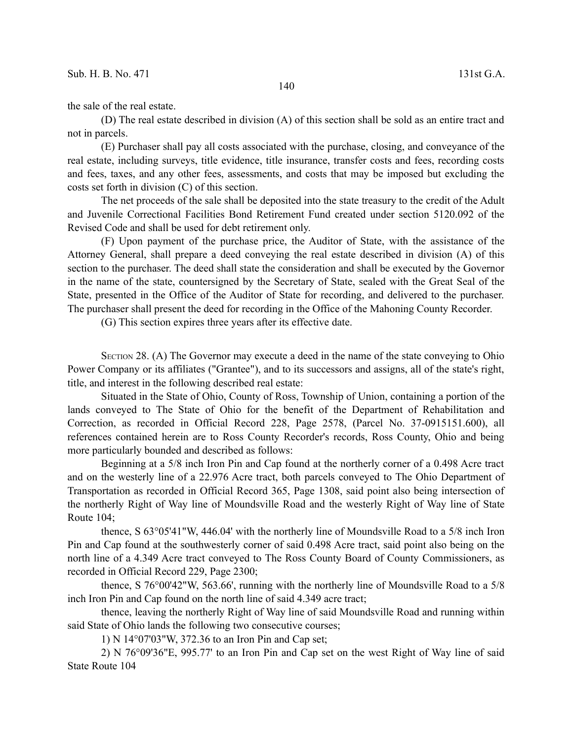the sale of the real estate.

(D) The real estate described in division (A) of this section shall be sold as an entire tract and not in parcels.

(E) Purchaser shall pay all costs associated with the purchase, closing, and conveyance of the real estate, including surveys, title evidence, title insurance, transfer costs and fees, recording costs and fees, taxes, and any other fees, assessments, and costs that may be imposed but excluding the costs set forth in division (C) of this section.

The net proceeds of the sale shall be deposited into the state treasury to the credit of the Adult and Juvenile Correctional Facilities Bond Retirement Fund created under section 5120.092 of the Revised Code and shall be used for debt retirement only.

(F) Upon payment of the purchase price, the Auditor of State, with the assistance of the Attorney General, shall prepare a deed conveying the real estate described in division (A) of this section to the purchaser. The deed shall state the consideration and shall be executed by the Governor in the name of the state, countersigned by the Secretary of State, sealed with the Great Seal of the State, presented in the Office of the Auditor of State for recording, and delivered to the purchaser. The purchaser shall present the deed for recording in the Office of the Mahoning County Recorder.

(G) This section expires three years after its effective date.

SECTION 28. (A) The Governor may execute a deed in the name of the state conveying to Ohio Power Company or its affiliates ("Grantee"), and to its successors and assigns, all of the state's right, title, and interest in the following described real estate:

Situated in the State of Ohio, County of Ross, Township of Union, containing a portion of the lands conveyed to The State of Ohio for the benefit of the Department of Rehabilitation and Correction, as recorded in Official Record 228, Page 2578, (Parcel No. 37-0915151.600), all references contained herein are to Ross County Recorder's records, Ross County, Ohio and being more particularly bounded and described as follows:

Beginning at a 5/8 inch Iron Pin and Cap found at the northerly corner of a 0.498 Acre tract and on the westerly line of a 22.976 Acre tract, both parcels conveyed to The Ohio Department of Transportation as recorded in Official Record 365, Page 1308, said point also being intersection of the northerly Right of Way line of Moundsville Road and the westerly Right of Way line of State Route 104;

thence, S 63°05'41"W, 446.04' with the northerly line of Moundsville Road to a 5/8 inch Iron Pin and Cap found at the southwesterly corner of said 0.498 Acre tract, said point also being on the north line of a 4.349 Acre tract conveyed to The Ross County Board of County Commissioners, as recorded in Official Record 229, Page 2300;

thence, S 76°00'42"W, 563.66', running with the northerly line of Moundsville Road to a 5/8 inch Iron Pin and Cap found on the north line of said 4.349 acre tract;

thence, leaving the northerly Right of Way line of said Moundsville Road and running within said State of Ohio lands the following two consecutive courses;

1) N 14°07'03"W, 372.36 to an Iron Pin and Cap set;

2) N 76°09'36"E, 995.77' to an Iron Pin and Cap set on the west Right of Way line of said State Route 104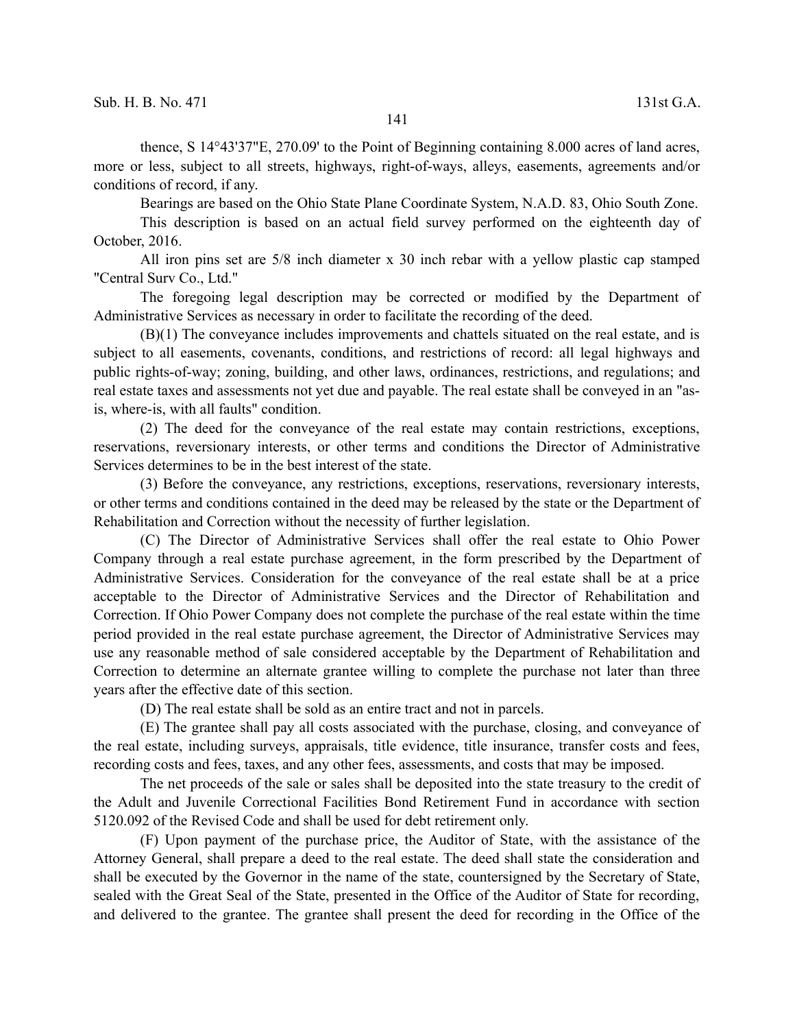thence, S 14°43'37"E, 270.09' to the Point of Beginning containing 8.000 acres of land acres, more or less, subject to all streets, highways, right-of-ways, alleys, easements, agreements and/or conditions of record, if any.

Bearings are based on the Ohio State Plane Coordinate System, N.A.D. 83, Ohio South Zone.

This description is based on an actual field survey performed on the eighteenth day of October, 2016.

All iron pins set are 5/8 inch diameter x 30 inch rebar with a yellow plastic cap stamped "Central Surv Co., Ltd."

The foregoing legal description may be corrected or modified by the Department of Administrative Services as necessary in order to facilitate the recording of the deed.

(B)(1) The conveyance includes improvements and chattels situated on the real estate, and is subject to all easements, covenants, conditions, and restrictions of record: all legal highways and public rights-of-way; zoning, building, and other laws, ordinances, restrictions, and regulations; and real estate taxes and assessments not yet due and payable. The real estate shall be conveyed in an "as-is, where-is, with all faults" condition.

(2) The deed for the conveyance of the real estate may contain restrictions, exceptions, reservations, reversionary interests, or other terms and conditions the Director of Administrative Services determines to be in the best interest of the state.

(3) Before the conveyance, any restrictions, exceptions, reservations, reversionary interests, or other terms and conditions contained in the deed may be released by the state or the Department of Rehabilitation and Correction without the necessity of further legislation.

(C) The Director of Administrative Services shall offer the real estate to Ohio Power Company through a real estate purchase agreement, in the form prescribed by the Department of Administrative Services. Consideration for the conveyance of the real estate shall be at a price acceptable to the Director of Administrative Services and the Director of Rehabilitation and Correction. If Ohio Power Company does not complete the purchase of the real estate within the time period provided in the real estate purchase agreement, the Director of Administrative Services may use any reasonable method of sale considered acceptable by the Department of Rehabilitation and Correction to determine an alternate grantee willing to complete the purchase not later than three years after the effective date of this section.

(D) The real estate shall be sold as an entire tract and not in parcels.

(E) The grantee shall pay all costs associated with the purchase, closing, and conveyance of the real estate, including surveys, appraisals, title evidence, title insurance, transfer costs and fees, recording costs and fees, taxes, and any other fees, assessments, and costs that may be imposed.

The net proceeds of the sale or sales shall be deposited into the state treasury to the credit of the Adult and Juvenile Correctional Facilities Bond Retirement Fund in accordance with section 5120.092 of the Revised Code and shall be used for debt retirement only.

(F) Upon payment of the purchase price, the Auditor of State, with the assistance of the Attorney General, shall prepare a deed to the real estate. The deed shall state the consideration and shall be executed by the Governor in the name of the state, countersigned by the Secretary of State, sealed with the Great Seal of the State, presented in the Office of the Auditor of State for recording, and delivered to the grantee. The grantee shall present the deed for recording in the Office of the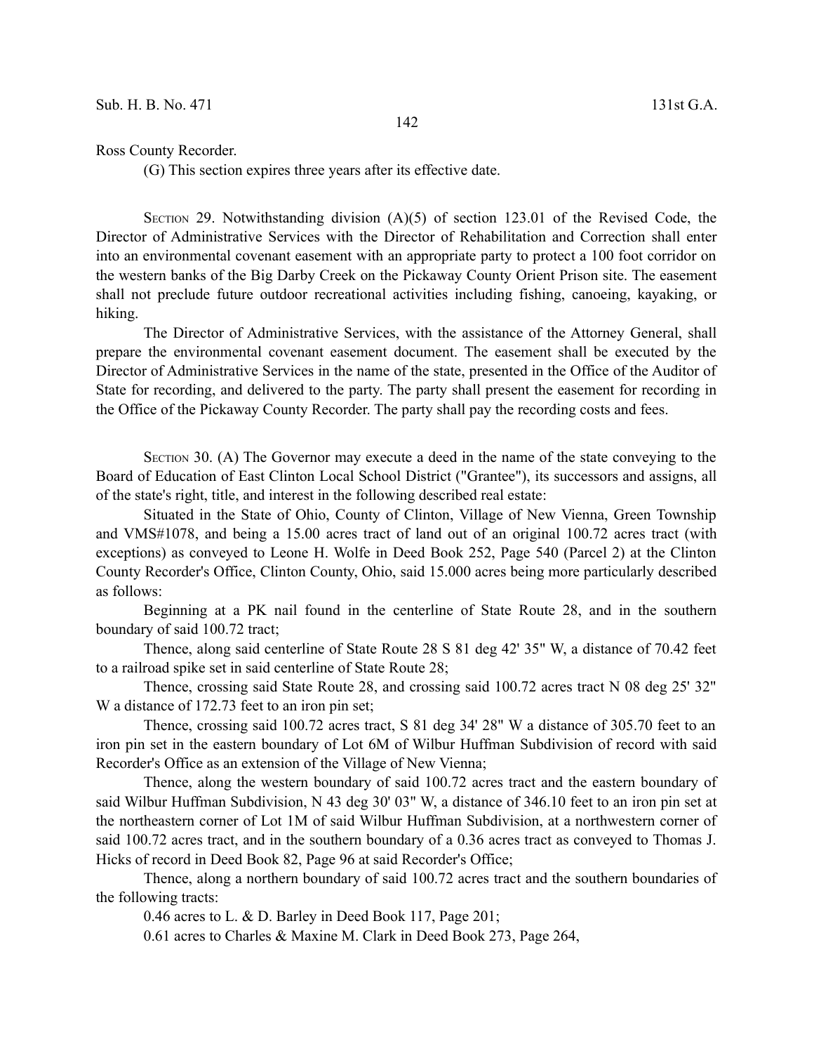Ross County Recorder.

(G) This section expires three years after its effective date.

SECTION 29. Notwithstanding division (A)(5) of section 123.01 of the Revised Code, the Director of Administrative Services with the Director of Rehabilitation and Correction shall enter into an environmental covenant easement with an appropriate party to protect a 100 foot corridor on the western banks of the Big Darby Creek on the Pickaway County Orient Prison site. The easement shall not preclude future outdoor recreational activities including fishing, canoeing, kayaking, or hiking.

The Director of Administrative Services, with the assistance of the Attorney General, shall prepare the environmental covenant easement document. The easement shall be executed by the Director of Administrative Services in the name of the state, presented in the Office of the Auditor of State for recording, and delivered to the party. The party shall present the easement for recording in the Office of the Pickaway County Recorder. The party shall pay the recording costs and fees.

SECTION 30. (A) The Governor may execute a deed in the name of the state conveying to the Board of Education of East Clinton Local School District ("Grantee"), its successors and assigns, all of the state's right, title, and interest in the following described real estate:

Situated in the State of Ohio, County of Clinton, Village of New Vienna, Green Township and VMS#1078, and being a 15.00 acres tract of land out of an original 100.72 acres tract (with exceptions) as conveyed to Leone H. Wolfe in Deed Book 252, Page 540 (Parcel 2) at the Clinton County Recorder's Office, Clinton County, Ohio, said 15.000 acres being more particularly described as follows:

Beginning at a PK nail found in the centerline of State Route 28, and in the southern boundary of said 100.72 tract;

Thence, along said centerline of State Route 28 S 81 deg 42' 35" W, a distance of 70.42 feet to a railroad spike set in said centerline of State Route 28;

Thence, crossing said State Route 28, and crossing said 100.72 acres tract N 08 deg 25' 32" W a distance of 172.73 feet to an iron pin set;

Thence, crossing said 100.72 acres tract, S 81 deg 34' 28" W a distance of 305.70 feet to an iron pin set in the eastern boundary of Lot 6M of Wilbur Huffman Subdivision of record with said Recorder's Office as an extension of the Village of New Vienna;

Thence, along the western boundary of said 100.72 acres tract and the eastern boundary of said Wilbur Huffman Subdivision, N 43 deg 30' 03" W, a distance of 346.10 feet to an iron pin set at the northeastern corner of Lot 1M of said Wilbur Huffman Subdivision, at a northwestern corner of said 100.72 acres tract, and in the southern boundary of a 0.36 acres tract as conveyed to Thomas J. Hicks of record in Deed Book 82, Page 96 at said Recorder's Office;

Thence, along a northern boundary of said 100.72 acres tract and the southern boundaries of the following tracts:

0.46 acres to L. & D. Barley in Deed Book 117, Page 201;

0.61 acres to Charles & Maxine M. Clark in Deed Book 273, Page 264,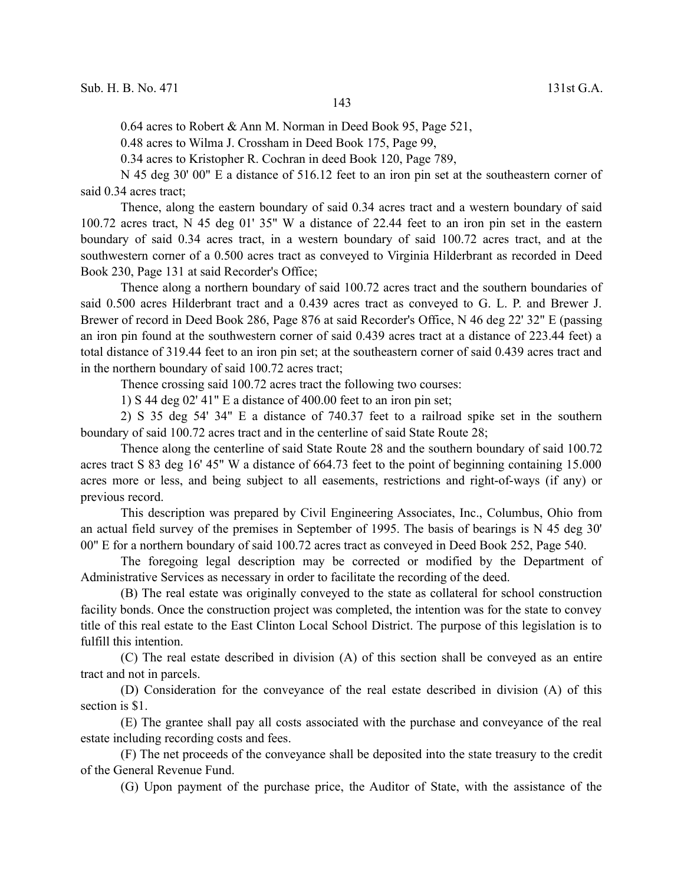0.64 acres to Robert & Ann M. Norman in Deed Book 95, Page 521,

0.48 acres to Wilma J. Crossham in Deed Book 175, Page 99,

0.34 acres to Kristopher R. Cochran in deed Book 120, Page 789,

N 45 deg 30' 00" E a distance of 516.12 feet to an iron pin set at the southeastern corner of said 0.34 acres tract;

Thence, along the eastern boundary of said 0.34 acres tract and a western boundary of said 100.72 acres tract, N 45 deg 01' 35" W a distance of 22.44 feet to an iron pin set in the eastern boundary of said 0.34 acres tract, in a western boundary of said 100.72 acres tract, and at the southwestern corner of a 0.500 acres tract as conveyed to Virginia Hilderbrant as recorded in Deed Book 230, Page 131 at said Recorder's Office;

Thence along a northern boundary of said 100.72 acres tract and the southern boundaries of said 0.500 acres Hilderbrant tract and a 0.439 acres tract as conveyed to G. L. P. and Brewer J. Brewer of record in Deed Book 286, Page 876 at said Recorder's Office, N 46 deg 22' 32" E (passing an iron pin found at the southwestern corner of said 0.439 acres tract at a distance of 223.44 feet) a total distance of 319.44 feet to an iron pin set; at the southeastern corner of said 0.439 acres tract and in the northern boundary of said 100.72 acres tract;

Thence crossing said 100.72 acres tract the following two courses:

1) S 44 deg 02' 41" E a distance of 400.00 feet to an iron pin set;

2) S 35 deg 54' 34" E a distance of 740.37 feet to a railroad spike set in the southern boundary of said 100.72 acres tract and in the centerline of said State Route 28;

Thence along the centerline of said State Route 28 and the southern boundary of said 100.72 acres tract S 83 deg 16' 45" W a distance of 664.73 feet to the point of beginning containing 15.000 acres more or less, and being subject to all easements, restrictions and right-of-ways (if any) or previous record.

This description was prepared by Civil Engineering Associates, Inc., Columbus, Ohio from an actual field survey of the premises in September of 1995. The basis of bearings is N 45 deg 30' 00" E for a northern boundary of said 100.72 acres tract as conveyed in Deed Book 252, Page 540.

The foregoing legal description may be corrected or modified by the Department of Administrative Services as necessary in order to facilitate the recording of the deed.

(B) The real estate was originally conveyed to the state as collateral for school construction facility bonds. Once the construction project was completed, the intention was for the state to convey title of this real estate to the East Clinton Local School District. The purpose of this legislation is to fulfill this intention.

(C) The real estate described in division (A) of this section shall be conveyed as an entire tract and not in parcels.

(D) Consideration for the conveyance of the real estate described in division (A) of this section is $1.

(E) The grantee shall pay all costs associated with the purchase and conveyance of the real estate including recording costs and fees.

(F) The net proceeds of the conveyance shall be deposited into the state treasury to the credit of the General Revenue Fund.

(G) Upon payment of the purchase price, the Auditor of State, with the assistance of the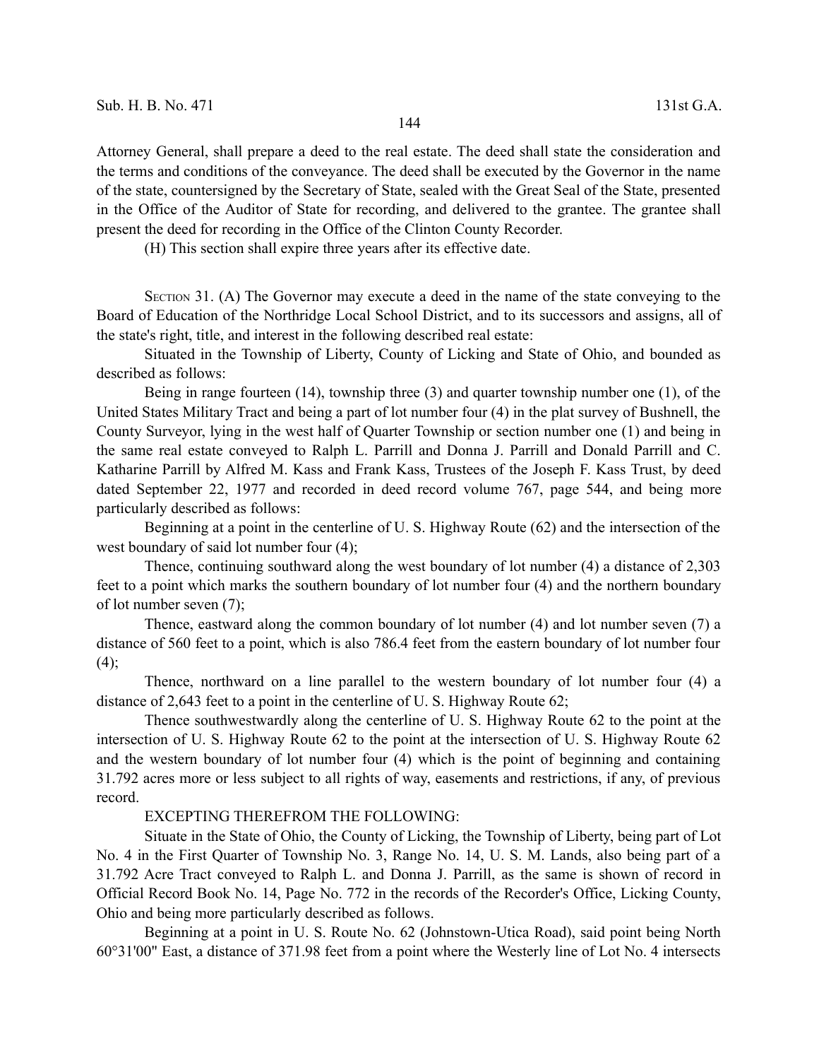Attorney General, shall prepare a deed to the real estate. The deed shall state the consideration and the terms and conditions of the conveyance. The deed shall be executed by the Governor in the name of the state, countersigned by the Secretary of State, sealed with the Great Seal of the State, presented in the Office of the Auditor of State for recording, and delivered to the grantee. The grantee shall present the deed for recording in the Office of the Clinton County Recorder.

(H) This section shall expire three years after its effective date.

SECTION 31. (A) The Governor may execute a deed in the name of the state conveying to the Board of Education of the Northridge Local School District, and to its successors and assigns, all of the state's right, title, and interest in the following described real estate:

Situated in the Township of Liberty, County of Licking and State of Ohio, and bounded as described as follows:

Being in range fourteen (14), township three (3) and quarter township number one (1), of the United States Military Tract and being a part of lot number four (4) in the plat survey of Bushnell, the County Surveyor, lying in the west half of Quarter Township or section number one (1) and being in the same real estate conveyed to Ralph L. Parrill and Donna J. Parrill and Donald Parrill and C. Katharine Parrill by Alfred M. Kass and Frank Kass, Trustees of the Joseph F. Kass Trust, by deed dated September 22, 1977 and recorded in deed record volume 767, page 544, and being more particularly described as follows:

Beginning at a point in the centerline of U. S. Highway Route (62) and the intersection of the west boundary of said lot number four (4);

Thence, continuing southward along the west boundary of lot number (4) a distance of 2,303 feet to a point which marks the southern boundary of lot number four (4) and the northern boundary of lot number seven (7);

Thence, eastward along the common boundary of lot number (4) and lot number seven (7) a distance of 560 feet to a point, which is also 786.4 feet from the eastern boundary of lot number four (4);

Thence, northward on a line parallel to the western boundary of lot number four (4) a distance of 2,643 feet to a point in the centerline of U. S. Highway Route 62;

Thence southwestwardly along the centerline of U. S. Highway Route 62 to the point at the intersection of U. S. Highway Route 62 to the point at the intersection of U. S. Highway Route 62 and the western boundary of lot number four (4) which is the point of beginning and containing 31.792 acres more or less subject to all rights of way, easements and restrictions, if any, of previous record.

EXCEPTING THEREFROM THE FOLLOWING:

Situate in the State of Ohio, the County of Licking, the Township of Liberty, being part of Lot No. 4 in the First Quarter of Township No. 3, Range No. 14, U. S. M. Lands, also being part of a 31.792 Acre Tract conveyed to Ralph L. and Donna J. Parrill, as the same is shown of record in Official Record Book No. 14, Page No. 772 in the records of the Recorder's Office, Licking County, Ohio and being more particularly described as follows.

Beginning at a point in U. S. Route No. 62 (Johnstown-Utica Road), said point being North 60°31'00" East, a distance of 371.98 feet from a point where the Westerly line of Lot No. 4 intersects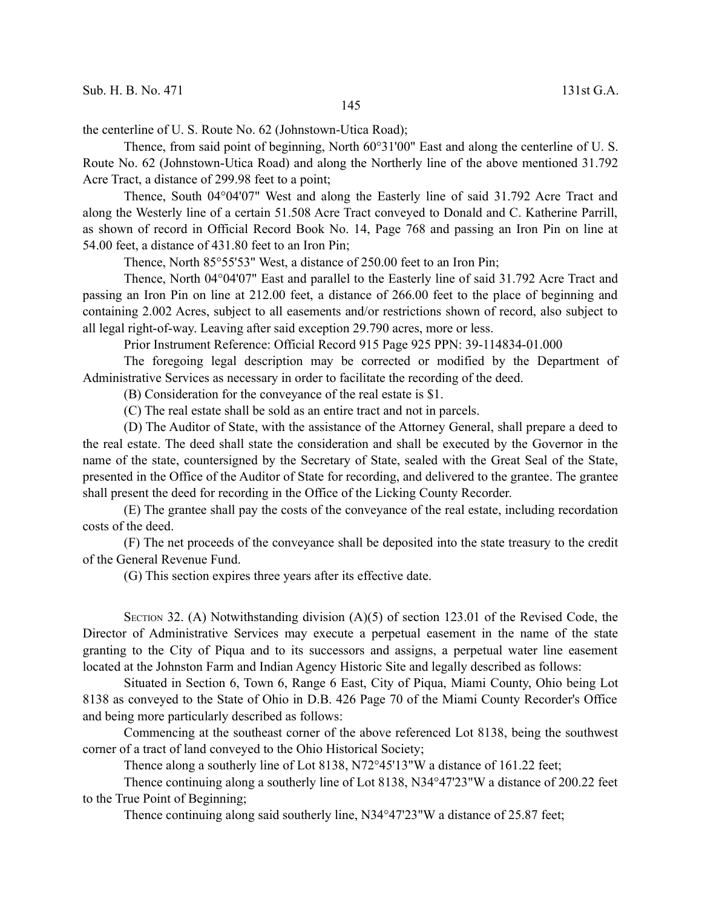the centerline of U. S. Route No. 62 (Johnstown-Utica Road);

Thence, from said point of beginning, North 60°31'00" East and along the centerline of U. S. Route No. 62 (Johnstown-Utica Road) and along the Northerly line of the above mentioned 31.792 Acre Tract, a distance of 299.98 feet to a point;

Thence, South 04°04'07" West and along the Easterly line of said 31.792 Acre Tract and along the Westerly line of a certain 51.508 Acre Tract conveyed to Donald and C. Katherine Parrill, as shown of record in Official Record Book No. 14, Page 768 and passing an Iron Pin on line at 54.00 feet, a distance of 431.80 feet to an Iron Pin;

Thence, North 85°55'53" West, a distance of 250.00 feet to an Iron Pin;

Thence, North 04°04'07" East and parallel to the Easterly line of said 31.792 Acre Tract and passing an Iron Pin on line at 212.00 feet, a distance of 266.00 feet to the place of beginning and containing 2.002 Acres, subject to all easements and/or restrictions shown of record, also subject to all legal right-of-way. Leaving after said exception 29.790 acres, more or less.

Prior Instrument Reference: Official Record 915 Page 925 PPN: 39-114834-01.000

The foregoing legal description may be corrected or modified by the Department of Administrative Services as necessary in order to facilitate the recording of the deed.

(B) Consideration for the conveyance of the real estate is $1.

(C) The real estate shall be sold as an entire tract and not in parcels.

(D) The Auditor of State, with the assistance of the Attorney General, shall prepare a deed to the real estate. The deed shall state the consideration and shall be executed by the Governor in the name of the state, countersigned by the Secretary of State, sealed with the Great Seal of the State, presented in the Office of the Auditor of State for recording, and delivered to the grantee. The grantee shall present the deed for recording in the Office of the Licking County Recorder.

(E) The grantee shall pay the costs of the conveyance of the real estate, including recordation costs of the deed.

(F) The net proceeds of the conveyance shall be deposited into the state treasury to the credit of the General Revenue Fund.

(G) This section expires three years after its effective date.

Section 32. (A) Notwithstanding division (A)(5) of section 123.01 of the Revised Code, the Director of Administrative Services may execute a perpetual easement in the name of the state granting to the City of Piqua and to its successors and assigns, a perpetual water line easement located at the Johnston Farm and Indian Agency Historic Site and legally described as follows:

Situated in Section 6, Town 6, Range 6 East, City of Piqua, Miami County, Ohio being Lot 8138 as conveyed to the State of Ohio in D.B. 426 Page 70 of the Miami County Recorder's Office and being more particularly described as follows:

Commencing at the southeast corner of the above referenced Lot 8138, being the southwest corner of a tract of land conveyed to the Ohio Historical Society;

Thence along a southerly line of Lot 8138, N72°45'13"W a distance of 161.22 feet;

Thence continuing along a southerly line of Lot 8138, N34°47'23"W a distance of 200.22 feet to the True Point of Beginning;

Thence continuing along said southerly line, N34°47'23"W a distance of 25.87 feet;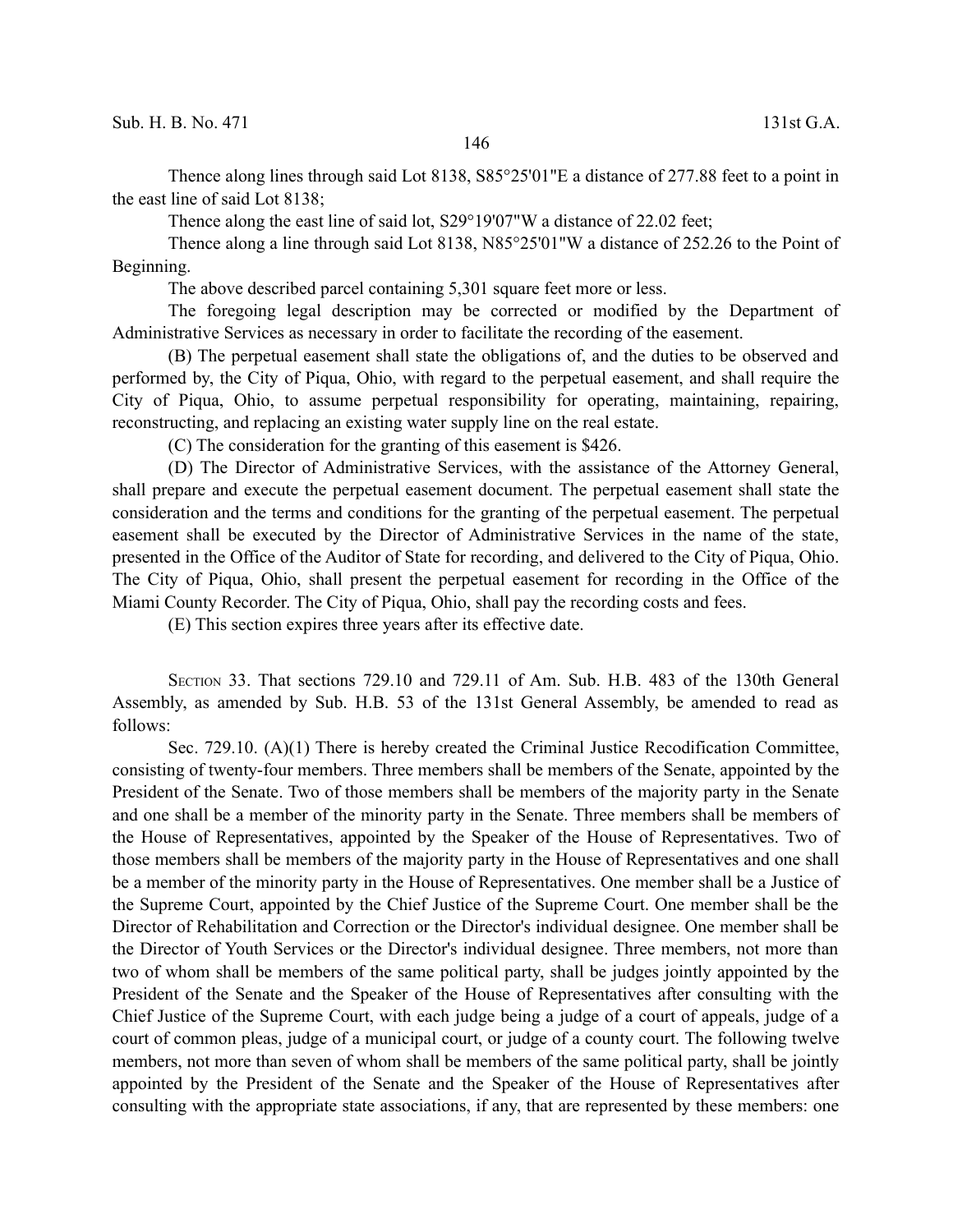Thence along lines through said Lot 8138, S85°25'01"E a distance of 277.88 feet to a point in the east line of said Lot 8138;

Thence along the east line of said lot, S29°19'07"W a distance of 22.02 feet;

Thence along a line through said Lot 8138, N85°25'01"W a distance of 252.26 to the Point of Beginning.

The above described parcel containing 5,301 square feet more or less.

The foregoing legal description may be corrected or modified by the Department of Administrative Services as necessary in order to facilitate the recording of the easement.

(B) The perpetual easement shall state the obligations of, and the duties to be observed and performed by, the City of Piqua, Ohio, with regard to the perpetual easement, and shall require the City of Piqua, Ohio, to assume perpetual responsibility for operating, maintaining, repairing, reconstructing, and replacing an existing water supply line on the real estate.

(C) The consideration for the granting of this easement is $426.

(D) The Director of Administrative Services, with the assistance of the Attorney General, shall prepare and execute the perpetual easement document. The perpetual easement shall state the consideration and the terms and conditions for the granting of the perpetual easement. The perpetual easement shall be executed by the Director of Administrative Services in the name of the state, presented in the Office of the Auditor of State for recording, and delivered to the City of Piqua, Ohio. The City of Piqua, Ohio, shall present the perpetual easement for recording in the Office of the Miami County Recorder. The City of Piqua, Ohio, shall pay the recording costs and fees.

(E) This section expires three years after its effective date.

SECTION 33. That sections 729.10 and 729.11 of Am. Sub. H.B. 483 of the 130th General Assembly, as amended by Sub. H.B. 53 of the 131st General Assembly, be amended to read as follows:

Sec. 729.10. (A)(1) There is hereby created the Criminal Justice Recodification Committee, consisting of twenty-four members. Three members shall be members of the Senate, appointed by the President of the Senate. Two of those members shall be members of the majority party in the Senate and one shall be a member of the minority party in the Senate. Three members shall be members of the House of Representatives, appointed by the Speaker of the House of Representatives. Two of those members shall be members of the majority party in the House of Representatives and one shall be a member of the minority party in the House of Representatives. One member shall be a Justice of the Supreme Court, appointed by the Chief Justice of the Supreme Court. One member shall be the Director of Rehabilitation and Correction or the Director's individual designee. One member shall be the Director of Youth Services or the Director's individual designee. Three members, not more than two of whom shall be members of the same political party, shall be judges jointly appointed by the President of the Senate and the Speaker of the House of Representatives after consulting with the Chief Justice of the Supreme Court, with each judge being a judge of a court of appeals, judge of a court of common pleas, judge of a municipal court, or judge of a county court. The following twelve members, not more than seven of whom shall be members of the same political party, shall be jointly appointed by the President of the Senate and the Speaker of the House of Representatives after consulting with the appropriate state associations, if any, that are represented by these members: one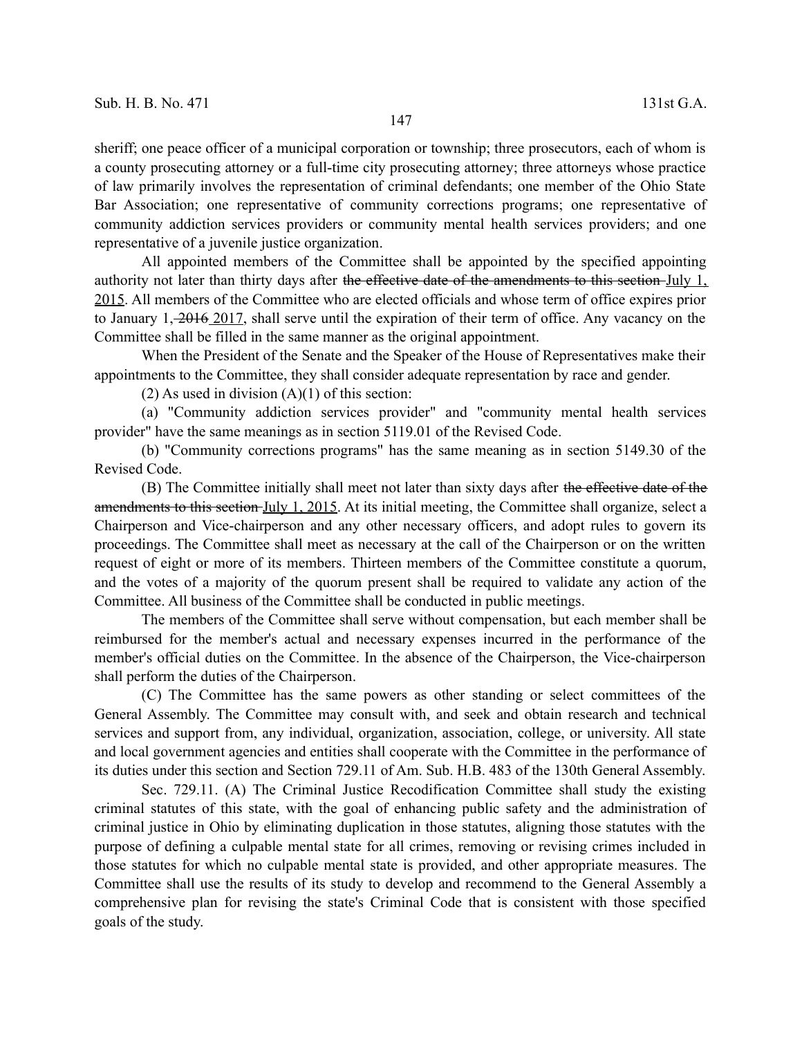sheriff; one peace officer of a municipal corporation or township; three prosecutors, each of whom is a county prosecuting attorney or a full-time city prosecuting attorney; three attorneys whose practice of law primarily involves the representation of criminal defendants; one member of the Ohio State Bar Association; one representative of community corrections programs; one representative of community addiction services providers or community mental health services providers; and one representative of a juvenile justice organization.

All appointed members of the Committee shall be appointed by the specified appointing authority not later than thirty days after ~~the effective date of the amendments to this section~~ July 1, 2015. All members of the Committee who are elected officials and whose term of office expires prior to January 1, ~~2016~~ 2017, shall serve until the expiration of their term of office. Any vacancy on the Committee shall be filled in the same manner as the original appointment.

When the President of the Senate and the Speaker of the House of Representatives make their appointments to the Committee, they shall consider adequate representation by race and gender.

(2) As used in division (A)(1) of this section:

(a) "Community addiction services provider" and "community mental health services provider" have the same meanings as in section 5119.01 of the Revised Code.

(b) "Community corrections programs" has the same meaning as in section 5149.30 of the Revised Code.

(B) The Committee initially shall meet not later than sixty days after ~~the effective date of the amendments to this section~~ July 1, 2015. At its initial meeting, the Committee shall organize, select a Chairperson and Vice-chairperson and any other necessary officers, and adopt rules to govern its proceedings. The Committee shall meet as necessary at the call of the Chairperson or on the written request of eight or more of its members. Thirteen members of the Committee constitute a quorum, and the votes of a majority of the quorum present shall be required to validate any action of the Committee. All business of the Committee shall be conducted in public meetings.

The members of the Committee shall serve without compensation, but each member shall be reimbursed for the member's actual and necessary expenses incurred in the performance of the member's official duties on the Committee. In the absence of the Chairperson, the Vice-chairperson shall perform the duties of the Chairperson.

(C) The Committee has the same powers as other standing or select committees of the General Assembly. The Committee may consult with, and seek and obtain research and technical services and support from, any individual, organization, association, college, or university. All state and local government agencies and entities shall cooperate with the Committee in the performance of its duties under this section and Section 729.11 of Am. Sub. H.B. 483 of the 130th General Assembly.

Sec. 729.11. (A) The Criminal Justice Recodification Committee shall study the existing criminal statutes of this state, with the goal of enhancing public safety and the administration of criminal justice in Ohio by eliminating duplication in those statutes, aligning those statutes with the purpose of defining a culpable mental state for all crimes, removing or revising crimes included in those statutes for which no culpable mental state is provided, and other appropriate measures. The Committee shall use the results of its study to develop and recommend to the General Assembly a comprehensive plan for revising the state's Criminal Code that is consistent with those specified goals of the study.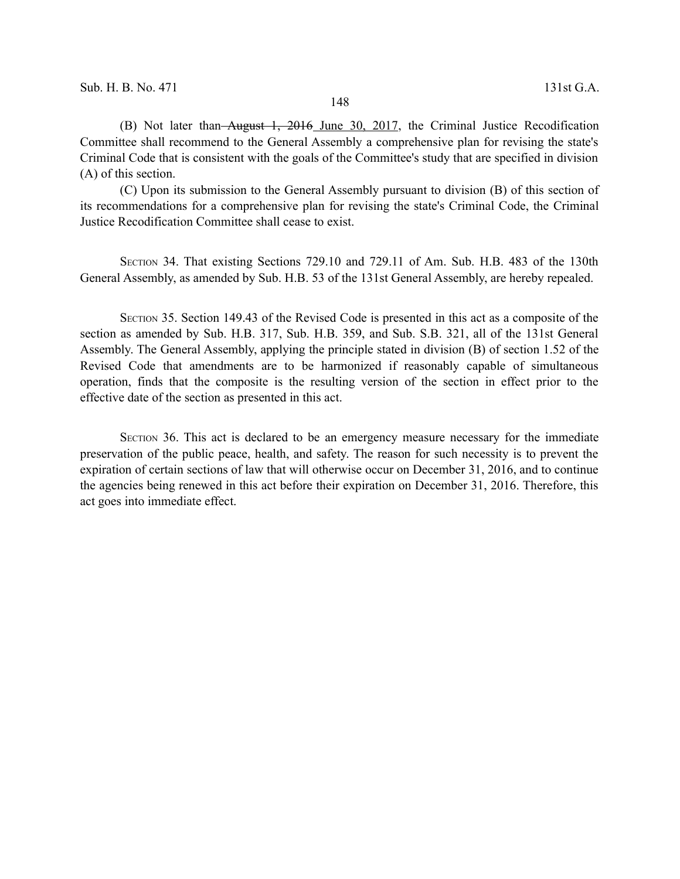(B) Not later than ~~August 1, 2016~~ June 30, 2017, the Criminal Justice Recodification Committee shall recommend to the General Assembly a comprehensive plan for revising the state's Criminal Code that is consistent with the goals of the Committee's study that are specified in division (A) of this section.

(C) Upon its submission to the General Assembly pursuant to division (B) of this section of its recommendations for a comprehensive plan for revising the state's Criminal Code, the Criminal Justice Recodification Committee shall cease to exist.

SECTION 34. That existing Sections 729.10 and 729.11 of Am. Sub. H.B. 483 of the 130th General Assembly, as amended by Sub. H.B. 53 of the 131st General Assembly, are hereby repealed.

SECTION 35. Section 149.43 of the Revised Code is presented in this act as a composite of the section as amended by Sub. H.B. 317, Sub. H.B. 359, and Sub. S.B. 321, all of the 131st General Assembly. The General Assembly, applying the principle stated in division (B) of section 1.52 of the Revised Code that amendments are to be harmonized if reasonably capable of simultaneous operation, finds that the composite is the resulting version of the section in effect prior to the effective date of the section as presented in this act.

SECTION 36. This act is declared to be an emergency measure necessary for the immediate preservation of the public peace, health, and safety. The reason for such necessity is to prevent the expiration of certain sections of law that will otherwise occur on December 31, 2016, and to continue the agencies being renewed in this act before their expiration on December 31, 2016. Therefore, this act goes into immediate effect.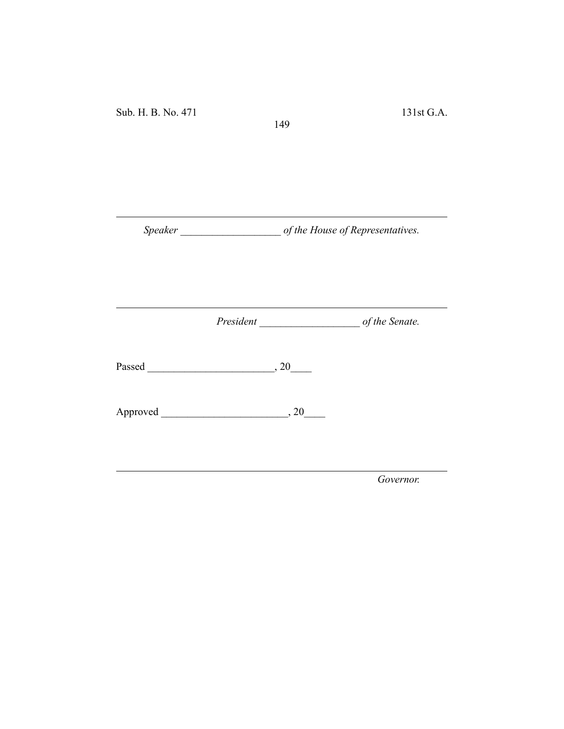______________________________________________________

*Speaker ___________________ of the House of Representatives.*

______________________________________________________

*President ___________________ of the Senate.*

Passed ________________________, 20____

Approved ________________________, 20____

______________________________________________________

*Governor.*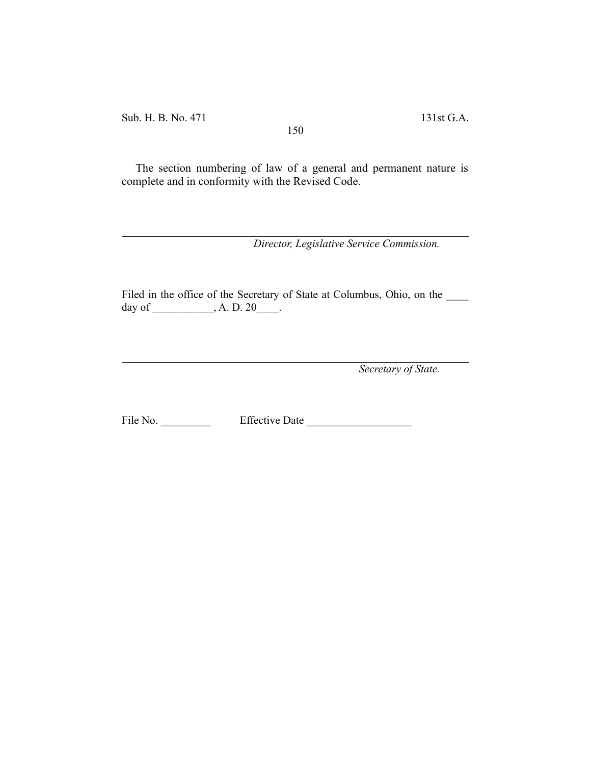The section numbering of law of a general and permanent nature is complete and in conformity with the Revised Code.

______________________________________________
*Director, Legislative Service Commission.*

Filed in the office of the Secretary of State at Columbus, Ohio, on the ____ day of ___________, A. D. 20____.

______________________________________________
*Secretary of State.*

File No. _________ Effective Date ___________________